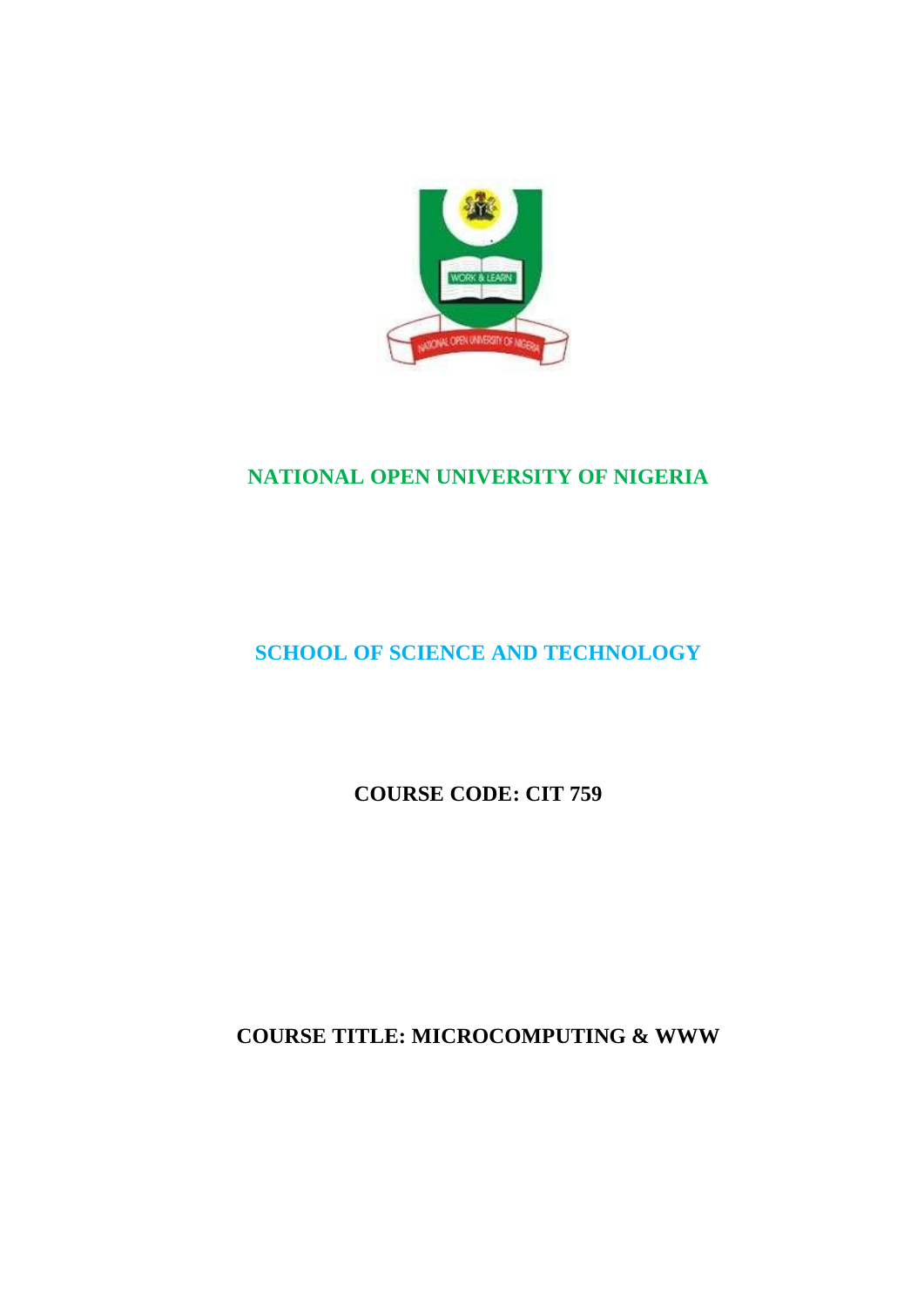# NATIONAL OPEN UNIVERSITY OF NIGERIA

## SCHOOL OF SCIENCE AND TECHNOLOGY

**COURSE CODE: CIT 759**

**COURSE TITLE: MICROCOMPUTING & WWW**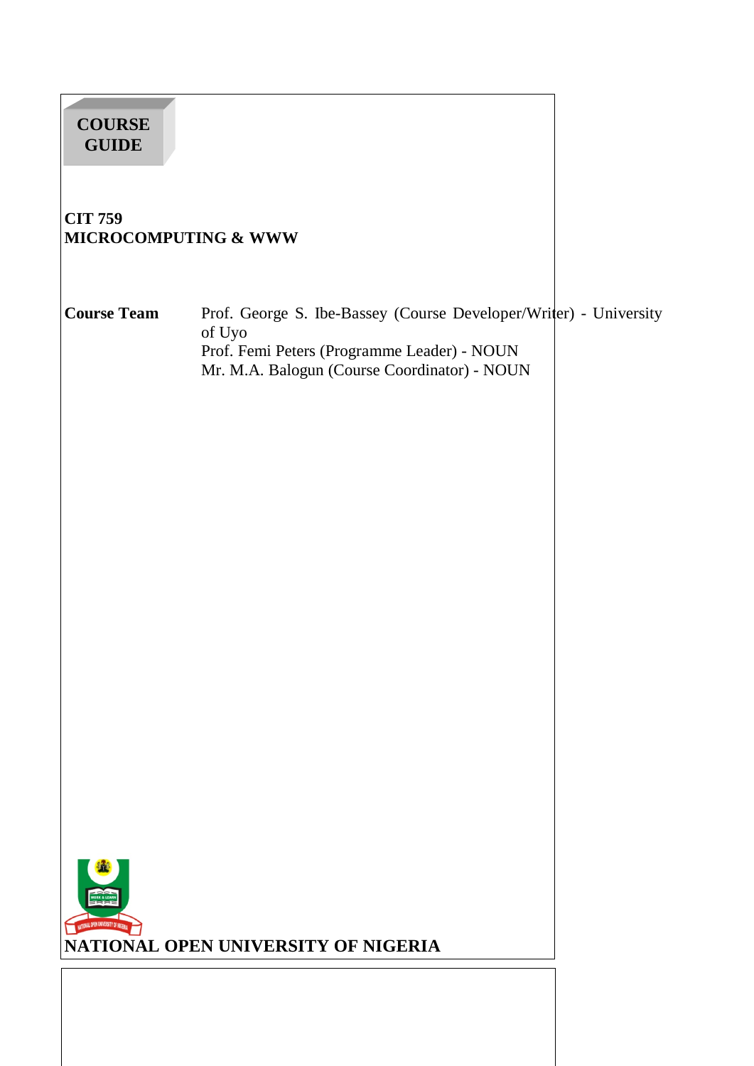**COURSE GUIDE**

# CIT 759
# MICROCOMPUTING & WWW

**Course Team** Prof. George S. Ibe-Bassey (Course Developer/Writer) - University of Uyo
Prof. Femi Peters (Programme Leader) - NOUN
Mr. M.A. Balogun (Course Coordinator) - NOUN

**NATIONAL OPEN UNIVERSITY OF NIGERIA**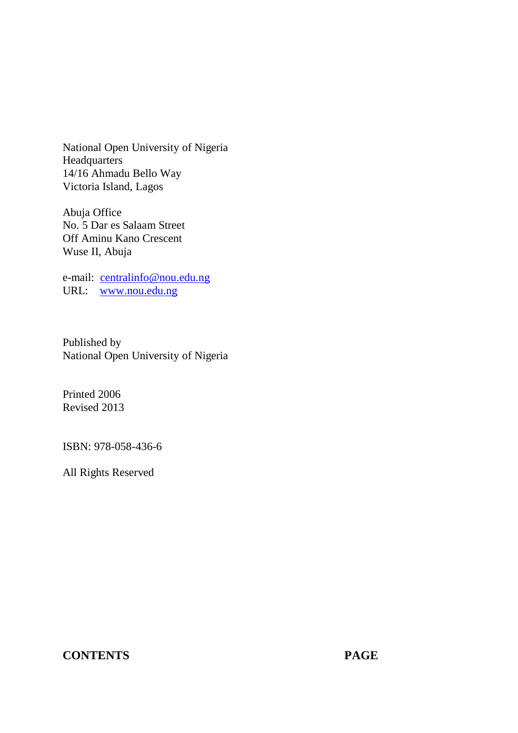National Open University of Nigeria
Headquarters
14/16 Ahmadu Bello Way
Victoria Island, Lagos

Abuja Office
No. 5 Dar es Salaam Street
Off Aminu Kano Crescent
Wuse II, Abuja

e-mail: centralinfo@nou.edu.ng
URL: www.nou.edu.ng

Published by
National Open University of Nigeria

Printed 2006
Revised 2013

ISBN: 978-058-436-6

All Rights Reserved

**CONTENTS** **PAGE**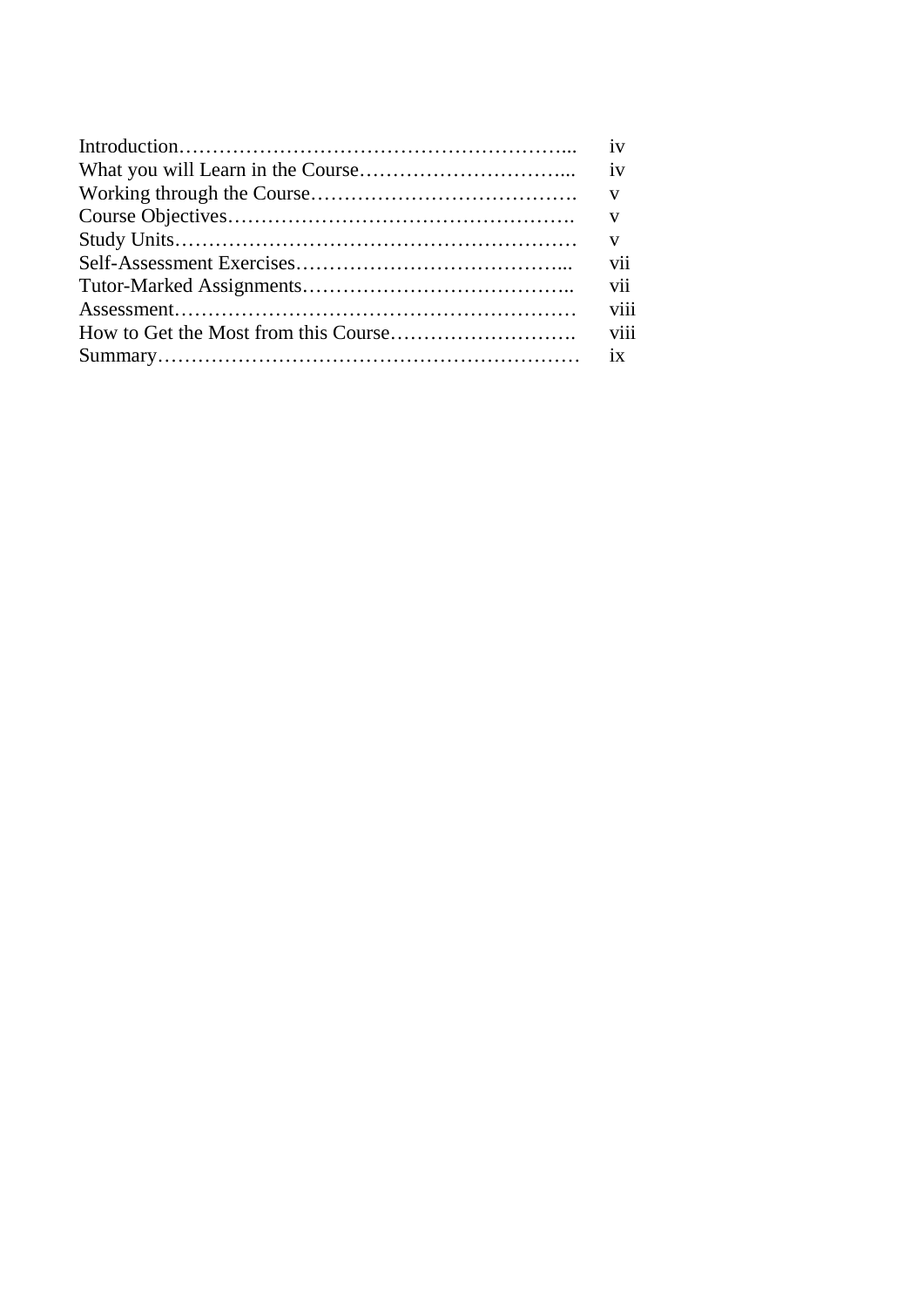| | |
|---|---|
| Introduction………………………………………………….. | iv |
| What you will Learn in the Course………………………….. | iv |
| Working through the Course…………………………………. | v |
| Course Objectives……………………………………………. | v |
| Study Units…………………………………………………. | v |
| Self-Assessment Exercises………………………………….. | vii |
| Tutor-Marked Assignments………………………………….. | vii |
| Assessment…………………………………………………. | viii |
| How to Get the Most from this Course………………………. | viii |
| Summary……………………………………………………. | ix |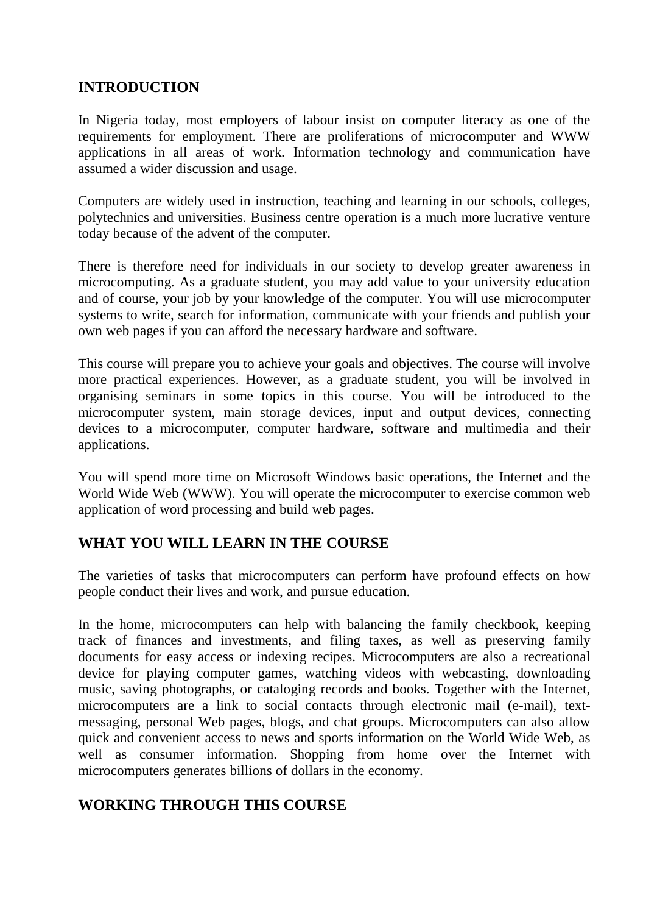## INTRODUCTION

In Nigeria today, most employers of labour insist on computer literacy as one of the requirements for employment. There are proliferations of microcomputer and WWW applications in all areas of work. Information technology and communication have assumed a wider discussion and usage.

Computers are widely used in instruction, teaching and learning in our schools, colleges, polytechnics and universities. Business centre operation is a much more lucrative venture today because of the advent of the computer.

There is therefore need for individuals in our society to develop greater awareness in microcomputing. As a graduate student, you may add value to your university education and of course, your job by your knowledge of the computer. You will use microcomputer systems to write, search for information, communicate with your friends and publish your own web pages if you can afford the necessary hardware and software.

This course will prepare you to achieve your goals and objectives. The course will involve more practical experiences. However, as a graduate student, you will be involved in organising seminars in some topics in this course. You will be introduced to the microcomputer system, main storage devices, input and output devices, connecting devices to a microcomputer, computer hardware, software and multimedia and their applications.

You will spend more time on Microsoft Windows basic operations, the Internet and the World Wide Web (WWW). You will operate the microcomputer to exercise common web application of word processing and build web pages.

## WHAT YOU WILL LEARN IN THE COURSE

The varieties of tasks that microcomputers can perform have profound effects on how people conduct their lives and work, and pursue education.

In the home, microcomputers can help with balancing the family checkbook, keeping track of finances and investments, and filing taxes, as well as preserving family documents for easy access or indexing recipes. Microcomputers are also a recreational device for playing computer games, watching videos with webcasting, downloading music, saving photographs, or cataloging records and books. Together with the Internet, microcomputers are a link to social contacts through electronic mail (e-mail), text-messaging, personal Web pages, blogs, and chat groups. Microcomputers can also allow quick and convenient access to news and sports information on the World Wide Web, as well as consumer information. Shopping from home over the Internet with microcomputers generates billions of dollars in the economy.

## WORKING THROUGH THIS COURSE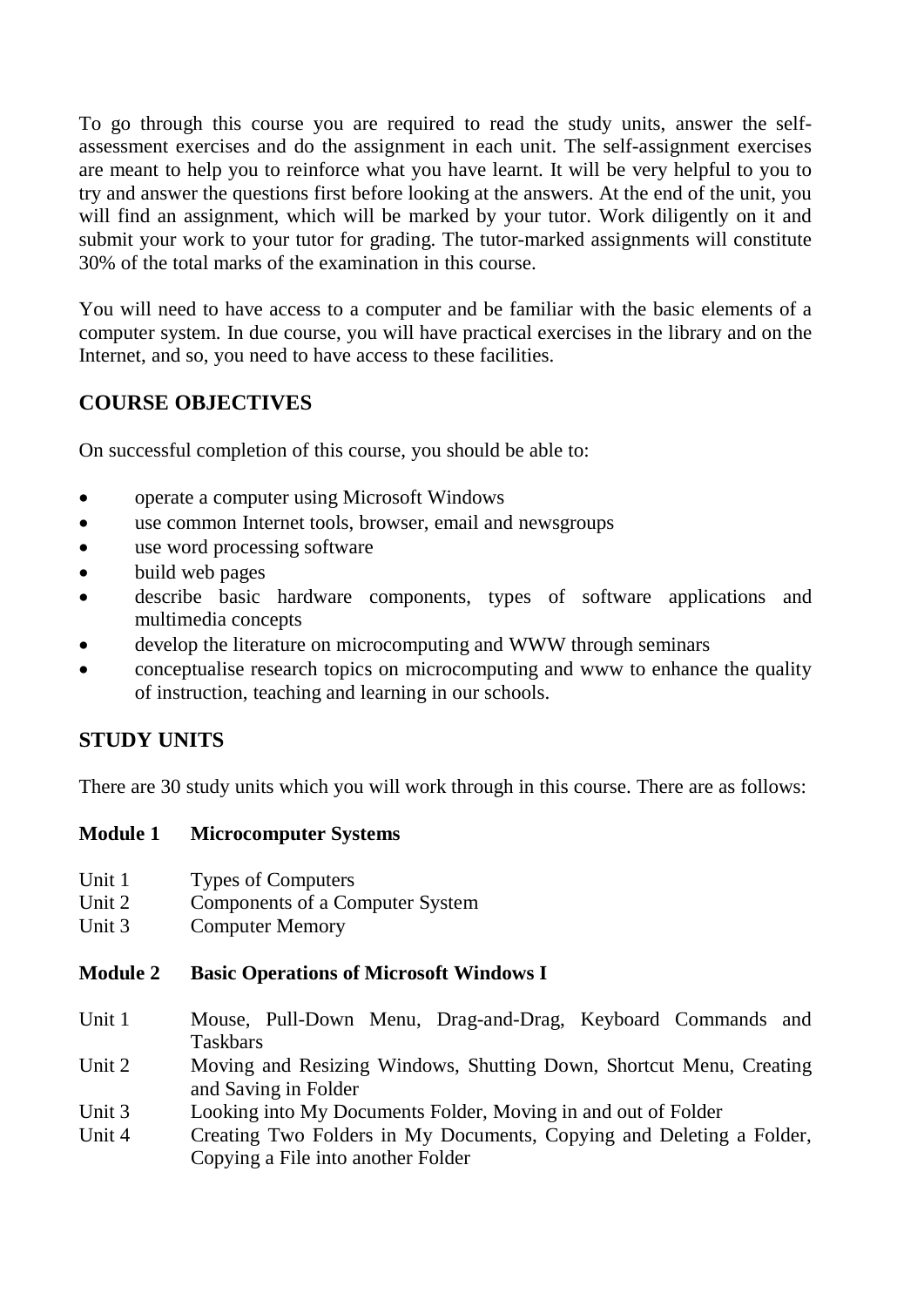To go through this course you are required to read the study units, answer the self-assessment exercises and do the assignment in each unit. The self-assignment exercises are meant to help you to reinforce what you have learnt. It will be very helpful to you to try and answer the questions first before looking at the answers. At the end of the unit, you will find an assignment, which will be marked by your tutor. Work diligently on it and submit your work to your tutor for grading. The tutor-marked assignments will constitute 30% of the total marks of the examination in this course.

You will need to have access to a computer and be familiar with the basic elements of a computer system. In due course, you will have practical exercises in the library and on the Internet, and so, you need to have access to these facilities.

## COURSE OBJECTIVES

On successful completion of this course, you should be able to:

- operate a computer using Microsoft Windows
- use common Internet tools, browser, email and newsgroups
- use word processing software
- build web pages
- describe basic hardware components, types of software applications and multimedia concepts
- develop the literature on microcomputing and WWW through seminars
- conceptualise research topics on microcomputing and www to enhance the quality of instruction, teaching and learning in our schools.

## STUDY UNITS

There are 30 study units which you will work through in this course. There are as follows:

**Module 1 Microcomputer Systems**

Unit 1 Types of Computers
Unit 2 Components of a Computer System
Unit 3 Computer Memory

**Module 2 Basic Operations of Microsoft Windows I**

Unit 1 Mouse, Pull-Down Menu, Drag-and-Drag, Keyboard Commands and Taskbars
Unit 2 Moving and Resizing Windows, Shutting Down, Shortcut Menu, Creating and Saving in Folder
Unit 3 Looking into My Documents Folder, Moving in and out of Folder
Unit 4 Creating Two Folders in My Documents, Copying and Deleting a Folder, Copying a File into another Folder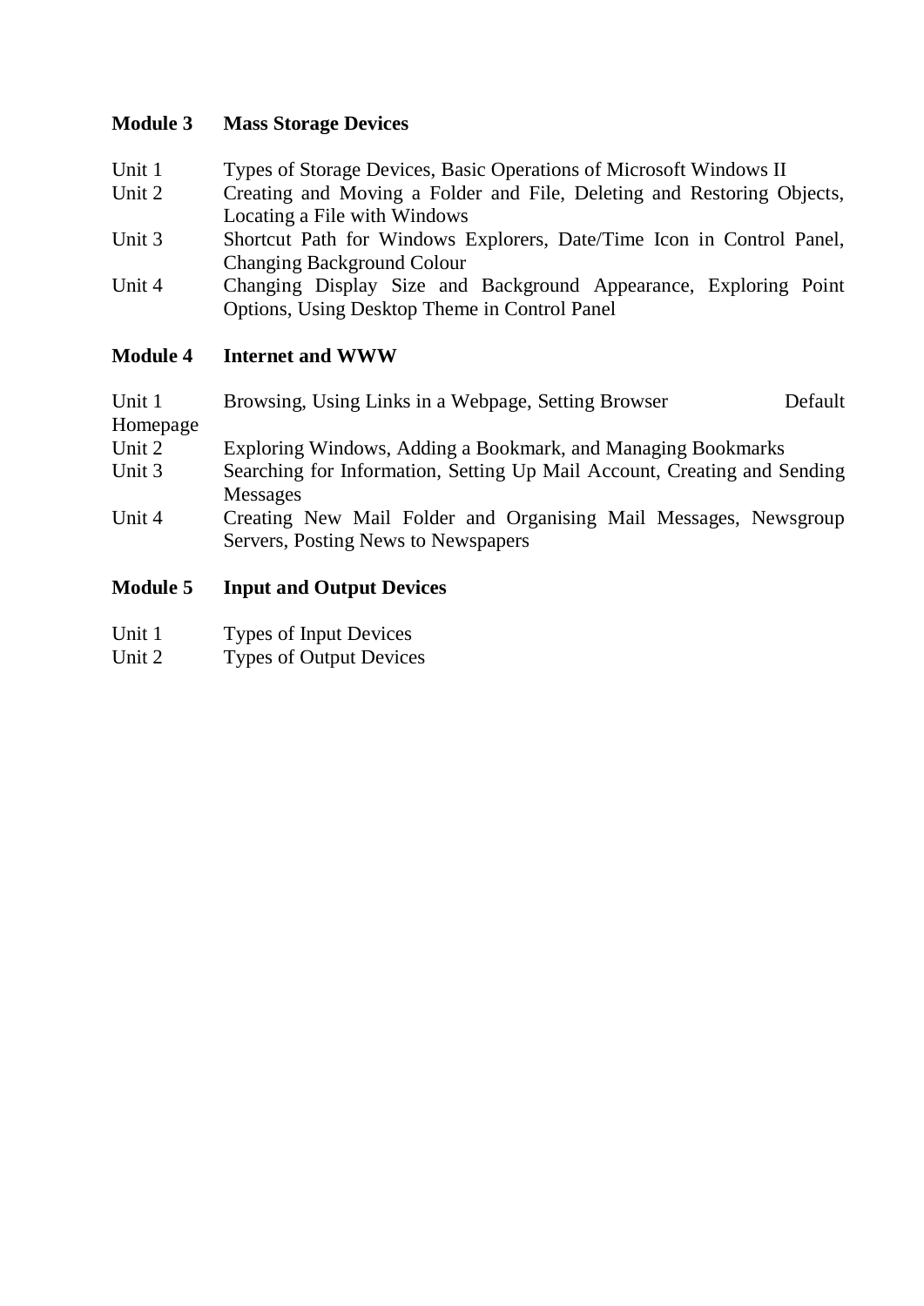**Module 3 Mass Storage Devices**

Unit 1 Types of Storage Devices, Basic Operations of Microsoft Windows II
Unit 2 Creating and Moving a Folder and File, Deleting and Restoring Objects, Locating a File with Windows
Unit 3 Shortcut Path for Windows Explorers, Date/Time Icon in Control Panel, Changing Background Colour
Unit 4 Changing Display Size and Background Appearance, Exploring Point Options, Using Desktop Theme in Control Panel

**Module 4 Internet and WWW**

Unit 1 Browsing, Using Links in a Webpage, Setting Browser Default Homepage
Unit 2 Exploring Windows, Adding a Bookmark, and Managing Bookmarks
Unit 3 Searching for Information, Setting Up Mail Account, Creating and Sending Messages
Unit 4 Creating New Mail Folder and Organising Mail Messages, Newsgroup Servers, Posting News to Newspapers

**Module 5 Input and Output Devices**

Unit 1 Types of Input Devices
Unit 2 Types of Output Devices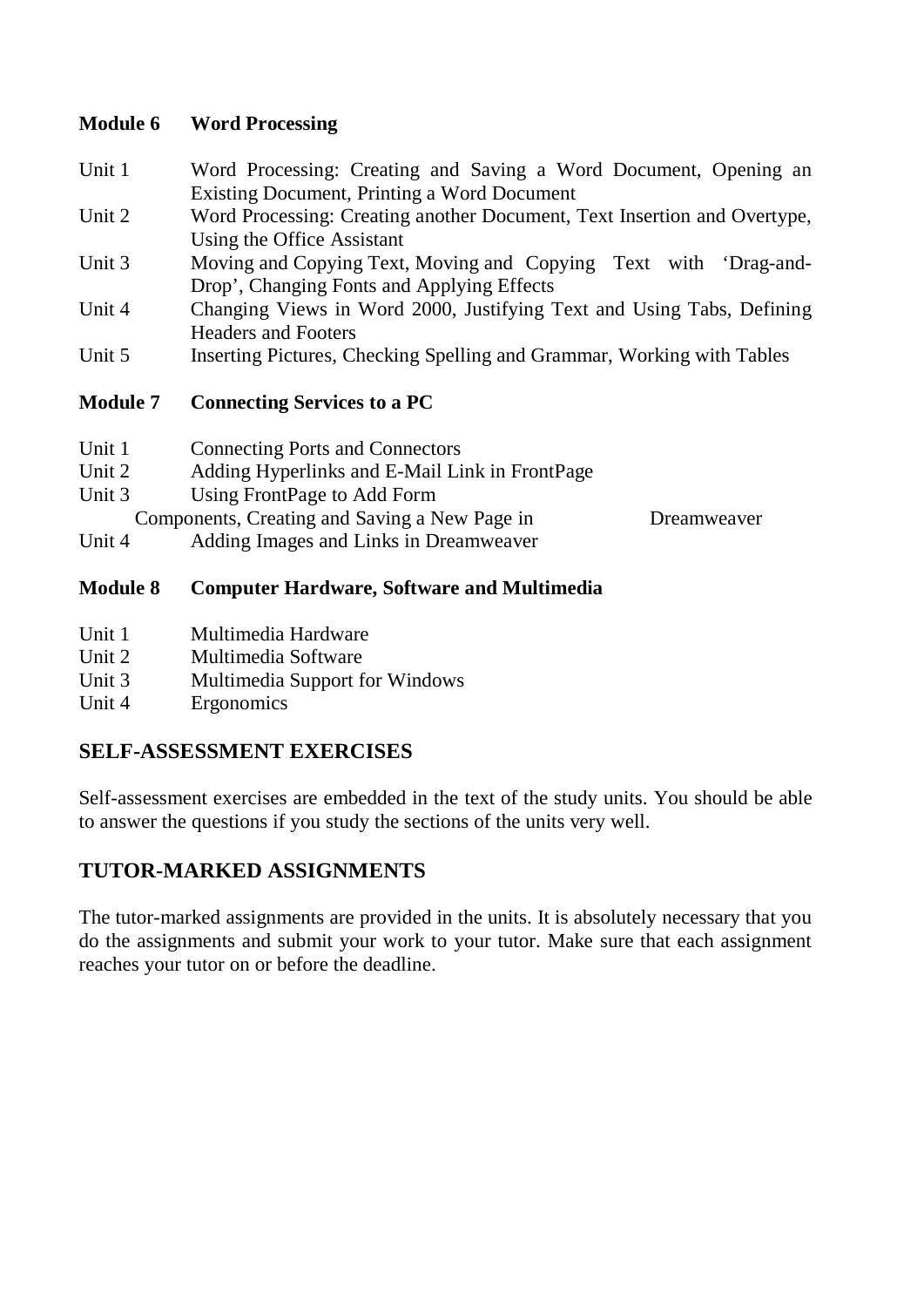**Module 6 Word Processing**

Unit 1 Word Processing: Creating and Saving a Word Document, Opening an Existing Document, Printing a Word Document
Unit 2 Word Processing: Creating another Document, Text Insertion and Overtype, Using the Office Assistant
Unit 3 Moving and Copying Text, Moving and Copying Text with 'Drag-and-Drop', Changing Fonts and Applying Effects
Unit 4 Changing Views in Word 2000, Justifying Text and Using Tabs, Defining Headers and Footers
Unit 5 Inserting Pictures, Checking Spelling and Grammar, Working with Tables

**Module 7 Connecting Services to a PC**

Unit 1 Connecting Ports and Connectors
Unit 2 Adding Hyperlinks and E-Mail Link in FrontPage
Unit 3 Using FrontPage to Add Form Components, Creating and Saving a New Page in Dreamweaver
Unit 4 Adding Images and Links in Dreamweaver

**Module 8 Computer Hardware, Software and Multimedia**

Unit 1 Multimedia Hardware
Unit 2 Multimedia Software
Unit 3 Multimedia Support for Windows
Unit 4 Ergonomics

## SELF-ASSESSMENT EXERCISES

Self-assessment exercises are embedded in the text of the study units. You should be able to answer the questions if you study the sections of the units very well.

## TUTOR-MARKED ASSIGNMENTS

The tutor-marked assignments are provided in the units. It is absolutely necessary that you do the assignments and submit your work to your tutor. Make sure that each assignment reaches your tutor on or before the deadline.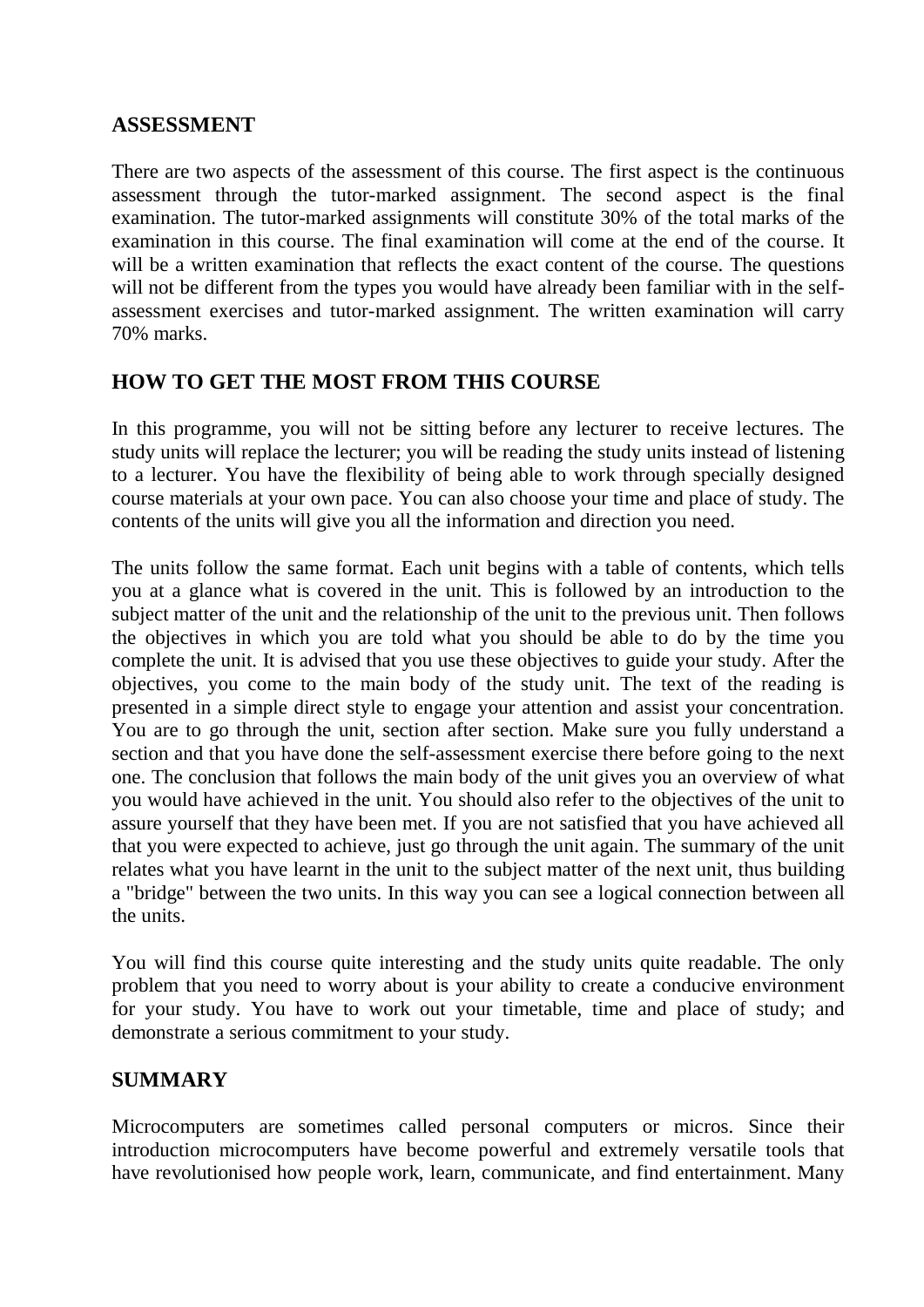## ASSESSMENT

There are two aspects of the assessment of this course. The first aspect is the continuous assessment through the tutor-marked assignment. The second aspect is the final examination. The tutor-marked assignments will constitute 30% of the total marks of the examination in this course. The final examination will come at the end of the course. It will be a written examination that reflects the exact content of the course. The questions will not be different from the types you would have already been familiar with in the self-assessment exercises and tutor-marked assignment. The written examination will carry 70% marks.

## HOW TO GET THE MOST FROM THIS COURSE

In this programme, you will not be sitting before any lecturer to receive lectures. The study units will replace the lecturer; you will be reading the study units instead of listening to a lecturer. You have the flexibility of being able to work through specially designed course materials at your own pace. You can also choose your time and place of study. The contents of the units will give you all the information and direction you need.

The units follow the same format. Each unit begins with a table of contents, which tells you at a glance what is covered in the unit. This is followed by an introduction to the subject matter of the unit and the relationship of the unit to the previous unit. Then follows the objectives in which you are told what you should be able to do by the time you complete the unit. It is advised that you use these objectives to guide your study. After the objectives, you come to the main body of the study unit. The text of the reading is presented in a simple direct style to engage your attention and assist your concentration. You are to go through the unit, section after section. Make sure you fully understand a section and that you have done the self-assessment exercise there before going to the next one. The conclusion that follows the main body of the unit gives you an overview of what you would have achieved in the unit. You should also refer to the objectives of the unit to assure yourself that they have been met. If you are not satisfied that you have achieved all that you were expected to achieve, just go through the unit again. The summary of the unit relates what you have learnt in the unit to the subject matter of the next unit, thus building a "bridge" between the two units. In this way you can see a logical connection between all the units.

You will find this course quite interesting and the study units quite readable. The only problem that you need to worry about is your ability to create a conducive environment for your study. You have to work out your timetable, time and place of study; and demonstrate a serious commitment to your study.

## SUMMARY

Microcomputers are sometimes called personal computers or micros. Since their introduction microcomputers have become powerful and extremely versatile tools that have revolutionised how people work, learn, communicate, and find entertainment. Many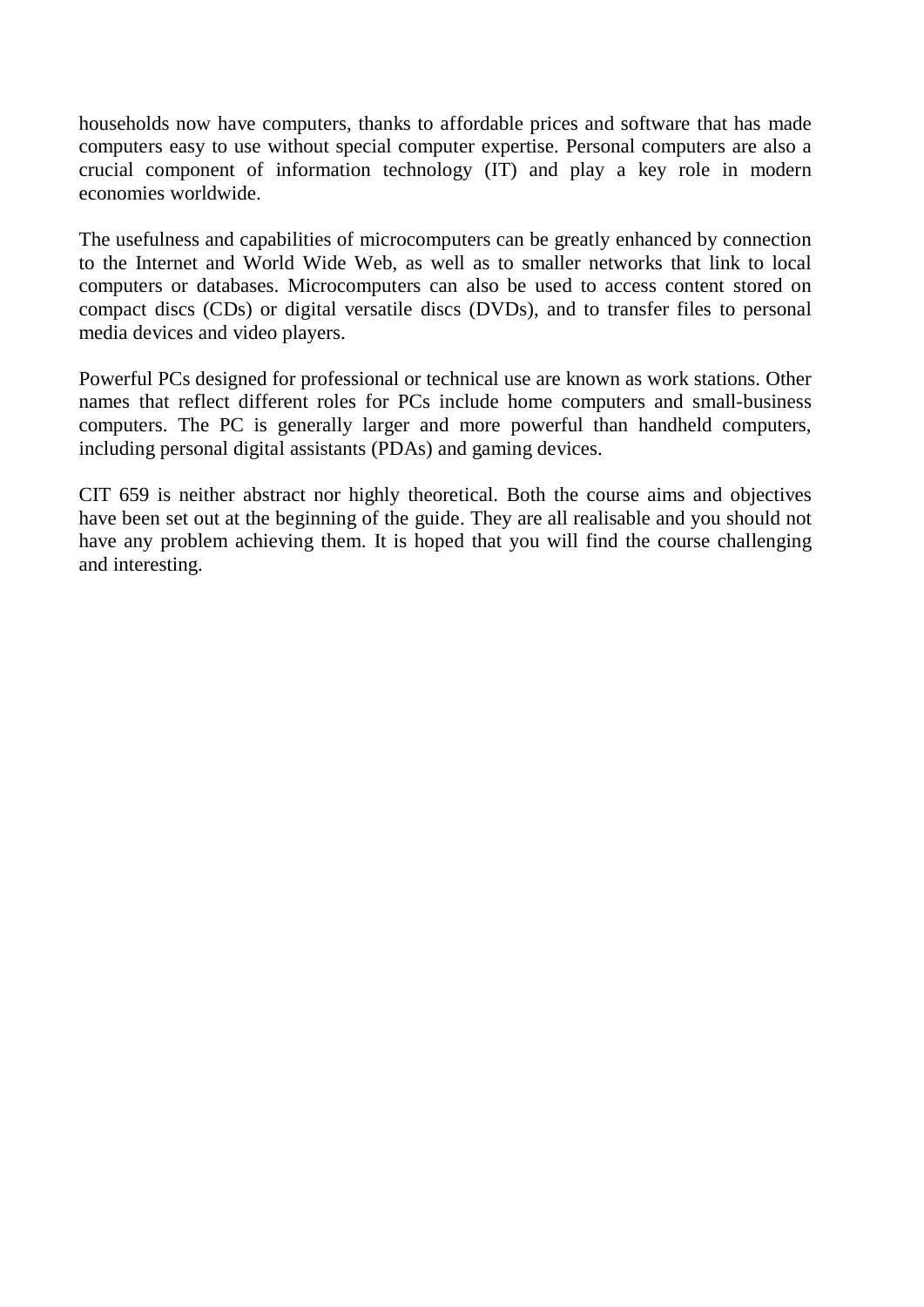households now have computers, thanks to affordable prices and software that has made computers easy to use without special computer expertise. Personal computers are also a crucial component of information technology (IT) and play a key role in modern economies worldwide.

The usefulness and capabilities of microcomputers can be greatly enhanced by connection to the Internet and World Wide Web, as well as to smaller networks that link to local computers or databases. Microcomputers can also be used to access content stored on compact discs (CDs) or digital versatile discs (DVDs), and to transfer files to personal media devices and video players.

Powerful PCs designed for professional or technical use are known as work stations. Other names that reflect different roles for PCs include home computers and small-business computers. The PC is generally larger and more powerful than handheld computers, including personal digital assistants (PDAs) and gaming devices.

CIT 659 is neither abstract nor highly theoretical. Both the course aims and objectives have been set out at the beginning of the guide. They are all realisable and you should not have any problem achieving them. It is hoped that you will find the course challenging and interesting.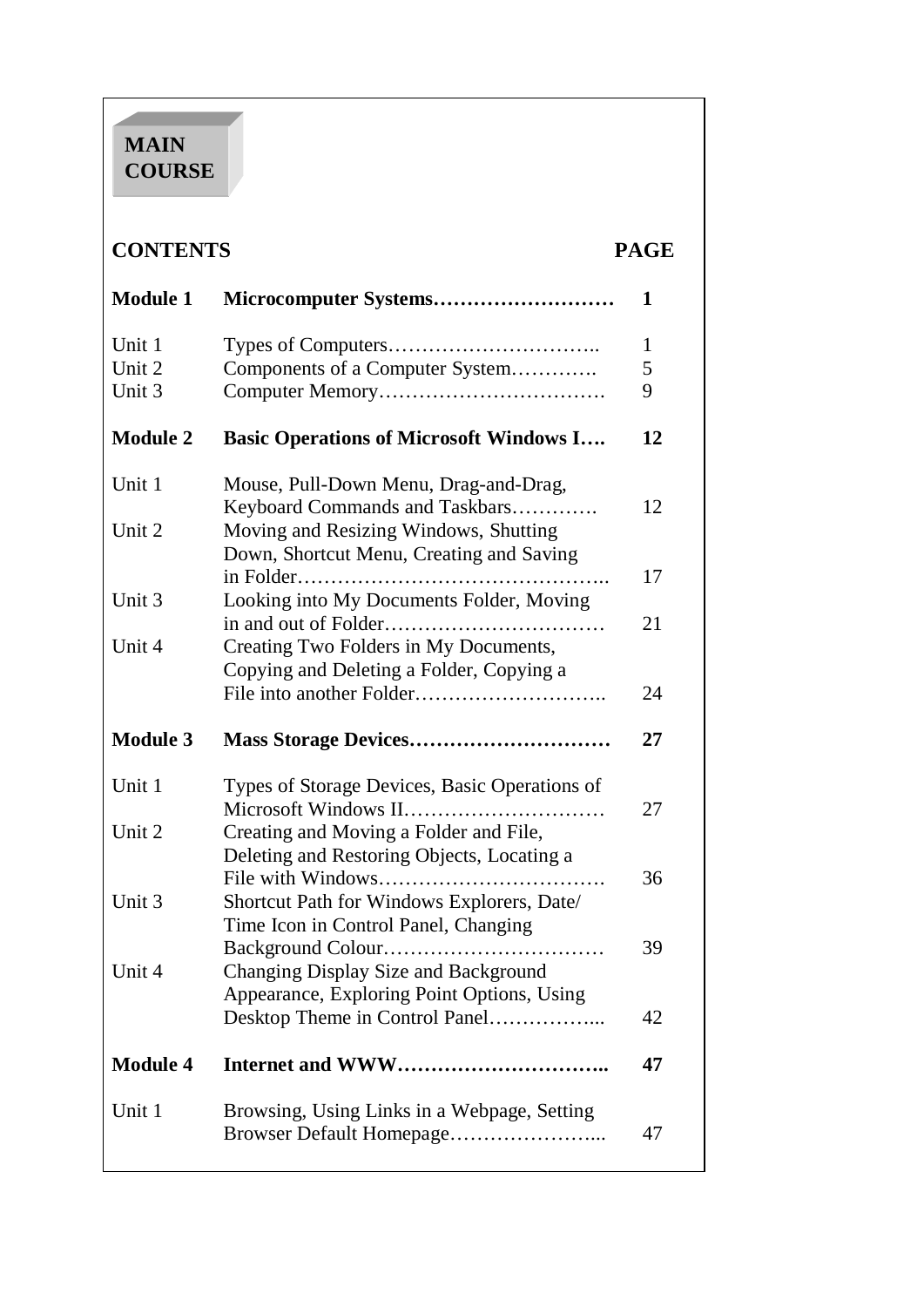# MAIN COURSE

| CONTENTS | | PAGE |
|---|---|---|
| **Module 1** | **Microcomputer Systems………………………** | **1** |
| Unit 1 | Types of Computers………………………….. | 1 |
| Unit 2 | Components of a Computer System…………. | 5 |
| Unit 3 | Computer Memory……………………………. | 9 |
| **Module 2** | **Basic Operations of Microsoft Windows I….** | **12** |
| Unit 1 | Mouse, Pull-Down Menu, Drag-and-Drag, Keyboard Commands and Taskbars…………. | 12 |
| Unit 2 | Moving and Resizing Windows, Shutting Down, Shortcut Menu, Creating and Saving in Folder……………………………………….. | 17 |
| Unit 3 | Looking into My Documents Folder, Moving in and out of Folder…………………………… | 21 |
| Unit 4 | Creating Two Folders in My Documents, Copying and Deleting a Folder, Copying a File into another Folder……………………….. | 24 |
| **Module 3** | **Mass Storage Devices…………………………** | **27** |
| Unit 1 | Types of Storage Devices, Basic Operations of Microsoft Windows II………………………… | 27 |
| Unit 2 | Creating and Moving a Folder and File, Deleting and Restoring Objects, Locating a File with Windows……………………………. | 36 |
| Unit 3 | Shortcut Path for Windows Explorers, Date/ Time Icon in Control Panel, Changing Background Colour…………………………… | 39 |
| Unit 4 | Changing Display Size and Background Appearance, Exploring Point Options, Using Desktop Theme in Control Panel…………….... | 42 |
| **Module 4** | **Internet and WWW………………………….** | **47** |
| Unit 1 | Browsing, Using Links in a Webpage, Setting Browser Default Homepage…………………... | 47 |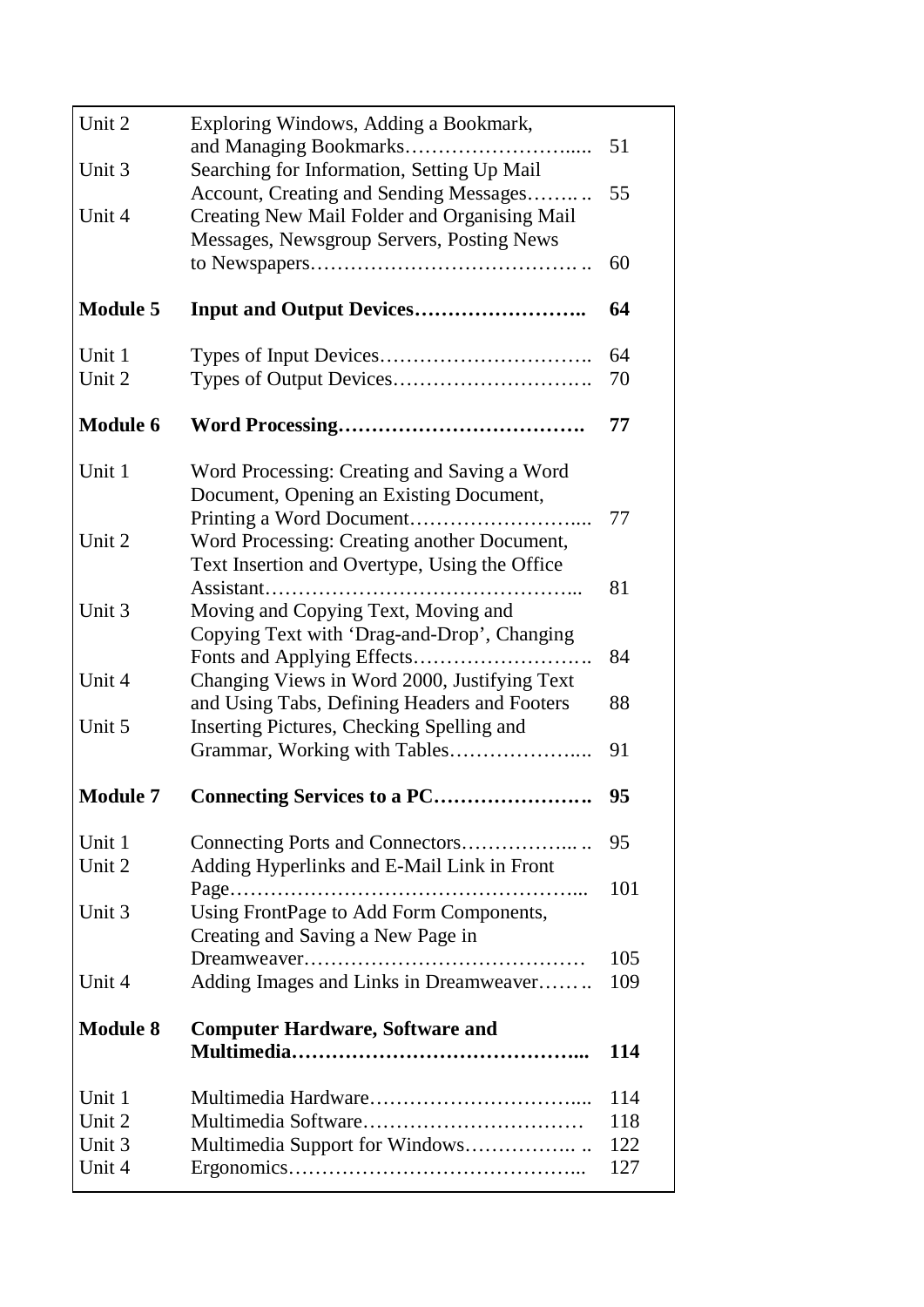| | | |
|---|---|---|
| Unit 2 | Exploring Windows, Adding a Bookmark, and Managing Bookmarks……………………..... | 51 |
| Unit 3 | Searching for Information, Setting Up Mail Account, Creating and Sending Messages…….. .. | 55 |
| Unit 4 | Creating New Mail Folder and Organising Mail Messages, Newsgroup Servers, Posting News to Newspapers…………………………………. .. | 60 |
| **Module 5** | **Input and Output Devices……………………..** | **64** |
| Unit 1 | Types of Input Devices………………………….. | 64 |
| Unit 2 | Types of Output Devices……………………….. | 70 |
| **Module 6** | **Word Processing……………………………….** | **77** |
| Unit 1 | Word Processing: Creating and Saving a Word Document, Opening an Existing Document, Printing a Word Document…………………….... | 77 |
| Unit 2 | Word Processing: Creating another Document, Text Insertion and Overtype, Using the Office Assistant……………………………………….... | 81 |
| Unit 3 | Moving and Copying Text, Moving and Copying Text with 'Drag-and-Drop', Changing Fonts and Applying Effects…………………….. | 84 |
| Unit 4 | Changing Views in Word 2000, Justifying Text and Using Tabs, Defining Headers and Footers | 88 |
| Unit 5 | Inserting Pictures, Checking Spelling and Grammar, Working with Tables……………….... | 91 |
| **Module 7** | **Connecting Services to a PC…………………..** | **95** |
| Unit 1 | Connecting Ports and Connectors……………... .. | 95 |
| Unit 2 | Adding Hyperlinks and E-Mail Link in Front Page…………………………………………….... | 101 |
| Unit 3 | Using FrontPage to Add Form Components, Creating and Saving a New Page in Dreamweaver…………………………………… | 105 |
| Unit 4 | Adding Images and Links in Dreamweaver…… .. | 109 |
| **Module 8** | **Computer Hardware, Software and Multimedia……………………………………...** | **114** |
| Unit 1 | Multimedia Hardware…………………………... | 114 |
| Unit 2 | Multimedia Software…………………………… | 118 |
| Unit 3 | Multimedia Support for Windows…………….. .. | 122 |
| Unit 4 | Ergonomics……………………………………... | 127 |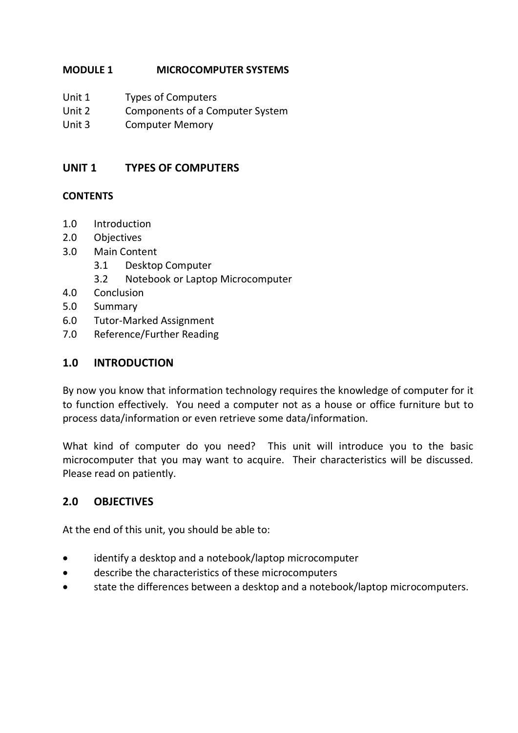## MODULE 1 MICROCOMPUTER SYSTEMS

Unit 1 Types of Computers
Unit 2 Components of a Computer System
Unit 3 Computer Memory

## UNIT 1 TYPES OF COMPUTERS

### CONTENTS

1.0 Introduction
2.0 Objectives
3.0 Main Content
  3.1 Desktop Computer
  3.2 Notebook or Laptop Microcomputer
4.0 Conclusion
5.0 Summary
6.0 Tutor-Marked Assignment
7.0 Reference/Further Reading

### 1.0 INTRODUCTION

By now you know that information technology requires the knowledge of computer for it to function effectively. You need a computer not as a house or office furniture but to process data/information or even retrieve some data/information.

What kind of computer do you need? This unit will introduce you to the basic microcomputer that you may want to acquire. Their characteristics will be discussed. Please read on patiently.

### 2.0 OBJECTIVES

At the end of this unit, you should be able to:

- identify a desktop and a notebook/laptop microcomputer
- describe the characteristics of these microcomputers
- state the differences between a desktop and a notebook/laptop microcomputers.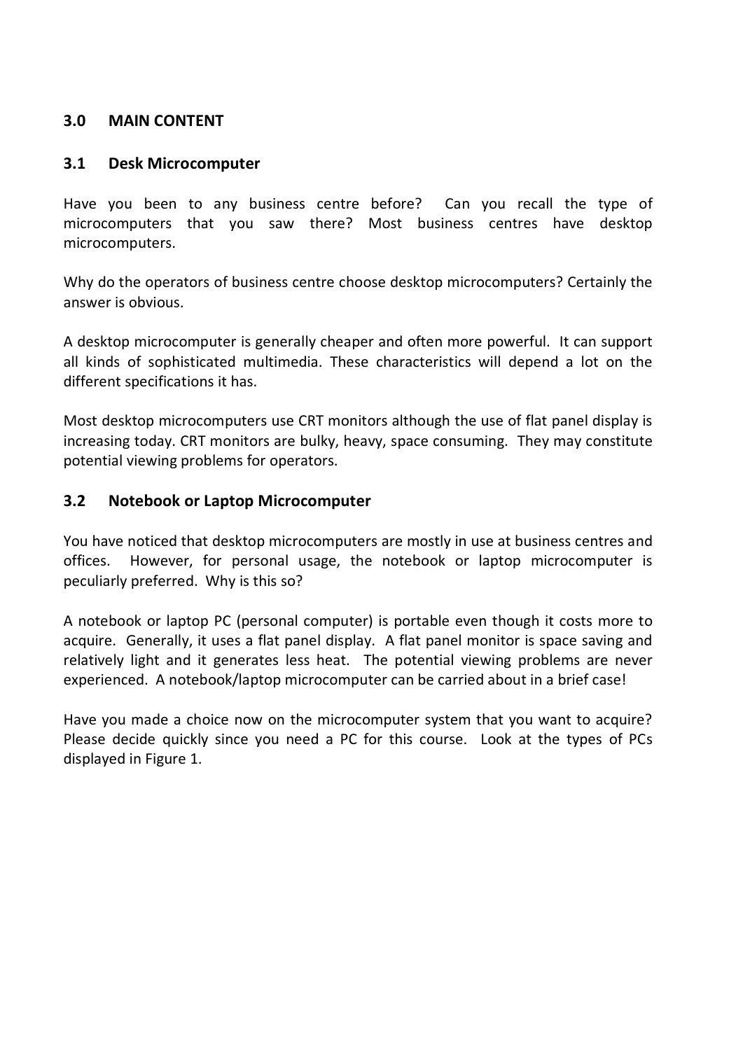## 3.0 MAIN CONTENT

### 3.1 Desk Microcomputer

Have you been to any business centre before? Can you recall the type of microcomputers that you saw there? Most business centres have desktop microcomputers.

Why do the operators of business centre choose desktop microcomputers? Certainly the answer is obvious.

A desktop microcomputer is generally cheaper and often more powerful. It can support all kinds of sophisticated multimedia. These characteristics will depend a lot on the different specifications it has.

Most desktop microcomputers use CRT monitors although the use of flat panel display is increasing today. CRT monitors are bulky, heavy, space consuming. They may constitute potential viewing problems for operators.

### 3.2 Notebook or Laptop Microcomputer

You have noticed that desktop microcomputers are mostly in use at business centres and offices. However, for personal usage, the notebook or laptop microcomputer is peculiarly preferred. Why is this so?

A notebook or laptop PC (personal computer) is portable even though it costs more to acquire. Generally, it uses a flat panel display. A flat panel monitor is space saving and relatively light and it generates less heat. The potential viewing problems are never experienced. A notebook/laptop microcomputer can be carried about in a brief case!

Have you made a choice now on the microcomputer system that you want to acquire? Please decide quickly since you need a PC for this course. Look at the types of PCs displayed in Figure 1.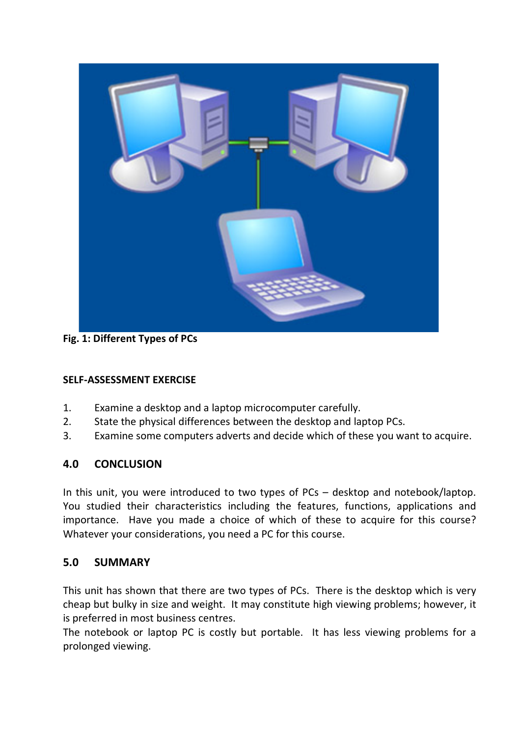**Fig. 1: Different Types of PCs**

**SELF-ASSESSMENT EXERCISE**

1. Examine a desktop and a laptop microcomputer carefully.
2. State the physical differences between the desktop and laptop PCs.
3. Examine some computers adverts and decide which of these you want to acquire.

## 4.0 CONCLUSION

In this unit, you were introduced to two types of PCs – desktop and notebook/laptop. You studied their characteristics including the features, functions, applications and importance. Have you made a choice of which of these to acquire for this course? Whatever your considerations, you need a PC for this course.

## 5.0 SUMMARY

This unit has shown that there are two types of PCs. There is the desktop which is very cheap but bulky in size and weight. It may constitute high viewing problems; however, it is preferred in most business centres.

The notebook or laptop PC is costly but portable. It has less viewing problems for a prolonged viewing.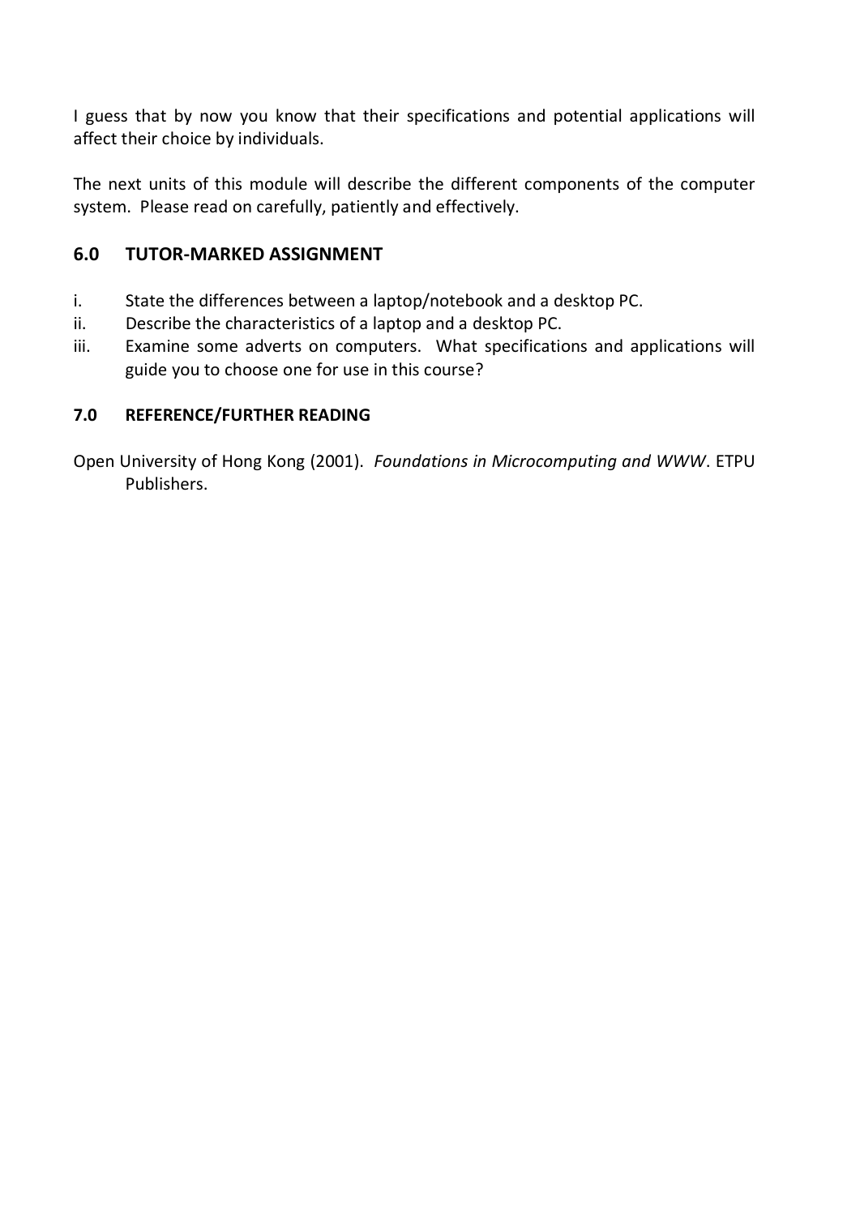I guess that by now you know that their specifications and potential applications will affect their choice by individuals.

The next units of this module will describe the different components of the computer system. Please read on carefully, patiently and effectively.

## 6.0 TUTOR-MARKED ASSIGNMENT

i. State the differences between a laptop/notebook and a desktop PC.

ii. Describe the characteristics of a laptop and a desktop PC.

iii. Examine some adverts on computers. What specifications and applications will guide you to choose one for use in this course?

## 7.0 REFERENCE/FURTHER READING

Open University of Hong Kong (2001). *Foundations in Microcomputing and WWW*. ETPU Publishers.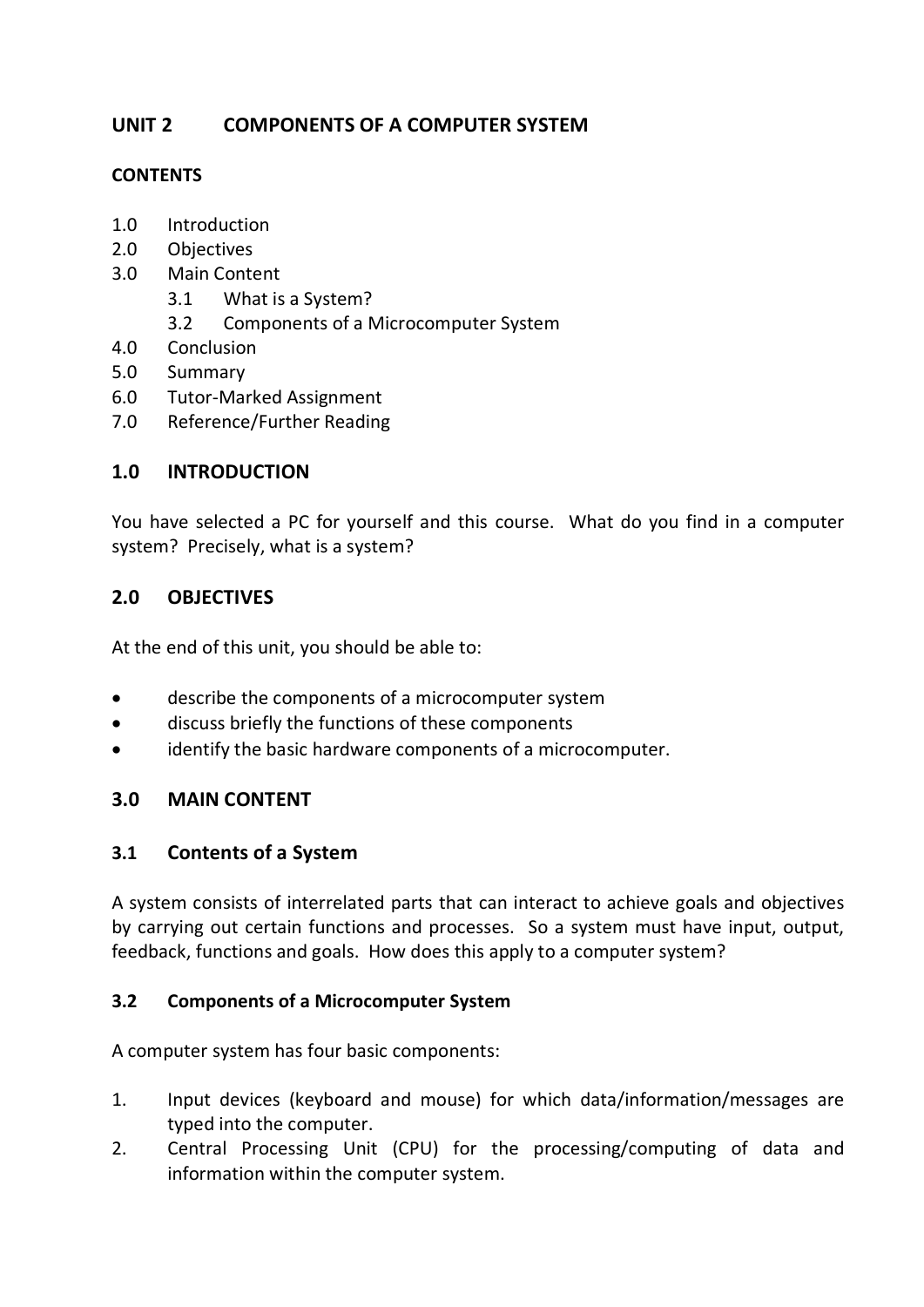## UNIT 2 COMPONENTS OF A COMPUTER SYSTEM

**CONTENTS**

1.0 Introduction
2.0 Objectives
3.0 Main Content
 3.1 What is a System?
 3.2 Components of a Microcomputer System
4.0 Conclusion
5.0 Summary
6.0 Tutor-Marked Assignment
7.0 Reference/Further Reading

### 1.0 INTRODUCTION

You have selected a PC for yourself and this course. What do you find in a computer system? Precisely, what is a system?

### 2.0 OBJECTIVES

At the end of this unit, you should be able to:

- describe the components of a microcomputer system
- discuss briefly the functions of these components
- identify the basic hardware components of a microcomputer.

### 3.0 MAIN CONTENT

### 3.1 Contents of a System

A system consists of interrelated parts that can interact to achieve goals and objectives by carrying out certain functions and processes. So a system must have input, output, feedback, functions and goals. How does this apply to a computer system?

#### 3.2 Components of a Microcomputer System

A computer system has four basic components:

1. Input devices (keyboard and mouse) for which data/information/messages are typed into the computer.
2. Central Processing Unit (CPU) for the processing/computing of data and information within the computer system.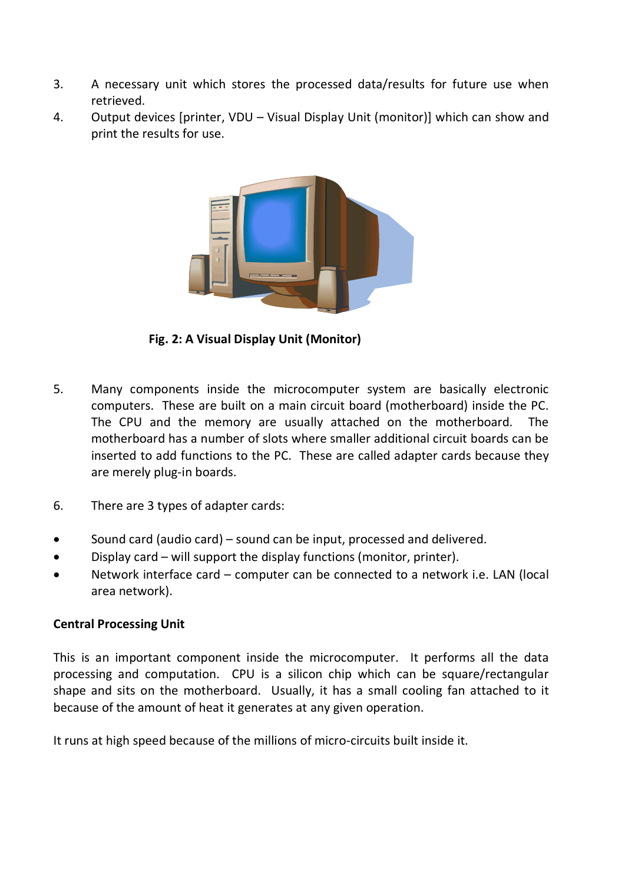3. A necessary unit which stores the processed data/results for future use when retrieved.
4. Output devices [printer, VDU – Visual Display Unit (monitor)] which can show and print the results for use.

**Fig. 2: A Visual Display Unit (Monitor)**

5. Many components inside the microcomputer system are basically electronic computers. These are built on a main circuit board (motherboard) inside the PC. The CPU and the memory are usually attached on the motherboard. The motherboard has a number of slots where smaller additional circuit boards can be inserted to add functions to the PC. These are called adapter cards because they are merely plug-in boards.

6. There are 3 types of adapter cards:

- Sound card (audio card) – sound can be input, processed and delivered.
- Display card – will support the display functions (monitor, printer).
- Network interface card – computer can be connected to a network i.e. LAN (local area network).

**Central Processing Unit**

This is an important component inside the microcomputer. It performs all the data processing and computation. CPU is a silicon chip which can be square/rectangular shape and sits on the motherboard. Usually, it has a small cooling fan attached to it because of the amount of heat it generates at any given operation.

It runs at high speed because of the millions of micro-circuits built inside it.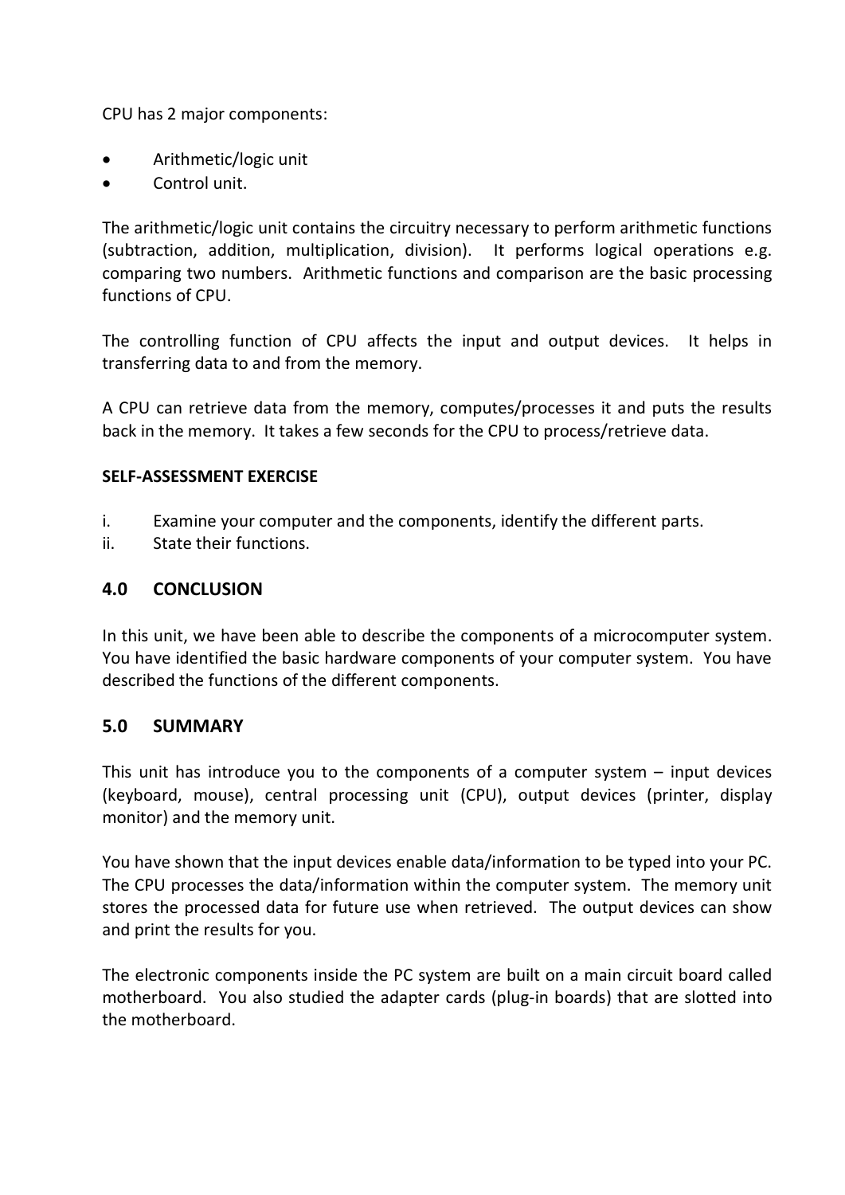CPU has 2 major components:

- Arithmetic/logic unit
- Control unit.

The arithmetic/logic unit contains the circuitry necessary to perform arithmetic functions (subtraction, addition, multiplication, division). It performs logical operations e.g. comparing two numbers. Arithmetic functions and comparison are the basic processing functions of CPU.

The controlling function of CPU affects the input and output devices. It helps in transferring data to and from the memory.

A CPU can retrieve data from the memory, computes/processes it and puts the results back in the memory. It takes a few seconds for the CPU to process/retrieve data.

**SELF-ASSESSMENT EXERCISE**

i. Examine your computer and the components, identify the different parts.
ii. State their functions.

## 4.0 CONCLUSION

In this unit, we have been able to describe the components of a microcomputer system. You have identified the basic hardware components of your computer system. You have described the functions of the different components.

## 5.0 SUMMARY

This unit has introduce you to the components of a computer system – input devices (keyboard, mouse), central processing unit (CPU), output devices (printer, display monitor) and the memory unit.

You have shown that the input devices enable data/information to be typed into your PC. The CPU processes the data/information within the computer system. The memory unit stores the processed data for future use when retrieved. The output devices can show and print the results for you.

The electronic components inside the PC system are built on a main circuit board called motherboard. You also studied the adapter cards (plug-in boards) that are slotted into the motherboard.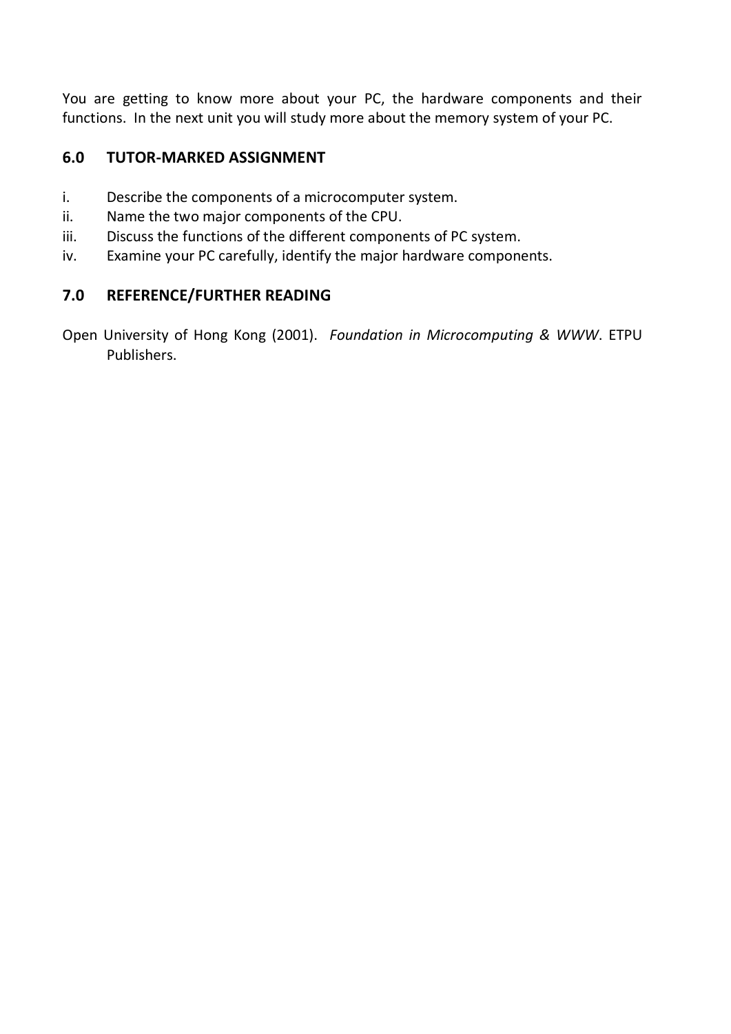You are getting to know more about your PC, the hardware components and their functions. In the next unit you will study more about the memory system of your PC.

## 6.0 TUTOR-MARKED ASSIGNMENT

i. Describe the components of a microcomputer system.
ii. Name the two major components of the CPU.
iii. Discuss the functions of the different components of PC system.
iv. Examine your PC carefully, identify the major hardware components.

## 7.0 REFERENCE/FURTHER READING

Open University of Hong Kong (2001). *Foundation in Microcomputing & WWW*. ETPU Publishers.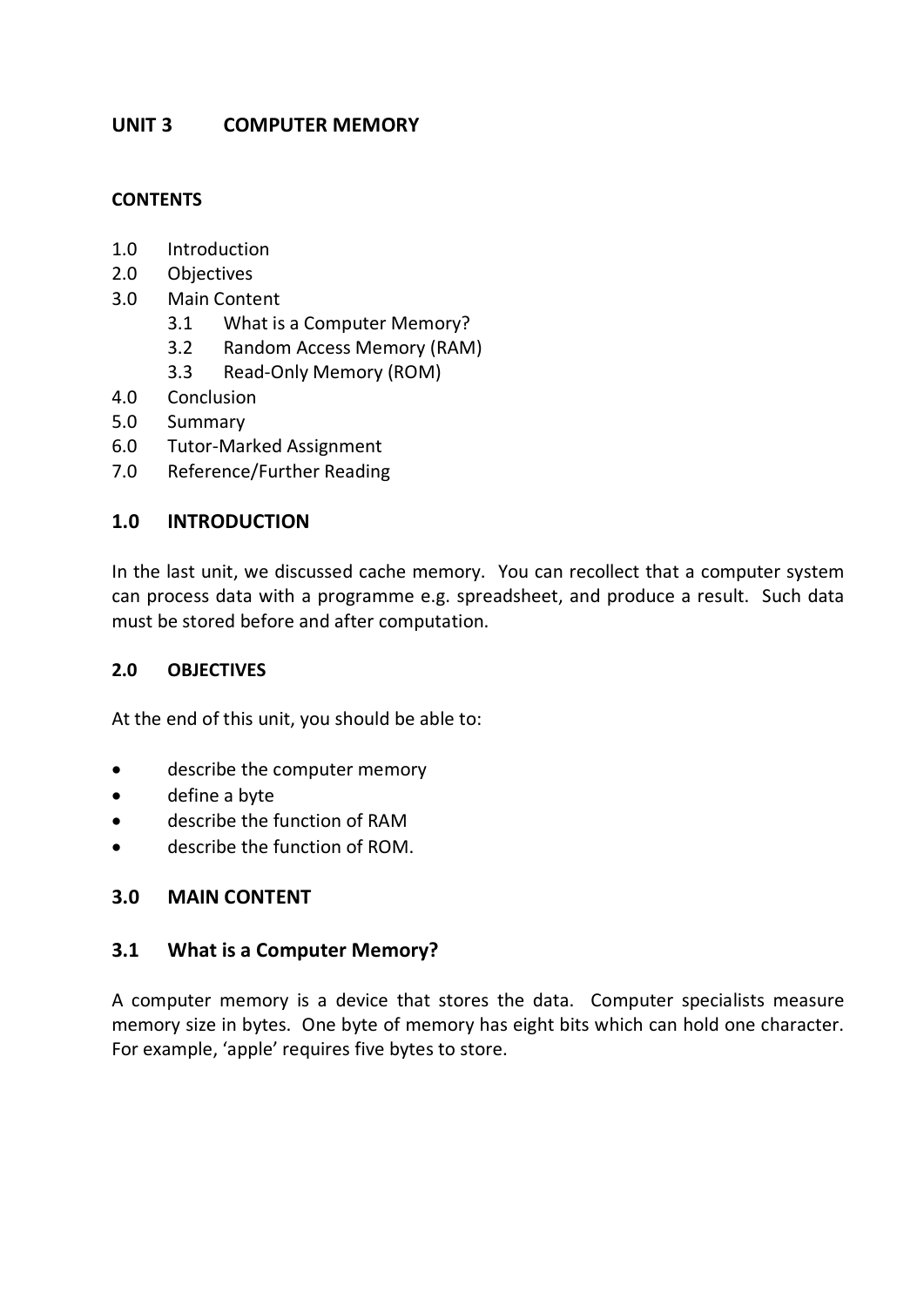## UNIT 3 COMPUTER MEMORY

**CONTENTS**

1.0 Introduction
2.0 Objectives
3.0 Main Content
    3.1 What is a Computer Memory?
    3.2 Random Access Memory (RAM)
    3.3 Read-Only Memory (ROM)
4.0 Conclusion
5.0 Summary
6.0 Tutor-Marked Assignment
7.0 Reference/Further Reading

### 1.0 INTRODUCTION

In the last unit, we discussed cache memory. You can recollect that a computer system can process data with a programme e.g. spreadsheet, and produce a result. Such data must be stored before and after computation.

### 2.0 OBJECTIVES

At the end of this unit, you should be able to:

- describe the computer memory
- define a byte
- describe the function of RAM
- describe the function of ROM.

### 3.0 MAIN CONTENT

### 3.1 What is a Computer Memory?

A computer memory is a device that stores the data. Computer specialists measure memory size in bytes. One byte of memory has eight bits which can hold one character. For example, 'apple' requires five bytes to store.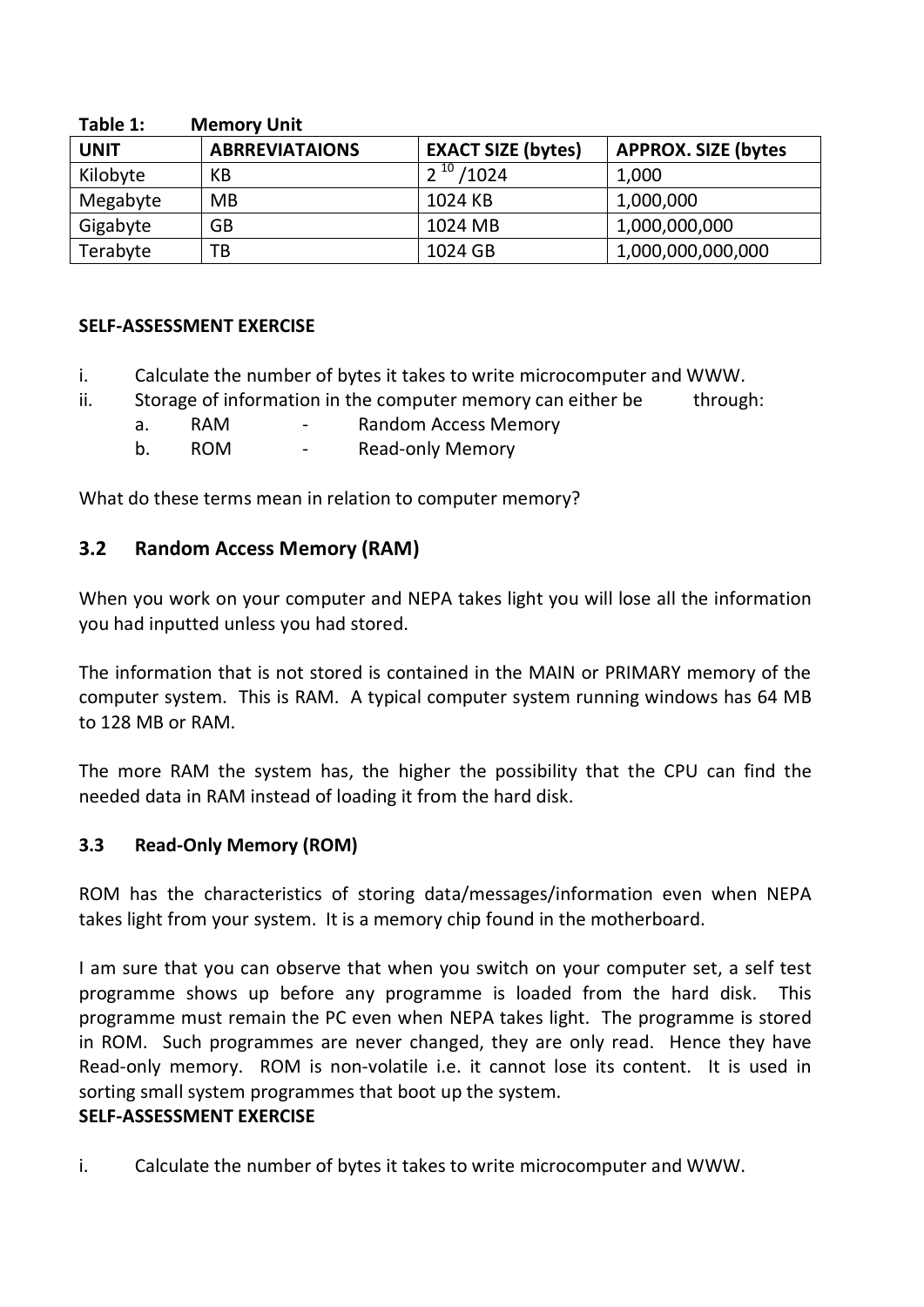**Table 1: Memory Unit**

| UNIT | ABRREVIATAIONS | EXACT SIZE (bytes) | APPROX. SIZE (bytes |
|---|---|---|---|
| Kilobyte | KB | $2^{10}$ /1024 | 1,000 |
| Megabyte | MB | 1024 KB | 1,000,000 |
| Gigabyte | GB | 1024 MB | 1,000,000,000 |
| Terabyte | TB | 1024 GB | 1,000,000,000,000 |

**SELF-ASSESSMENT EXERCISE**

i. Calculate the number of bytes it takes to write microcomputer and WWW.

ii. Storage of information in the computer memory can either be through:

   a. RAM - Random Access Memory

   b. ROM - Read-only Memory

What do these terms mean in relation to computer memory?

## 3.2 Random Access Memory (RAM)

When you work on your computer and NEPA takes light you will lose all the information you had inputted unless you had stored.

The information that is not stored is contained in the MAIN or PRIMARY memory of the computer system. This is RAM. A typical computer system running windows has 64 MB to 128 MB or RAM.

The more RAM the system has, the higher the possibility that the CPU can find the needed data in RAM instead of loading it from the hard disk.

### 3.3 Read-Only Memory (ROM)

ROM has the characteristics of storing data/messages/information even when NEPA takes light from your system. It is a memory chip found in the motherboard.

I am sure that you can observe that when you switch on your computer set, a self test programme shows up before any programme is loaded from the hard disk. This programme must remain the PC even when NEPA takes light. The programme is stored in ROM. Such programmes are never changed, they are only read. Hence they have Read-only memory. ROM is non-volatile i.e. it cannot lose its content. It is used in sorting small system programmes that boot up the system.

**SELF-ASSESSMENT EXERCISE**

i. Calculate the number of bytes it takes to write microcomputer and WWW.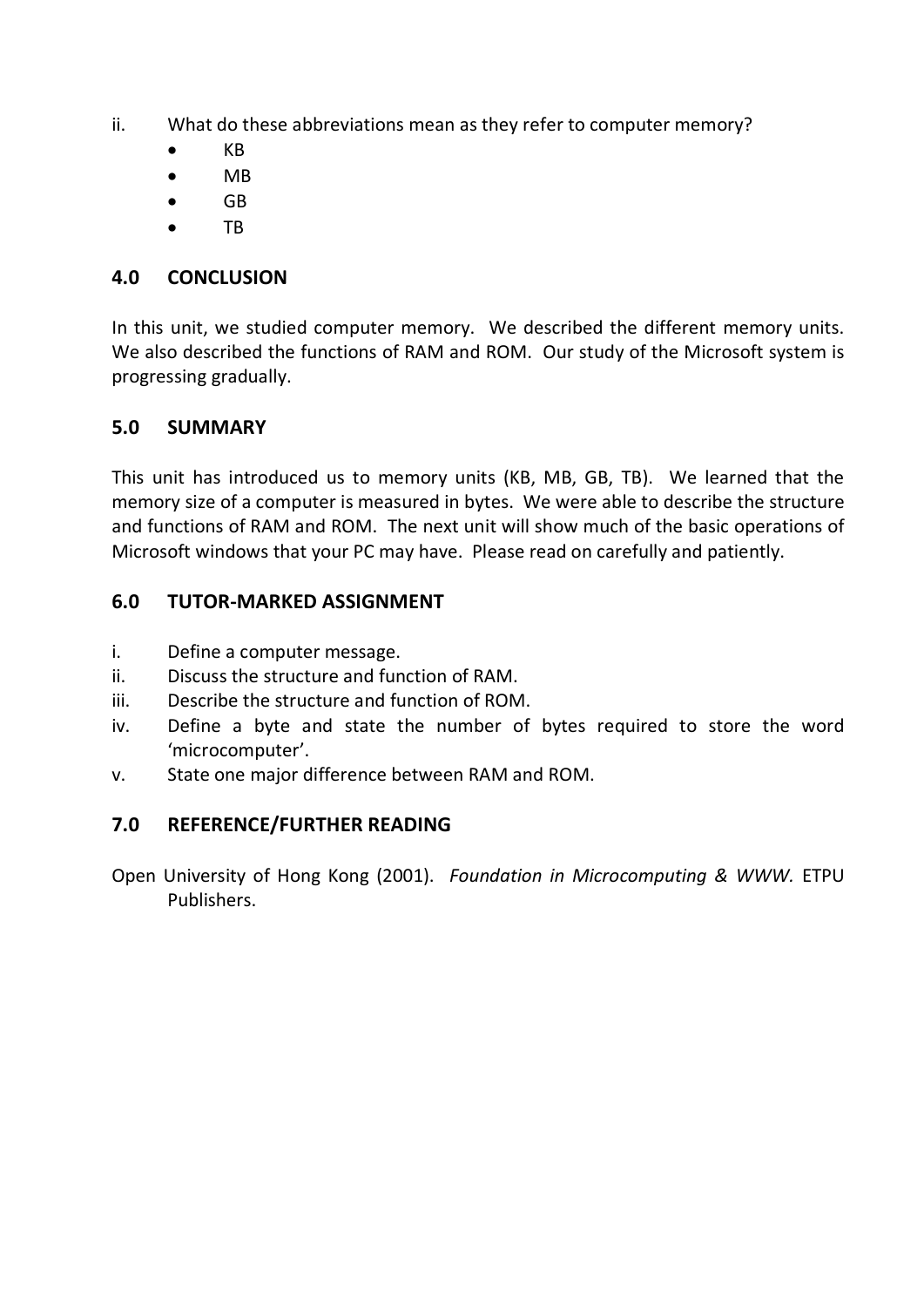ii. What do these abbreviations mean as they refer to computer memory?
   - KB
   - MB
   - GB
   - TB

## 4.0 CONCLUSION

In this unit, we studied computer memory. We described the different memory units. We also described the functions of RAM and ROM. Our study of the Microsoft system is progressing gradually.

## 5.0 SUMMARY

This unit has introduced us to memory units (KB, MB, GB, TB). We learned that the memory size of a computer is measured in bytes. We were able to describe the structure and functions of RAM and ROM. The next unit will show much of the basic operations of Microsoft windows that your PC may have. Please read on carefully and patiently.

## 6.0 TUTOR-MARKED ASSIGNMENT

i. Define a computer message.
ii. Discuss the structure and function of RAM.
iii. Describe the structure and function of ROM.
iv. Define a byte and state the number of bytes required to store the word 'microcomputer'.
v. State one major difference between RAM and ROM.

## 7.0 REFERENCE/FURTHER READING

Open University of Hong Kong (2001). *Foundation in Microcomputing & WWW.* ETPU Publishers.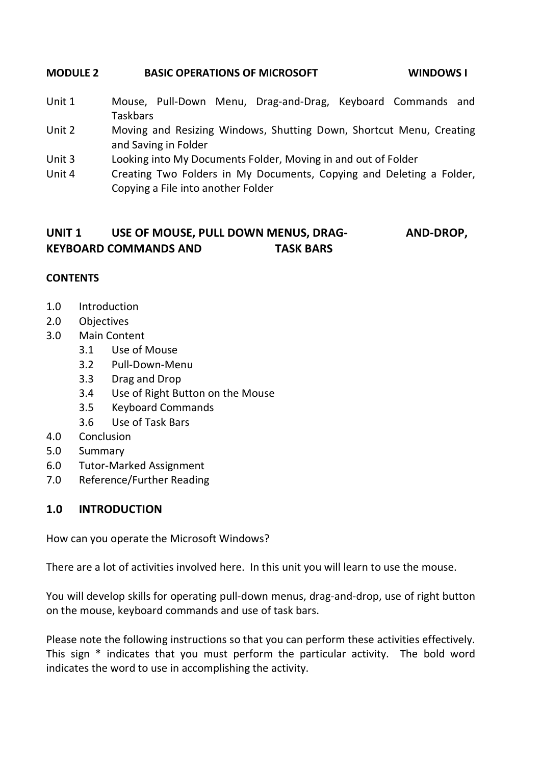**MODULE 2 BASIC OPERATIONS OF MICROSOFT WINDOWS I**

| | |
|---|---|
| Unit 1 | Mouse, Pull-Down Menu, Drag-and-Drag, Keyboard Commands and Taskbars |
| Unit 2 | Moving and Resizing Windows, Shutting Down, Shortcut Menu, Creating and Saving in Folder |
| Unit 3 | Looking into My Documents Folder, Moving in and out of Folder |
| Unit 4 | Creating Two Folders in My Documents, Copying and Deleting a Folder, Copying a File into another Folder |

## UNIT 1 USE OF MOUSE, PULL DOWN MENUS, DRAG-AND-DROP, KEYBOARD COMMANDS AND TASK BARS

**CONTENTS**

- 1.0 Introduction
- 2.0 Objectives
- 3.0 Main Content
  - 3.1 Use of Mouse
  - 3.2 Pull-Down-Menu
  - 3.3 Drag and Drop
  - 3.4 Use of Right Button on the Mouse
  - 3.5 Keyboard Commands
  - 3.6 Use of Task Bars
- 4.0 Conclusion
- 5.0 Summary
- 6.0 Tutor-Marked Assignment
- 7.0 Reference/Further Reading

### 1.0 INTRODUCTION

How can you operate the Microsoft Windows?

There are a lot of activities involved here. In this unit you will learn to use the mouse.

You will develop skills for operating pull-down menus, drag-and-drop, use of right button on the mouse, keyboard commands and use of task bars.

Please note the following instructions so that you can perform these activities effectively. This sign * indicates that you must perform the particular activity. The bold word indicates the word to use in accomplishing the activity.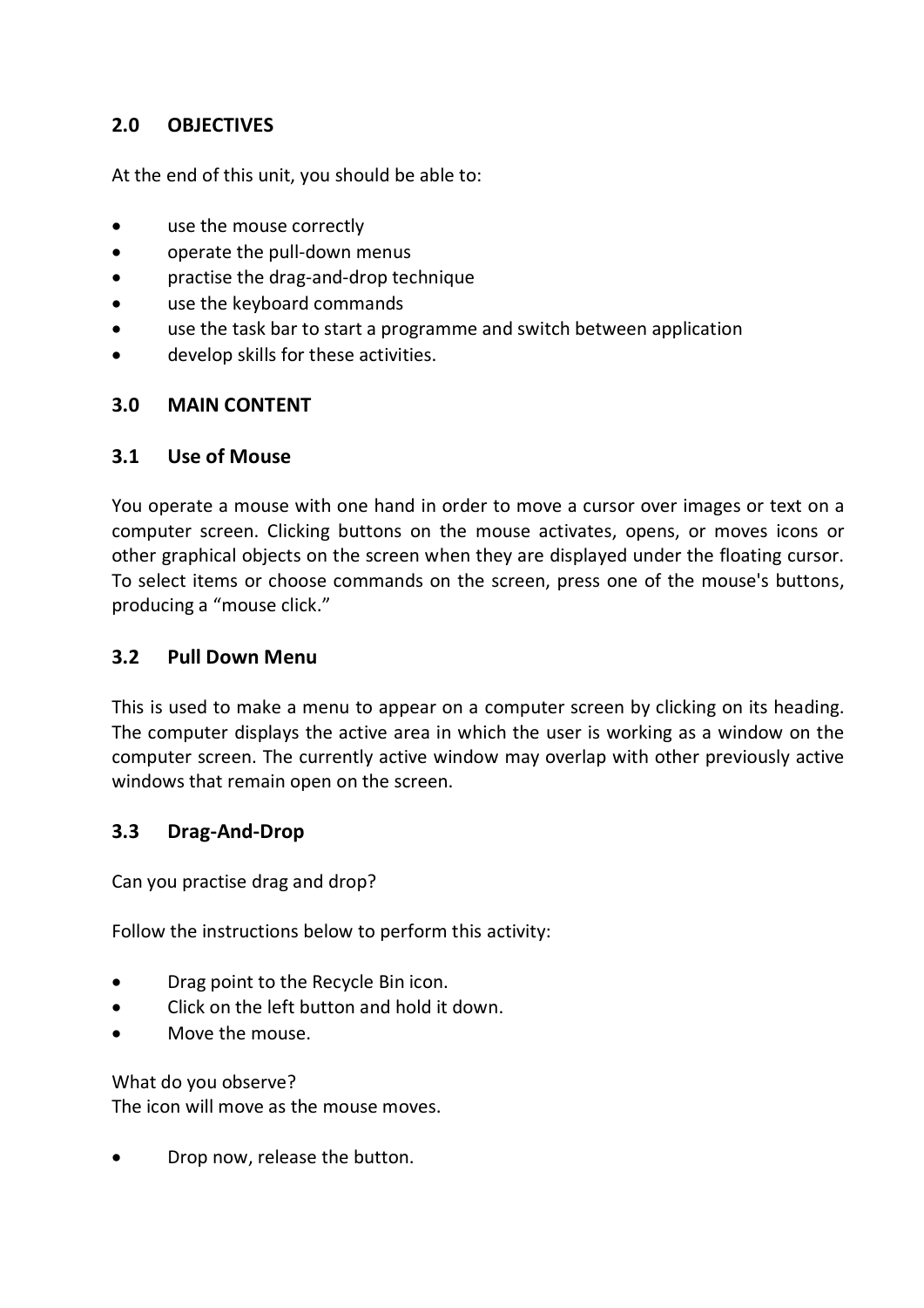## 2.0 OBJECTIVES

At the end of this unit, you should be able to:

- use the mouse correctly
- operate the pull-down menus
- practise the drag-and-drop technique
- use the keyboard commands
- use the task bar to start a programme and switch between application
- develop skills for these activities.

## 3.0 MAIN CONTENT

### 3.1 Use of Mouse

You operate a mouse with one hand in order to move a cursor over images or text on a computer screen. Clicking buttons on the mouse activates, opens, or moves icons or other graphical objects on the screen when they are displayed under the floating cursor. To select items or choose commands on the screen, press one of the mouse's buttons, producing a "mouse click."

### 3.2 Pull Down Menu

This is used to make a menu to appear on a computer screen by clicking on its heading. The computer displays the active area in which the user is working as a window on the computer screen. The currently active window may overlap with other previously active windows that remain open on the screen.

### 3.3 Drag-And-Drop

Can you practise drag and drop?

Follow the instructions below to perform this activity:

- Drag point to the Recycle Bin icon.
- Click on the left button and hold it down.
- Move the mouse.

What do you observe?
The icon will move as the mouse moves.

- Drop now, release the button.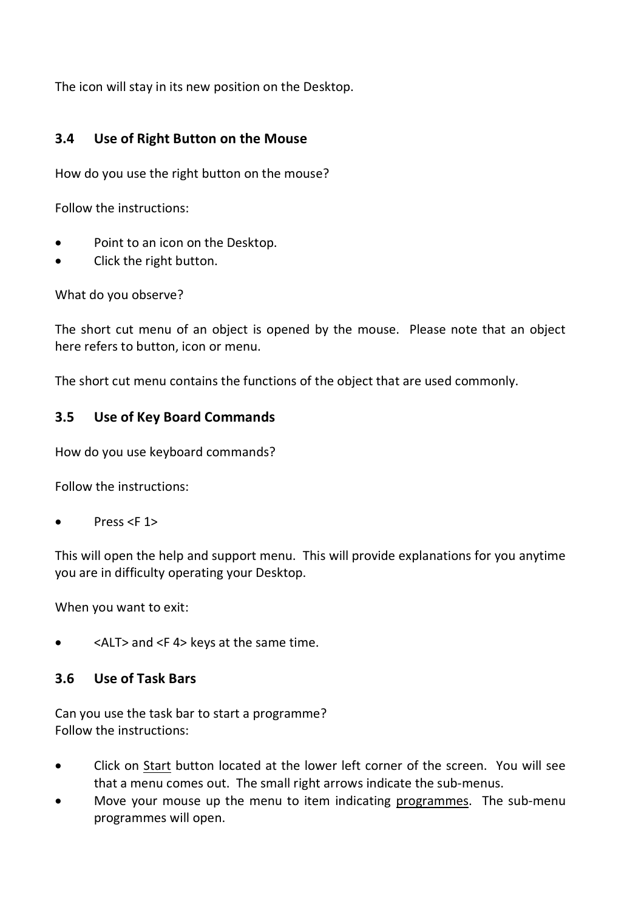The icon will stay in its new position on the Desktop.

### 3.4 Use of Right Button on the Mouse

How do you use the right button on the mouse?

Follow the instructions:

- Point to an icon on the Desktop.
- Click the right button.

What do you observe?

The short cut menu of an object is opened by the mouse. Please note that an object here refers to button, icon or menu.

The short cut menu contains the functions of the object that are used commonly.

### 3.5 Use of Key Board Commands

How do you use keyboard commands?

Follow the instructions:

- Press <F 1>

This will open the help and support menu. This will provide explanations for you anytime you are in difficulty operating your Desktop.

When you want to exit:

- <ALT> and <F 4> keys at the same time.

### 3.6 Use of Task Bars

Can you use the task bar to start a programme?
Follow the instructions:

- Click on <u>Start</u> button located at the lower left corner of the screen. You will see that a menu comes out. The small right arrows indicate the sub-menus.
- Move your mouse up the menu to item indicating <u>programmes</u>. The sub-menu programmes will open.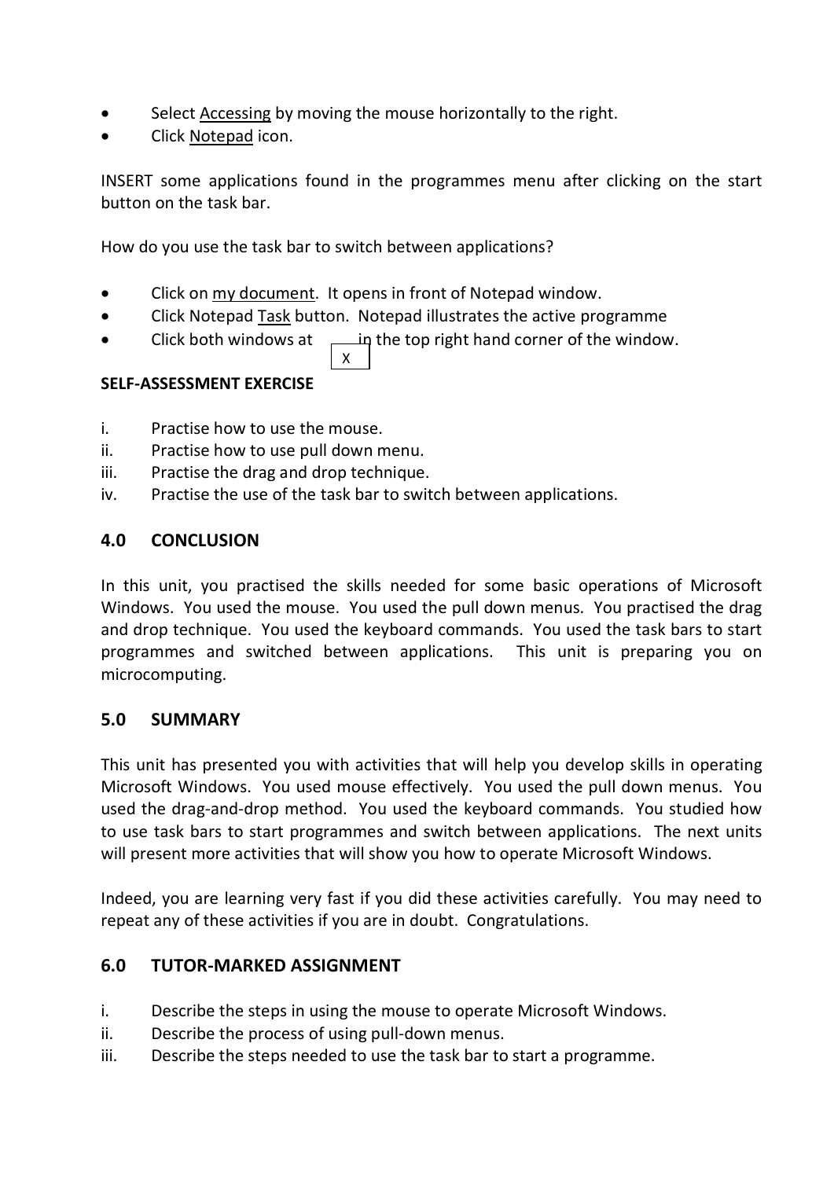- Select <u>Accessing</u> by moving the mouse horizontally to the right.
- Click <u>Notepad</u> icon.

INSERT some applications found in the programmes menu after clicking on the start button on the task bar.

How do you use the task bar to switch between applications?

- Click on <u>my document</u>. It opens in front of Notepad window.
- Click Notepad <u>Task</u> button. Notepad illustrates the active programme
- Click both windows at X in the top right hand corner of the window.

**SELF-ASSESSMENT EXERCISE**

i. Practise how to use the mouse.
ii. Practise how to use pull down menu.
iii. Practise the drag and drop technique.
iv. Practise the use of the task bar to switch between applications.

## 4.0 CONCLUSION

In this unit, you practised the skills needed for some basic operations of Microsoft Windows. You used the mouse. You used the pull down menus. You practised the drag and drop technique. You used the keyboard commands. You used the task bars to start programmes and switched between applications. This unit is preparing you on microcomputing.

## 5.0 SUMMARY

This unit has presented you with activities that will help you develop skills in operating Microsoft Windows. You used mouse effectively. You used the pull down menus. You used the drag-and-drop method. You used the keyboard commands. You studied how to use task bars to start programmes and switch between applications. The next units will present more activities that will show you how to operate Microsoft Windows.

Indeed, you are learning very fast if you did these activities carefully. You may need to repeat any of these activities if you are in doubt. Congratulations.

## 6.0 TUTOR-MARKED ASSIGNMENT

i. Describe the steps in using the mouse to operate Microsoft Windows.
ii. Describe the process of using pull-down menus.
iii. Describe the steps needed to use the task bar to start a programme.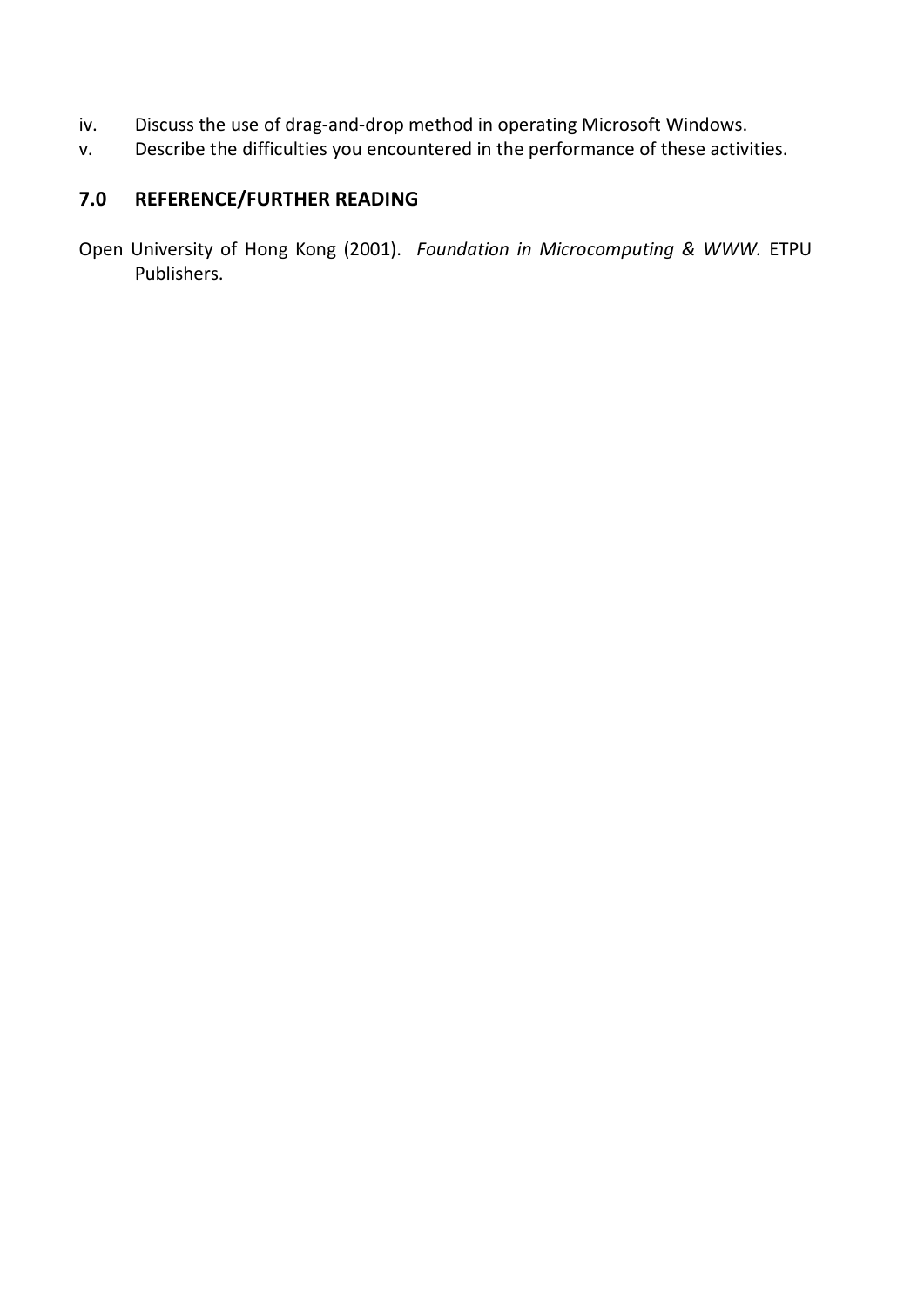iv. Discuss the use of drag-and-drop method in operating Microsoft Windows.
v. Describe the difficulties you encountered in the performance of these activities.

## 7.0 REFERENCE/FURTHER READING

Open University of Hong Kong (2001). *Foundation in Microcomputing & WWW.* ETPU Publishers.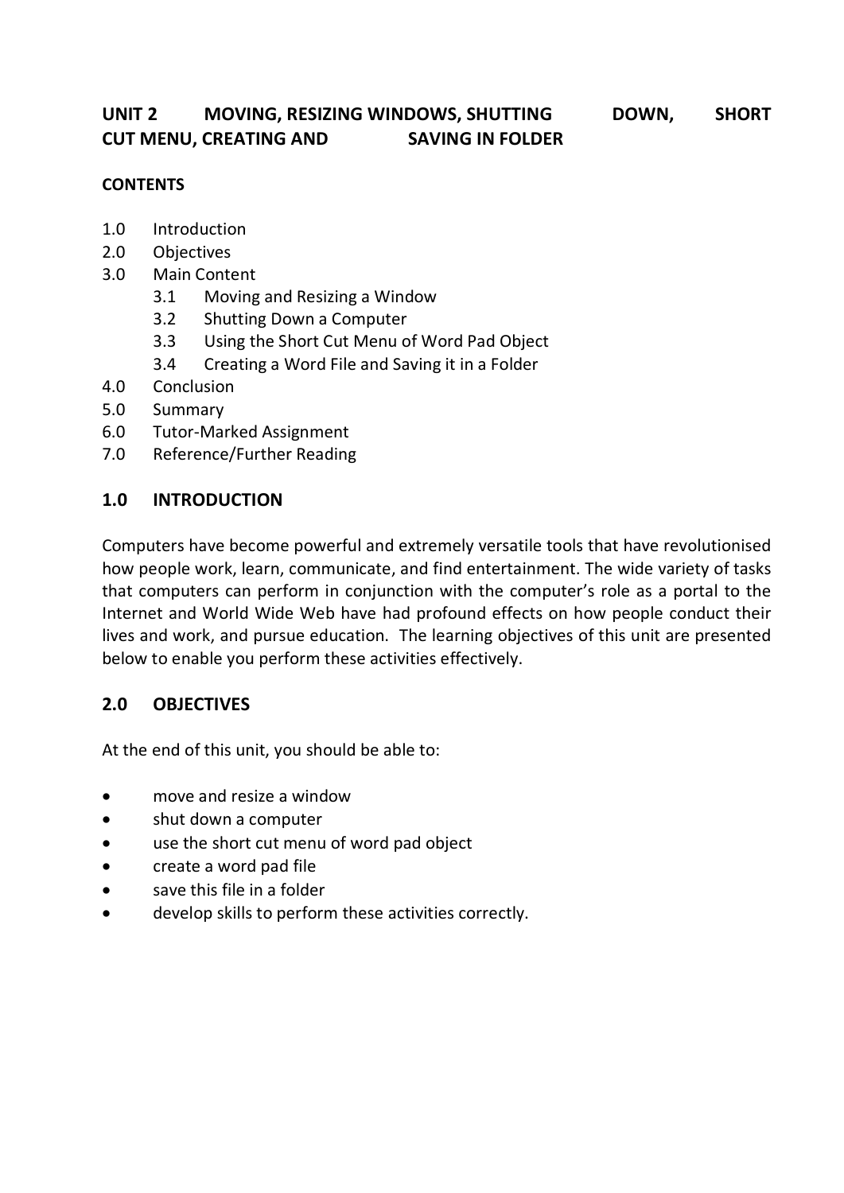## UNIT 2 MOVING, RESIZING WINDOWS, SHUTTING DOWN, SHORT CUT MENU, CREATING AND SAVING IN FOLDER

**CONTENTS**

- 1.0 Introduction
- 2.0 Objectives
- 3.0 Main Content
    - 3.1 Moving and Resizing a Window
    - 3.2 Shutting Down a Computer
    - 3.3 Using the Short Cut Menu of Word Pad Object
    - 3.4 Creating a Word File and Saving it in a Folder
- 4.0 Conclusion
- 5.0 Summary
- 6.0 Tutor-Marked Assignment
- 7.0 Reference/Further Reading

### 1.0 INTRODUCTION

Computers have become powerful and extremely versatile tools that have revolutionised how people work, learn, communicate, and find entertainment. The wide variety of tasks that computers can perform in conjunction with the computer's role as a portal to the Internet and World Wide Web have had profound effects on how people conduct their lives and work, and pursue education. The learning objectives of this unit are presented below to enable you perform these activities effectively.

### 2.0 OBJECTIVES

At the end of this unit, you should be able to:

- move and resize a window
- shut down a computer
- use the short cut menu of word pad object
- create a word pad file
- save this file in a folder
- develop skills to perform these activities correctly.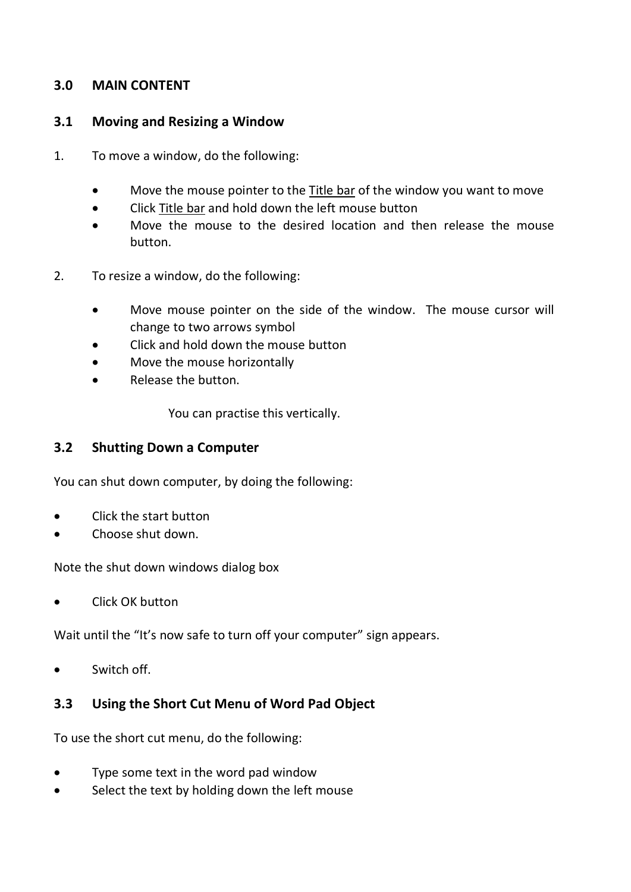## 3.0 MAIN CONTENT

### 3.1 Moving and Resizing a Window

1. To move a window, do the following:

   - Move the mouse pointer to the Title bar of the window you want to move
   - Click Title bar and hold down the left mouse button
   - Move the mouse to the desired location and then release the mouse button.

2. To resize a window, do the following:

   - Move mouse pointer on the side of the window. The mouse cursor will change to two arrows symbol
   - Click and hold down the mouse button
   - Move the mouse horizontally
   - Release the button.

   You can practise this vertically.

### 3.2 Shutting Down a Computer

You can shut down computer, by doing the following:

- Click the start button
- Choose shut down.

Note the shut down windows dialog box

- Click OK button

Wait until the "It's now safe to turn off your computer" sign appears.

- Switch off.

### 3.3 Using the Short Cut Menu of Word Pad Object

To use the short cut menu, do the following:

- Type some text in the word pad window
- Select the text by holding down the left mouse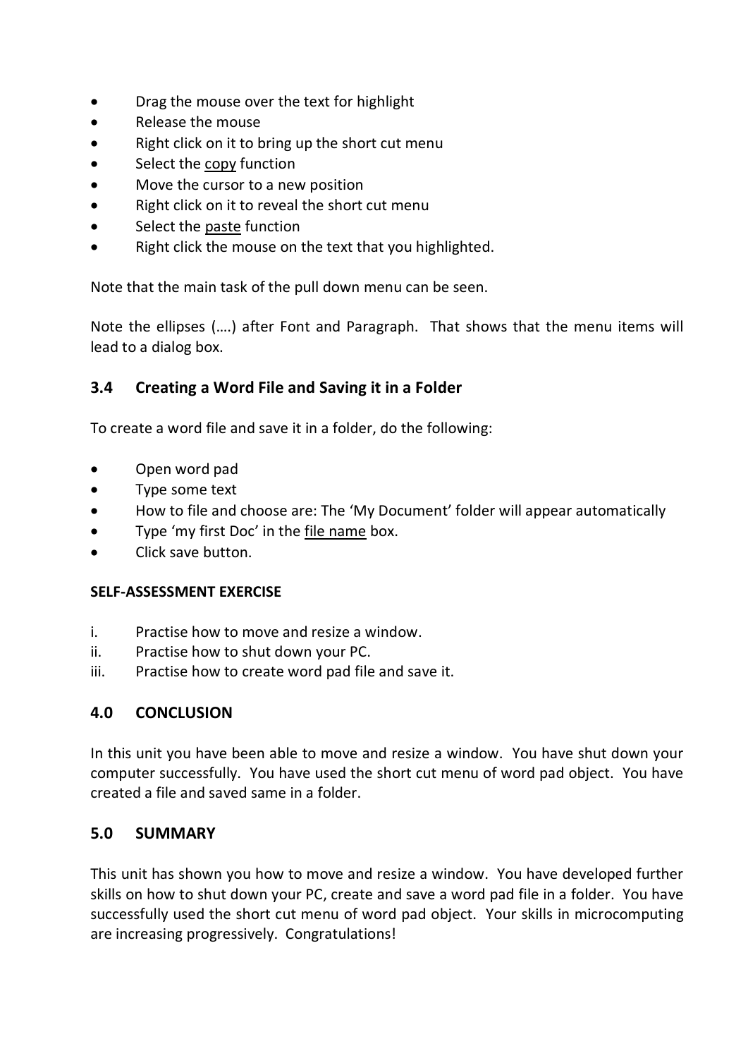- Drag the mouse over the text for highlight
- Release the mouse
- Right click on it to bring up the short cut menu
- Select the <u>copy</u> function
- Move the cursor to a new position
- Right click on it to reveal the short cut menu
- Select the <u>paste</u> function
- Right click the mouse on the text that you highlighted.

Note that the main task of the pull down menu can be seen.

Note the ellipses (….) after Font and Paragraph. That shows that the menu items will lead to a dialog box.

## 3.4 Creating a Word File and Saving it in a Folder

To create a word file and save it in a folder, do the following:

- Open word pad
- Type some text
- How to file and choose are: The 'My Document' folder will appear automatically
- Type 'my first Doc' in the <u>file name</u> box.
- Click save button.

**SELF-ASSESSMENT EXERCISE**

i. Practise how to move and resize a window.
ii. Practise how to shut down your PC.
iii. Practise how to create word pad file and save it.

## 4.0 CONCLUSION

In this unit you have been able to move and resize a window. You have shut down your computer successfully. You have used the short cut menu of word pad object. You have created a file and saved same in a folder.

## 5.0 SUMMARY

This unit has shown you how to move and resize a window. You have developed further skills on how to shut down your PC, create and save a word pad file in a folder. You have successfully used the short cut menu of word pad object. Your skills in microcomputing are increasing progressively. Congratulations!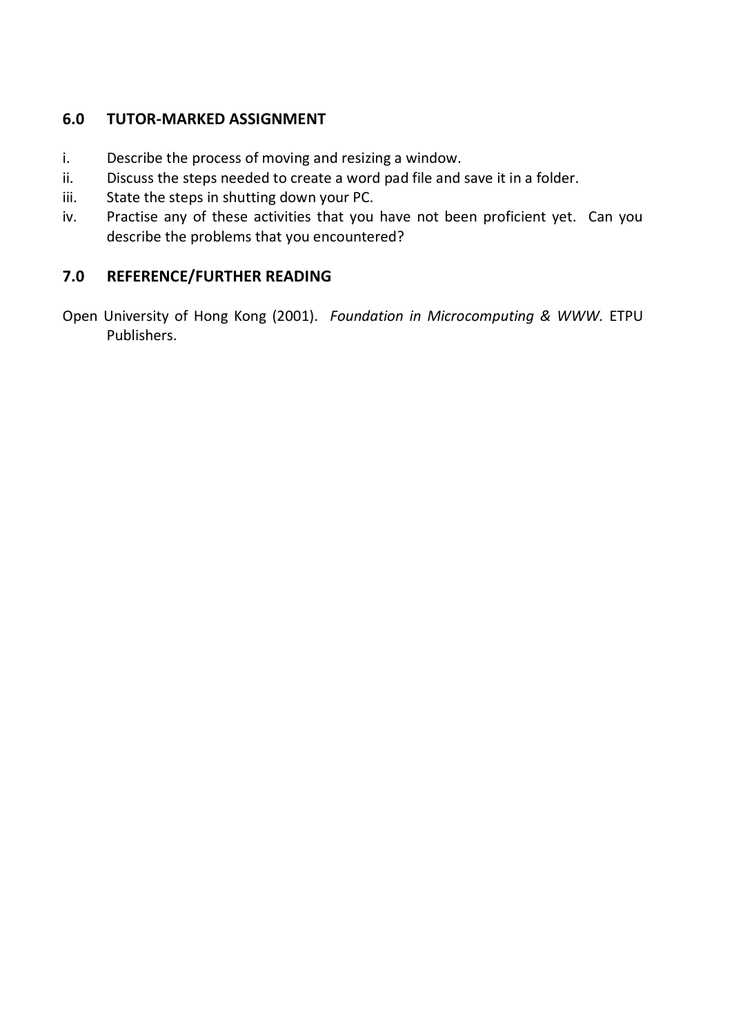## 6.0 TUTOR-MARKED ASSIGNMENT

i. Describe the process of moving and resizing a window.

ii. Discuss the steps needed to create a word pad file and save it in a folder.

iii. State the steps in shutting down your PC.

iv. Practise any of these activities that you have not been proficient yet. Can you describe the problems that you encountered?

## 7.0 REFERENCE/FURTHER READING

Open University of Hong Kong (2001). *Foundation in Microcomputing & WWW.* ETPU Publishers.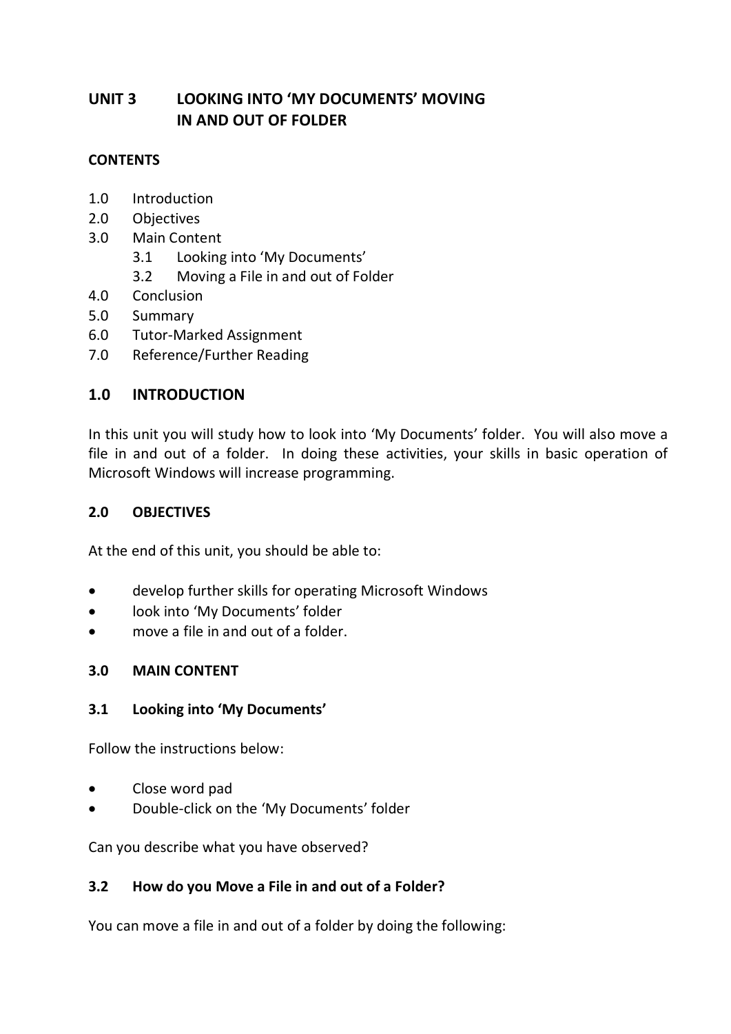## UNIT 3 LOOKING INTO 'MY DOCUMENTS' MOVING IN AND OUT OF FOLDER

**CONTENTS**

1.0 Introduction
2.0 Objectives
3.0 Main Content
  3.1 Looking into 'My Documents'
  3.2 Moving a File in and out of Folder
4.0 Conclusion
5.0 Summary
6.0 Tutor-Marked Assignment
7.0 Reference/Further Reading

### 1.0 INTRODUCTION

In this unit you will study how to look into 'My Documents' folder. You will also move a file in and out of a folder. In doing these activities, your skills in basic operation of Microsoft Windows will increase programming.

### 2.0 OBJECTIVES

At the end of this unit, you should be able to:

- develop further skills for operating Microsoft Windows
- look into 'My Documents' folder
- move a file in and out of a folder.

### 3.0 MAIN CONTENT

#### 3.1 Looking into 'My Documents'

Follow the instructions below:

- Close word pad
- Double-click on the 'My Documents' folder

Can you describe what you have observed?

#### 3.2 How do you Move a File in and out of a Folder?

You can move a file in and out of a folder by doing the following: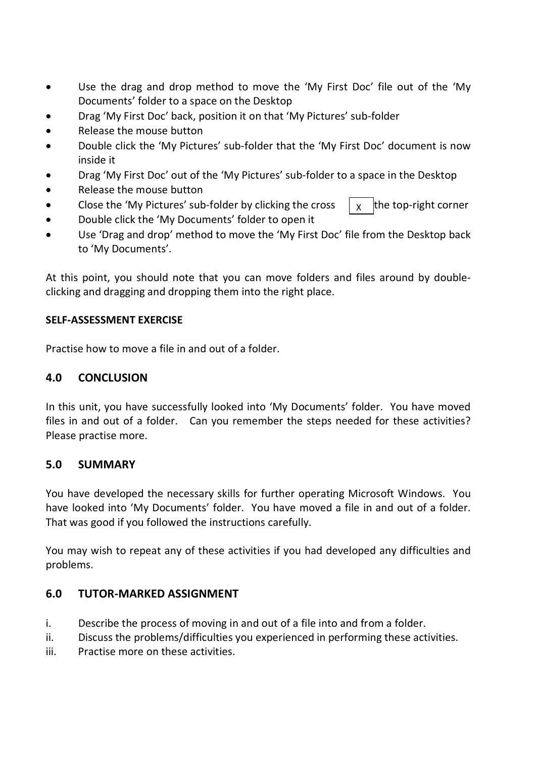- Use the drag and drop method to move the 'My First Doc' file out of the 'My Documents' folder to a space on the Desktop
- Drag 'My First Doc' back, position it on that 'My Pictures' sub-folder
- Release the mouse button
- Double click the 'My Pictures' sub-folder that the 'My First Doc' document is now inside it
- Drag 'My First Doc' out of the 'My Pictures' sub-folder to a space in the Desktop
- Release the mouse button
- Close the 'My Pictures' sub-folder by clicking the cross [ X ] the top-right corner
- Double click the 'My Documents' folder to open it
- Use 'Drag and drop' method to move the 'My First Doc' file from the Desktop back to 'My Documents'.

At this point, you should note that you can move folders and files around by double-clicking and dragging and dropping them into the right place.

**SELF-ASSESSMENT EXERCISE**

Practise how to move a file in and out of a folder.

## 4.0 CONCLUSION

In this unit, you have successfully looked into 'My Documents' folder. You have moved files in and out of a folder. Can you remember the steps needed for these activities? Please practise more.

## 5.0 SUMMARY

You have developed the necessary skills for further operating Microsoft Windows. You have looked into 'My Documents' folder. You have moved a file in and out of a folder. That was good if you followed the instructions carefully.

You may wish to repeat any of these activities if you had developed any difficulties and problems.

## 6.0 TUTOR-MARKED ASSIGNMENT

i. Describe the process of moving in and out of a file into and from a folder.
ii. Discuss the problems/difficulties you experienced in performing these activities.
iii. Practise more on these activities.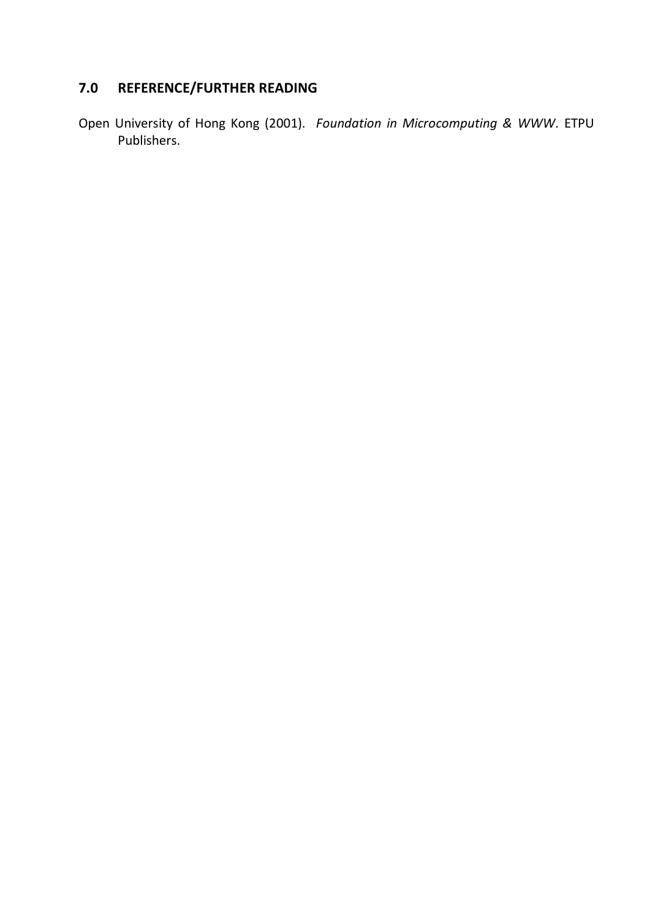## 7.0 REFERENCE/FURTHER READING

Open University of Hong Kong (2001). *Foundation in Microcomputing & WWW*. ETPU Publishers.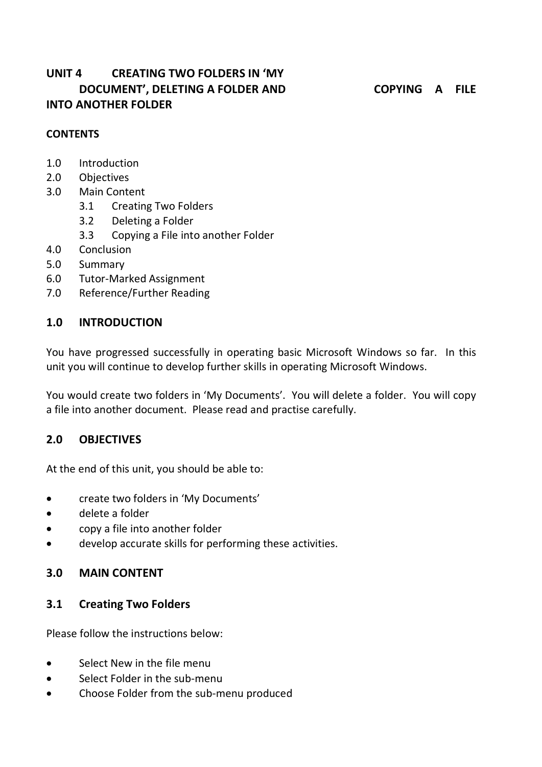## UNIT 4 CREATING TWO FOLDERS IN 'MY DOCUMENT', DELETING A FOLDER AND COPYING A FILE INTO ANOTHER FOLDER

**CONTENTS**

1.0 Introduction
2.0 Objectives
3.0 Main Content
  3.1 Creating Two Folders
  3.2 Deleting a Folder
  3.3 Copying a File into another Folder
4.0 Conclusion
5.0 Summary
6.0 Tutor-Marked Assignment
7.0 Reference/Further Reading

### 1.0 INTRODUCTION

You have progressed successfully in operating basic Microsoft Windows so far. In this unit you will continue to develop further skills in operating Microsoft Windows.

You would create two folders in 'My Documents'. You will delete a folder. You will copy a file into another document. Please read and practise carefully.

### 2.0 OBJECTIVES

At the end of this unit, you should be able to:

- create two folders in 'My Documents'
- delete a folder
- copy a file into another folder
- develop accurate skills for performing these activities.

### 3.0 MAIN CONTENT

### 3.1 Creating Two Folders

Please follow the instructions below:

- Select New in the file menu
- Select Folder in the sub-menu
- Choose Folder from the sub-menu produced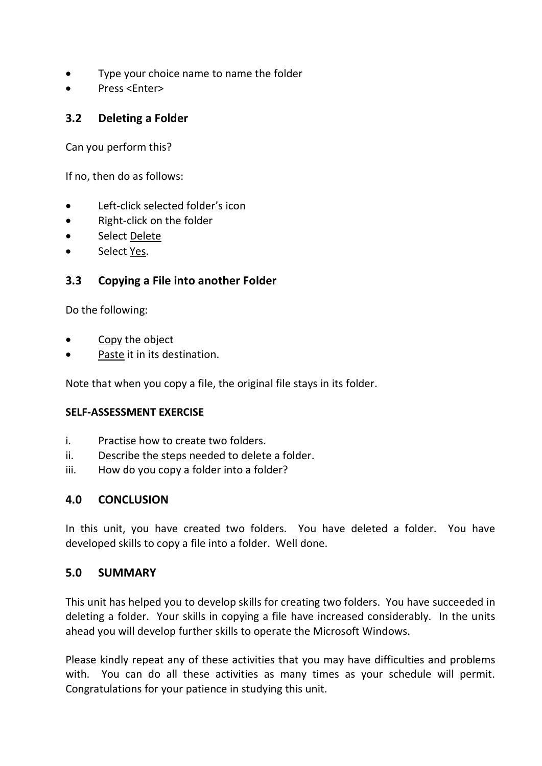- Type your choice name to name the folder
- Press <Enter>

## 3.2 Deleting a Folder

Can you perform this?

If no, then do as follows:

- Left-click selected folder's icon
- Right-click on the folder
- Select Delete
- Select Yes.

## 3.3 Copying a File into another Folder

Do the following:

- Copy the object
- Paste it in its destination.

Note that when you copy a file, the original file stays in its folder.

**SELF-ASSESSMENT EXERCISE**

i. Practise how to create two folders.
ii. Describe the steps needed to delete a folder.
iii. How do you copy a folder into a folder?

## 4.0 CONCLUSION

In this unit, you have created two folders. You have deleted a folder. You have developed skills to copy a file into a folder. Well done.

## 5.0 SUMMARY

This unit has helped you to develop skills for creating two folders. You have succeeded in deleting a folder. Your skills in copying a file have increased considerably. In the units ahead you will develop further skills to operate the Microsoft Windows.

Please kindly repeat any of these activities that you may have difficulties and problems with. You can do all these activities as many times as your schedule will permit. Congratulations for your patience in studying this unit.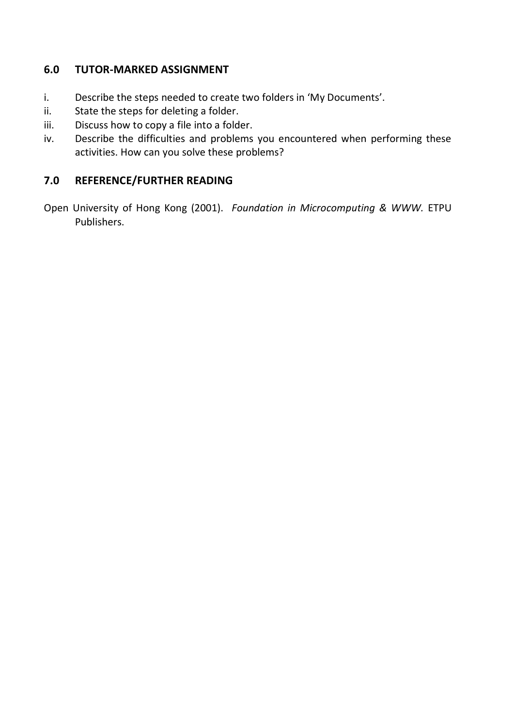## 6.0 TUTOR-MARKED ASSIGNMENT

i. Describe the steps needed to create two folders in 'My Documents'.

ii. State the steps for deleting a folder.

iii. Discuss how to copy a file into a folder.

iv. Describe the difficulties and problems you encountered when performing these activities. How can you solve these problems?

## 7.0 REFERENCE/FURTHER READING

Open University of Hong Kong (2001). *Foundation in Microcomputing & WWW*. ETPU Publishers.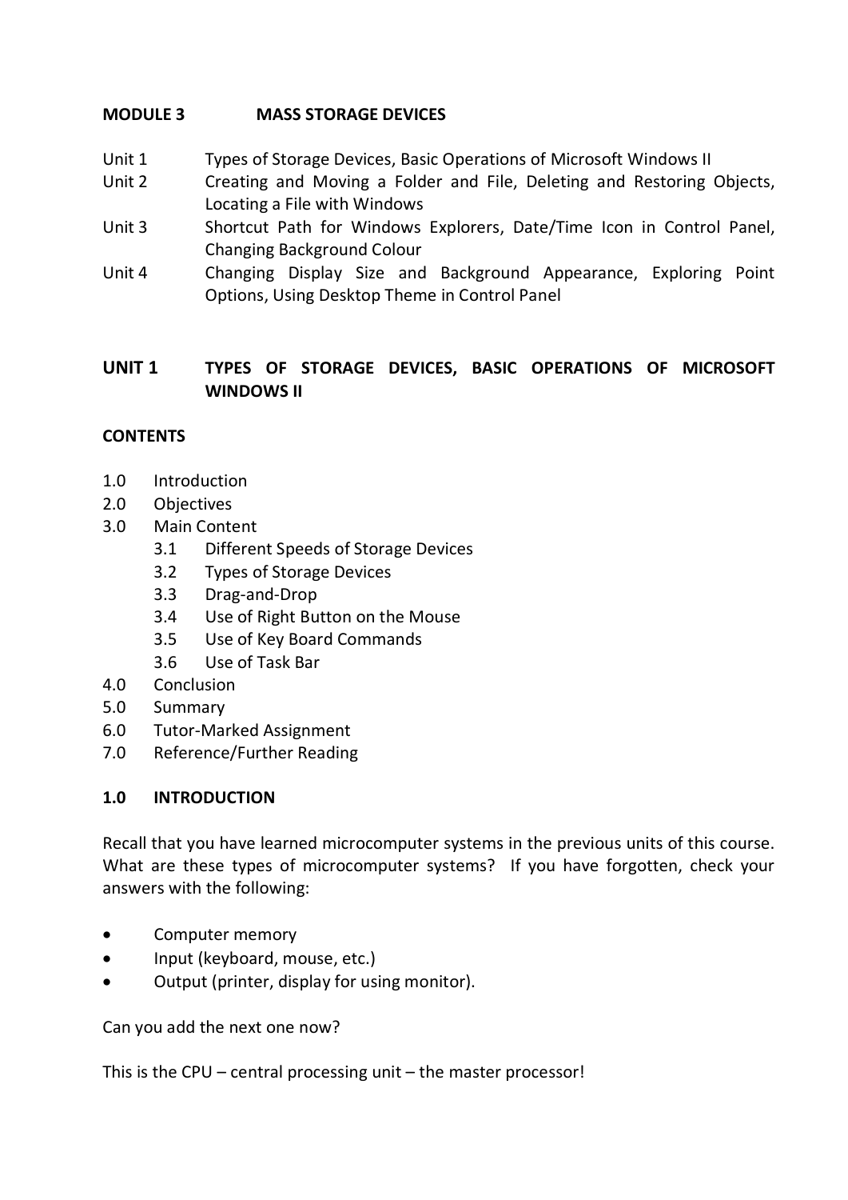## MODULE 3 MASS STORAGE DEVICES

| | |
|---|---|
| Unit 1 | Types of Storage Devices, Basic Operations of Microsoft Windows II |
| Unit 2 | Creating and Moving a Folder and File, Deleting and Restoring Objects, Locating a File with Windows |
| Unit 3 | Shortcut Path for Windows Explorers, Date/Time Icon in Control Panel, Changing Background Colour |
| Unit 4 | Changing Display Size and Background Appearance, Exploring Point Options, Using Desktop Theme in Control Panel |

## UNIT 1 TYPES OF STORAGE DEVICES, BASIC OPERATIONS OF MICROSOFT WINDOWS II

### CONTENTS

- 1.0 Introduction
- 2.0 Objectives
- 3.0 Main Content
  - 3.1 Different Speeds of Storage Devices
  - 3.2 Types of Storage Devices
  - 3.3 Drag-and-Drop
  - 3.4 Use of Right Button on the Mouse
  - 3.5 Use of Key Board Commands
  - 3.6 Use of Task Bar
- 4.0 Conclusion
- 5.0 Summary
- 6.0 Tutor-Marked Assignment
- 7.0 Reference/Further Reading

### 1.0 INTRODUCTION

Recall that you have learned microcomputer systems in the previous units of this course. What are these types of microcomputer systems? If you have forgotten, check your answers with the following:

- Computer memory
- Input (keyboard, mouse, etc.)
- Output (printer, display for using monitor).

Can you add the next one now?

This is the CPU – central processing unit – the master processor!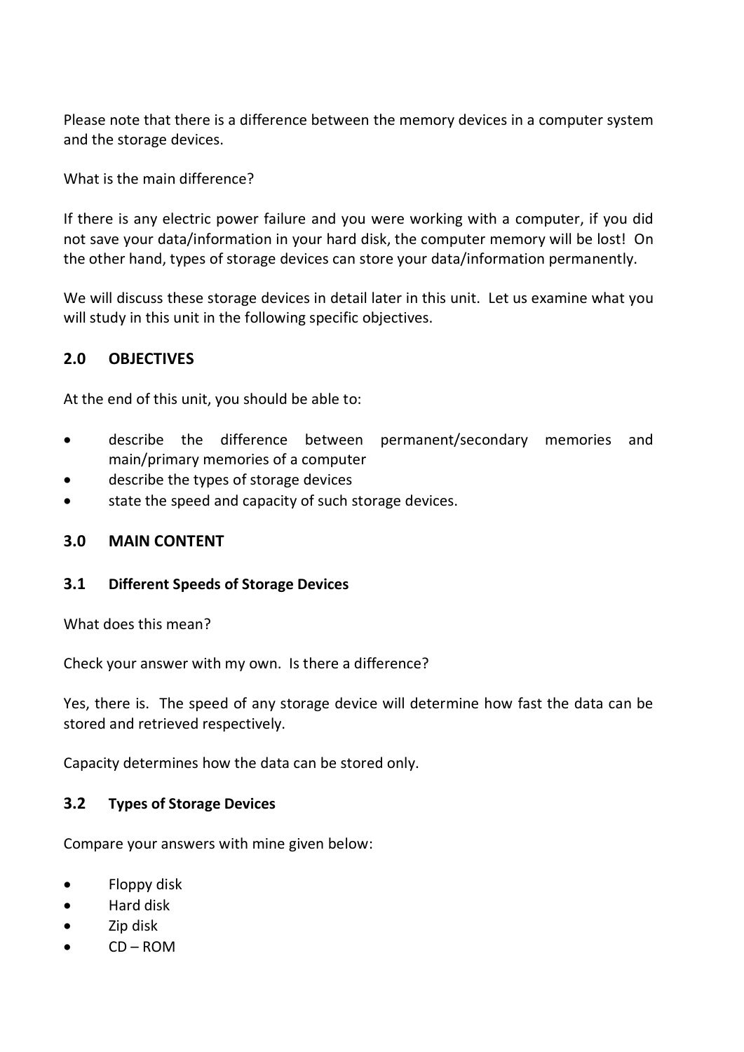Please note that there is a difference between the memory devices in a computer system and the storage devices.

What is the main difference?

If there is any electric power failure and you were working with a computer, if you did not save your data/information in your hard disk, the computer memory will be lost! On the other hand, types of storage devices can store your data/information permanently.

We will discuss these storage devices in detail later in this unit. Let us examine what you will study in this unit in the following specific objectives.

## 2.0 OBJECTIVES

At the end of this unit, you should be able to:

- describe the difference between permanent/secondary memories and main/primary memories of a computer
- describe the types of storage devices
- state the speed and capacity of such storage devices.

## 3.0 MAIN CONTENT

### 3.1 Different Speeds of Storage Devices

What does this mean?

Check your answer with my own. Is there a difference?

Yes, there is. The speed of any storage device will determine how fast the data can be stored and retrieved respectively.

Capacity determines how the data can be stored only.

### 3.2 Types of Storage Devices

Compare your answers with mine given below:

- Floppy disk
- Hard disk
- Zip disk
- CD – ROM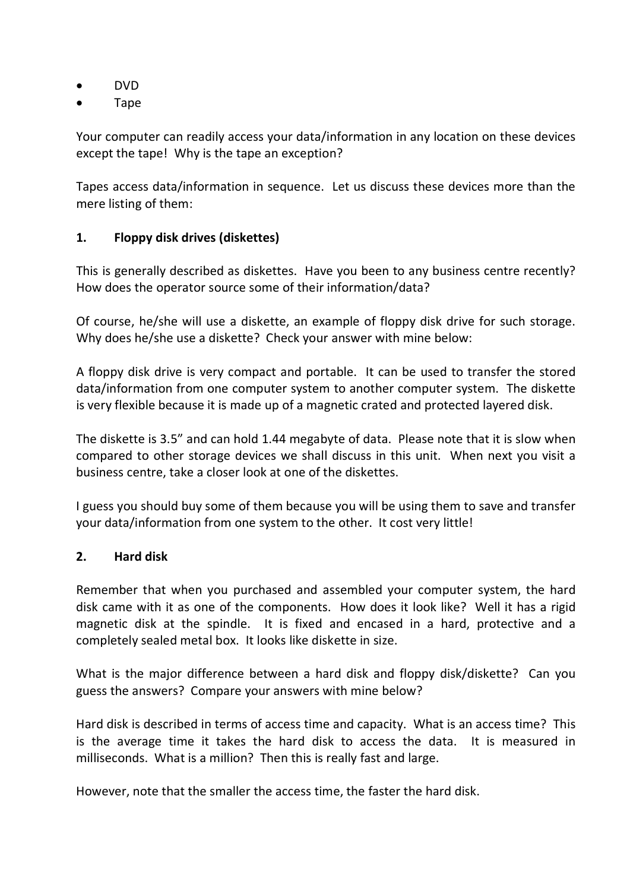- DVD
- Tape

Your computer can readily access your data/information in any location on these devices except the tape! Why is the tape an exception?

Tapes access data/information in sequence. Let us discuss these devices more than the mere listing of them:

**1. Floppy disk drives (diskettes)**

This is generally described as diskettes. Have you been to any business centre recently? How does the operator source some of their information/data?

Of course, he/she will use a diskette, an example of floppy disk drive for such storage. Why does he/she use a diskette? Check your answer with mine below:

A floppy disk drive is very compact and portable. It can be used to transfer the stored data/information from one computer system to another computer system. The diskette is very flexible because it is made up of a magnetic crated and protected layered disk.

The diskette is 3.5" and can hold 1.44 megabyte of data. Please note that it is slow when compared to other storage devices we shall discuss in this unit. When next you visit a business centre, take a closer look at one of the diskettes.

I guess you should buy some of them because you will be using them to save and transfer your data/information from one system to the other. It cost very little!

**2. Hard disk**

Remember that when you purchased and assembled your computer system, the hard disk came with it as one of the components. How does it look like? Well it has a rigid magnetic disk at the spindle. It is fixed and encased in a hard, protective and a completely sealed metal box. It looks like diskette in size.

What is the major difference between a hard disk and floppy disk/diskette? Can you guess the answers? Compare your answers with mine below?

Hard disk is described in terms of access time and capacity. What is an access time? This is the average time it takes the hard disk to access the data. It is measured in milliseconds. What is a million? Then this is really fast and large.

However, note that the smaller the access time, the faster the hard disk.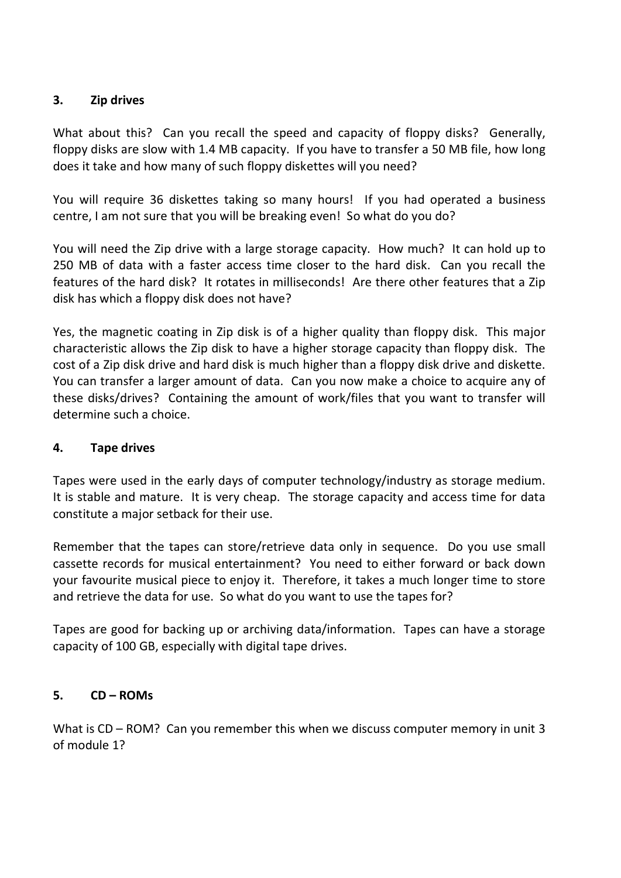### 3. Zip drives

What about this? Can you recall the speed and capacity of floppy disks? Generally, floppy disks are slow with 1.4 MB capacity. If you have to transfer a 50 MB file, how long does it take and how many of such floppy diskettes will you need?

You will require 36 diskettes taking so many hours! If you had operated a business centre, I am not sure that you will be breaking even! So what do you do?

You will need the Zip drive with a large storage capacity. How much? It can hold up to 250 MB of data with a faster access time closer to the hard disk. Can you recall the features of the hard disk? It rotates in milliseconds! Are there other features that a Zip disk has which a floppy disk does not have?

Yes, the magnetic coating in Zip disk is of a higher quality than floppy disk. This major characteristic allows the Zip disk to have a higher storage capacity than floppy disk. The cost of a Zip disk drive and hard disk is much higher than a floppy disk drive and diskette. You can transfer a larger amount of data. Can you now make a choice to acquire any of these disks/drives? Containing the amount of work/files that you want to transfer will determine such a choice.

### 4. Tape drives

Tapes were used in the early days of computer technology/industry as storage medium. It is stable and mature. It is very cheap. The storage capacity and access time for data constitute a major setback for their use.

Remember that the tapes can store/retrieve data only in sequence. Do you use small cassette records for musical entertainment? You need to either forward or back down your favourite musical piece to enjoy it. Therefore, it takes a much longer time to store and retrieve the data for use. So what do you want to use the tapes for?

Tapes are good for backing up or archiving data/information. Tapes can have a storage capacity of 100 GB, especially with digital tape drives.

### 5. CD – ROMs

What is CD – ROM? Can you remember this when we discuss computer memory in unit 3 of module 1?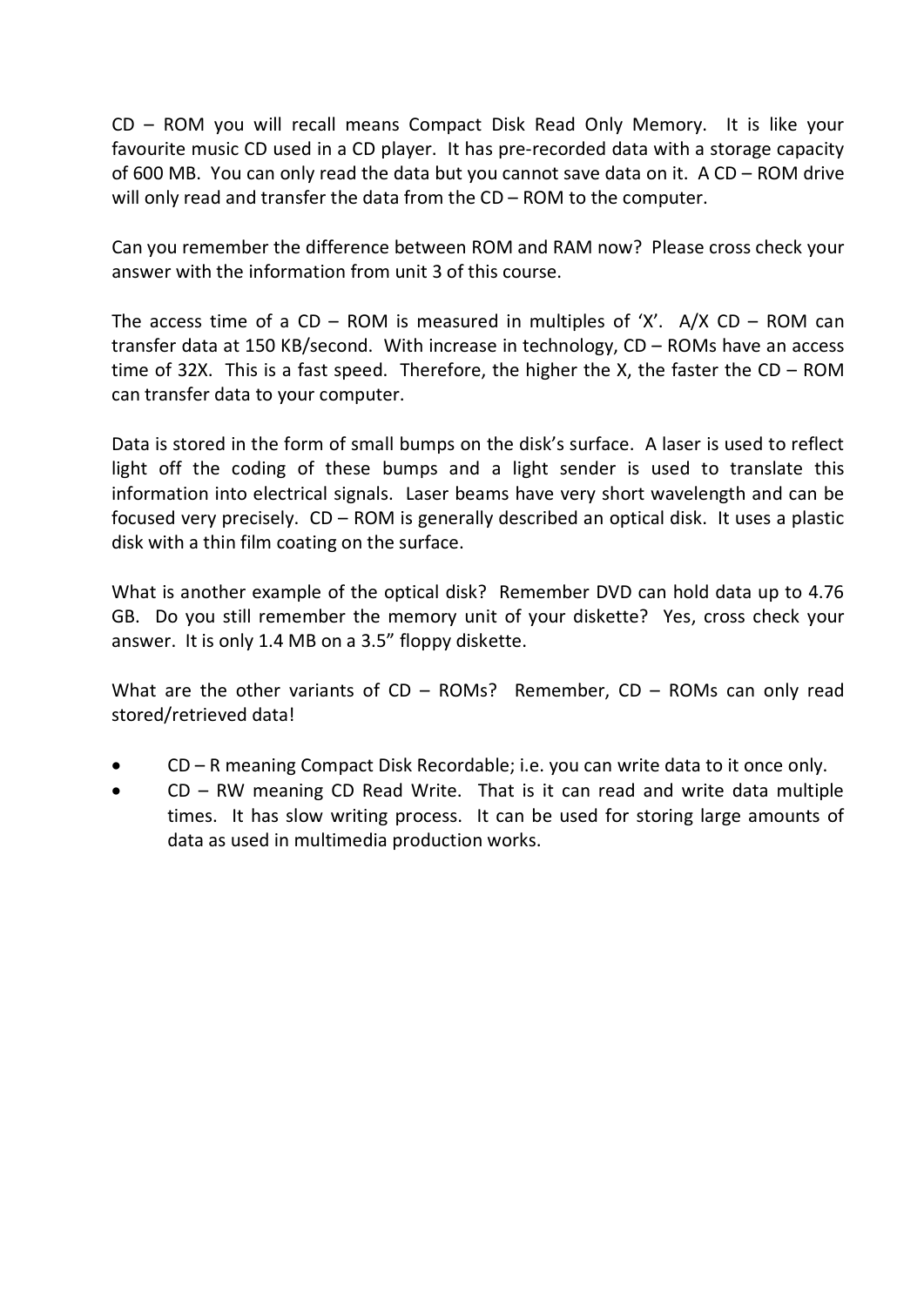CD – ROM you will recall means Compact Disk Read Only Memory. It is like your favourite music CD used in a CD player. It has pre-recorded data with a storage capacity of 600 MB. You can only read the data but you cannot save data on it. A CD – ROM drive will only read and transfer the data from the CD – ROM to the computer.

Can you remember the difference between ROM and RAM now? Please cross check your answer with the information from unit 3 of this course.

The access time of a CD – ROM is measured in multiples of 'X'. A/X CD – ROM can transfer data at 150 KB/second. With increase in technology, CD – ROMs have an access time of 32X. This is a fast speed. Therefore, the higher the X, the faster the CD – ROM can transfer data to your computer.

Data is stored in the form of small bumps on the disk's surface. A laser is used to reflect light off the coding of these bumps and a light sender is used to translate this information into electrical signals. Laser beams have very short wavelength and can be focused very precisely. CD – ROM is generally described an optical disk. It uses a plastic disk with a thin film coating on the surface.

What is another example of the optical disk? Remember DVD can hold data up to 4.76 GB. Do you still remember the memory unit of your diskette? Yes, cross check your answer. It is only 1.4 MB on a 3.5" floppy diskette.

What are the other variants of CD – ROMs? Remember, CD – ROMs can only read stored/retrieved data!

- CD – R meaning Compact Disk Recordable; i.e. you can write data to it once only.
- CD – RW meaning CD Read Write. That is it can read and write data multiple times. It has slow writing process. It can be used for storing large amounts of data as used in multimedia production works.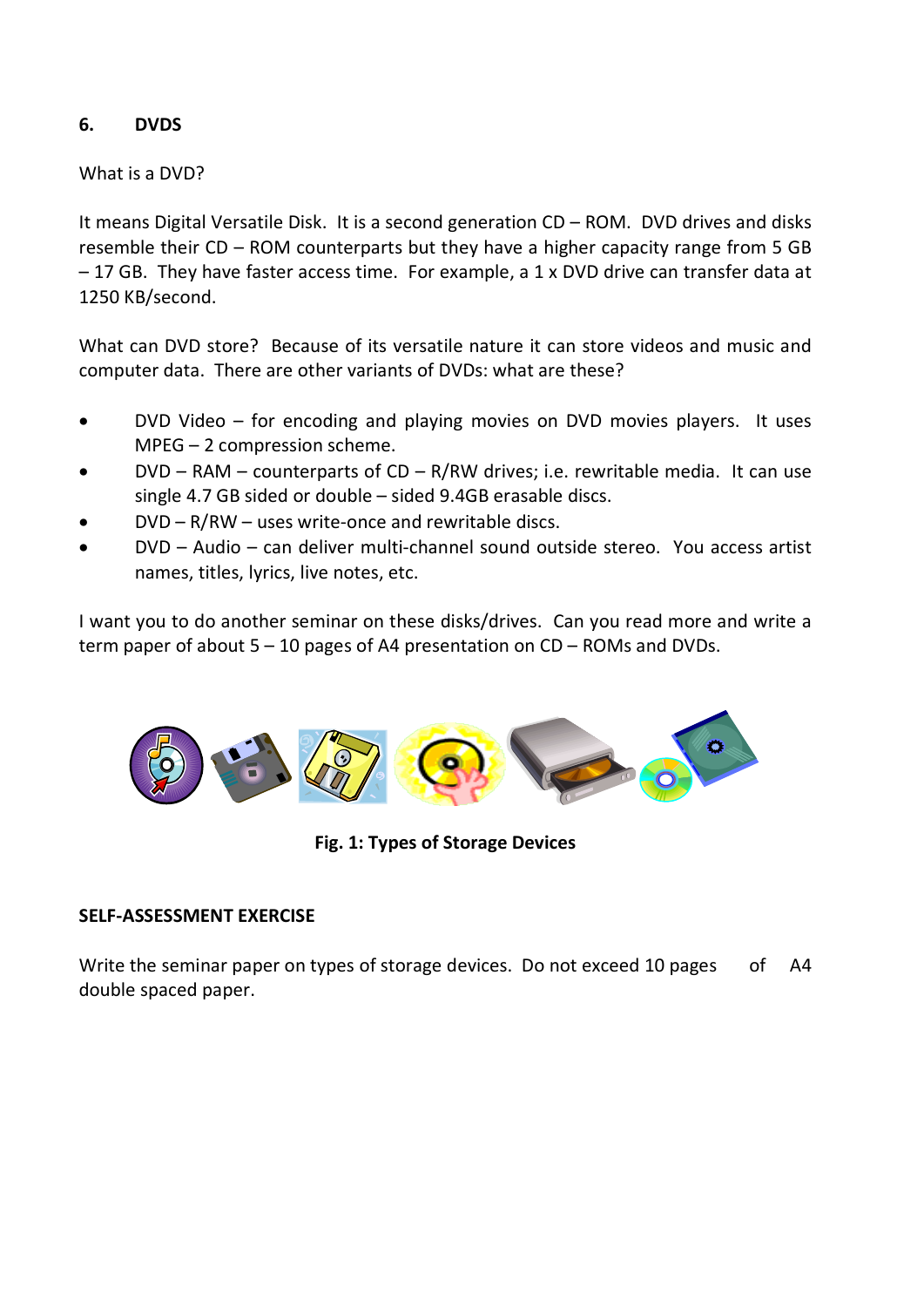## 6. DVDS

What is a DVD?

It means Digital Versatile Disk. It is a second generation CD – ROM. DVD drives and disks resemble their CD – ROM counterparts but they have a higher capacity range from 5 GB – 17 GB. They have faster access time. For example, a 1 x DVD drive can transfer data at 1250 KB/second.

What can DVD store? Because of its versatile nature it can store videos and music and computer data. There are other variants of DVDs: what are these?

- DVD Video – for encoding and playing movies on DVD movies players. It uses MPEG – 2 compression scheme.
- DVD – RAM – counterparts of CD – R/RW drives; i.e. rewritable media. It can use single 4.7 GB sided or double – sided 9.4GB erasable discs.
- DVD – R/RW – uses write-once and rewritable discs.
- DVD – Audio – can deliver multi-channel sound outside stereo. You access artist names, titles, lyrics, live notes, etc.

I want you to do another seminar on these disks/drives. Can you read more and write a term paper of about 5 – 10 pages of A4 presentation on CD – ROMs and DVDs.

**Fig. 1: Types of Storage Devices**

**SELF-ASSESSMENT EXERCISE**

Write the seminar paper on types of storage devices. Do not exceed 10 pages of A4 double spaced paper.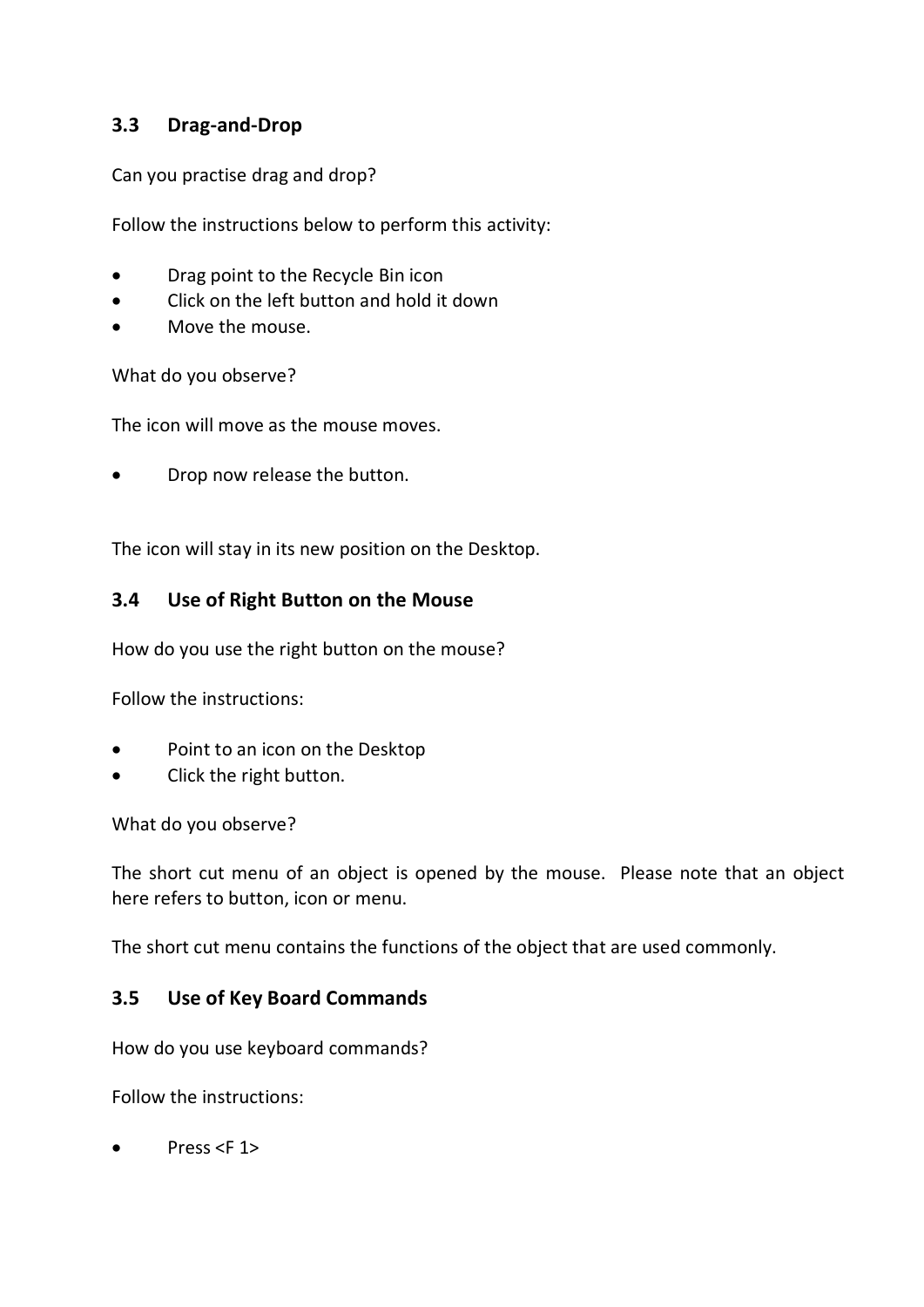## 3.3 Drag-and-Drop

Can you practise drag and drop?

Follow the instructions below to perform this activity:

- Drag point to the Recycle Bin icon
- Click on the left button and hold it down
- Move the mouse.

What do you observe?

The icon will move as the mouse moves.

- Drop now release the button.

The icon will stay in its new position on the Desktop.

## 3.4 Use of Right Button on the Mouse

How do you use the right button on the mouse?

Follow the instructions:

- Point to an icon on the Desktop
- Click the right button.

What do you observe?

The short cut menu of an object is opened by the mouse. Please note that an object here refers to button, icon or menu.

The short cut menu contains the functions of the object that are used commonly.

## 3.5 Use of Key Board Commands

How do you use keyboard commands?

Follow the instructions:

- Press <F 1>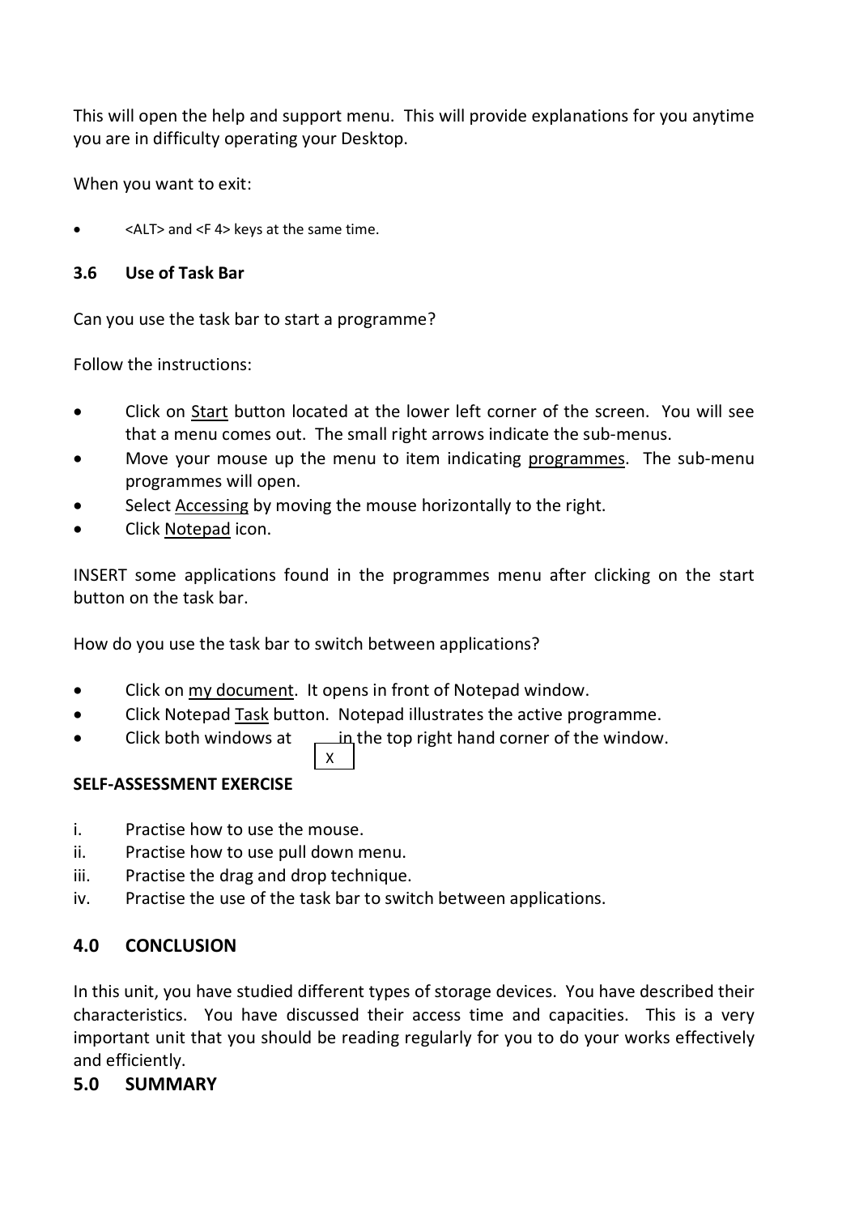This will open the help and support menu. This will provide explanations for you anytime you are in difficulty operating your Desktop.

When you want to exit:

- <ALT> and <F 4> keys at the same time.

### 3.6 Use of Task Bar

Can you use the task bar to start a programme?

Follow the instructions:

- Click on Start button located at the lower left corner of the screen. You will see that a menu comes out. The small right arrows indicate the sub-menus.
- Move your mouse up the menu to item indicating programmes. The sub-menu programmes will open.
- Select Accessing by moving the mouse horizontally to the right.
- Click Notepad icon.

INSERT some applications found in the programmes menu after clicking on the start button on the task bar.

How do you use the task bar to switch between applications?

- Click on my document. It opens in front of Notepad window.
- Click Notepad Task button. Notepad illustrates the active programme.
- Click both windows at X in the top right hand corner of the window.

**SELF-ASSESSMENT EXERCISE**

i. Practise how to use the mouse.
ii. Practise how to use pull down menu.
iii. Practise the drag and drop technique.
iv. Practise the use of the task bar to switch between applications.

## 4.0 CONCLUSION

In this unit, you have studied different types of storage devices. You have described their characteristics. You have discussed their access time and capacities. This is a very important unit that you should be reading regularly for you to do your works effectively and efficiently.

## 5.0 SUMMARY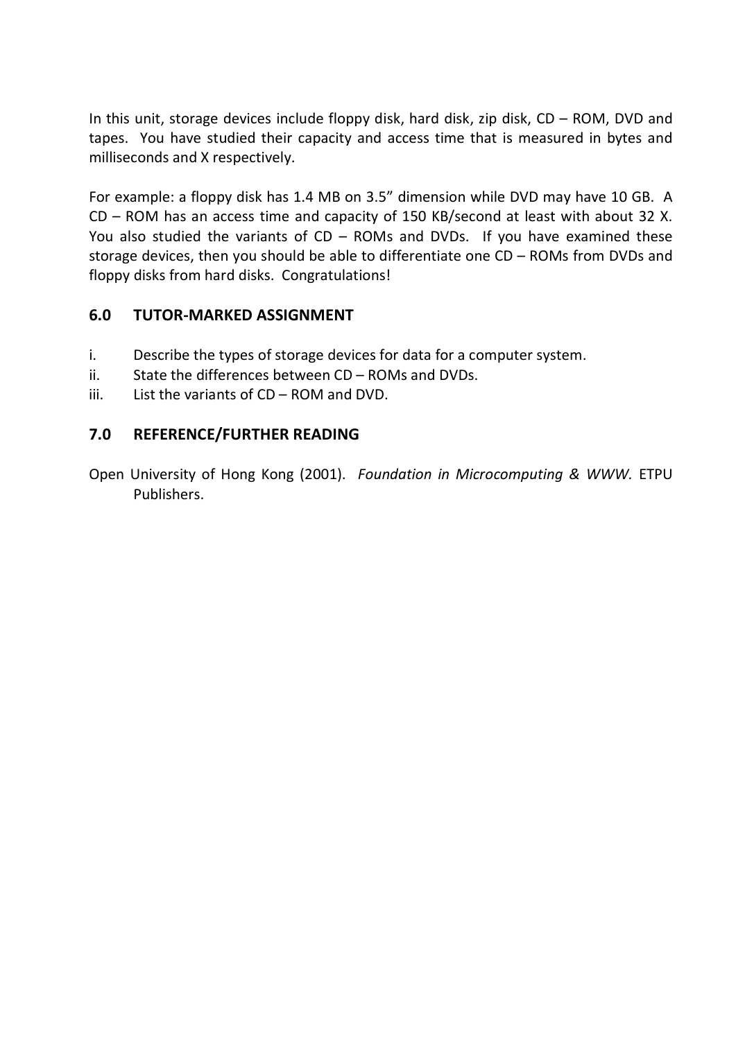In this unit, storage devices include floppy disk, hard disk, zip disk, CD – ROM, DVD and tapes. You have studied their capacity and access time that is measured in bytes and milliseconds and X respectively.

For example: a floppy disk has 1.4 MB on 3.5" dimension while DVD may have 10 GB. A CD – ROM has an access time and capacity of 150 KB/second at least with about 32 X. You also studied the variants of CD – ROMs and DVDs. If you have examined these storage devices, then you should be able to differentiate one CD – ROMs from DVDs and floppy disks from hard disks. Congratulations!

## 6.0 TUTOR-MARKED ASSIGNMENT

i. Describe the types of storage devices for data for a computer system.
ii. State the differences between CD – ROMs and DVDs.
iii. List the variants of CD – ROM and DVD.

## 7.0 REFERENCE/FURTHER READING

Open University of Hong Kong (2001). *Foundation in Microcomputing & WWW.* ETPU Publishers.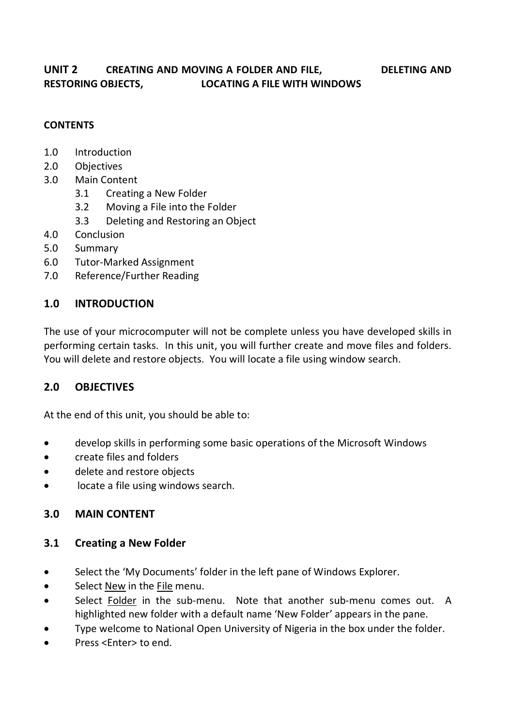## UNIT 2 CREATING AND MOVING A FOLDER AND FILE, DELETING AND RESTORING OBJECTS, LOCATING A FILE WITH WINDOWS

**CONTENTS**

1.0 Introduction
2.0 Objectives
3.0 Main Content
  3.1 Creating a New Folder
  3.2 Moving a File into the Folder
  3.3 Deleting and Restoring an Object
4.0 Conclusion
5.0 Summary
6.0 Tutor-Marked Assignment
7.0 Reference/Further Reading

### 1.0 INTRODUCTION

The use of your microcomputer will not be complete unless you have developed skills in performing certain tasks. In this unit, you will further create and move files and folders. You will delete and restore objects. You will locate a file using window search.

### 2.0 OBJECTIVES

At the end of this unit, you should be able to:

- develop skills in performing some basic operations of the Microsoft Windows
- create files and folders
- delete and restore objects
- locate a file using windows search.

### 3.0 MAIN CONTENT

### 3.1 Creating a New Folder

- Select the 'My Documents' folder in the left pane of Windows Explorer.
- Select <u>New</u> in the <u>File</u> menu.
- Select <u>Folder</u> in the sub-menu. Note that another sub-menu comes out. A highlighted new folder with a default name 'New Folder' appears in the pane.
- Type welcome to National Open University of Nigeria in the box under the folder.
- Press <Enter> to end.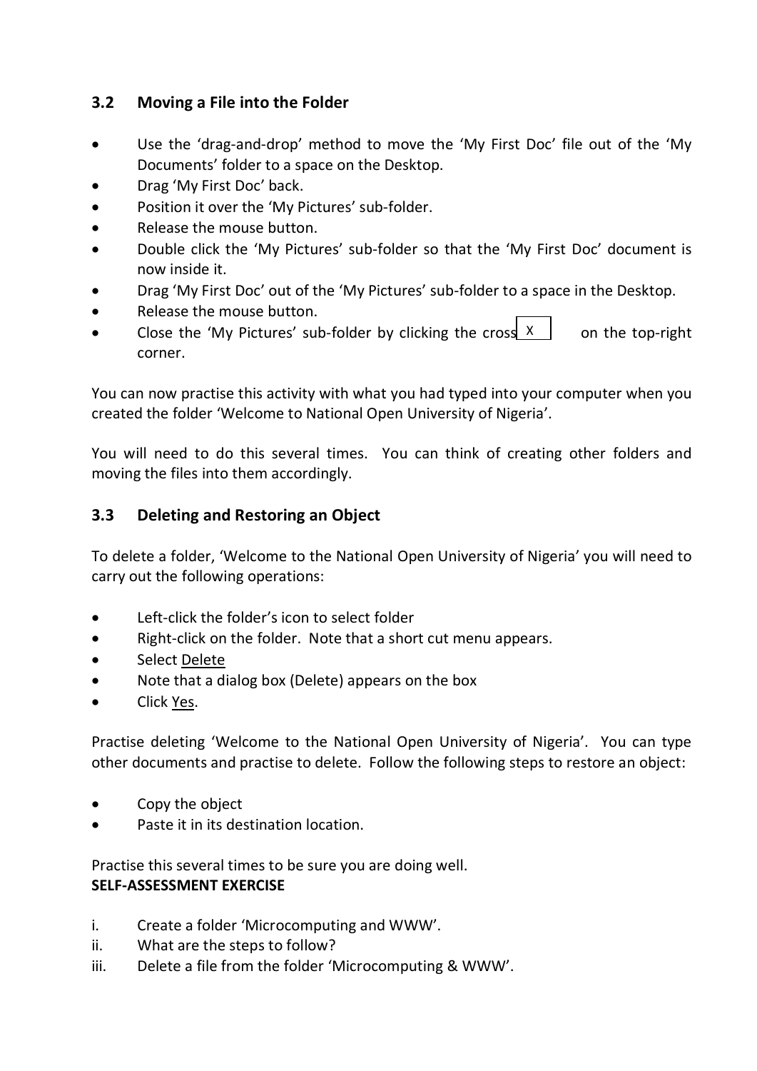## 3.2 Moving a File into the Folder

- Use the 'drag-and-drop' method to move the 'My First Doc' file out of the 'My Documents' folder to a space on the Desktop.
- Drag 'My First Doc' back.
- Position it over the 'My Pictures' sub-folder.
- Release the mouse button.
- Double click the 'My Pictures' sub-folder so that the 'My First Doc' document is now inside it.
- Drag 'My First Doc' out of the 'My Pictures' sub-folder to a space in the Desktop.
- Release the mouse button.
- Close the 'My Pictures' sub-folder by clicking the cross X on the top-right corner.

You can now practise this activity with what you had typed into your computer when you created the folder 'Welcome to National Open University of Nigeria'.

You will need to do this several times. You can think of creating other folders and moving the files into them accordingly.

## 3.3 Deleting and Restoring an Object

To delete a folder, 'Welcome to the National Open University of Nigeria' you will need to carry out the following operations:

- Left-click the folder's icon to select folder
- Right-click on the folder. Note that a short cut menu appears.
- Select Delete
- Note that a dialog box (Delete) appears on the box
- Click Yes.

Practise deleting 'Welcome to the National Open University of Nigeria'. You can type other documents and practise to delete. Follow the following steps to restore an object:

- Copy the object
- Paste it in its destination location.

Practise this several times to be sure you are doing well.

**SELF-ASSESSMENT EXERCISE**

i. Create a folder 'Microcomputing and WWW'.
ii. What are the steps to follow?
iii. Delete a file from the folder 'Microcomputing & WWW'.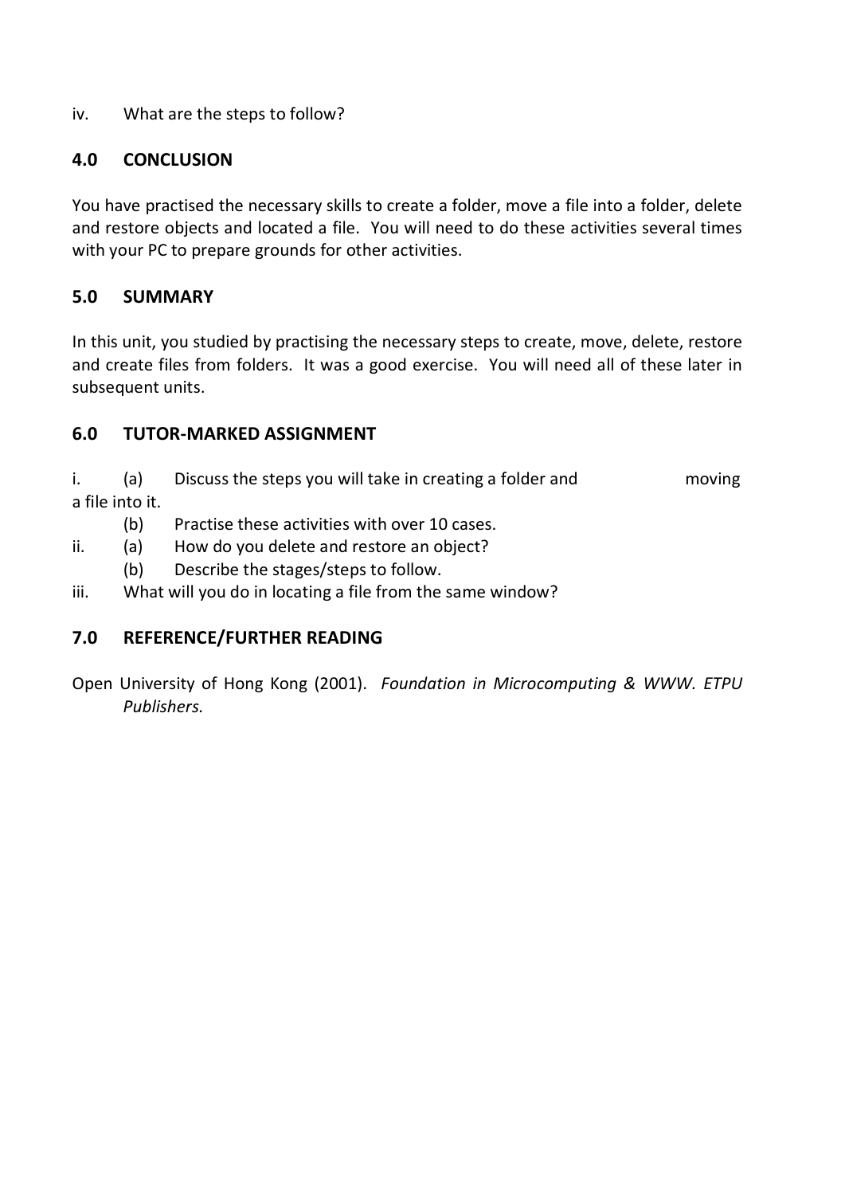iv. What are the steps to follow?

## 4.0 CONCLUSION

You have practised the necessary skills to create a folder, move a file into a folder, delete and restore objects and located a file. You will need to do these activities several times with your PC to prepare grounds for other activities.

## 5.0 SUMMARY

In this unit, you studied by practising the necessary steps to create, move, delete, restore and create files from folders. It was a good exercise. You will need all of these later in subsequent units.

## 6.0 TUTOR-MARKED ASSIGNMENT

i. (a) Discuss the steps you will take in creating a folder and moving a file into it.
   (b) Practise these activities with over 10 cases.
ii. (a) How do you delete and restore an object?
   (b) Describe the stages/steps to follow.
iii. What will you do in locating a file from the same window?

## 7.0 REFERENCE/FURTHER READING

Open University of Hong Kong (2001). *Foundation in Microcomputing & WWW. ETPU Publishers.*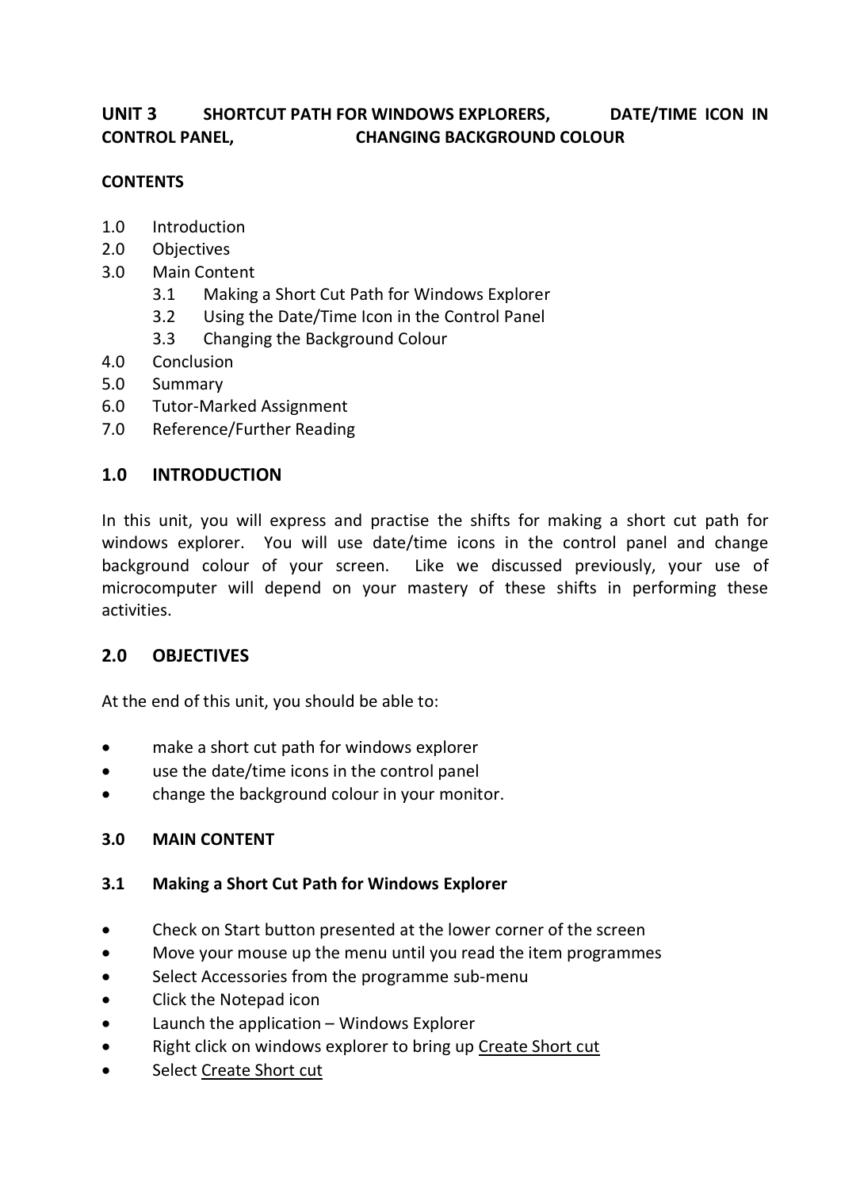## UNIT 3 SHORTCUT PATH FOR WINDOWS EXPLORERS, DATE/TIME ICON IN CONTROL PANEL, CHANGING BACKGROUND COLOUR

**CONTENTS**

1.0 Introduction
2.0 Objectives
3.0 Main Content
    3.1 Making a Short Cut Path for Windows Explorer
    3.2 Using the Date/Time Icon in the Control Panel
    3.3 Changing the Background Colour
4.0 Conclusion
5.0 Summary
6.0 Tutor-Marked Assignment
7.0 Reference/Further Reading

### 1.0 INTRODUCTION

In this unit, you will express and practise the shifts for making a short cut path for windows explorer. You will use date/time icons in the control panel and change background colour of your screen. Like we discussed previously, your use of microcomputer will depend on your mastery of these shifts in performing these activities.

### 2.0 OBJECTIVES

At the end of this unit, you should be able to:

- make a short cut path for windows explorer
- use the date/time icons in the control panel
- change the background colour in your monitor.

### 3.0 MAIN CONTENT

#### 3.1 Making a Short Cut Path for Windows Explorer

- Check on Start button presented at the lower corner of the screen
- Move your mouse up the menu until you read the item programmes
- Select Accessories from the programme sub-menu
- Click the Notepad icon
- Launch the application – Windows Explorer
- Right click on windows explorer to bring up Create Short cut
- Select Create Short cut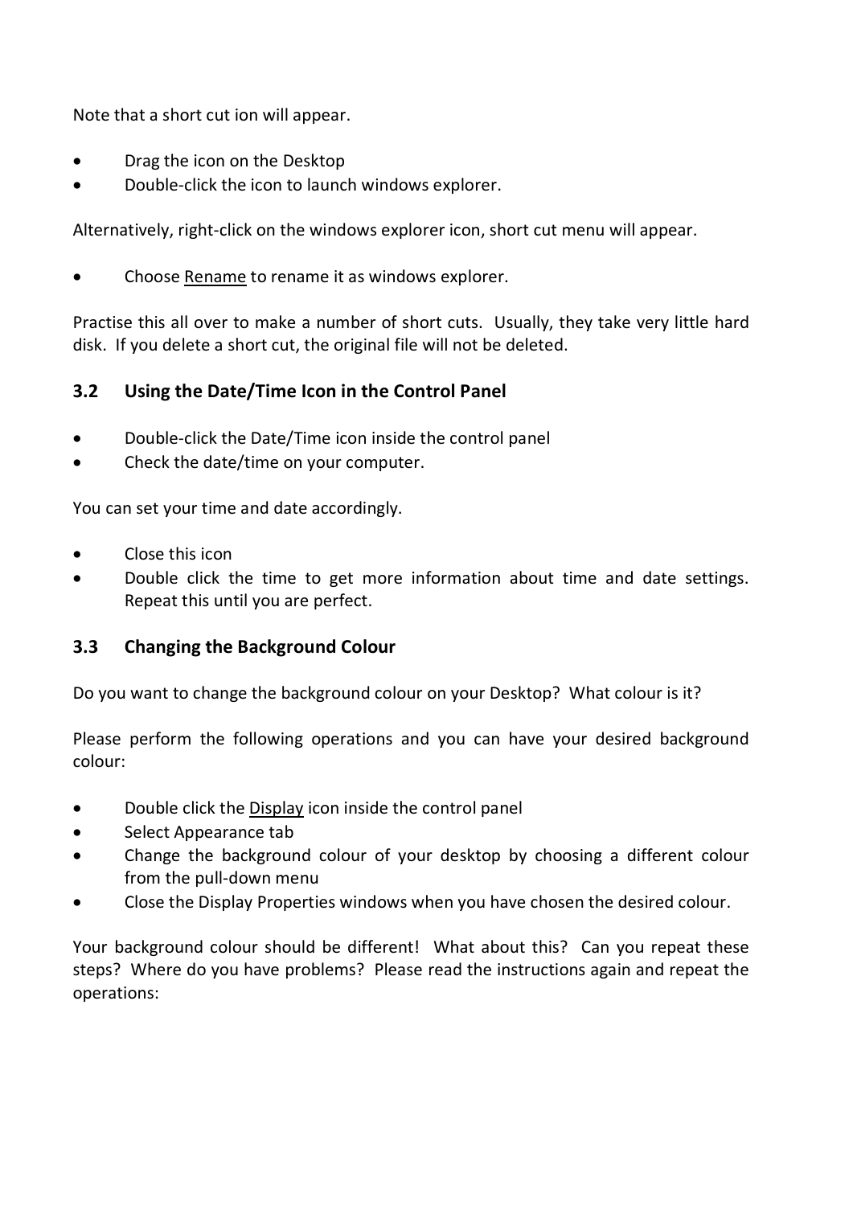Note that a short cut ion will appear.

- Drag the icon on the Desktop
- Double-click the icon to launch windows explorer.

Alternatively, right-click on the windows explorer icon, short cut menu will appear.

- Choose Rename to rename it as windows explorer.

Practise this all over to make a number of short cuts. Usually, they take very little hard disk. If you delete a short cut, the original file will not be deleted.

### 3.2 Using the Date/Time Icon in the Control Panel

- Double-click the Date/Time icon inside the control panel
- Check the date/time on your computer.

You can set your time and date accordingly.

- Close this icon
- Double click the time to get more information about time and date settings. Repeat this until you are perfect.

### 3.3 Changing the Background Colour

Do you want to change the background colour on your Desktop? What colour is it?

Please perform the following operations and you can have your desired background colour:

- Double click the Display icon inside the control panel
- Select Appearance tab
- Change the background colour of your desktop by choosing a different colour from the pull-down menu
- Close the Display Properties windows when you have chosen the desired colour.

Your background colour should be different! What about this? Can you repeat these steps? Where do you have problems? Please read the instructions again and repeat the operations: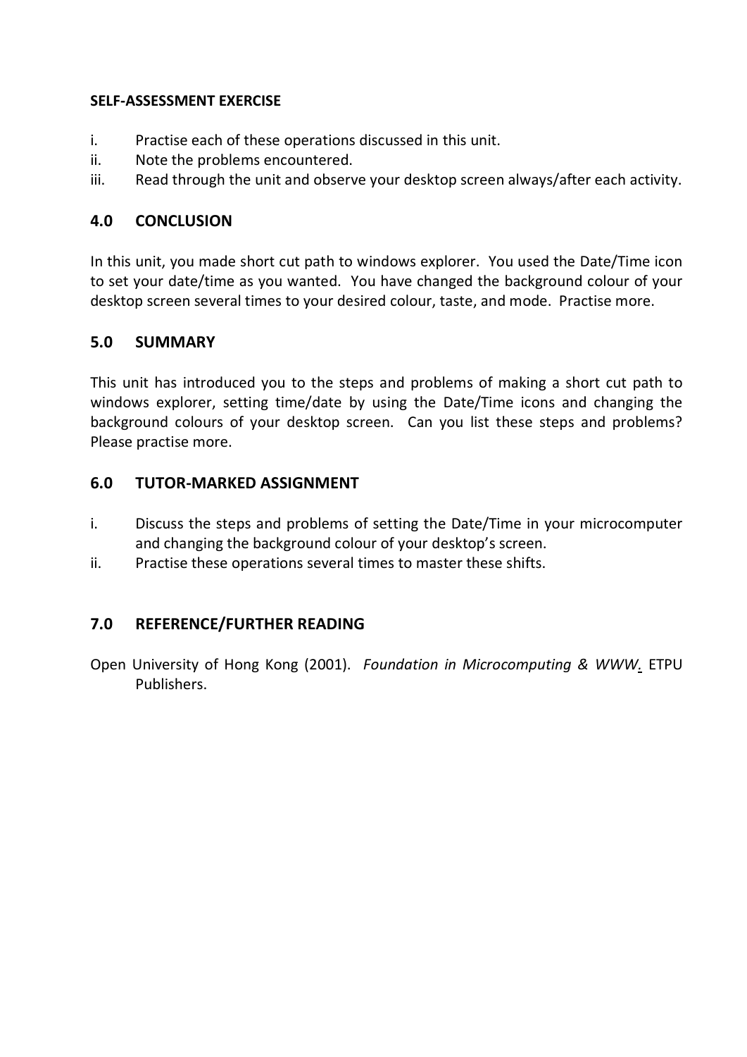**SELF-ASSESSMENT EXERCISE**

i. Practise each of these operations discussed in this unit.
ii. Note the problems encountered.
iii. Read through the unit and observe your desktop screen always/after each activity.

## 4.0 CONCLUSION

In this unit, you made short cut path to windows explorer. You used the Date/Time icon to set your date/time as you wanted. You have changed the background colour of your desktop screen several times to your desired colour, taste, and mode. Practise more.

## 5.0 SUMMARY

This unit has introduced you to the steps and problems of making a short cut path to windows explorer, setting time/date by using the Date/Time icons and changing the background colours of your desktop screen. Can you list these steps and problems? Please practise more.

## 6.0 TUTOR-MARKED ASSIGNMENT

i. Discuss the steps and problems of setting the Date/Time in your microcomputer and changing the background colour of your desktop's screen.
ii. Practise these operations several times to master these shifts.

## 7.0 REFERENCE/FURTHER READING

Open University of Hong Kong (2001). *Foundation in Microcomputing & WWW*. ETPU Publishers.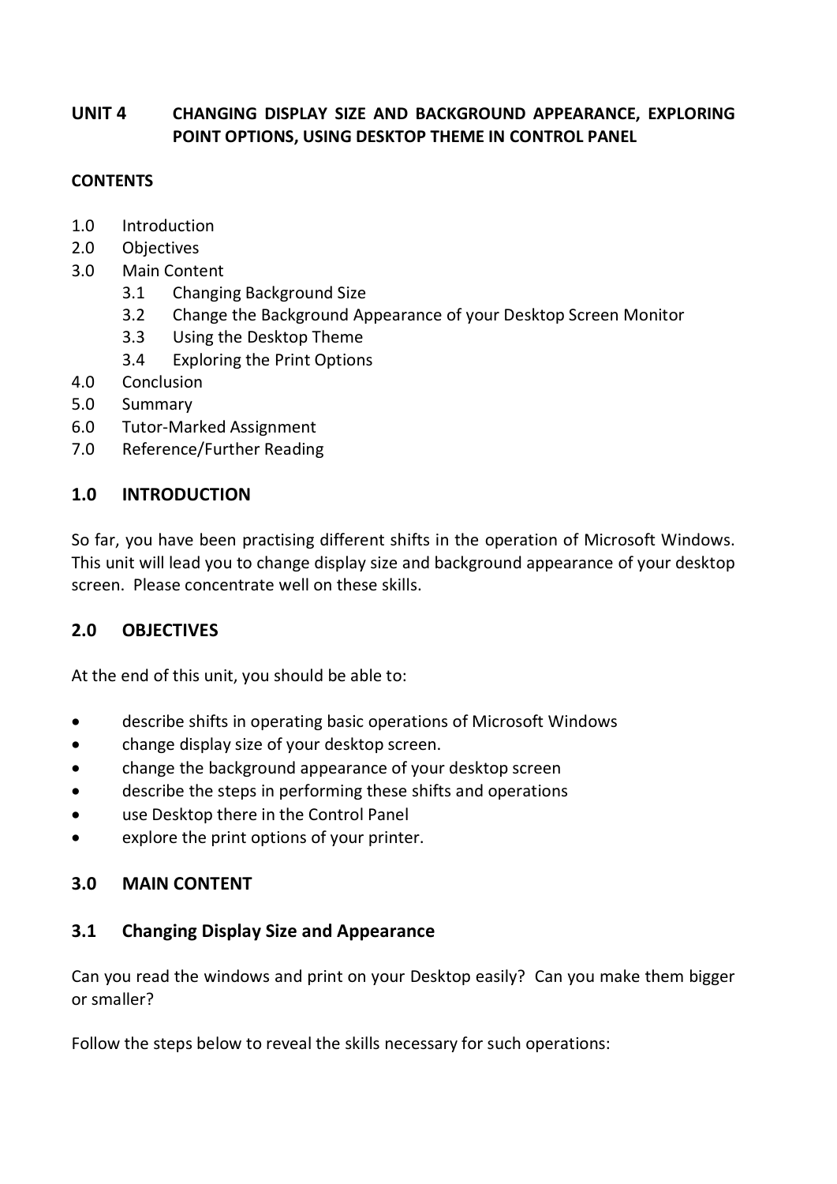## UNIT 4 CHANGING DISPLAY SIZE AND BACKGROUND APPEARANCE, EXPLORING POINT OPTIONS, USING DESKTOP THEME IN CONTROL PANEL

**CONTENTS**

- 1.0 Introduction
- 2.0 Objectives
- 3.0 Main Content
  - 3.1 Changing Background Size
  - 3.2 Change the Background Appearance of your Desktop Screen Monitor
  - 3.3 Using the Desktop Theme
  - 3.4 Exploring the Print Options
- 4.0 Conclusion
- 5.0 Summary
- 6.0 Tutor-Marked Assignment
- 7.0 Reference/Further Reading

### 1.0 INTRODUCTION

So far, you have been practising different shifts in the operation of Microsoft Windows. This unit will lead you to change display size and background appearance of your desktop screen. Please concentrate well on these skills.

### 2.0 OBJECTIVES

At the end of this unit, you should be able to:

- describe shifts in operating basic operations of Microsoft Windows
- change display size of your desktop screen.
- change the background appearance of your desktop screen
- describe the steps in performing these shifts and operations
- use Desktop there in the Control Panel
- explore the print options of your printer.

### 3.0 MAIN CONTENT

### 3.1 Changing Display Size and Appearance

Can you read the windows and print on your Desktop easily? Can you make them bigger or smaller?

Follow the steps below to reveal the skills necessary for such operations: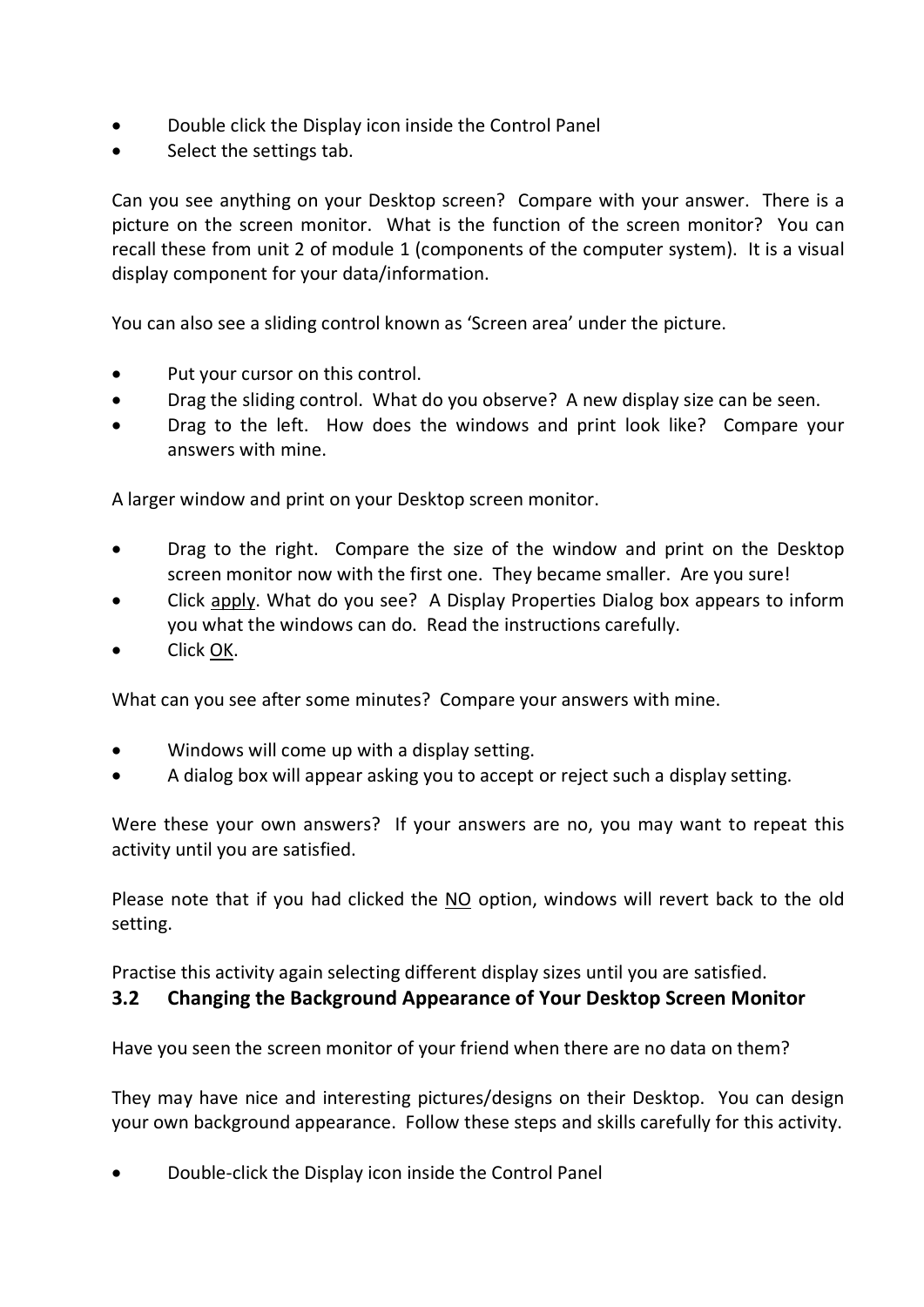- Double click the Display icon inside the Control Panel
- Select the settings tab.

Can you see anything on your Desktop screen? Compare with your answer. There is a picture on the screen monitor. What is the function of the screen monitor? You can recall these from unit 2 of module 1 (components of the computer system). It is a visual display component for your data/information.

You can also see a sliding control known as 'Screen area' under the picture.

- Put your cursor on this control.
- Drag the sliding control. What do you observe? A new display size can be seen.
- Drag to the left. How does the windows and print look like? Compare your answers with mine.

A larger window and print on your Desktop screen monitor.

- Drag to the right. Compare the size of the window and print on the Desktop screen monitor now with the first one. They became smaller. Are you sure!
- Click <u>apply</u>. What do you see? A Display Properties Dialog box appears to inform you what the windows can do. Read the instructions carefully.
- Click <u>OK</u>.

What can you see after some minutes? Compare your answers with mine.

- Windows will come up with a display setting.
- A dialog box will appear asking you to accept or reject such a display setting.

Were these your own answers? If your answers are no, you may want to repeat this activity until you are satisfied.

Please note that if you had clicked the <u>NO</u> option, windows will revert back to the old setting.

Practise this activity again selecting different display sizes until you are satisfied.

### 3.2 Changing the Background Appearance of Your Desktop Screen Monitor

Have you seen the screen monitor of your friend when there are no data on them?

They may have nice and interesting pictures/designs on their Desktop. You can design your own background appearance. Follow these steps and skills carefully for this activity.

- Double-click the Display icon inside the Control Panel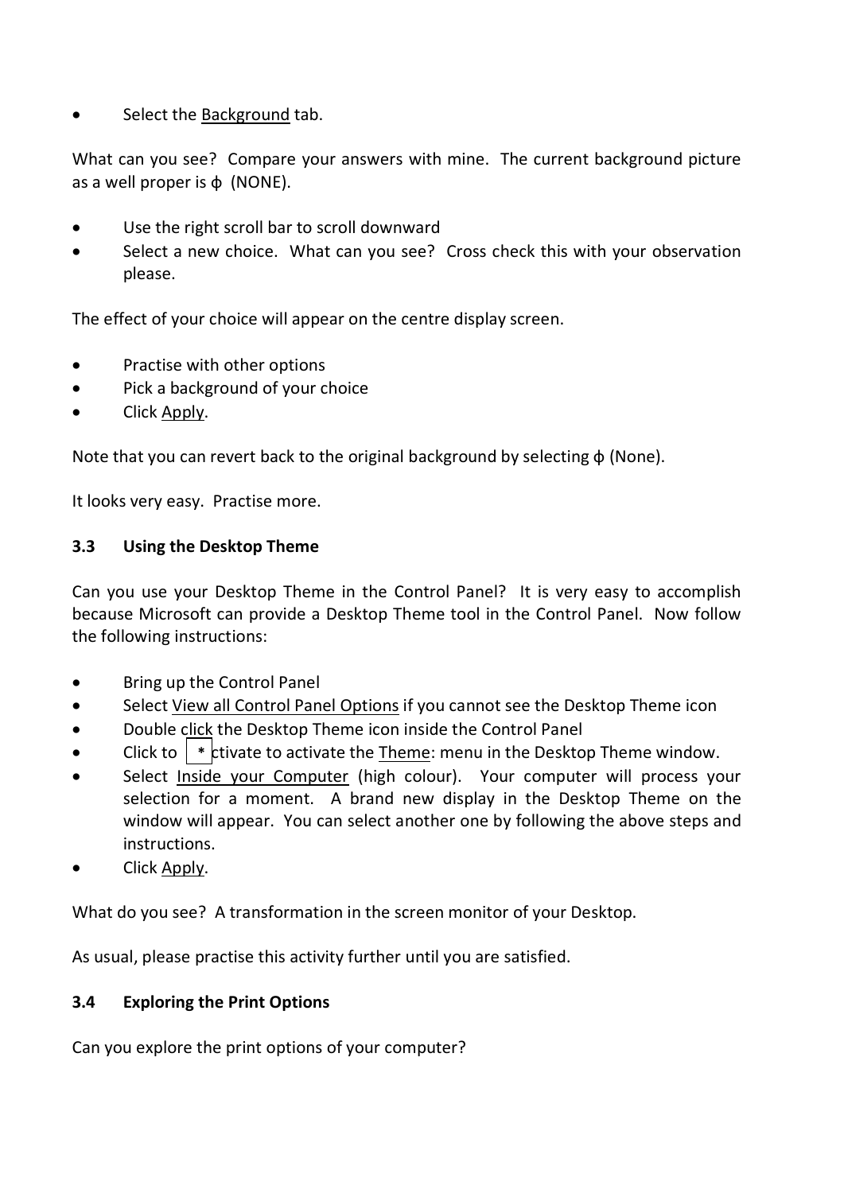- Select the Background tab.

What can you see? Compare your answers with mine. The current background picture as a well proper is ϕ (NONE).

- Use the right scroll bar to scroll downward
- Select a new choice. What can you see? Cross check this with your observation please.

The effect of your choice will appear on the centre display screen.

- Practise with other options
- Pick a background of your choice
- Click Apply.

Note that you can revert back to the original background by selecting ϕ (None).

It looks very easy. Practise more.

### 3.3 Using the Desktop Theme

Can you use your Desktop Theme in the Control Panel? It is very easy to accomplish because Microsoft can provide a Desktop Theme tool in the Control Panel. Now follow the following instructions:

- Bring up the Control Panel
- Select View all Control Panel Options if you cannot see the Desktop Theme icon
- Double click the Desktop Theme icon inside the Control Panel
- Click to * ctivate to activate the Theme: menu in the Desktop Theme window.
- Select Inside your Computer (high colour). Your computer will process your selection for a moment. A brand new display in the Desktop Theme on the window will appear. You can select another one by following the above steps and instructions.
- Click Apply.

What do you see? A transformation in the screen monitor of your Desktop.

As usual, please practise this activity further until you are satisfied.

### 3.4 Exploring the Print Options

Can you explore the print options of your computer?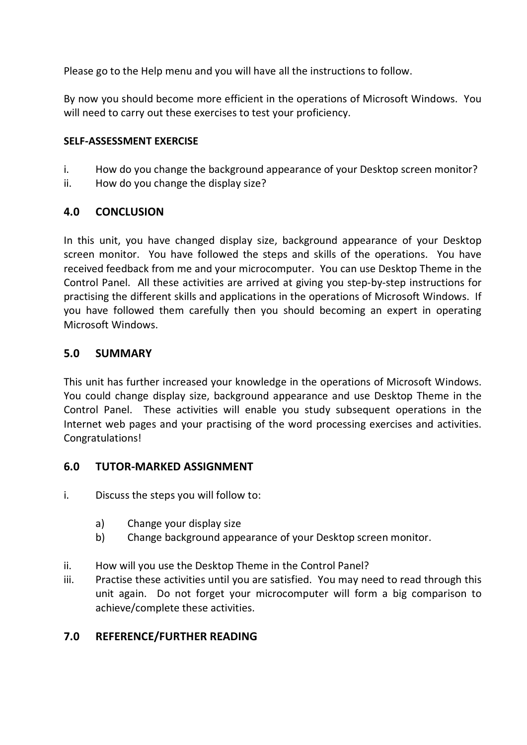Please go to the Help menu and you will have all the instructions to follow.

By now you should become more efficient in the operations of Microsoft Windows. You will need to carry out these exercises to test your proficiency.

**SELF-ASSESSMENT EXERCISE**

i. How do you change the background appearance of your Desktop screen monitor?
ii. How do you change the display size?

## 4.0 CONCLUSION

In this unit, you have changed display size, background appearance of your Desktop screen monitor. You have followed the steps and skills of the operations. You have received feedback from me and your microcomputer. You can use Desktop Theme in the Control Panel. All these activities are arrived at giving you step-by-step instructions for practising the different skills and applications in the operations of Microsoft Windows. If you have followed them carefully then you should becoming an expert in operating Microsoft Windows.

## 5.0 SUMMARY

This unit has further increased your knowledge in the operations of Microsoft Windows. You could change display size, background appearance and use Desktop Theme in the Control Panel. These activities will enable you study subsequent operations in the Internet web pages and your practising of the word processing exercises and activities. Congratulations!

## 6.0 TUTOR-MARKED ASSIGNMENT

i. Discuss the steps you will follow to:

   a) Change your display size
   b) Change background appearance of your Desktop screen monitor.

ii. How will you use the Desktop Theme in the Control Panel?
iii. Practise these activities until you are satisfied. You may need to read through this unit again. Do not forget your microcomputer will form a big comparison to achieve/complete these activities.

## 7.0 REFERENCE/FURTHER READING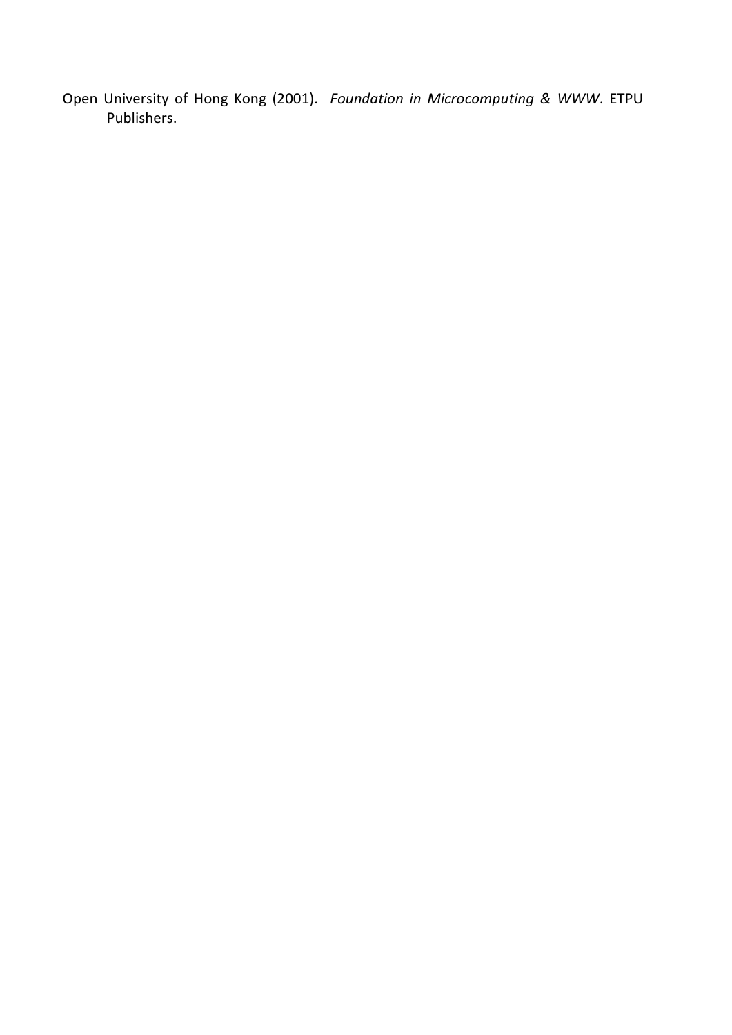Open University of Hong Kong (2001). *Foundation in Microcomputing & WWW*. ETPU Publishers.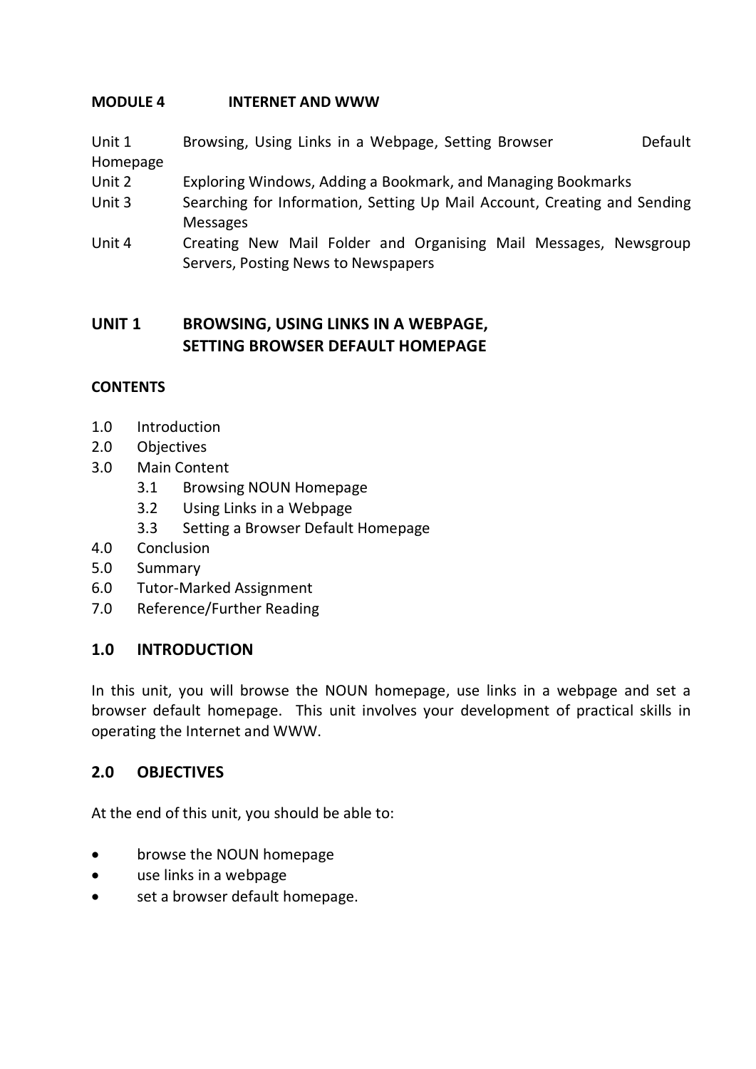**MODULE 4 INTERNET AND WWW**

| | |
|---|---|
| Unit 1 | Browsing, Using Links in a Webpage, Setting Browser Default Homepage |
| Unit 2 | Exploring Windows, Adding a Bookmark, and Managing Bookmarks |
| Unit 3 | Searching for Information, Setting Up Mail Account, Creating and Sending Messages |
| Unit 4 | Creating New Mail Folder and Organising Mail Messages, Newsgroup Servers, Posting News to Newspapers |

## UNIT 1 BROWSING, USING LINKS IN A WEBPAGE, SETTING BROWSER DEFAULT HOMEPAGE

**CONTENTS**

- 1.0 Introduction
- 2.0 Objectives
- 3.0 Main Content
    - 3.1 Browsing NOUN Homepage
    - 3.2 Using Links in a Webpage
    - 3.3 Setting a Browser Default Homepage
- 4.0 Conclusion
- 5.0 Summary
- 6.0 Tutor-Marked Assignment
- 7.0 Reference/Further Reading

### 1.0 INTRODUCTION

In this unit, you will browse the NOUN homepage, use links in a webpage and set a browser default homepage. This unit involves your development of practical skills in operating the Internet and WWW.

### 2.0 OBJECTIVES

At the end of this unit, you should be able to:

- browse the NOUN homepage
- use links in a webpage
- set a browser default homepage.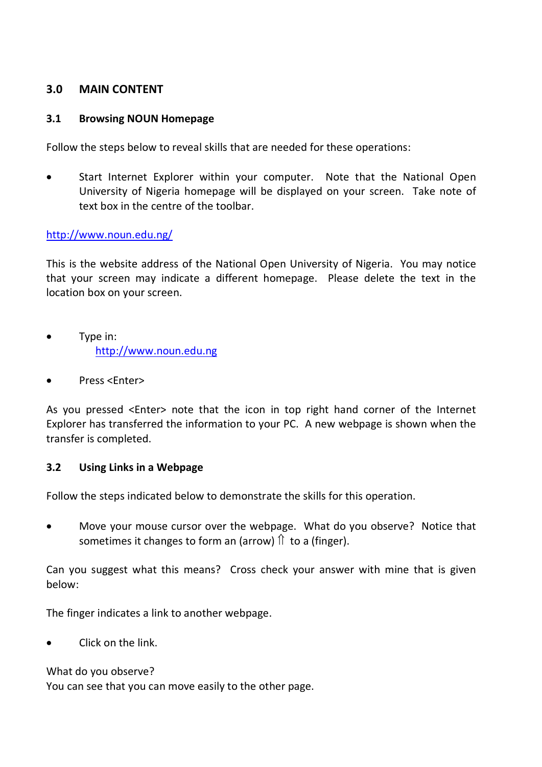## 3.0 MAIN CONTENT

### 3.1 Browsing NOUN Homepage

Follow the steps below to reveal skills that are needed for these operations:

- Start Internet Explorer within your computer. Note that the National Open University of Nigeria homepage will be displayed on your screen. Take note of text box in the centre of the toolbar.

http://www.noun.edu.ng/

This is the website address of the National Open University of Nigeria. You may notice that your screen may indicate a different homepage. Please delete the text in the location box on your screen.

- Type in:
  http://www.noun.edu.ng

- Press <Enter>

As you pressed <Enter> note that the icon in top right hand corner of the Internet Explorer has transferred the information to your PC. A new webpage is shown when the transfer is completed.

### 3.2 Using Links in a Webpage

Follow the steps indicated below to demonstrate the skills for this operation.

- Move your mouse cursor over the webpage. What do you observe? Notice that sometimes it changes to form an (arrow) ⇑ to a (finger).

Can you suggest what this means? Cross check your answer with mine that is given below:

The finger indicates a link to another webpage.

- Click on the link.

What do you observe?
You can see that you can move easily to the other page.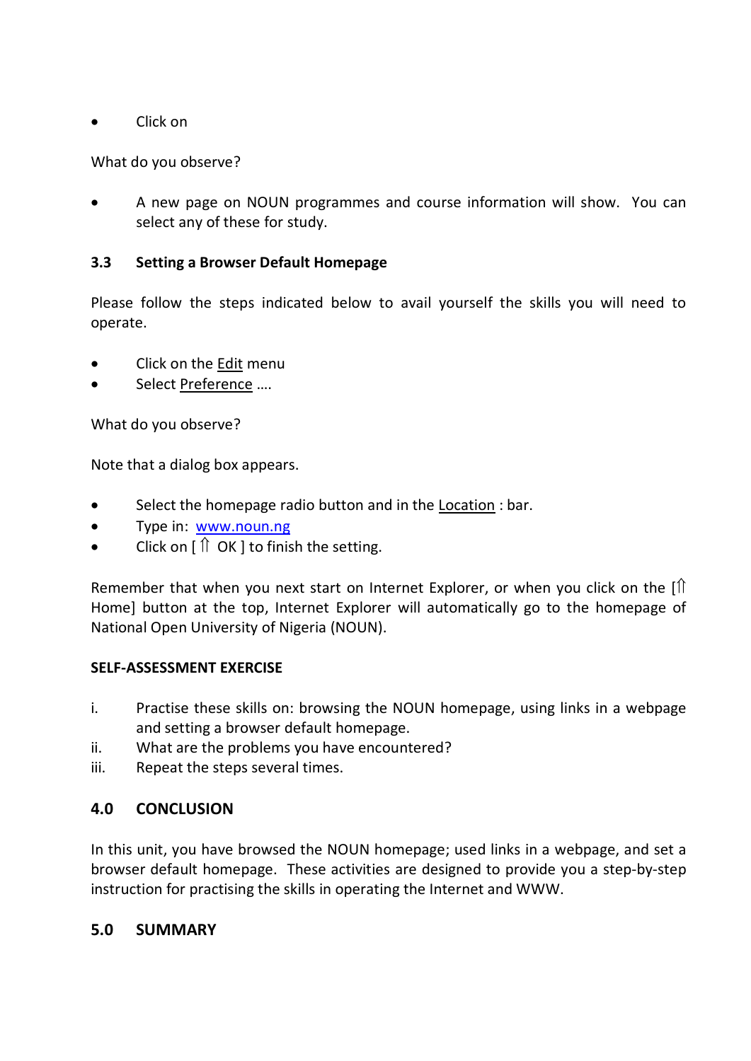- Click on

What do you observe?

- A new page on NOUN programmes and course information will show. You can select any of these for study.

### 3.3 Setting a Browser Default Homepage

Please follow the steps indicated below to avail yourself the skills you will need to operate.

- Click on the Edit menu
- Select Preference ….

What do you observe?

Note that a dialog box appears.

- Select the homepage radio button and in the Location : bar.
- Type in: www.noun.ng
- Click on [ ⥣ OK ] to finish the setting.

Remember that when you next start on Internet Explorer, or when you click on the [⥣ Home] button at the top, Internet Explorer will automatically go to the homepage of National Open University of Nigeria (NOUN).

**SELF-ASSESSMENT EXERCISE**

i. Practise these skills on: browsing the NOUN homepage, using links in a webpage and setting a browser default homepage.
ii. What are the problems you have encountered?
iii. Repeat the steps several times.

## 4.0 CONCLUSION

In this unit, you have browsed the NOUN homepage; used links in a webpage, and set a browser default homepage. These activities are designed to provide you a step-by-step instruction for practising the skills in operating the Internet and WWW.

## 5.0 SUMMARY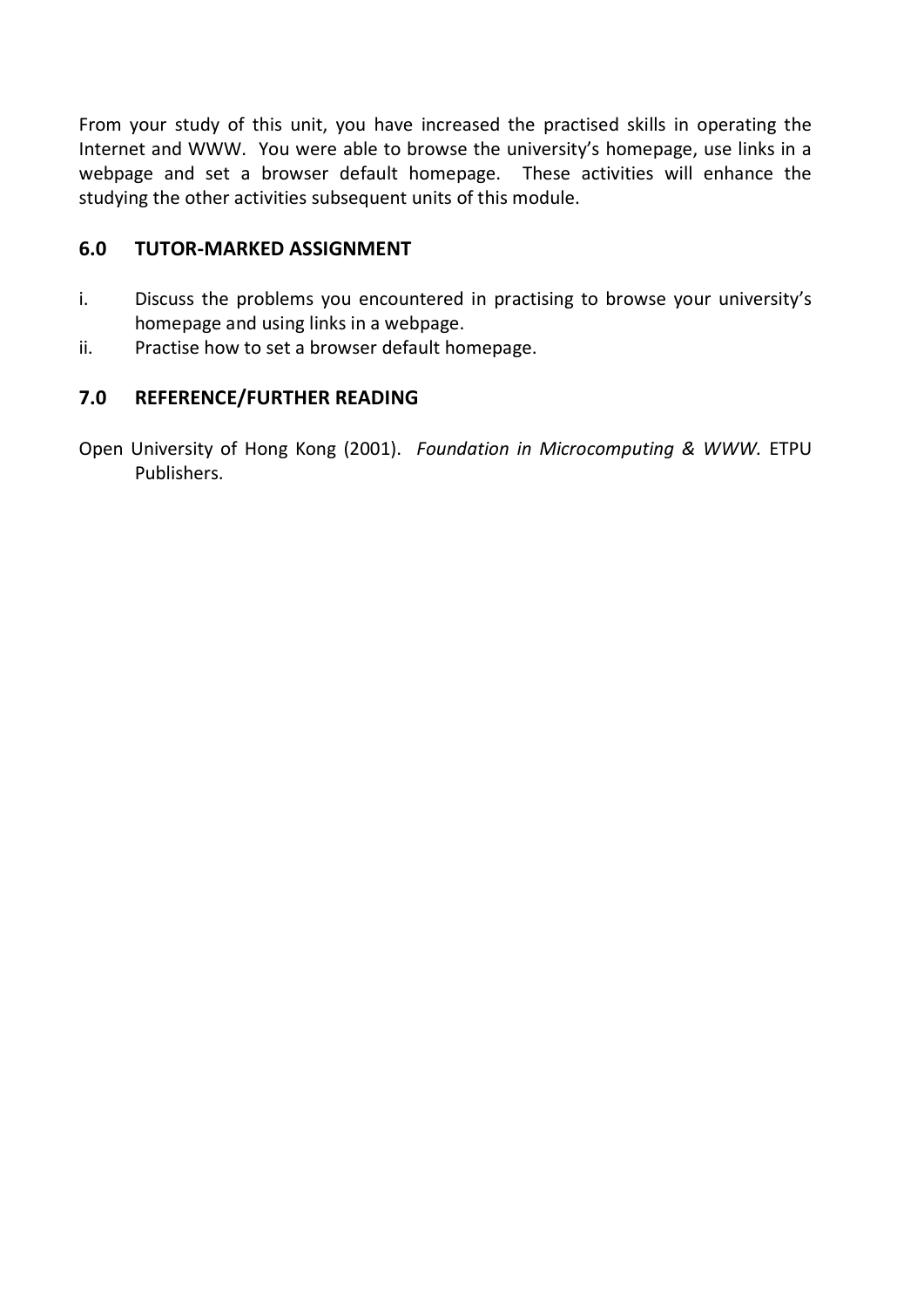From your study of this unit, you have increased the practised skills in operating the Internet and WWW. You were able to browse the university's homepage, use links in a webpage and set a browser default homepage. These activities will enhance the studying the other activities subsequent units of this module.

## 6.0 TUTOR-MARKED ASSIGNMENT

i. Discuss the problems you encountered in practising to browse your university's homepage and using links in a webpage.
ii. Practise how to set a browser default homepage.

## 7.0 REFERENCE/FURTHER READING

Open University of Hong Kong (2001). *Foundation in Microcomputing & WWW*. ETPU Publishers.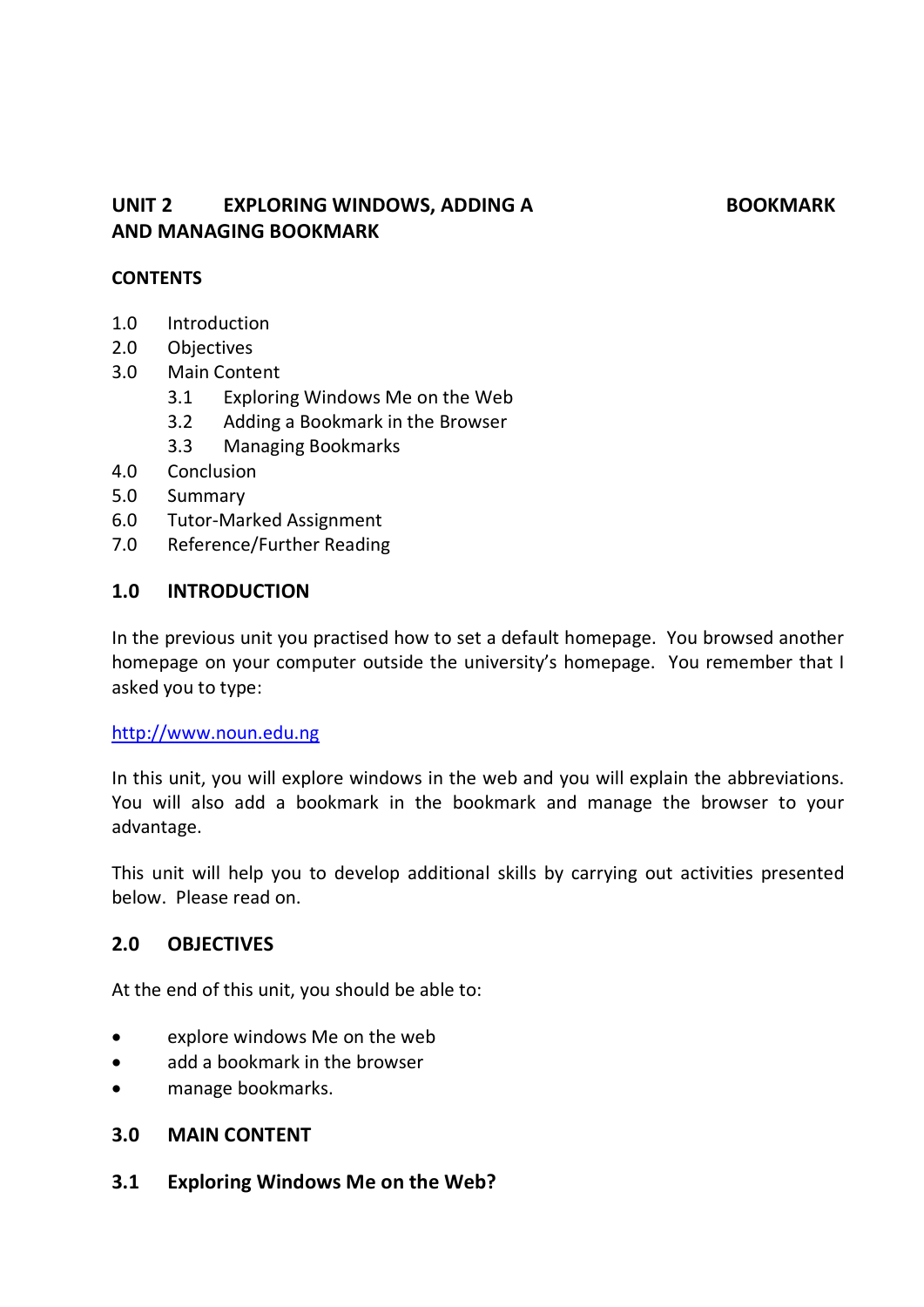## UNIT 2 EXPLORING WINDOWS, ADDING A BOOKMARK AND MANAGING BOOKMARK

**CONTENTS**

1.0 Introduction
2.0 Objectives
3.0 Main Content
  3.1 Exploring Windows Me on the Web
  3.2 Adding a Bookmark in the Browser
  3.3 Managing Bookmarks
4.0 Conclusion
5.0 Summary
6.0 Tutor-Marked Assignment
7.0 Reference/Further Reading

### 1.0 INTRODUCTION

In the previous unit you practised how to set a default homepage. You browsed another homepage on your computer outside the university's homepage. You remember that I asked you to type:

http://www.noun.edu.ng

In this unit, you will explore windows in the web and you will explain the abbreviations. You will also add a bookmark in the bookmark and manage the browser to your advantage.

This unit will help you to develop additional skills by carrying out activities presented below. Please read on.

### 2.0 OBJECTIVES

At the end of this unit, you should be able to:

- explore windows Me on the web
- add a bookmark in the browser
- manage bookmarks.

### 3.0 MAIN CONTENT

### 3.1 Exploring Windows Me on the Web?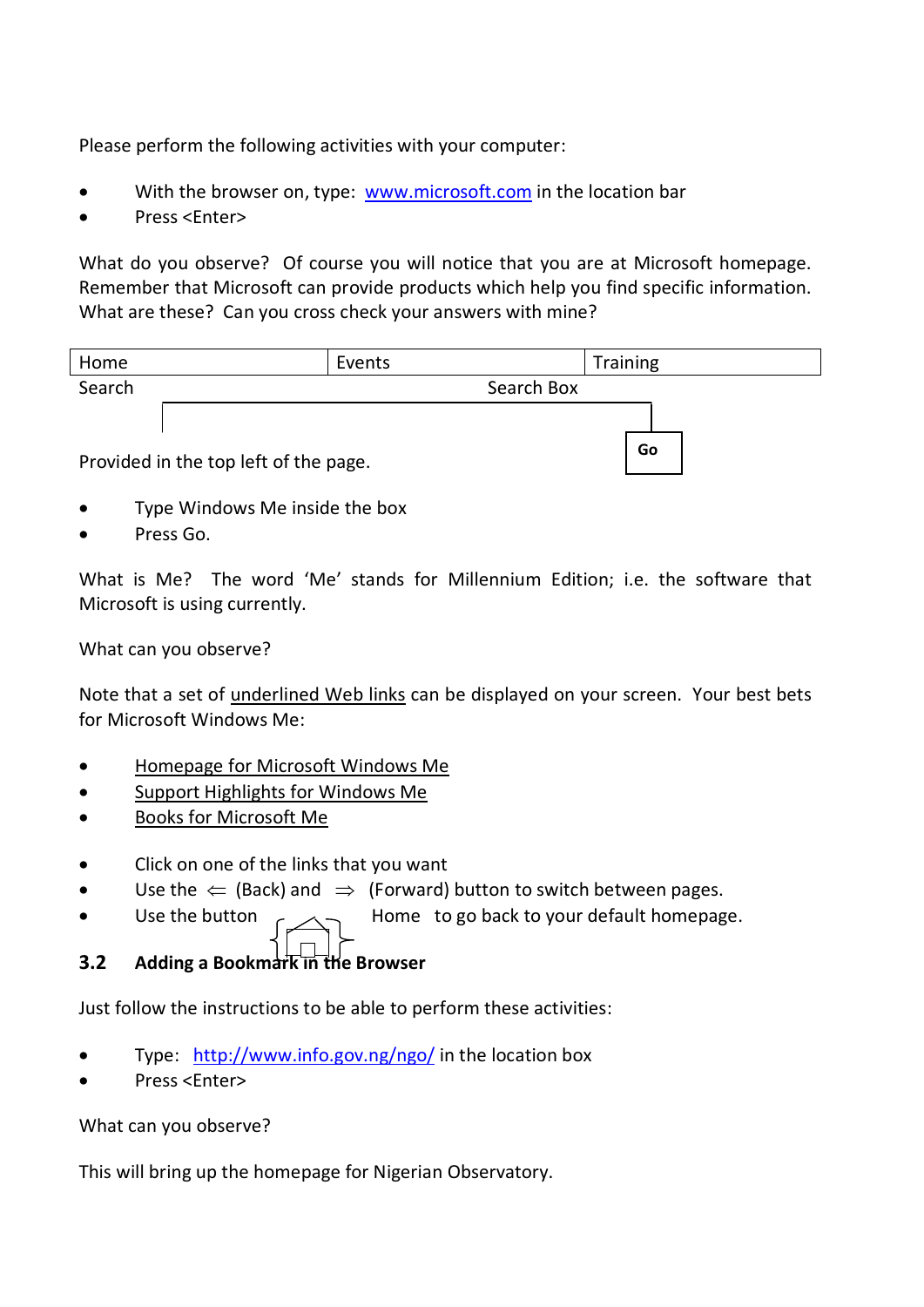Please perform the following activities with your computer:

- With the browser on, type: www.microsoft.com in the location bar
- Press <Enter>

What do you observe? Of course you will notice that you are at Microsoft homepage. Remember that Microsoft can provide products which help you find specific information. What are these? Can you cross check your answers with mine?

| Home | Events | Training |
|---|---|---|
| Search | Search Box | |

Go

Provided in the top left of the page.

- Type Windows Me inside the box
- Press Go.

What is Me? The word 'Me' stands for Millennium Edition; i.e. the software that Microsoft is using currently.

What can you observe?

Note that a set of underlined Web links can be displayed on your screen. Your best bets for Microsoft Windows Me:

- Homepage for Microsoft Windows Me
- Support Highlights for Windows Me
- Books for Microsoft Me

- Click on one of the links that you want
- Use the ⇐ (Back) and ⇒ (Forward) button to switch between pages.
- Use the button Home to go back to your default homepage.

### 3.2 Adding a Bookmark in the Browser

Just follow the instructions to be able to perform these activities:

- Type: http://www.info.gov.ng/ngo/ in the location box
- Press <Enter>

What can you observe?

This will bring up the homepage for Nigerian Observatory.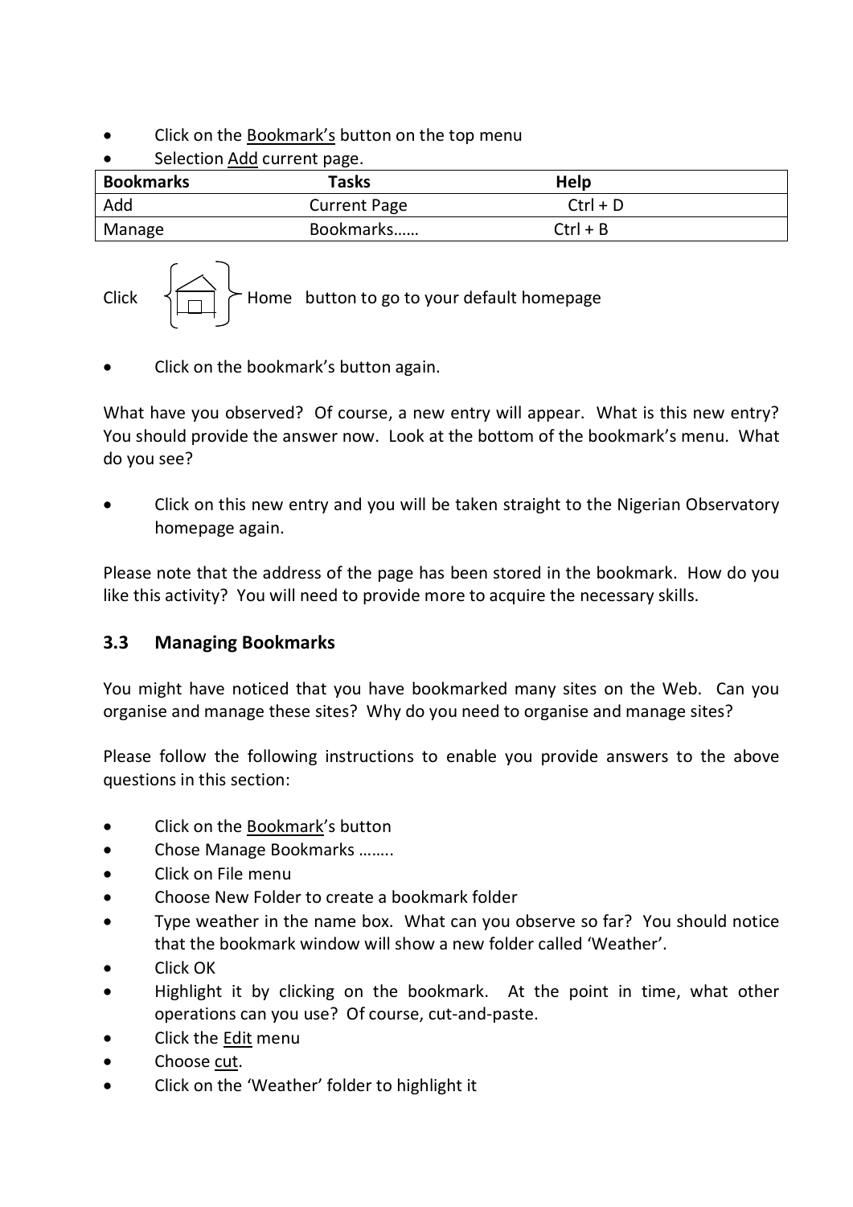- Click on the Bookmark's button on the top menu
- Selection Add current page.

| Bookmarks | Tasks | Help |
|---|---|---|
| Add | Current Page | Ctrl + D |
| Manage | Bookmarks…… | Ctrl + B |

Click Home button to go to your default homepage

- Click on the bookmark's button again.

What have you observed? Of course, a new entry will appear. What is this new entry? You should provide the answer now. Look at the bottom of the bookmark's menu. What do you see?

- Click on this new entry and you will be taken straight to the Nigerian Observatory homepage again.

Please note that the address of the page has been stored in the bookmark. How do you like this activity? You will need to provide more to acquire the necessary skills.

### 3.3 Managing Bookmarks

You might have noticed that you have bookmarked many sites on the Web. Can you organise and manage these sites? Why do you need to organise and manage sites?

Please follow the following instructions to enable you provide answers to the above questions in this section:

- Click on the Bookmark's button
- Chose Manage Bookmarks ……..
- Click on File menu
- Choose New Folder to create a bookmark folder
- Type weather in the name box. What can you observe so far? You should notice that the bookmark window will show a new folder called 'Weather'.
- Click OK
- Highlight it by clicking on the bookmark. At the point in time, what other operations can you use? Of course, cut-and-paste.
- Click the Edit menu
- Choose cut.
- Click on the 'Weather' folder to highlight it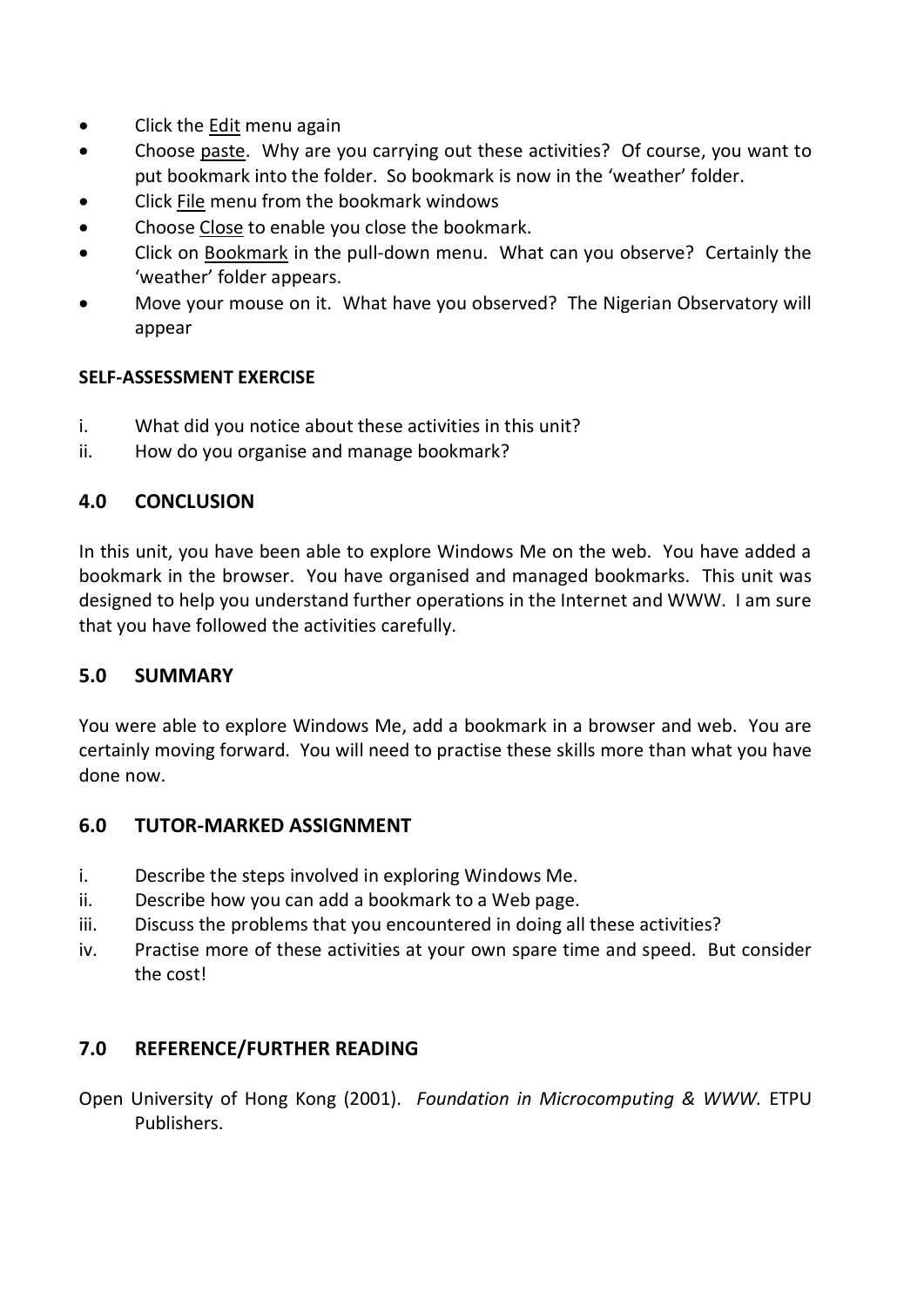- Click the Edit menu again
- Choose paste. Why are you carrying out these activities? Of course, you want to put bookmark into the folder. So bookmark is now in the 'weather' folder.
- Click File menu from the bookmark windows
- Choose Close to enable you close the bookmark.
- Click on Bookmark in the pull-down menu. What can you observe? Certainly the 'weather' folder appears.
- Move your mouse on it. What have you observed? The Nigerian Observatory will appear

**SELF-ASSESSMENT EXERCISE**

i. What did you notice about these activities in this unit?
ii. How do you organise and manage bookmark?

## 4.0 CONCLUSION

In this unit, you have been able to explore Windows Me on the web. You have added a bookmark in the browser. You have organised and managed bookmarks. This unit was designed to help you understand further operations in the Internet and WWW. I am sure that you have followed the activities carefully.

## 5.0 SUMMARY

You were able to explore Windows Me, add a bookmark in a browser and web. You are certainly moving forward. You will need to practise these skills more than what you have done now.

## 6.0 TUTOR-MARKED ASSIGNMENT

i. Describe the steps involved in exploring Windows Me.
ii. Describe how you can add a bookmark to a Web page.
iii. Discuss the problems that you encountered in doing all these activities?
iv. Practise more of these activities at your own spare time and speed. But consider the cost!

## 7.0 REFERENCE/FURTHER READING

Open University of Hong Kong (2001). *Foundation in Microcomputing & WWW.* ETPU Publishers.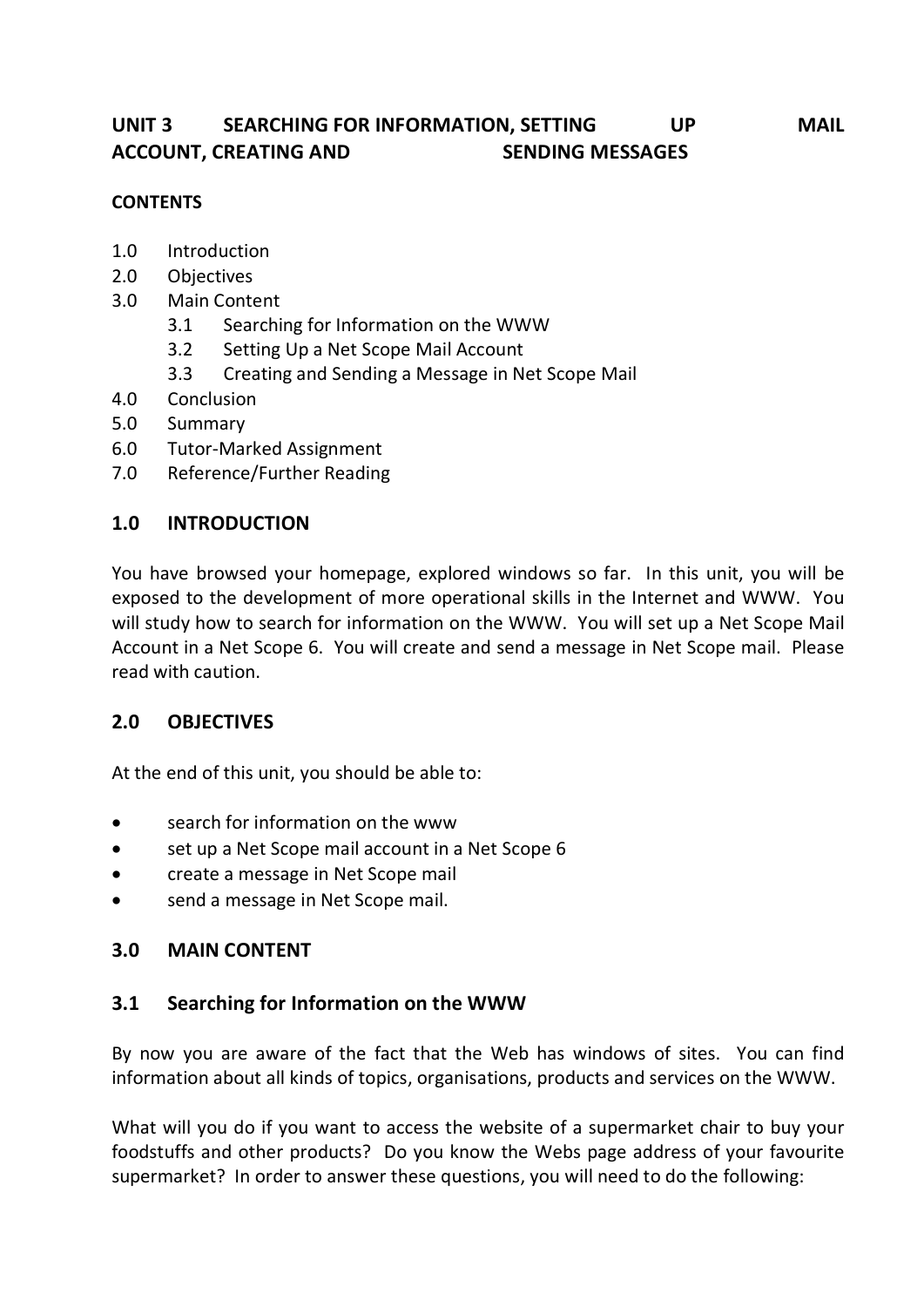## UNIT 3 SEARCHING FOR INFORMATION, SETTING UP MAIL ACCOUNT, CREATING AND SENDING MESSAGES

**CONTENTS**

1.0 Introduction
2.0 Objectives
3.0 Main Content
  3.1 Searching for Information on the WWW
  3.2 Setting Up a Net Scope Mail Account
  3.3 Creating and Sending a Message in Net Scope Mail
4.0 Conclusion
5.0 Summary
6.0 Tutor-Marked Assignment
7.0 Reference/Further Reading

### 1.0 INTRODUCTION

You have browsed your homepage, explored windows so far. In this unit, you will be exposed to the development of more operational skills in the Internet and WWW. You will study how to search for information on the WWW. You will set up a Net Scope Mail Account in a Net Scope 6. You will create and send a message in Net Scope mail. Please read with caution.

### 2.0 OBJECTIVES

At the end of this unit, you should be able to:

- search for information on the www
- set up a Net Scope mail account in a Net Scope 6
- create a message in Net Scope mail
- send a message in Net Scope mail.

### 3.0 MAIN CONTENT

### 3.1 Searching for Information on the WWW

By now you are aware of the fact that the Web has windows of sites. You can find information about all kinds of topics, organisations, products and services on the WWW.

What will you do if you want to access the website of a supermarket chair to buy your foodstuffs and other products? Do you know the Webs page address of your favourite supermarket? In order to answer these questions, you will need to do the following: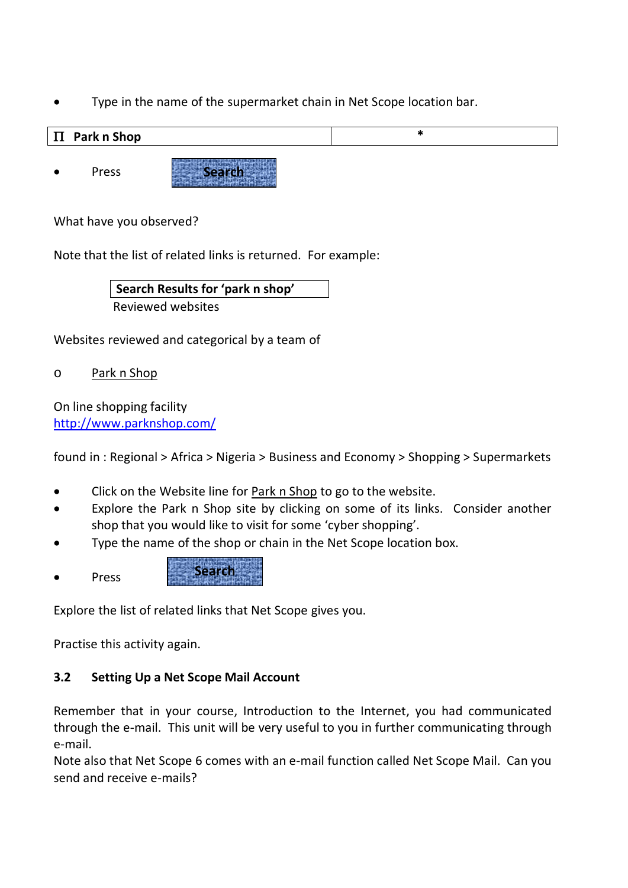- Type in the name of the supermarket chain in Net Scope location bar.

| Π **Park n Shop** | * |
|---|---|

- Press **Search**

What have you observed?

Note that the list of related links is returned. For example:

**Search Results for 'park n shop'**
Reviewed websites

Websites reviewed and categorical by a team of

- o Park n Shop

On line shopping facility
http://www.parknshop.com/

found in : Regional > Africa > Nigeria > Business and Economy > Shopping > Supermarkets

- Click on the Website line for Park n Shop to go to the website.
- Explore the Park n Shop site by clicking on some of its links. Consider another shop that you would like to visit for some 'cyber shopping'.
- Type the name of the shop or chain in the Net Scope location box.
- Press **Search**

Explore the list of related links that Net Scope gives you.

Practise this activity again.

### 3.2 Setting Up a Net Scope Mail Account

Remember that in your course, Introduction to the Internet, you had communicated through the e-mail. This unit will be very useful to you in further communicating through e-mail.
Note also that Net Scope 6 comes with an e-mail function called Net Scope Mail. Can you send and receive e-mails?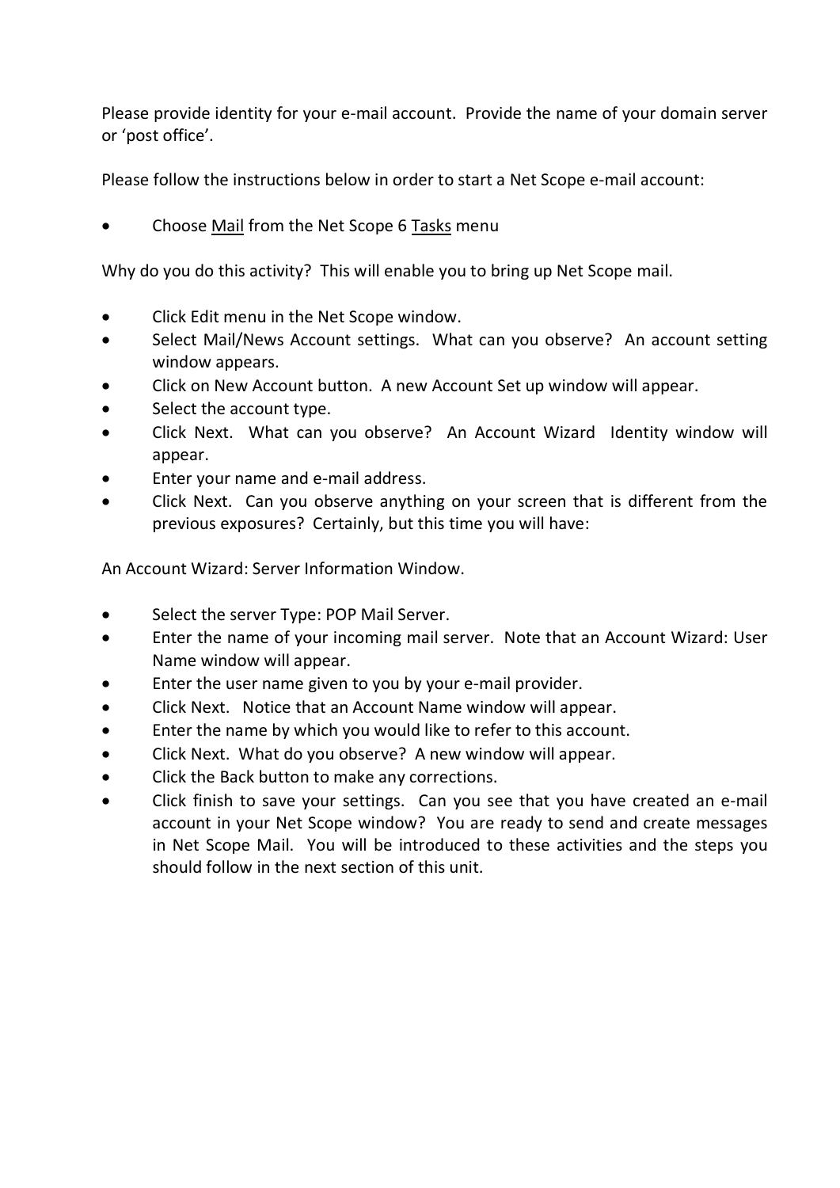Please provide identity for your e-mail account. Provide the name of your domain server or 'post office'.

Please follow the instructions below in order to start a Net Scope e-mail account:

- Choose <u>Mail</u> from the Net Scope 6 <u>Tasks</u> menu

Why do you do this activity? This will enable you to bring up Net Scope mail.

- Click Edit menu in the Net Scope window.
- Select Mail/News Account settings. What can you observe? An account setting window appears.
- Click on New Account button. A new Account Set up window will appear.
- Select the account type.
- Click Next. What can you observe? An Account Wizard Identity window will appear.
- Enter your name and e-mail address.
- Click Next. Can you observe anything on your screen that is different from the previous exposures? Certainly, but this time you will have:

An Account Wizard: Server Information Window.

- Select the server Type: POP Mail Server.
- Enter the name of your incoming mail server. Note that an Account Wizard: User Name window will appear.
- Enter the user name given to you by your e-mail provider.
- Click Next. Notice that an Account Name window will appear.
- Enter the name by which you would like to refer to this account.
- Click Next. What do you observe? A new window will appear.
- Click the Back button to make any corrections.
- Click finish to save your settings. Can you see that you have created an e-mail account in your Net Scope window? You are ready to send and create messages in Net Scope Mail. You will be introduced to these activities and the steps you should follow in the next section of this unit.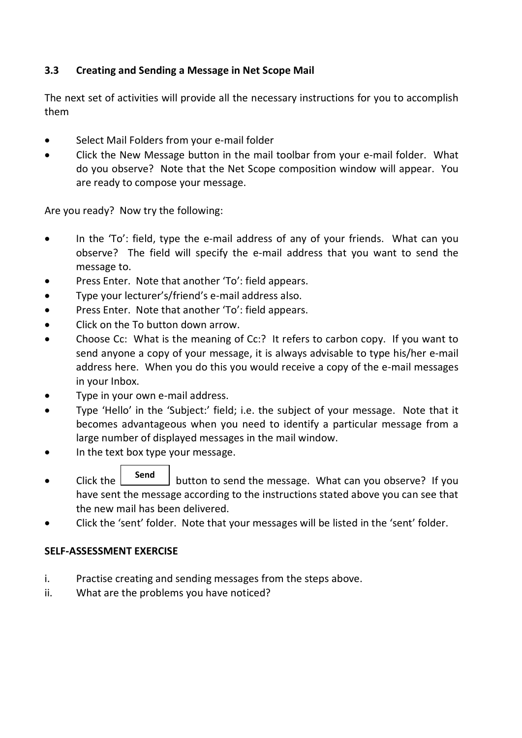### 3.3 Creating and Sending a Message in Net Scope Mail

The next set of activities will provide all the necessary instructions for you to accomplish them

- Select Mail Folders from your e-mail folder
- Click the New Message button in the mail toolbar from your e-mail folder. What do you observe? Note that the Net Scope composition window will appear. You are ready to compose your message.

Are you ready? Now try the following:

- In the 'To': field, type the e-mail address of any of your friends. What can you observe? The field will specify the e-mail address that you want to send the message to.
- Press Enter. Note that another 'To': field appears.
- Type your lecturer's/friend's e-mail address also.
- Press Enter. Note that another 'To': field appears.
- Click on the To button down arrow.
- Choose Cc: What is the meaning of Cc:? It refers to carbon copy. If you want to send anyone a copy of your message, it is always advisable to type his/her e-mail address here. When you do this you would receive a copy of the e-mail messages in your Inbox.
- Type in your own e-mail address.
- Type 'Hello' in the 'Subject:' field; i.e. the subject of your message. Note that it becomes advantageous when you need to identify a particular message from a large number of displayed messages in the mail window.
- In the text box type your message.
- Click the **Send** button to send the message. What can you observe? If you have sent the message according to the instructions stated above you can see that the new mail has been delivered.
- Click the 'sent' folder. Note that your messages will be listed in the 'sent' folder.

**SELF-ASSESSMENT EXERCISE**

i. Practise creating and sending messages from the steps above.
ii. What are the problems you have noticed?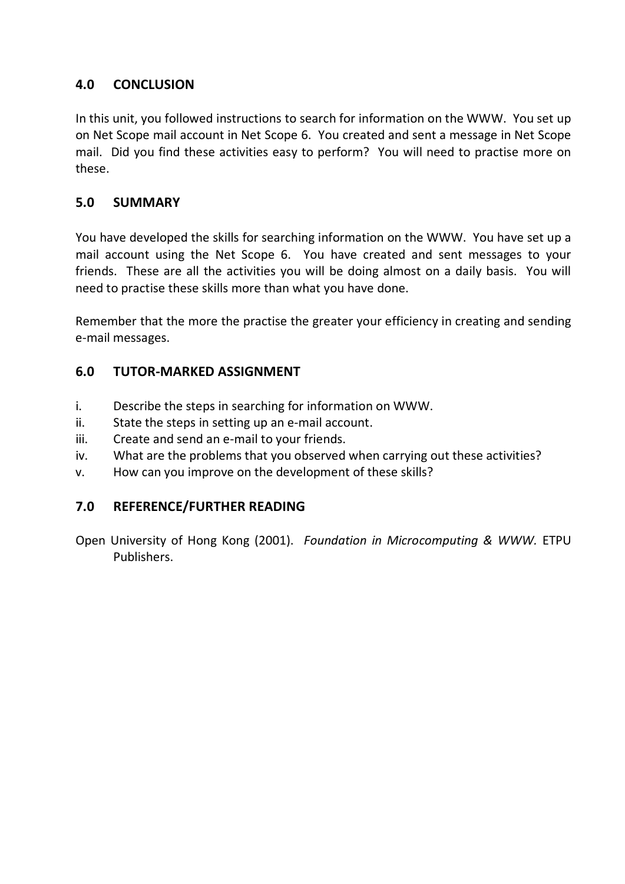## 4.0 CONCLUSION

In this unit, you followed instructions to search for information on the WWW. You set up on Net Scope mail account in Net Scope 6. You created and sent a message in Net Scope mail. Did you find these activities easy to perform? You will need to practise more on these.

## 5.0 SUMMARY

You have developed the skills for searching information on the WWW. You have set up a mail account using the Net Scope 6. You have created and sent messages to your friends. These are all the activities you will be doing almost on a daily basis. You will need to practise these skills more than what you have done.

Remember that the more the practise the greater your efficiency in creating and sending e-mail messages.

## 6.0 TUTOR-MARKED ASSIGNMENT

i. Describe the steps in searching for information on WWW.
ii. State the steps in setting up an e-mail account.
iii. Create and send an e-mail to your friends.
iv. What are the problems that you observed when carrying out these activities?
v. How can you improve on the development of these skills?

## 7.0 REFERENCE/FURTHER READING

Open University of Hong Kong (2001). *Foundation in Microcomputing & WWW.* ETPU Publishers.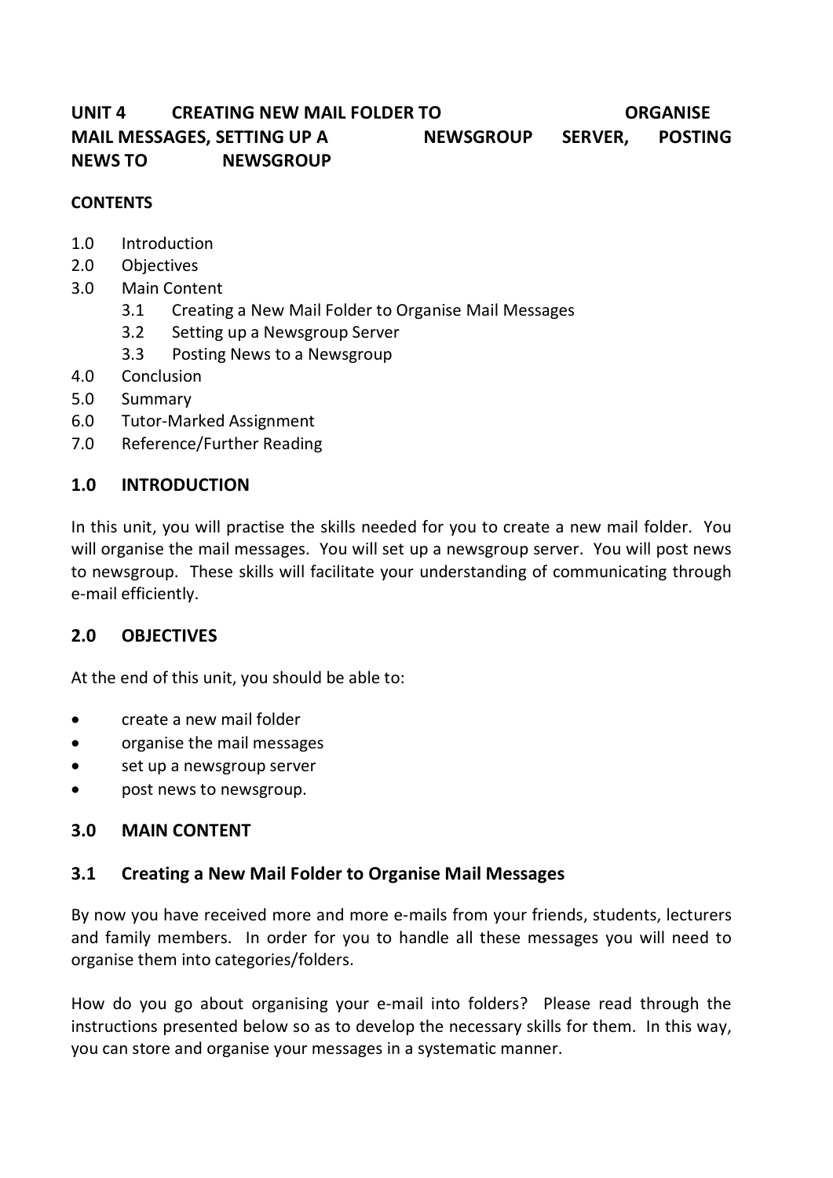# UNIT 4 CREATING NEW MAIL FOLDER TO ORGANISE MAIL MESSAGES, SETTING UP A NEWSGROUP SERVER, POSTING NEWS TO NEWSGROUP

**CONTENTS**

- 1.0 Introduction
- 2.0 Objectives
- 3.0 Main Content
  - 3.1 Creating a New Mail Folder to Organise Mail Messages
  - 3.2 Setting up a Newsgroup Server
  - 3.3 Posting News to a Newsgroup
- 4.0 Conclusion
- 5.0 Summary
- 6.0 Tutor-Marked Assignment
- 7.0 Reference/Further Reading

## 1.0 INTRODUCTION

In this unit, you will practise the skills needed for you to create a new mail folder. You will organise the mail messages. You will set up a newsgroup server. You will post news to newsgroup. These skills will facilitate your understanding of communicating through e-mail efficiently.

## 2.0 OBJECTIVES

At the end of this unit, you should be able to:

- create a new mail folder
- organise the mail messages
- set up a newsgroup server
- post news to newsgroup.

## 3.0 MAIN CONTENT

### 3.1 Creating a New Mail Folder to Organise Mail Messages

By now you have received more and more e-mails from your friends, students, lecturers and family members. In order for you to handle all these messages you will need to organise them into categories/folders.

How do you go about organising your e-mail into folders? Please read through the instructions presented below so as to develop the necessary skills for them. In this way, you can store and organise your messages in a systematic manner.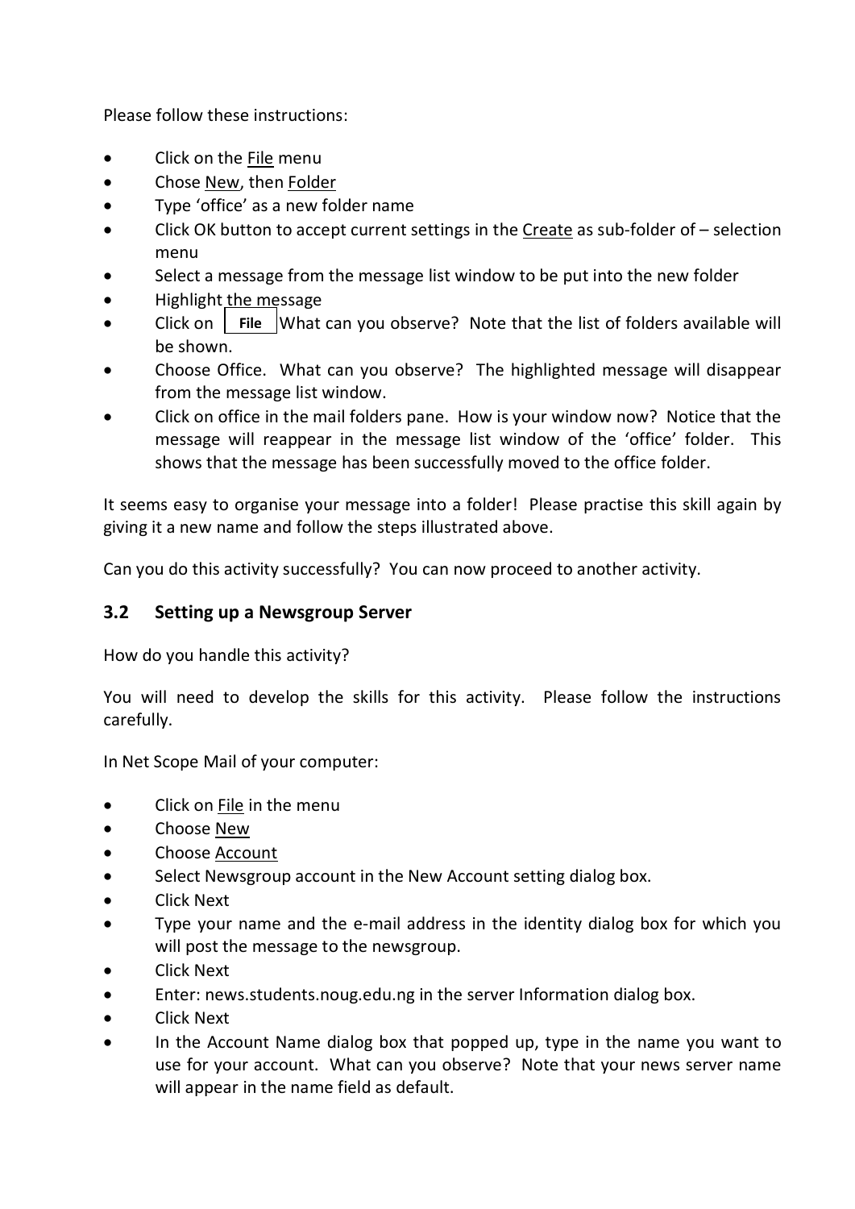Please follow these instructions:

- Click on the File menu
- Chose New, then Folder
- Type 'office' as a new folder name
- Click OK button to accept current settings in the Create as sub-folder of – selection menu
- Select a message from the message list window to be put into the new folder
- Highlight the message
- Click on **File** What can you observe? Note that the list of folders available will be shown.
- Choose Office. What can you observe? The highlighted message will disappear from the message list window.
- Click on office in the mail folders pane. How is your window now? Notice that the message will reappear in the message list window of the 'office' folder. This shows that the message has been successfully moved to the office folder.

It seems easy to organise your message into a folder! Please practise this skill again by giving it a new name and follow the steps illustrated above.

Can you do this activity successfully? You can now proceed to another activity.

## 3.2 Setting up a Newsgroup Server

How do you handle this activity?

You will need to develop the skills for this activity. Please follow the instructions carefully.

In Net Scope Mail of your computer:

- Click on File in the menu
- Choose New
- Choose Account
- Select Newsgroup account in the New Account setting dialog box.
- Click Next
- Type your name and the e-mail address in the identity dialog box for which you will post the message to the newsgroup.
- Click Next
- Enter: news.students.noug.edu.ng in the server Information dialog box.
- Click Next
- In the Account Name dialog box that popped up, type in the name you want to use for your account. What can you observe? Note that your news server name will appear in the name field as default.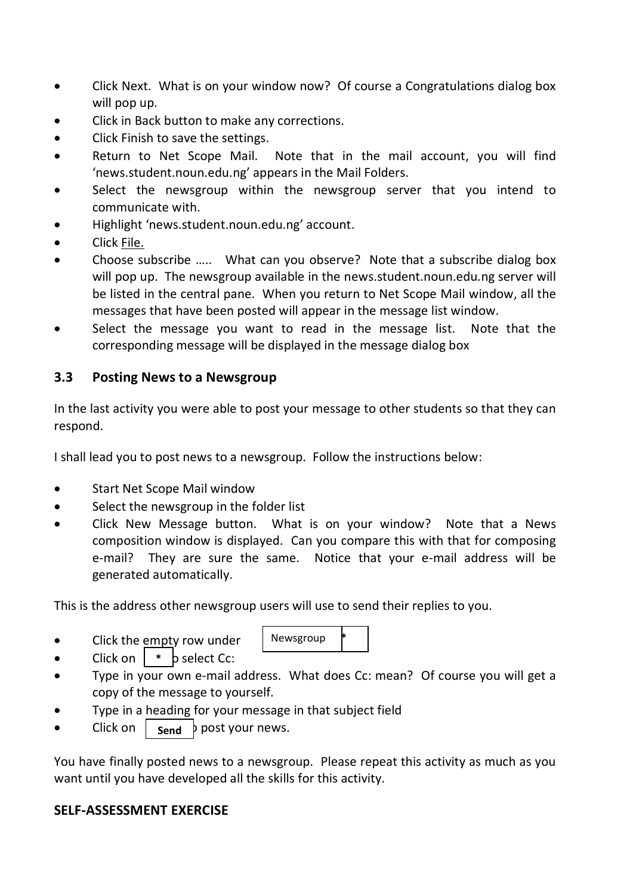- Click Next. What is on your window now? Of course a Congratulations dialog box will pop up.
- Click in Back button to make any corrections.
- Click Finish to save the settings.
- Return to Net Scope Mail. Note that in the mail account, you will find 'news.student.noun.edu.ng' appears in the Mail Folders.
- Select the newsgroup within the newsgroup server that you intend to communicate with.
- Highlight 'news.student.noun.edu.ng' account.
- Click File.
- Choose subscribe ….. What can you observe? Note that a subscribe dialog box will pop up. The newsgroup available in the news.student.noun.edu.ng server will be listed in the central pane. When you return to Net Scope Mail window, all the messages that have been posted will appear in the message list window.
- Select the message you want to read in the message list. Note that the corresponding message will be displayed in the message dialog box

### 3.3 Posting News to a Newsgroup

In the last activity you were able to post your message to other students so that they can respond.

I shall lead you to post news to a newsgroup. Follow the instructions below:

- Start Net Scope Mail window
- Select the newsgroup in the folder list
- Click New Message button. What is on your window? Note that a News composition window is displayed. Can you compare this with that for composing e-mail? They are sure the same. Notice that your e-mail address will be generated automatically.

This is the address other newsgroup users will use to send their replies to you.

- Click the empty row under Newsgroup *
- Click on * to select Cc:
- Type in your own e-mail address. What does Cc: mean? Of course you will get a copy of the message to yourself.
- Type in a heading for your message in that subject field
- Click on Send to post your news.

You have finally posted news to a newsgroup. Please repeat this activity as much as you want until you have developed all the skills for this activity.

**SELF-ASSESSMENT EXERCISE**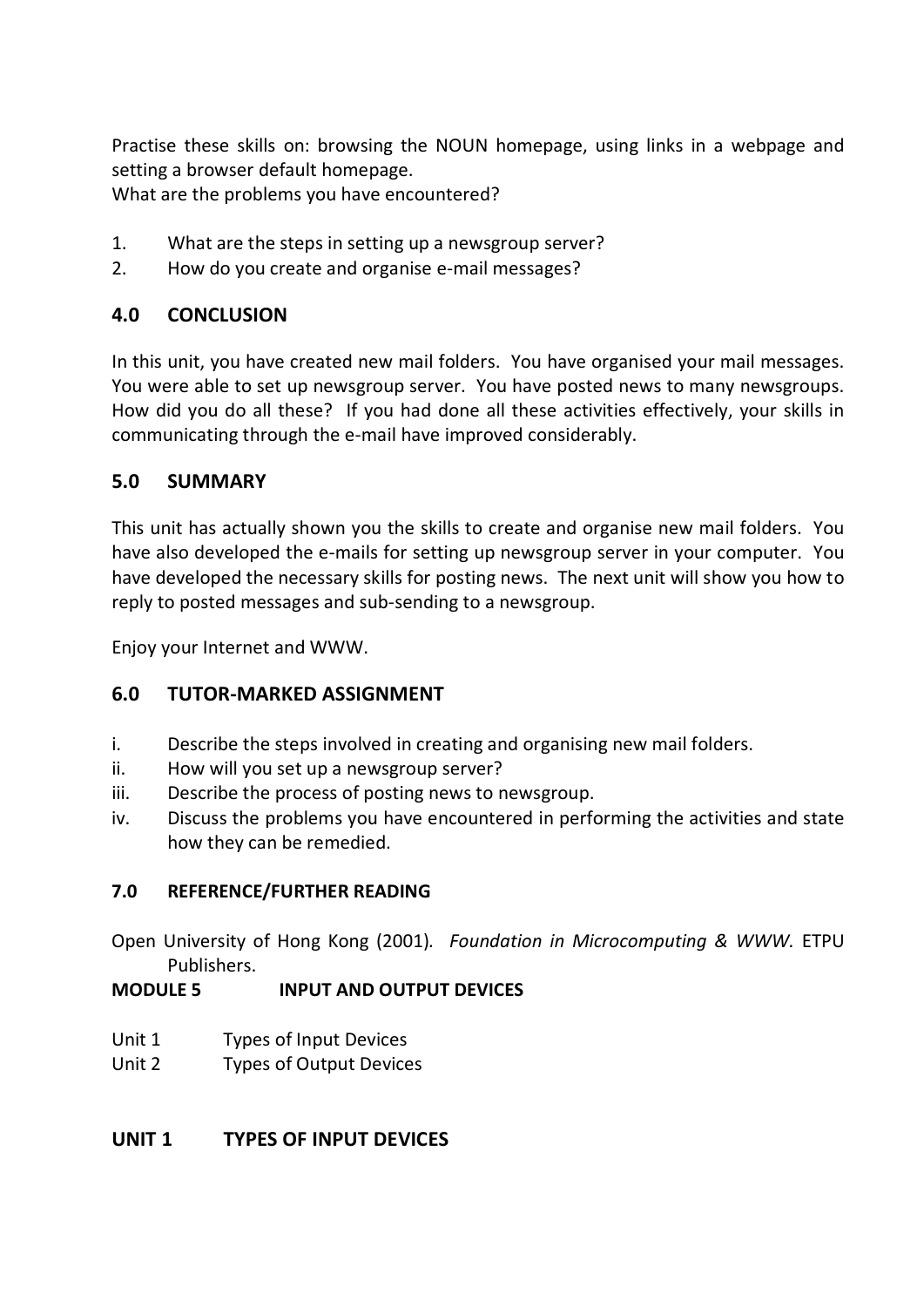Practise these skills on: browsing the NOUN homepage, using links in a webpage and setting a browser default homepage.
What are the problems you have encountered?

1. What are the steps in setting up a newsgroup server?
2. How do you create and organise e-mail messages?

## 4.0 CONCLUSION

In this unit, you have created new mail folders. You have organised your mail messages. You were able to set up newsgroup server. You have posted news to many newsgroups. How did you do all these? If you had done all these activities effectively, your skills in communicating through the e-mail have improved considerably.

## 5.0 SUMMARY

This unit has actually shown you the skills to create and organise new mail folders. You have also developed the e-mails for setting up newsgroup server in your computer. You have developed the necessary skills for posting news. The next unit will show you how to reply to posted messages and sub-sending to a newsgroup.

Enjoy your Internet and WWW.

## 6.0 TUTOR-MARKED ASSIGNMENT

i. Describe the steps involved in creating and organising new mail folders.
ii. How will you set up a newsgroup server?
iii. Describe the process of posting news to newsgroup.
iv. Discuss the problems you have encountered in performing the activities and state how they can be remedied.

## 7.0 REFERENCE/FURTHER READING

Open University of Hong Kong (2001). *Foundation in Microcomputing & WWW*. ETPU Publishers.

# MODULE 5 INPUT AND OUTPUT DEVICES

Unit 1 Types of Input Devices
Unit 2 Types of Output Devices

## UNIT 1 TYPES OF INPUT DEVICES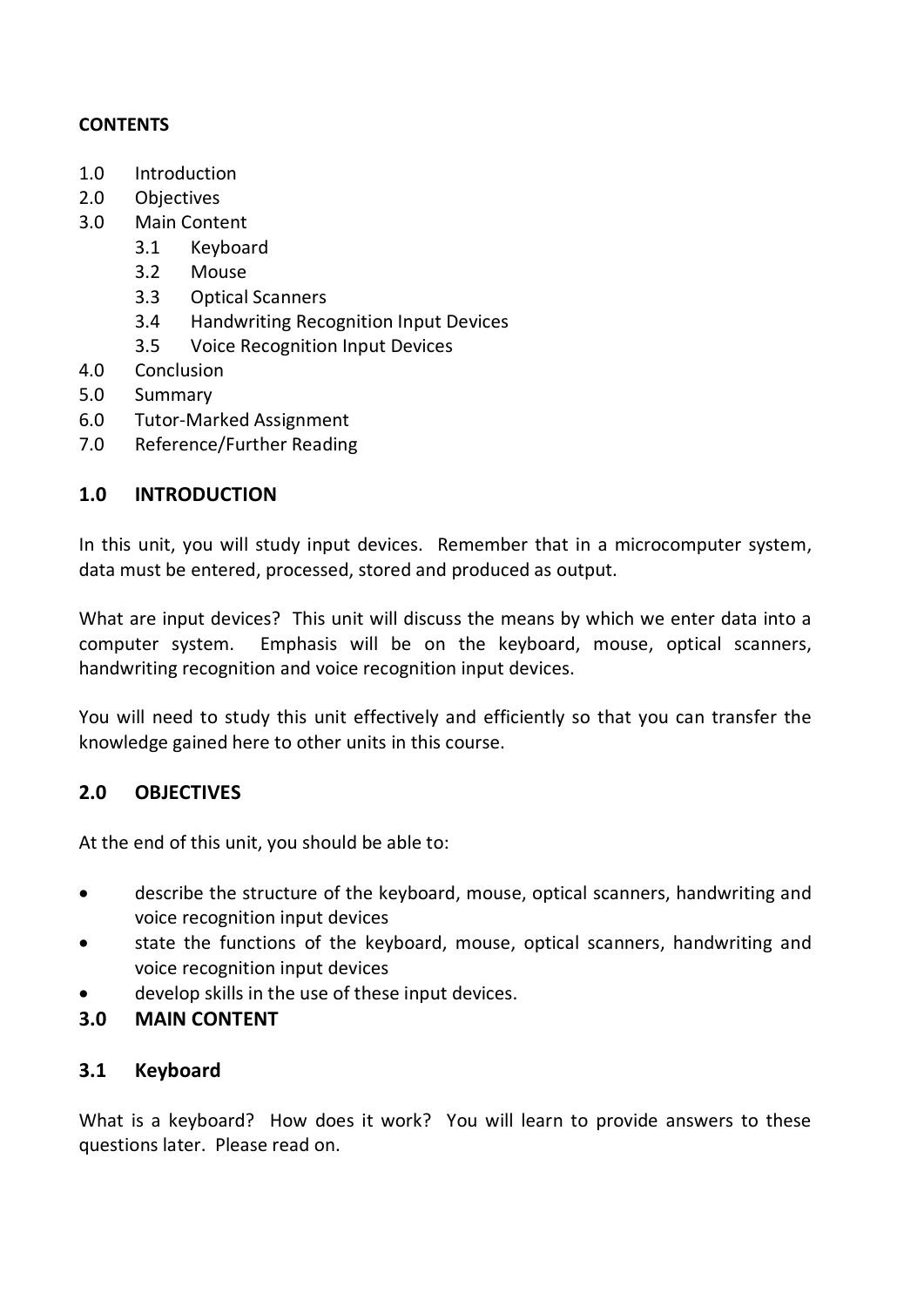**CONTENTS**

1.0 Introduction
2.0 Objectives
3.0 Main Content
    3.1 Keyboard
    3.2 Mouse
    3.3 Optical Scanners
    3.4 Handwriting Recognition Input Devices
    3.5 Voice Recognition Input Devices
4.0 Conclusion
5.0 Summary
6.0 Tutor-Marked Assignment
7.0 Reference/Further Reading

## 1.0 INTRODUCTION

In this unit, you will study input devices. Remember that in a microcomputer system, data must be entered, processed, stored and produced as output.

What are input devices? This unit will discuss the means by which we enter data into a computer system. Emphasis will be on the keyboard, mouse, optical scanners, handwriting recognition and voice recognition input devices.

You will need to study this unit effectively and efficiently so that you can transfer the knowledge gained here to other units in this course.

## 2.0 OBJECTIVES

At the end of this unit, you should be able to:

- describe the structure of the keyboard, mouse, optical scanners, handwriting and voice recognition input devices
- state the functions of the keyboard, mouse, optical scanners, handwriting and voice recognition input devices
- develop skills in the use of these input devices.

## 3.0 MAIN CONTENT

### 3.1 Keyboard

What is a keyboard? How does it work? You will learn to provide answers to these questions later. Please read on.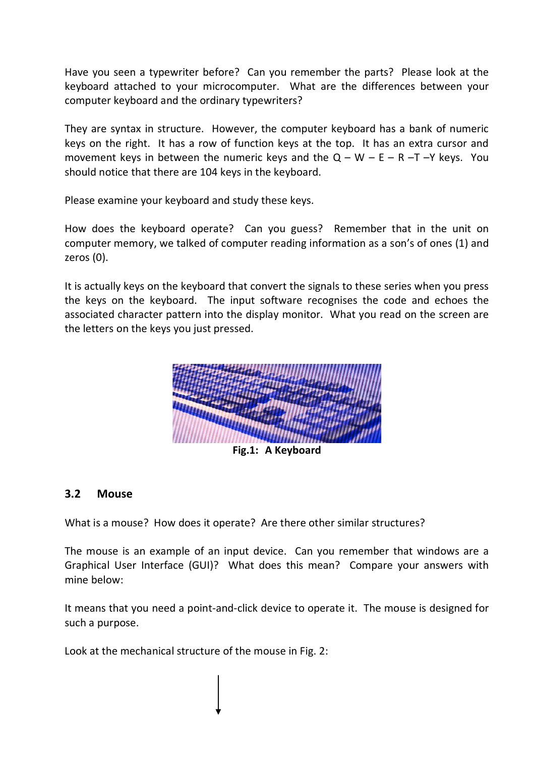Have you seen a typewriter before? Can you remember the parts? Please look at the keyboard attached to your microcomputer. What are the differences between your computer keyboard and the ordinary typewriters?

They are syntax in structure. However, the computer keyboard has a bank of numeric keys on the right. It has a row of function keys at the top. It has an extra cursor and movement keys in between the numeric keys and the Q – W – E – R –T –Y keys. You should notice that there are 104 keys in the keyboard.

Please examine your keyboard and study these keys.

How does the keyboard operate? Can you guess? Remember that in the unit on computer memory, we talked of computer reading information as a son's of ones (1) and zeros (0).

It is actually keys on the keyboard that convert the signals to these series when you press the keys on the keyboard. The input software recognises the code and echoes the associated character pattern into the display monitor. What you read on the screen are the letters on the keys you just pressed.

**Fig.1: A Keyboard**

### 3.2 Mouse

What is a mouse? How does it operate? Are there other similar structures?

The mouse is an example of an input device. Can you remember that windows are a Graphical User Interface (GUI)? What does this mean? Compare your answers with mine below:

It means that you need a point-and-click device to operate it. The mouse is designed for such a purpose.

Look at the mechanical structure of the mouse in Fig. 2: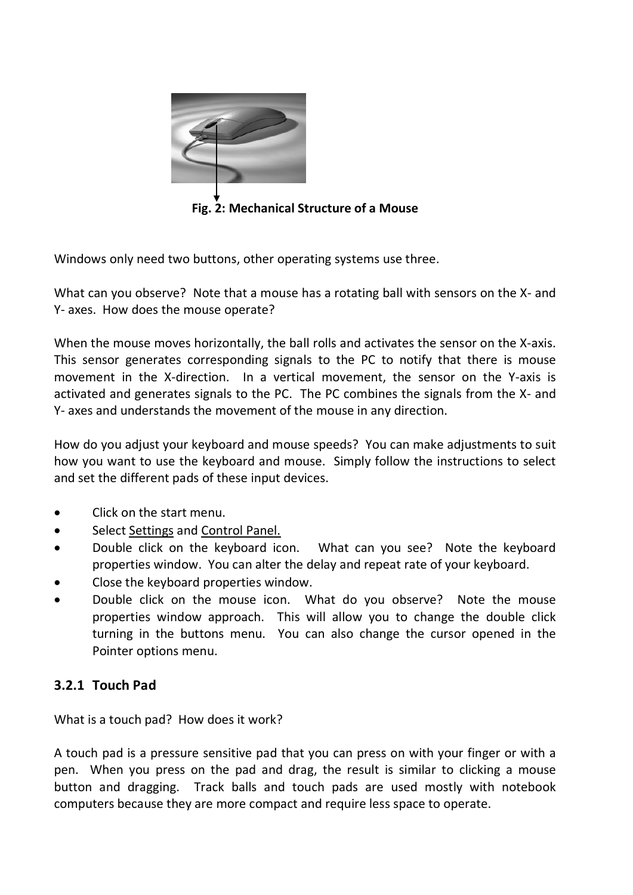**Fig. 2: Mechanical Structure of a Mouse**

Windows only need two buttons, other operating systems use three.

What can you observe? Note that a mouse has a rotating ball with sensors on the X- and Y- axes. How does the mouse operate?

When the mouse moves horizontally, the ball rolls and activates the sensor on the X-axis. This sensor generates corresponding signals to the PC to notify that there is mouse movement in the X-direction. In a vertical movement, the sensor on the Y-axis is activated and generates signals to the PC. The PC combines the signals from the X- and Y- axes and understands the movement of the mouse in any direction.

How do you adjust your keyboard and mouse speeds? You can make adjustments to suit how you want to use the keyboard and mouse. Simply follow the instructions to select and set the different pads of these input devices.

- Click on the start menu.
- Select Settings and Control Panel.
- Double click on the keyboard icon. What can you see? Note the keyboard properties window. You can alter the delay and repeat rate of your keyboard.
- Close the keyboard properties window.
- Double click on the mouse icon. What do you observe? Note the mouse properties window approach. This will allow you to change the double click turning in the buttons menu. You can also change the cursor opened in the Pointer options menu.

### 3.2.1 Touch Pad

What is a touch pad? How does it work?

A touch pad is a pressure sensitive pad that you can press on with your finger or with a pen. When you press on the pad and drag, the result is similar to clicking a mouse button and dragging. Track balls and touch pads are used mostly with notebook computers because they are more compact and require less space to operate.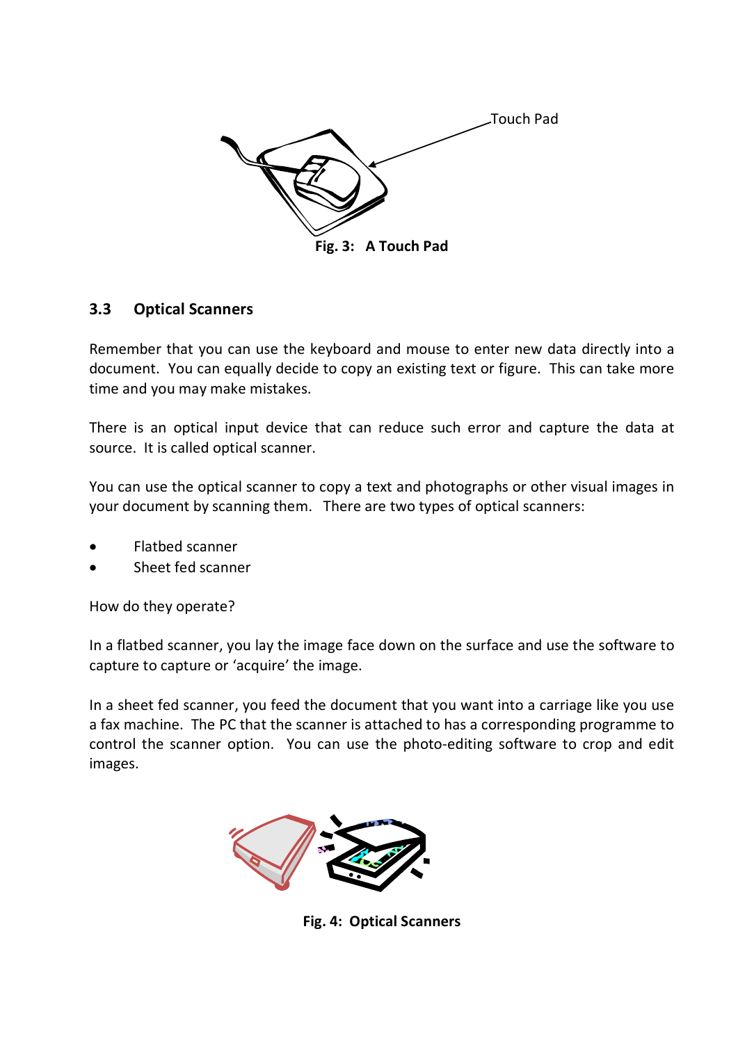Touch Pad

**Fig. 3: A Touch Pad**

### 3.3 Optical Scanners

Remember that you can use the keyboard and mouse to enter new data directly into a document. You can equally decide to copy an existing text or figure. This can take more time and you may make mistakes.

There is an optical input device that can reduce such error and capture the data at source. It is called optical scanner.

You can use the optical scanner to copy a text and photographs or other visual images in your document by scanning them. There are two types of optical scanners:

- Flatbed scanner
- Sheet fed scanner

How do they operate?

In a flatbed scanner, you lay the image face down on the surface and use the software to capture to capture or 'acquire' the image.

In a sheet fed scanner, you feed the document that you want into a carriage like you use a fax machine. The PC that the scanner is attached to has a corresponding programme to control the scanner option. You can use the photo-editing software to crop and edit images.

**Fig. 4: Optical Scanners**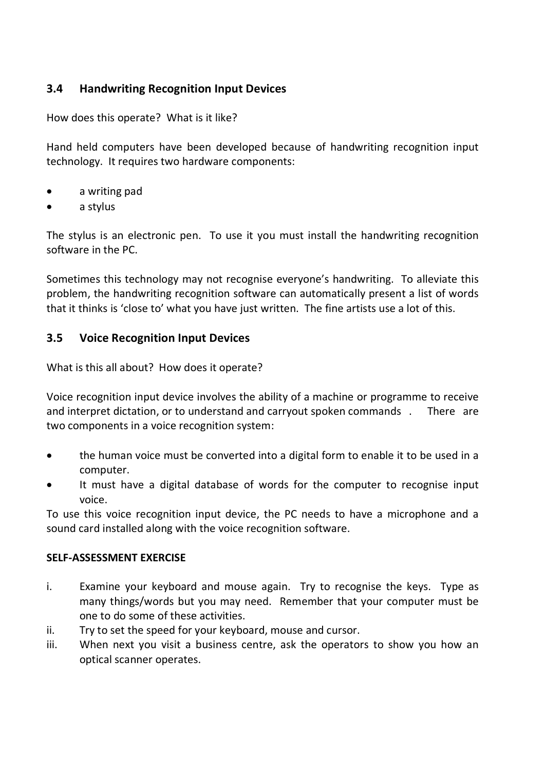### 3.4 Handwriting Recognition Input Devices

How does this operate? What is it like?

Hand held computers have been developed because of handwriting recognition input technology. It requires two hardware components:

- a writing pad
- a stylus

The stylus is an electronic pen. To use it you must install the handwriting recognition software in the PC.

Sometimes this technology may not recognise everyone's handwriting. To alleviate this problem, the handwriting recognition software can automatically present a list of words that it thinks is 'close to' what you have just written. The fine artists use a lot of this.

### 3.5 Voice Recognition Input Devices

What is this all about? How does it operate?

Voice recognition input device involves the ability of a machine or programme to receive and interpret dictation, or to understand and carryout spoken commands . There are two components in a voice recognition system:

- the human voice must be converted into a digital form to enable it to be used in a computer.
- It must have a digital database of words for the computer to recognise input voice.

To use this voice recognition input device, the PC needs to have a microphone and a sound card installed along with the voice recognition software.

**SELF-ASSESSMENT EXERCISE**

i. Examine your keyboard and mouse again. Try to recognise the keys. Type as many things/words but you may need. Remember that your computer must be one to do some of these activities.

ii. Try to set the speed for your keyboard, mouse and cursor.

iii. When next you visit a business centre, ask the operators to show you how an optical scanner operates.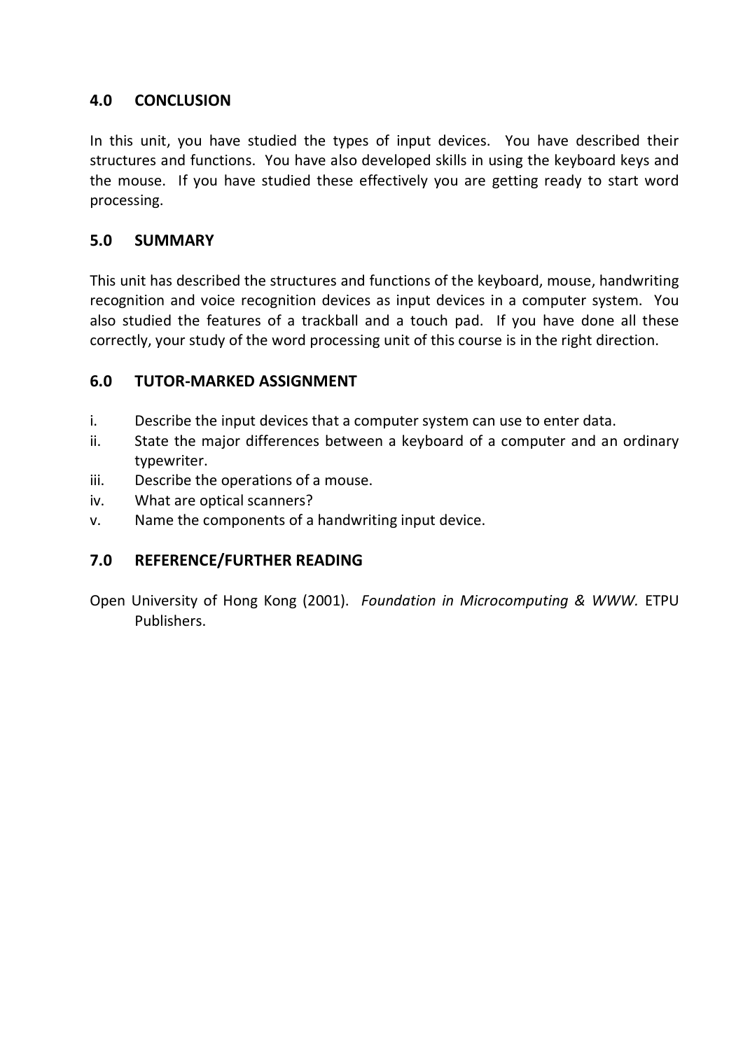## 4.0 CONCLUSION

In this unit, you have studied the types of input devices. You have described their structures and functions. You have also developed skills in using the keyboard keys and the mouse. If you have studied these effectively you are getting ready to start word processing.

## 5.0 SUMMARY

This unit has described the structures and functions of the keyboard, mouse, handwriting recognition and voice recognition devices as input devices in a computer system. You also studied the features of a trackball and a touch pad. If you have done all these correctly, your study of the word processing unit of this course is in the right direction.

## 6.0 TUTOR-MARKED ASSIGNMENT

i. Describe the input devices that a computer system can use to enter data.
ii. State the major differences between a keyboard of a computer and an ordinary typewriter.
iii. Describe the operations of a mouse.
iv. What are optical scanners?
v. Name the components of a handwriting input device.

## 7.0 REFERENCE/FURTHER READING

Open University of Hong Kong (2001). *Foundation in Microcomputing & WWW.* ETPU Publishers.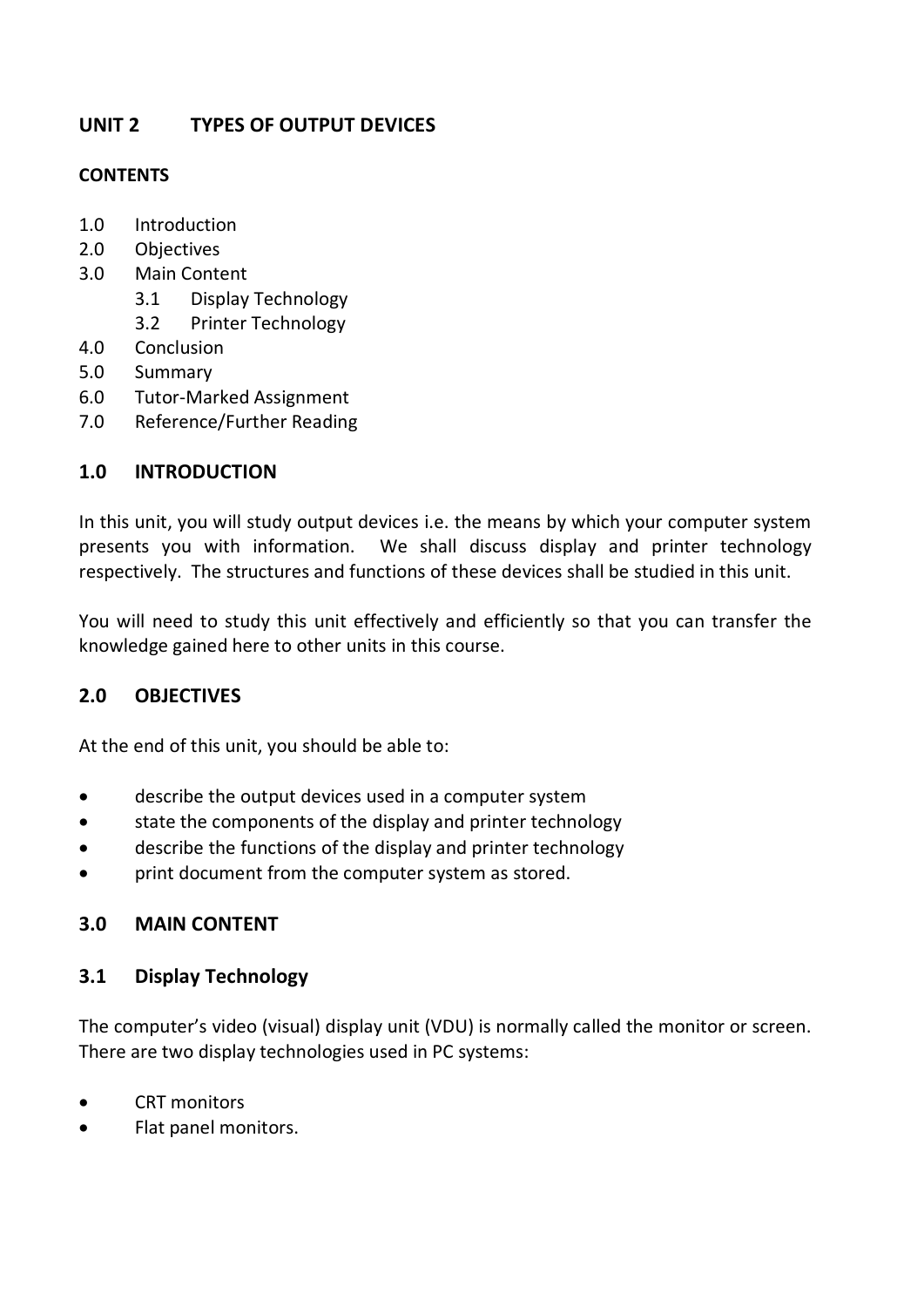## UNIT 2 TYPES OF OUTPUT DEVICES

**CONTENTS**

1.0 Introduction
2.0 Objectives
3.0 Main Content
  3.1 Display Technology
  3.2 Printer Technology
4.0 Conclusion
5.0 Summary
6.0 Tutor-Marked Assignment
7.0 Reference/Further Reading

### 1.0 INTRODUCTION

In this unit, you will study output devices i.e. the means by which your computer system presents you with information. We shall discuss display and printer technology respectively. The structures and functions of these devices shall be studied in this unit.

You will need to study this unit effectively and efficiently so that you can transfer the knowledge gained here to other units in this course.

### 2.0 OBJECTIVES

At the end of this unit, you should be able to:

- describe the output devices used in a computer system
- state the components of the display and printer technology
- describe the functions of the display and printer technology
- print document from the computer system as stored.

### 3.0 MAIN CONTENT

### 3.1 Display Technology

The computer's video (visual) display unit (VDU) is normally called the monitor or screen. There are two display technologies used in PC systems:

- CRT monitors
- Flat panel monitors.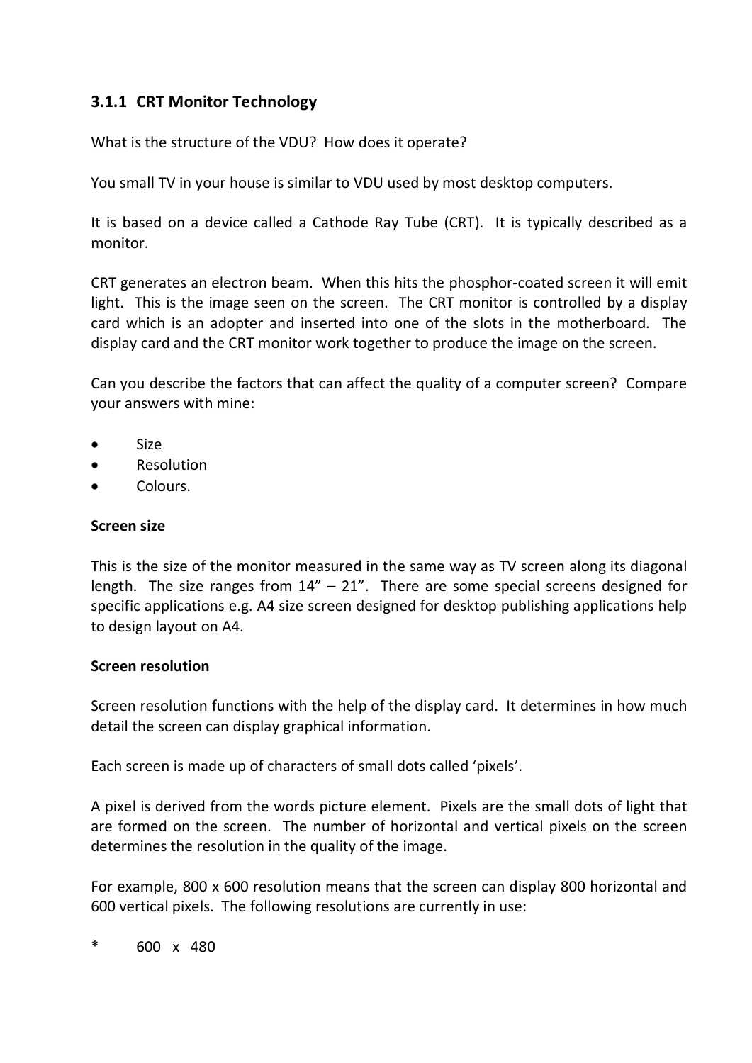### 3.1.1 CRT Monitor Technology

What is the structure of the VDU? How does it operate?

You small TV in your house is similar to VDU used by most desktop computers.

It is based on a device called a Cathode Ray Tube (CRT). It is typically described as a monitor.

CRT generates an electron beam. When this hits the phosphor-coated screen it will emit light. This is the image seen on the screen. The CRT monitor is controlled by a display card which is an adopter and inserted into one of the slots in the motherboard. The display card and the CRT monitor work together to produce the image on the screen.

Can you describe the factors that can affect the quality of a computer screen? Compare your answers with mine:

- Size
- Resolution
- Colours.

**Screen size**

This is the size of the monitor measured in the same way as TV screen along its diagonal length. The size ranges from 14" – 21". There are some special screens designed for specific applications e.g. A4 size screen designed for desktop publishing applications help to design layout on A4.

**Screen resolution**

Screen resolution functions with the help of the display card. It determines in how much detail the screen can display graphical information.

Each screen is made up of characters of small dots called 'pixels'.

A pixel is derived from the words picture element. Pixels are the small dots of light that are formed on the screen. The number of horizontal and vertical pixels on the screen determines the resolution in the quality of the image.

For example, 800 x 600 resolution means that the screen can display 800 horizontal and 600 vertical pixels. The following resolutions are currently in use:

* 600 x 480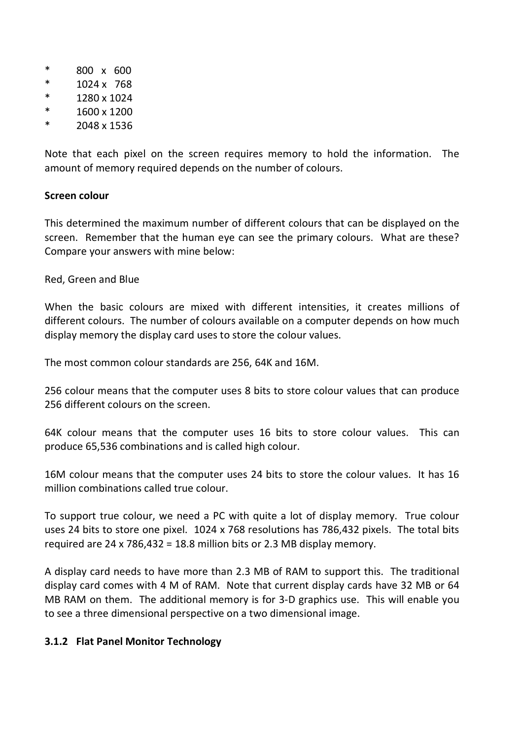* 800 x 600
* 1024 x 768
* 1280 x 1024
* 1600 x 1200
* 2048 x 1536

Note that each pixel on the screen requires memory to hold the information. The amount of memory required depends on the number of colours.

**Screen colour**

This determined the maximum number of different colours that can be displayed on the screen. Remember that the human eye can see the primary colours. What are these? Compare your answers with mine below:

Red, Green and Blue

When the basic colours are mixed with different intensities, it creates millions of different colours. The number of colours available on a computer depends on how much display memory the display card uses to store the colour values.

The most common colour standards are 256, 64K and 16M.

256 colour means that the computer uses 8 bits to store colour values that can produce 256 different colours on the screen.

64K colour means that the computer uses 16 bits to store colour values. This can produce 65,536 combinations and is called high colour.

16M colour means that the computer uses 24 bits to store the colour values. It has 16 million combinations called true colour.

To support true colour, we need a PC with quite a lot of display memory. True colour uses 24 bits to store one pixel. 1024 x 768 resolutions has 786,432 pixels. The total bits required are 24 x 786,432 = 18.8 million bits or 2.3 MB display memory.

A display card needs to have more than 2.3 MB of RAM to support this. The traditional display card comes with 4 M of RAM. Note that current display cards have 32 MB or 64 MB RAM on them. The additional memory is for 3-D graphics use. This will enable you to see a three dimensional perspective on a two dimensional image.

### 3.1.2 Flat Panel Monitor Technology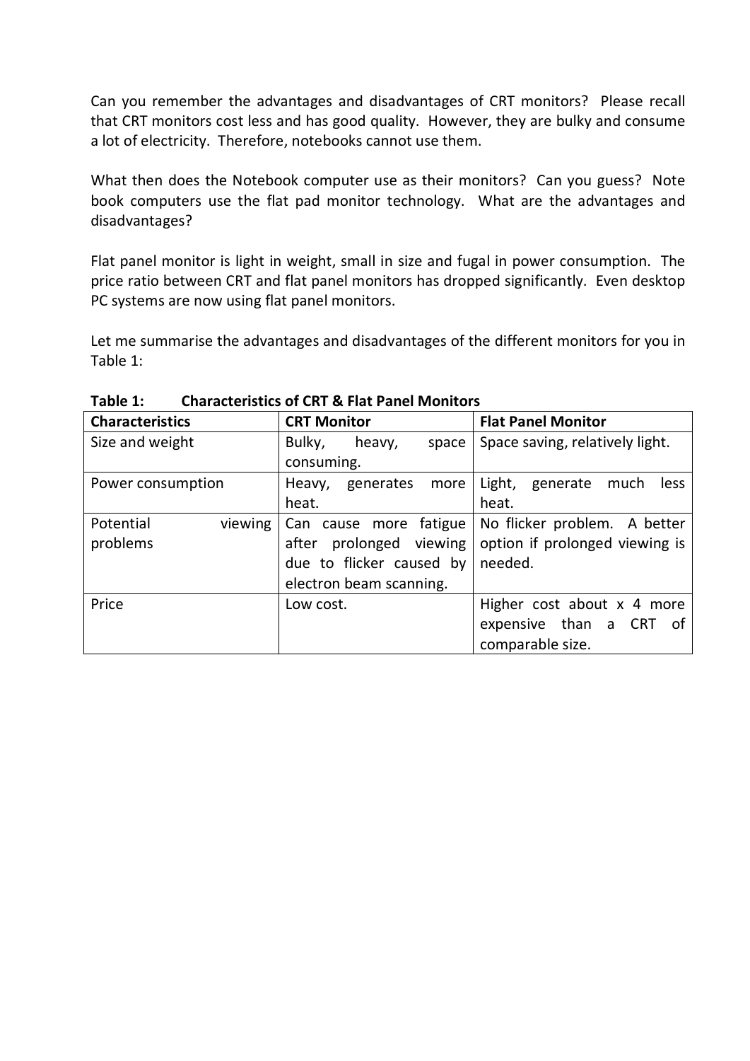Can you remember the advantages and disadvantages of CRT monitors? Please recall that CRT monitors cost less and has good quality. However, they are bulky and consume a lot of electricity. Therefore, notebooks cannot use them.

What then does the Notebook computer use as their monitors? Can you guess? Note book computers use the flat pad monitor technology. What are the advantages and disadvantages?

Flat panel monitor is light in weight, small in size and fugal in power consumption. The price ratio between CRT and flat panel monitors has dropped significantly. Even desktop PC systems are now using flat panel monitors.

Let me summarise the advantages and disadvantages of the different monitors for you in Table 1:

**Table 1: Characteristics of CRT & Flat Panel Monitors**

| Characteristics | CRT Monitor | Flat Panel Monitor |
|---|---|---|
| Size and weight | Bulky, heavy, space consuming. | Space saving, relatively light. |
| Power consumption | Heavy, generates more heat. | Light, generate much less heat. |
| Potential viewing problems | Can cause more fatigue after prolonged viewing due to flicker caused by electron beam scanning. | No flicker problem. A better option if prolonged viewing is needed. |
| Price | Low cost. | Higher cost about x 4 more expensive than a CRT of comparable size. |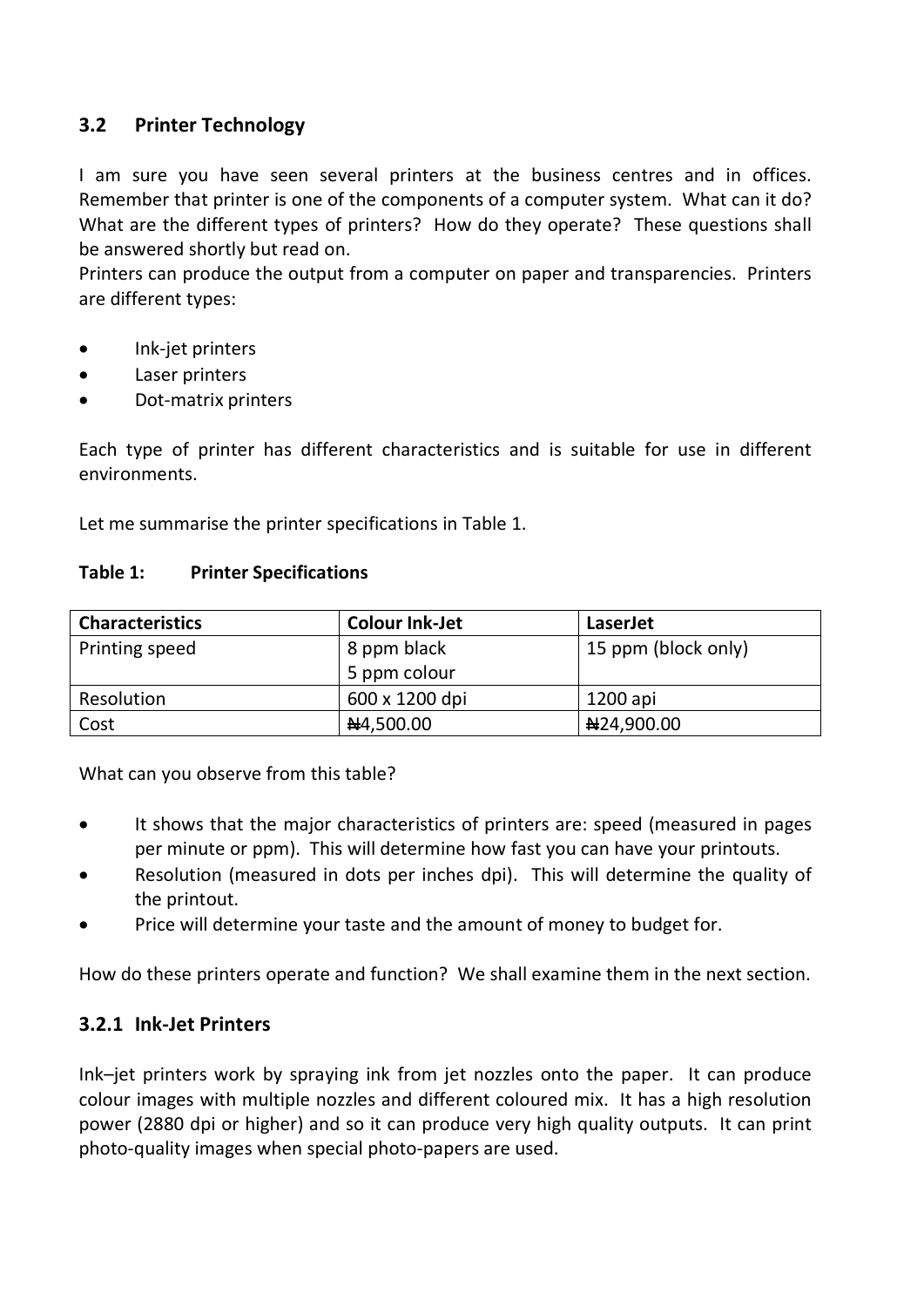## 3.2 Printer Technology

I am sure you have seen several printers at the business centres and in offices. Remember that printer is one of the components of a computer system. What can it do? What are the different types of printers? How do they operate? These questions shall be answered shortly but read on.

Printers can produce the output from a computer on paper and transparencies. Printers are different types:

- Ink-jet printers
- Laser printers
- Dot-matrix printers

Each type of printer has different characteristics and is suitable for use in different environments.

Let me summarise the printer specifications in Table 1.

**Table 1: Printer Specifications**

| Characteristics | Colour Ink-Jet | LaserJet |
|---|---|---|
| Printing speed | 8 ppm black<br>5 ppm colour | 15 ppm (block only) |
| Resolution | 600 x 1200 dpi | 1200 api |
| Cost | ₦4,500.00 | ₦24,900.00 |

What can you observe from this table?

- It shows that the major characteristics of printers are: speed (measured in pages per minute or ppm). This will determine how fast you can have your printouts.
- Resolution (measured in dots per inches dpi). This will determine the quality of the printout.
- Price will determine your taste and the amount of money to budget for.

How do these printers operate and function? We shall examine them in the next section.

### 3.2.1 Ink-Jet Printers

Ink–jet printers work by spraying ink from jet nozzles onto the paper. It can produce colour images with multiple nozzles and different coloured mix. It has a high resolution power (2880 dpi or higher) and so it can produce very high quality outputs. It can print photo-quality images when special photo-papers are used.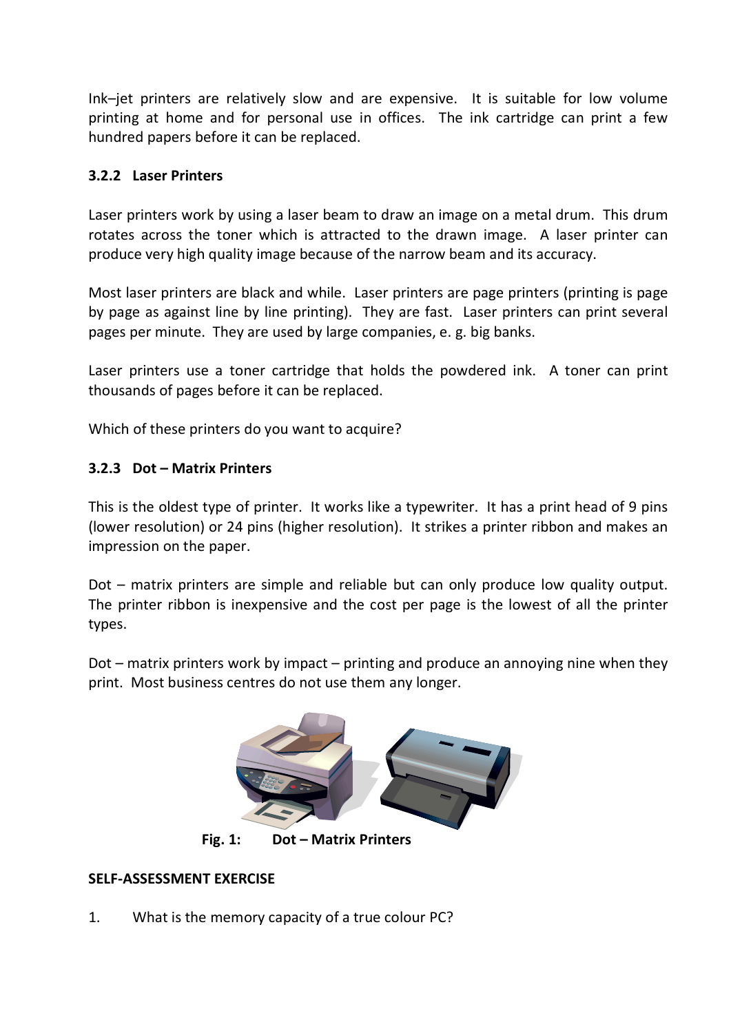Ink–jet printers are relatively slow and are expensive. It is suitable for low volume printing at home and for personal use in offices. The ink cartridge can print a few hundred papers before it can be replaced.

### 3.2.2 Laser Printers

Laser printers work by using a laser beam to draw an image on a metal drum. This drum rotates across the toner which is attracted to the drawn image. A laser print can produce very high quality image because of the narrow beam and its accuracy.

Most laser printers are black and while. Laser printers are page printers (printing is page by page as against line by line printing). They are fast. Laser printers can print several pages per minute. They are used by large companies, e. g. big banks.

Laser printers use a toner cartridge that holds the powdered ink. A toner can print thousands of pages before it can be replaced.

Which of these printers do you want to acquire?

### 3.2.3 Dot – Matrix Printers

This is the oldest type of printer. It works like a typewriter. It has a print head of 9 pins (lower resolution) or 24 pins (higher resolution). It strikes a printer ribbon and makes an impression on the paper.

Dot – matrix printers are simple and reliable but can only produce low quality output. The printer ribbon is inexpensive and the cost per page is the lowest of all the printer types.

Dot – matrix printers work by impact – printing and produce an annoying nine when they print. Most business centres do not use them any longer.

**Fig. 1: Dot – Matrix Printers**

**SELF-ASSESSMENT EXERCISE**

1. What is the memory capacity of a true colour PC?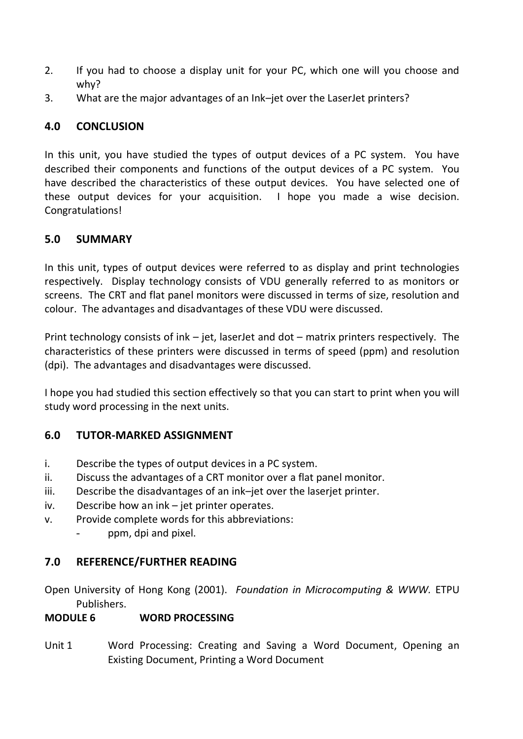2. If you had to choose a display unit for your PC, which one will you choose and why?
3. What are the major advantages of an Ink–jet over the LaserJet printers?

## 4.0 CONCLUSION

In this unit, you have studied the types of output devices of a PC system. You have described their components and functions of the output devices of a PC system. You have described the characteristics of these output devices. You have selected one of these output devices for your acquisition. I hope you made a wise decision. Congratulations!

## 5.0 SUMMARY

In this unit, types of output devices were referred to as display and print technologies respectively. Display technology consists of VDU generally referred to as monitors or screens. The CRT and flat panel monitors were discussed in terms of size, resolution and colour. The advantages and disadvantages of these VDU were discussed.

Print technology consists of ink – jet, laserJet and dot – matrix printers respectively. The characteristics of these printers were discussed in terms of speed (ppm) and resolution (dpi). The advantages and disadvantages were discussed.

I hope you had studied this section effectively so that you can start to print when you will study word processing in the next units.

## 6.0 TUTOR-MARKED ASSIGNMENT

i. Describe the types of output devices in a PC system.
ii. Discuss the advantages of a CRT monitor over a flat panel monitor.
iii. Describe the disadvantages of an ink–jet over the laserjet printer.
iv. Describe how an ink – jet printer operates.
v. Provide complete words for this abbreviations:
   - ppm, dpi and pixel.

## 7.0 REFERENCE/FURTHER READING

Open University of Hong Kong (2001). *Foundation in Microcomputing & WWW.* ETPU Publishers.

# MODULE 6 WORD PROCESSING

Unit 1 Word Processing: Creating and Saving a Word Document, Opening an Existing Document, Printing a Word Document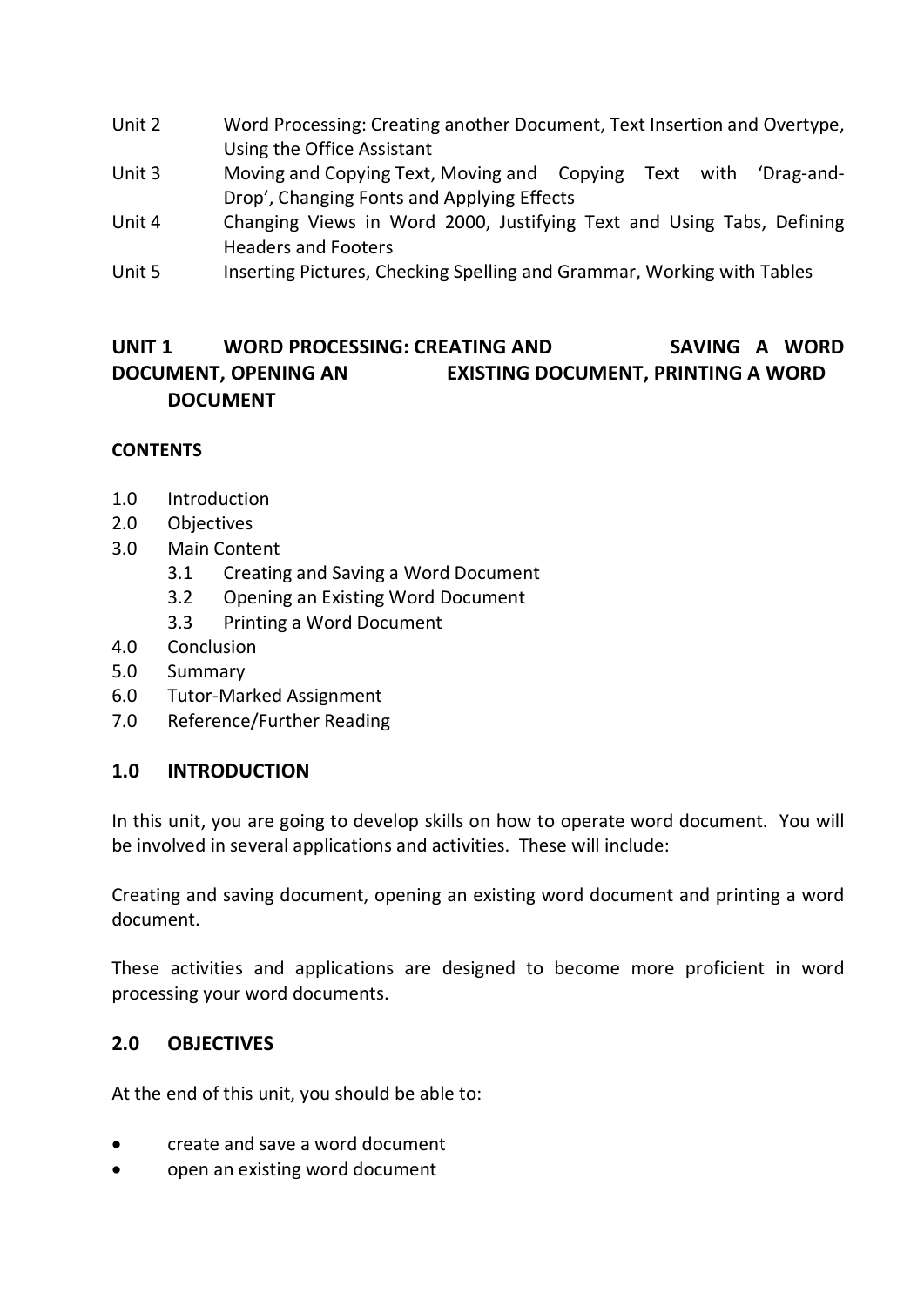Unit 2 Word Processing: Creating another Document, Text Insertion and Overtype, Using the Office Assistant

Unit 3 Moving and Copying Text, Moving and Copying Text with 'Drag-and-Drop', Changing Fonts and Applying Effects

Unit 4 Changing Views in Word 2000, Justifying Text and Using Tabs, Defining Headers and Footers

Unit 5 Inserting Pictures, Checking Spelling and Grammar, Working with Tables

## UNIT 1 WORD PROCESSING: CREATING AND SAVING A WORD DOCUMENT, OPENING AN EXISTING DOCUMENT, PRINTING A WORD DOCUMENT

**CONTENTS**

- 1.0 Introduction
- 2.0 Objectives
- 3.0 Main Content
  - 3.1 Creating and Saving a Word Document
  - 3.2 Opening an Existing Word Document
  - 3.3 Printing a Word Document
- 4.0 Conclusion
- 5.0 Summary
- 6.0 Tutor-Marked Assignment
- 7.0 Reference/Further Reading

### 1.0 INTRODUCTION

In this unit, you are going to develop skills on how to operate word document. You will be involved in several applications and activities. These will include:

Creating and saving document, opening an existing word document and printing a word document.

These activities and applications are designed to become more proficient in word processing your word documents.

### 2.0 OBJECTIVES

At the end of this unit, you should be able to:

- create and save a word document
- open an existing word document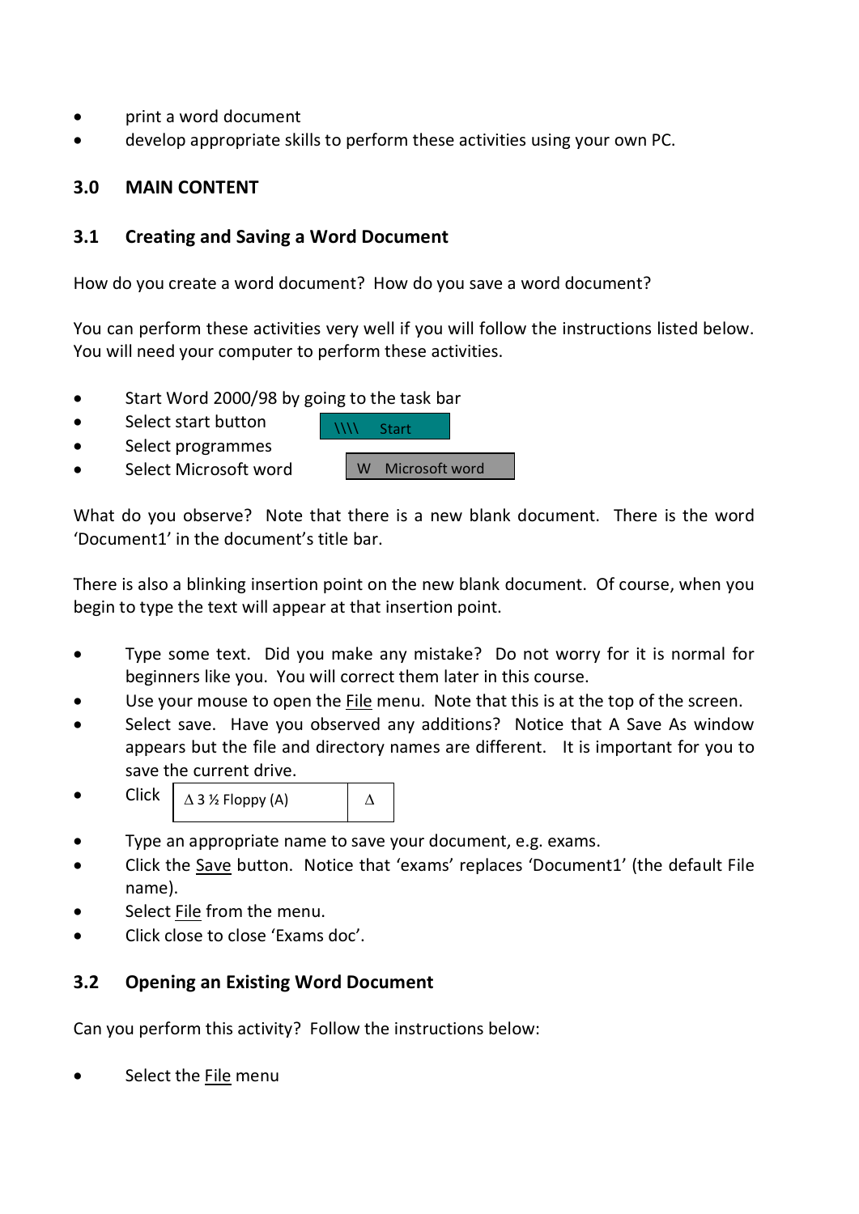- print a word document
- develop appropriate skills to perform these activities using your own PC.

## 3.0 MAIN CONTENT

### 3.1 Creating and Saving a Word Document

How do you create a word document? How do you save a word document?

You can perform these activities very well if you will follow the instructions listed below. You will need your computer to perform these activities.

- Start Word 2000/98 by going to the task bar
- Select start button   \\\\ Start
- Select programmes
- Select Microsoft word   W Microsoft word

What do you observe? Note that there is a new blank document. There is the word 'Document1' in the document's title bar.

There is also a blinking insertion point on the new blank document. Of course, when you begin to type the text will appear at that insertion point.

- Type some text. Did you make any mistake? Do not worry for it is normal for beginners like you. You will correct them later in this course.
- Use your mouse to open the File menu. Note that this is at the top of the screen.
- Select save. Have you observed any additions? Notice that A Save As window appears but the file and directory names are different. It is important for you to save the current drive.
- Click   Δ 3 ½ Floppy (A)   Δ
- Type an appropriate name to save your document, e.g. exams.
- Click the Save button. Notice that 'exams' replaces 'Document1' (the default File name).
- Select File from the menu.
- Click close to close 'Exams doc'.

### 3.2 Opening an Existing Word Document

Can you perform this activity? Follow the instructions below:

- Select the File menu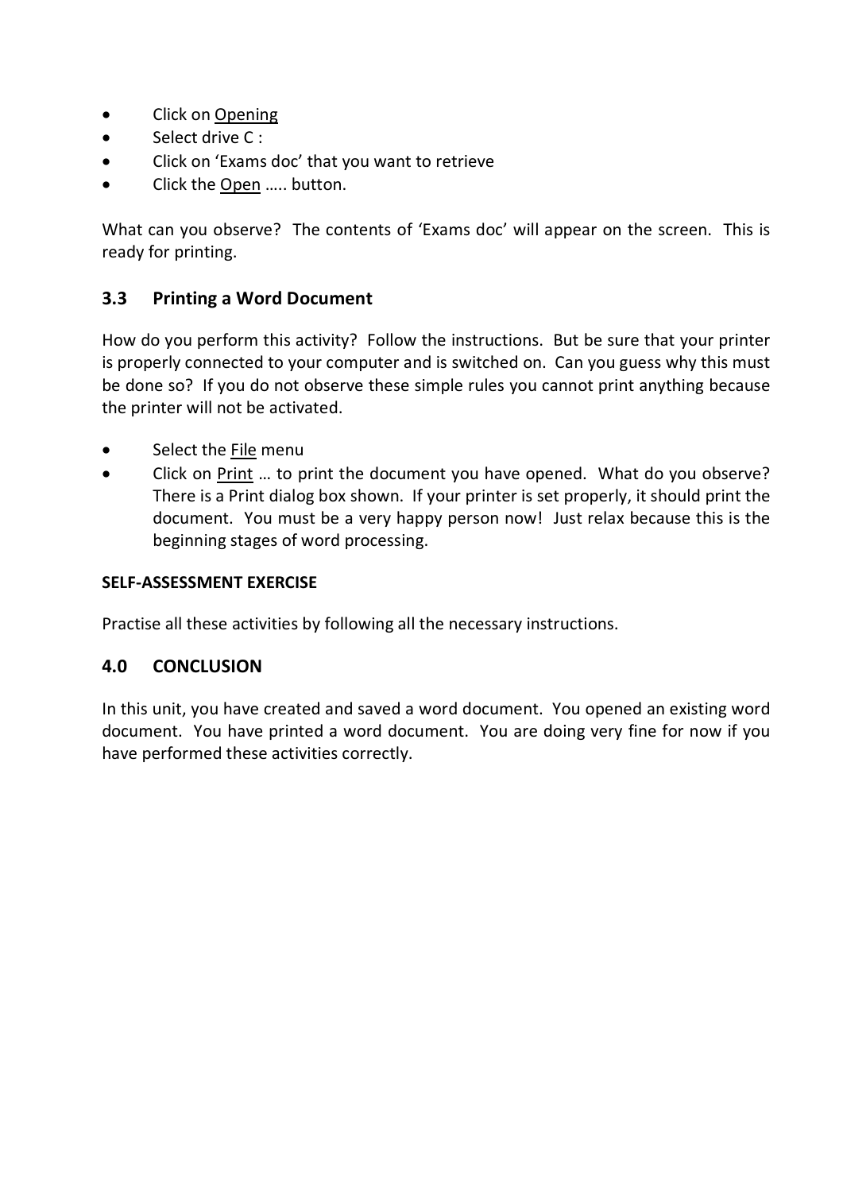- Click on Opening
- Select drive C :
- Click on 'Exams doc' that you want to retrieve
- Click the Open ….. button.

What can you observe? The contents of 'Exams doc' will appear on the screen. This is ready for printing.

## 3.3 Printing a Word Document

How do you perform this activity? Follow the instructions. But be sure that your printer is properly connected to your computer and is switched on. Can you guess why this must be done so? If you do not observe these simple rules you cannot print anything because the printer will not be activated.

- Select the File menu
- Click on Print … to print the document you have opened. What do you observe? There is a Print dialog box shown. If your printer is set properly, it should print the document. You must be a very happy person now! Just relax because this is the beginning stages of word processing.

**SELF-ASSESSMENT EXERCISE**

Practise all these activities by following all the necessary instructions.

## 4.0 CONCLUSION

In this unit, you have created and saved a word document. You opened an existing word document. You have printed a word document. You are doing very fine for now if you have performed these activities correctly.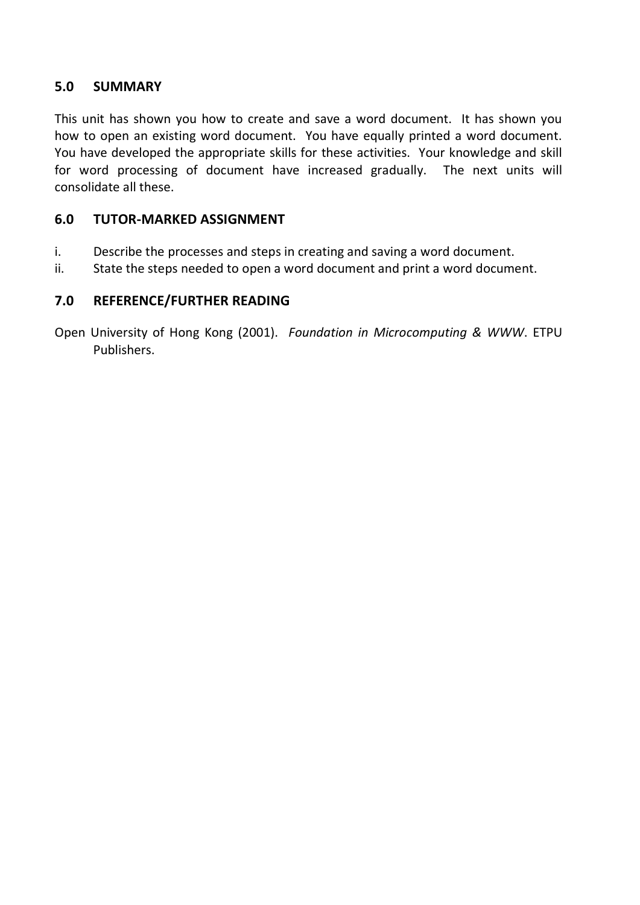## 5.0 SUMMARY

This unit has shown you how to create and save a word document. It has shown you how to open an existing word document. You have equally printed a word document. You have developed the appropriate skills for these activities. Your knowledge and skill for word processing of document have increased gradually. The next units will consolidate all these.

## 6.0 TUTOR-MARKED ASSIGNMENT

i. Describe the processes and steps in creating and saving a word document.
ii. State the steps needed to open a word document and print a word document.

## 7.0 REFERENCE/FURTHER READING

Open University of Hong Kong (2001). *Foundation in Microcomputing & WWW*. ETPU Publishers.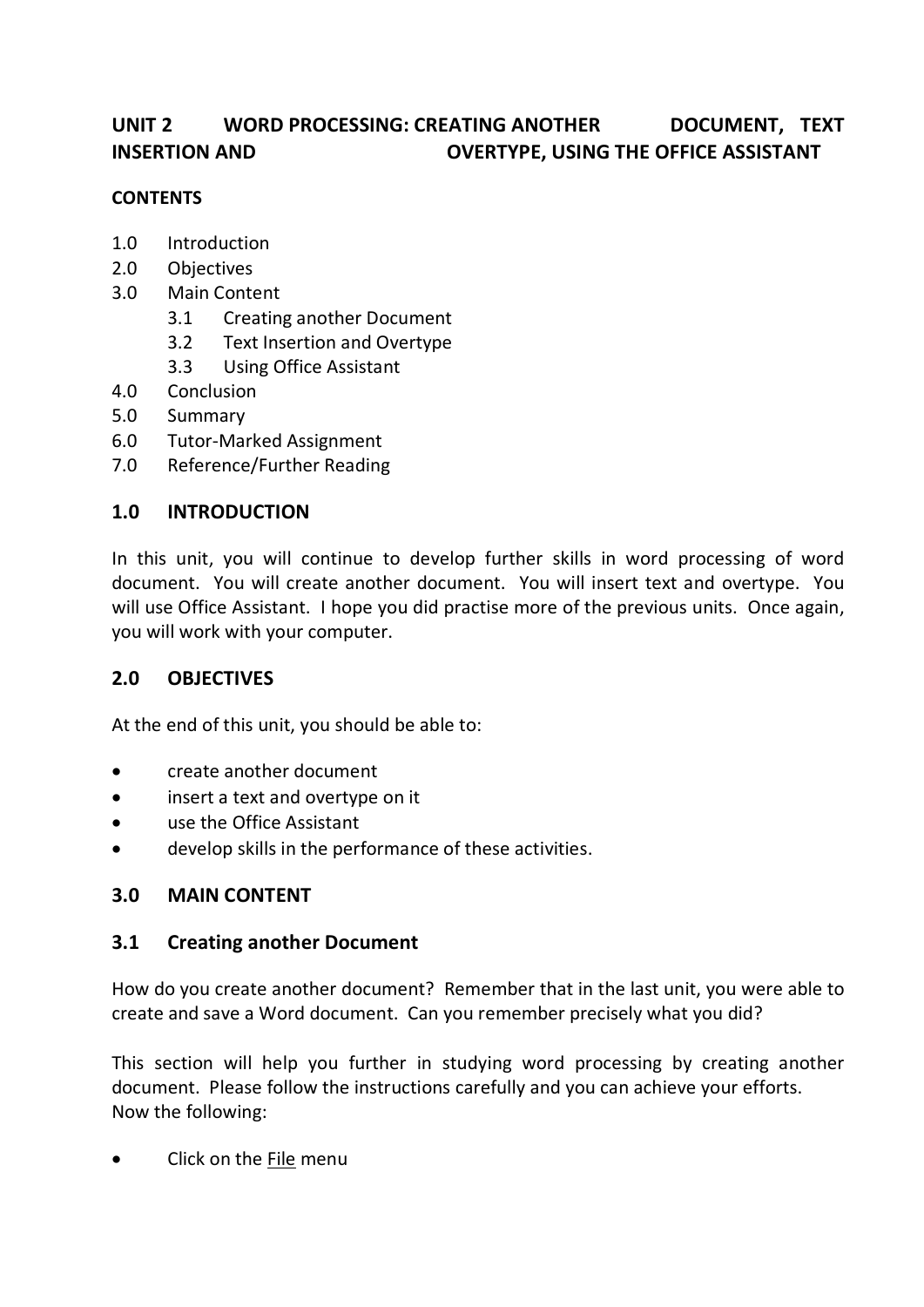## UNIT 2 WORD PROCESSING: CREATING ANOTHER DOCUMENT, TEXT INSERTION AND OVERTYPE, USING THE OFFICE ASSISTANT

**CONTENTS**

- 1.0 Introduction
- 2.0 Objectives
- 3.0 Main Content
  - 3.1 Creating another Document
  - 3.2 Text Insertion and Overtype
  - 3.3 Using Office Assistant
- 4.0 Conclusion
- 5.0 Summary
- 6.0 Tutor-Marked Assignment
- 7.0 Reference/Further Reading

### 1.0 INTRODUCTION

In this unit, you will continue to develop further skills in word processing of word document. You will create another document. You will insert text and overtype. You will use Office Assistant. I hope you did practise more of the previous units. Once again, you will work with your computer.

### 2.0 OBJECTIVES

At the end of this unit, you should be able to:

- create another document
- insert a text and overtype on it
- use the Office Assistant
- develop skills in the performance of these activities.

### 3.0 MAIN CONTENT

### 3.1 Creating another Document

How do you create another document? Remember that in the last unit, you were able to create and save a Word document. Can you remember precisely what you did?

This section will help you further in studying word processing by creating another document. Please follow the instructions carefully and you can achieve your efforts.
Now the following:

- Click on the File menu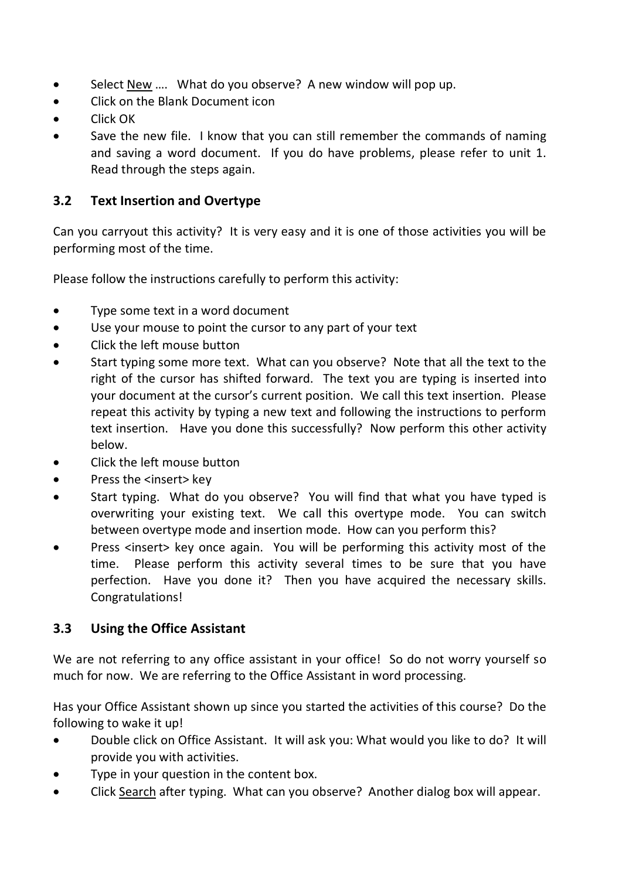- Select <u>New</u> …. What do you observe? A new window will pop up.
- Click on the Blank Document icon
- Click OK
- Save the new file. I know that you can still remember the commands of naming and saving a word document. If you do have problems, please refer to unit 1. Read through the steps again.

### 3.2 Text Insertion and Overtype

Can you carryout this activity? It is very easy and it is one of those activities you will be performing most of the time.

Please follow the instructions carefully to perform this activity:

- Type some text in a word document
- Use your mouse to point the cursor to any part of your text
- Click the left mouse button
- Start typing some more text. What can you observe? Note that all the text to the right of the cursor has shifted forward. The text you are typing is inserted into your document at the cursor's current position. We call this text insertion. Please repeat this activity by typing a new text and following the instructions to perform text insertion. Have you done this successfully? Now perform this other activity below.
- Click the left mouse button
- Press the <insert> key
- Start typing. What do you observe? You will find that what you have typed is overwriting your existing text. We call this overtype mode. You can switch between overtype mode and insertion mode. How can you perform this?
- Press <insert> key once again. You will be performing this activity most of the time. Please perform this activity several times to be sure that you have perfection. Have you done it? Then you have acquired the necessary skills. Congratulations!

### 3.3 Using the Office Assistant

We are not referring to any office assistant in your office! So do not worry yourself so much for now. We are referring to the Office Assistant in word processing.

Has your Office Assistant shown up since you started the activities of this course? Do the following to wake it up!

- Double click on Office Assistant. It will ask you: What would you like to do? It will provide you with activities.
- Type in your question in the content box.
- Click <u>Search</u> after typing. What can you observe? Another dialog box will appear.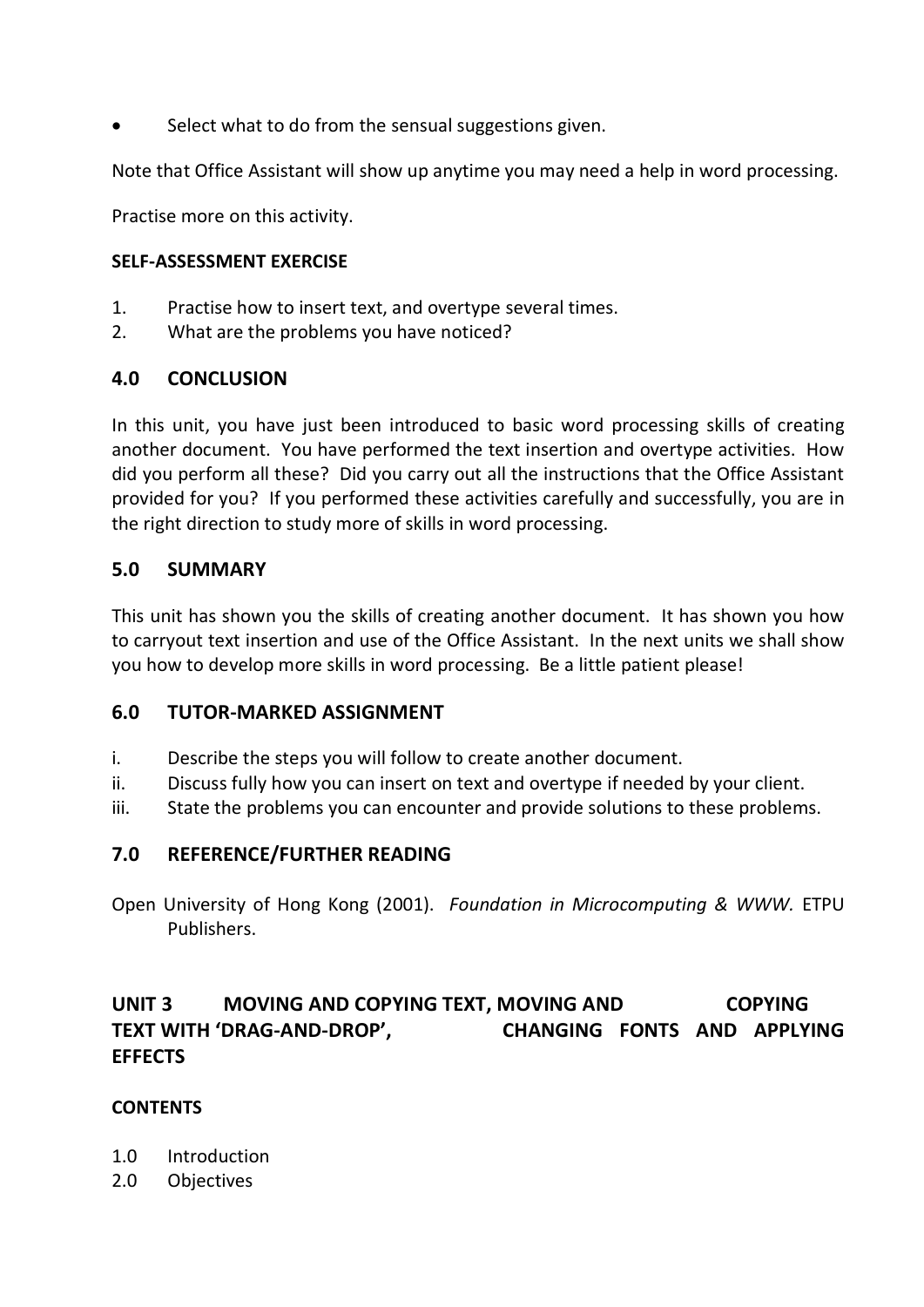- Select what to do from the sensual suggestions given.

Note that Office Assistant will show up anytime you may need a help in word processing.

Practise more on this activity.

**SELF-ASSESSMENT EXERCISE**

1. Practise how to insert text, and overtype several times.
2. What are the problems you have noticed?

## 4.0 CONCLUSION

In this unit, you have just been introduced to basic word processing skills of creating another document. You have performed the text insertion and overtype activities. How did you perform all these? Did you carry out all the instructions that the Office Assistant provided for you? If you performed these activities carefully and successfully, you are in the right direction to study more of skills in word processing.

## 5.0 SUMMARY

This unit has shown you the skills of creating another document. It has shown you how to carryout text insertion and use of the Office Assistant. In the next units we shall show you how to develop more skills in word processing. Be a little patient please!

## 6.0 TUTOR-MARKED ASSIGNMENT

i. Describe the steps you will follow to create another document.
ii. Discuss fully how you can insert on text and overtype if needed by your client.
iii. State the problems you can encounter and provide solutions to these problems.

## 7.0 REFERENCE/FURTHER READING

Open University of Hong Kong (2001). *Foundation in Microcomputing & WWW.* ETPU Publishers.

# UNIT 3 MOVING AND COPYING TEXT, MOVING AND COPYING TEXT WITH 'DRAG-AND-DROP', CHANGING FONTS AND APPLYING EFFECTS

**CONTENTS**

1.0 Introduction
2.0 Objectives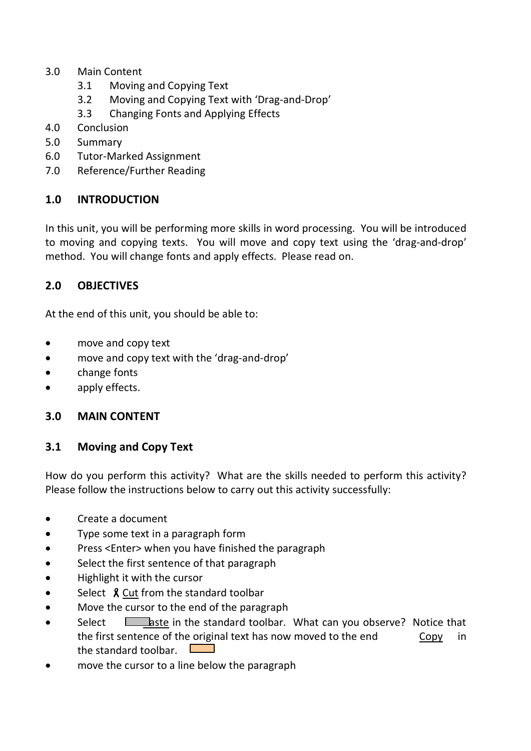3.0 Main Content
    3.1 Moving and Copying Text
    3.2 Moving and Copying Text with 'Drag-and-Drop'
    3.3 Changing Fonts and Applying Effects
4.0 Conclusion
5.0 Summary
6.0 Tutor-Marked Assignment
7.0 Reference/Further Reading

## 1.0 INTRODUCTION

In this unit, you will be performing more skills in word processing. You will be introduced to moving and copying texts. You will move and copy text using the 'drag-and-drop' method. You will change fonts and apply effects. Please read on.

## 2.0 OBJECTIVES

At the end of this unit, you should be able to:

- move and copy text
- move and copy text with the 'drag-and-drop'
- change fonts
- apply effects.

## 3.0 MAIN CONTENT

## 3.1 Moving and Copy Text

How do you perform this activity? What are the skills needed to perform this activity? Please follow the instructions below to carry out this activity successfully:

- Create a document
- Type some text in a paragraph form
- Press <Enter> when you have finished the paragraph
- Select the first sentence of that paragraph
- Highlight it with the cursor
- Select Cut from the standard toolbar
- Move the cursor to the end of the paragraph
- Select aste in the standard toolbar. What can you observe? Notice that the first sentence of the original text has now moved to the end Copy in the standard toolbar.
- move the cursor to a line below the paragraph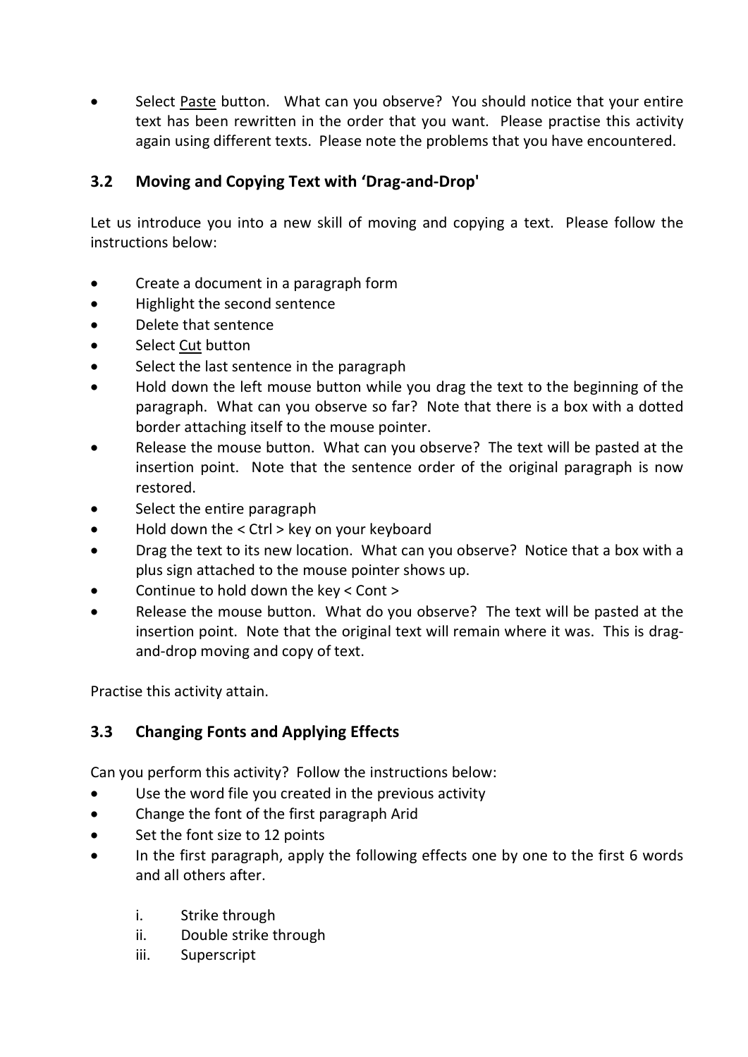- Select <u>Paste</u> button. What can you observe? You should notice that your entire text has been rewritten in the order that you want. Please practise this activity again using different texts. Please note the problems that you have encountered.

## 3.2 Moving and Copying Text with 'Drag-and-Drop'

Let us introduce you into a new skill of moving and copying a text. Please follow the instructions below:

- Create a document in a paragraph form
- Highlight the second sentence
- Delete that sentence
- Select <u>Cut</u> button
- Select the last sentence in the paragraph
- Hold down the left mouse button while you drag the text to the beginning of the paragraph. What can you observe so far? Note that there is a box with a dotted border attaching itself to the mouse pointer.
- Release the mouse button. What can you observe? The text will be pasted at the insertion point. Note that the sentence order of the original paragraph is now restored.
- Select the entire paragraph
- Hold down the < Ctrl > key on your keyboard
- Drag the text to its new location. What can you observe? Notice that a box with a plus sign attached to the mouse pointer shows up.
- Continue to hold down the key < Cont >
- Release the mouse button. What do you observe? The text will be pasted at the insertion point. Note that the original text will remain where it was. This is drag-and-drop moving and copy of text.

Practise this activity attain.

## 3.3 Changing Fonts and Applying Effects

Can you perform this activity? Follow the instructions below:

- Use the word file you created in the previous activity
- Change the font of the first paragraph Arid
- Set the font size to 12 points
- In the first paragraph, apply the following effects one by one to the first 6 words and all others after.

    i. Strike through
    ii. Double strike through
    iii. Superscript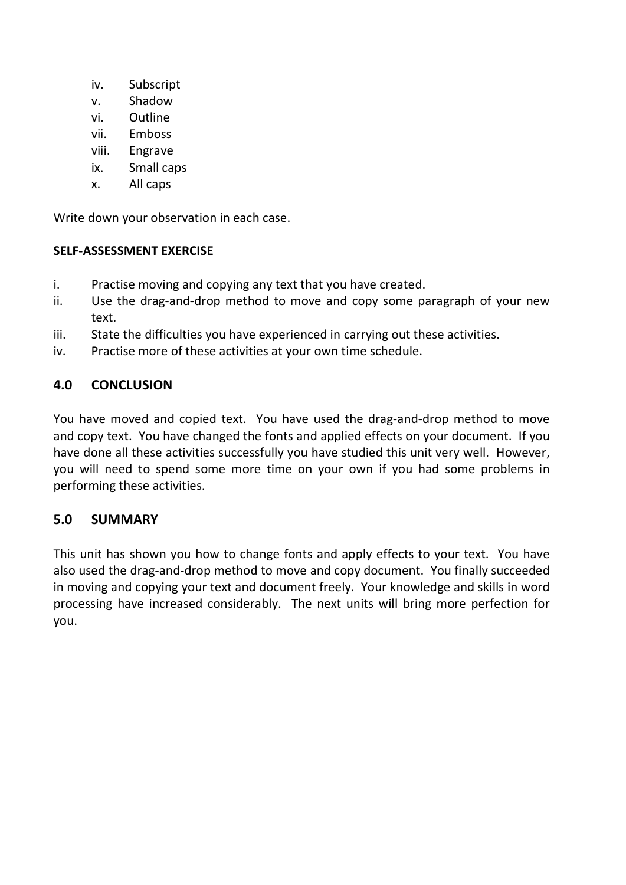iv. Subscript
v. Shadow
vi. Outline
vii. Emboss
viii. Engrave
ix. Small caps
x. All caps

Write down your observation in each case.

**SELF-ASSESSMENT EXERCISE**

i. Practise moving and copying any text that you have created.
ii. Use the drag-and-drop method to move and copy some paragraph of your new text.
iii. State the difficulties you have experienced in carrying out these activities.
iv. Practise more of these activities at your own time schedule.

## 4.0 CONCLUSION

You have moved and copied text. You have used the drag-and-drop method to move and copy text. You have changed the fonts and applied effects on your document. If you have done all these activities successfully you have studied this unit very well. However, you will need to spend some more time on your own if you had some problems in performing these activities.

## 5.0 SUMMARY

This unit has shown you how to change fonts and apply effects to your text. You have also used the drag-and-drop method to move and copy document. You finally succeeded in moving and copying your text and document freely. Your knowledge and skills in word processing have increased considerably. The next units will bring more perfection for you.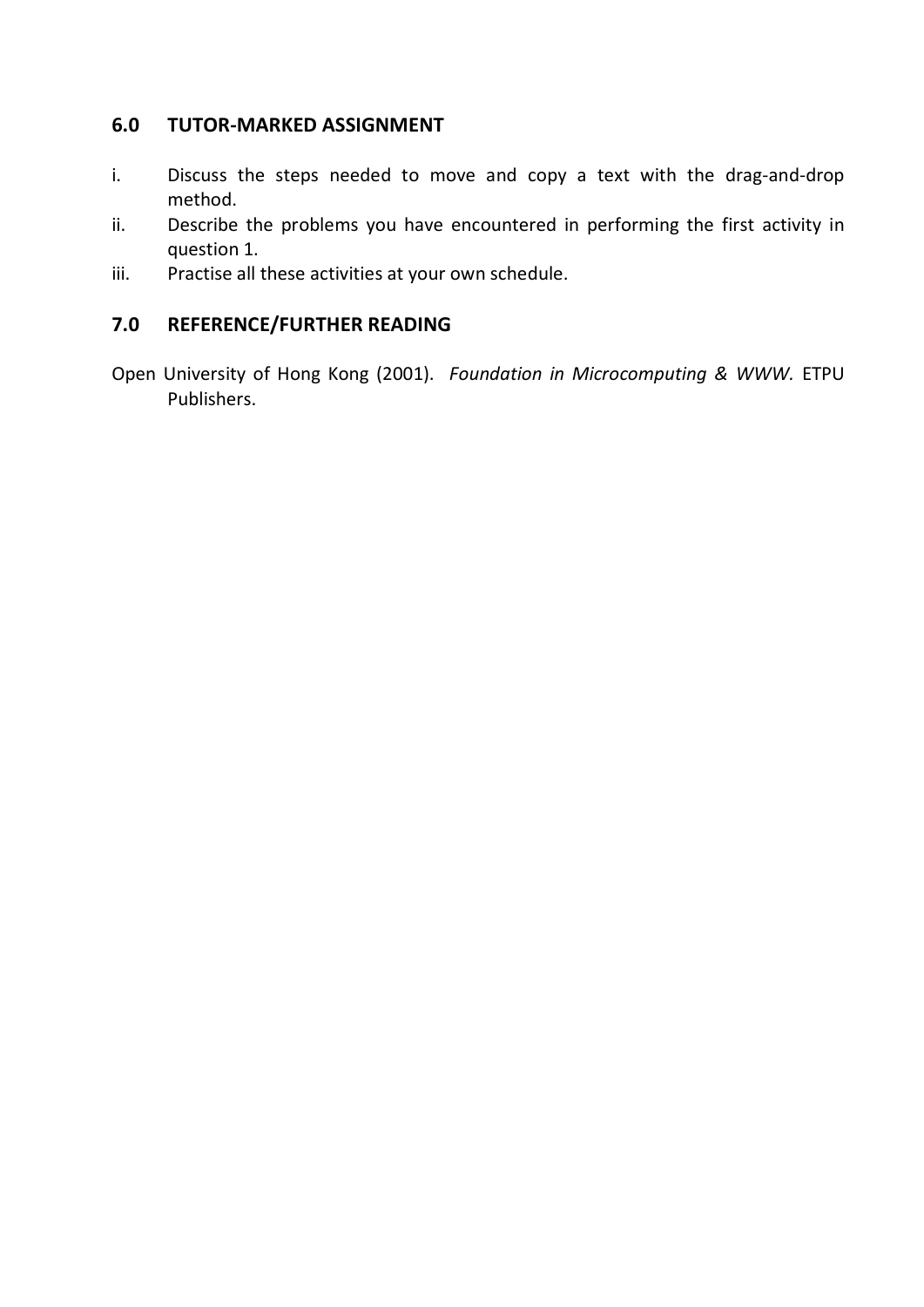## 6.0 TUTOR-MARKED ASSIGNMENT

i. Discuss the steps needed to move and copy a text with the drag-and-drop method.

ii. Describe the problems you have encountered in performing the first activity in question 1.

iii. Practise all these activities at your own schedule.

## 7.0 REFERENCE/FURTHER READING

Open University of Hong Kong (2001). *Foundation in Microcomputing & WWW.* ETPU Publishers.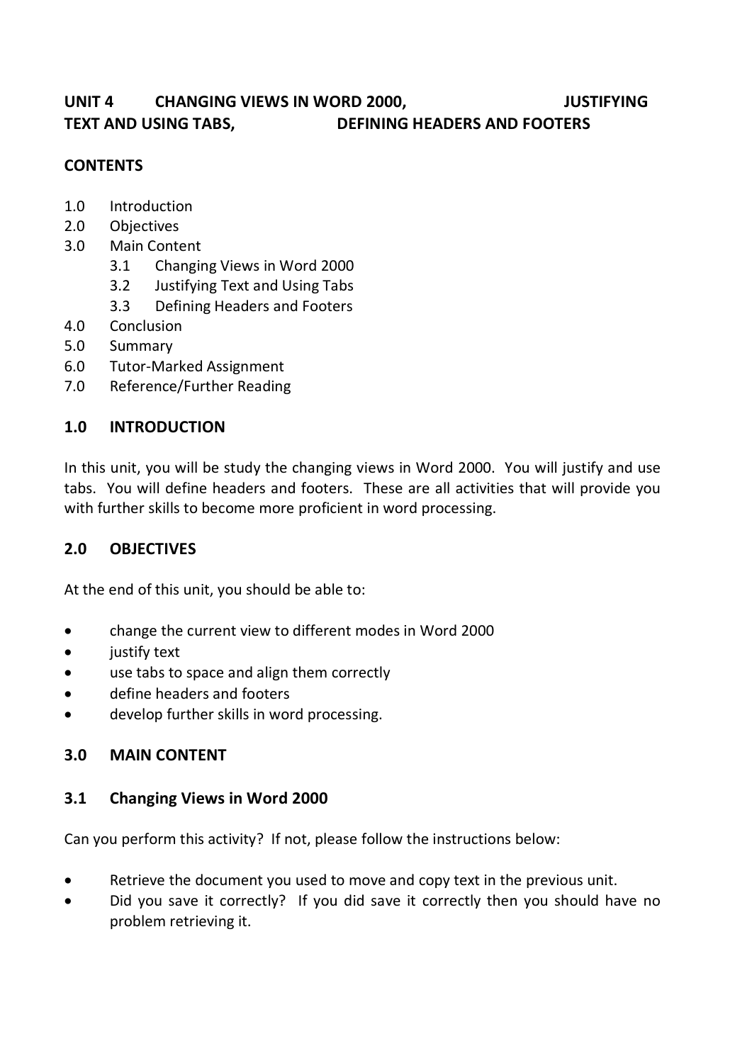## UNIT 4 CHANGING VIEWS IN WORD 2000, JUSTIFYING TEXT AND USING TABS, DEFINING HEADERS AND FOOTERS

**CONTENTS**

- 1.0 Introduction
- 2.0 Objectives
- 3.0 Main Content
    - 3.1 Changing Views in Word 2000
    - 3.2 Justifying Text and Using Tabs
    - 3.3 Defining Headers and Footers
- 4.0 Conclusion
- 5.0 Summary
- 6.0 Tutor-Marked Assignment
- 7.0 Reference/Further Reading

### 1.0 INTRODUCTION

In this unit, you will be study the changing views in Word 2000. You will justify and use tabs. You will define headers and footers. These are all activities that will provide you with further skills to become more proficient in word processing.

### 2.0 OBJECTIVES

At the end of this unit, you should be able to:

- change the current view to different modes in Word 2000
- justify text
- use tabs to space and align them correctly
- define headers and footers
- develop further skills in word processing.

### 3.0 MAIN CONTENT

### 3.1 Changing Views in Word 2000

Can you perform this activity? If not, please follow the instructions below:

- Retrieve the document you used to move and copy text in the previous unit.
- Did you save it correctly? If you did save it correctly then you should have no problem retrieving it.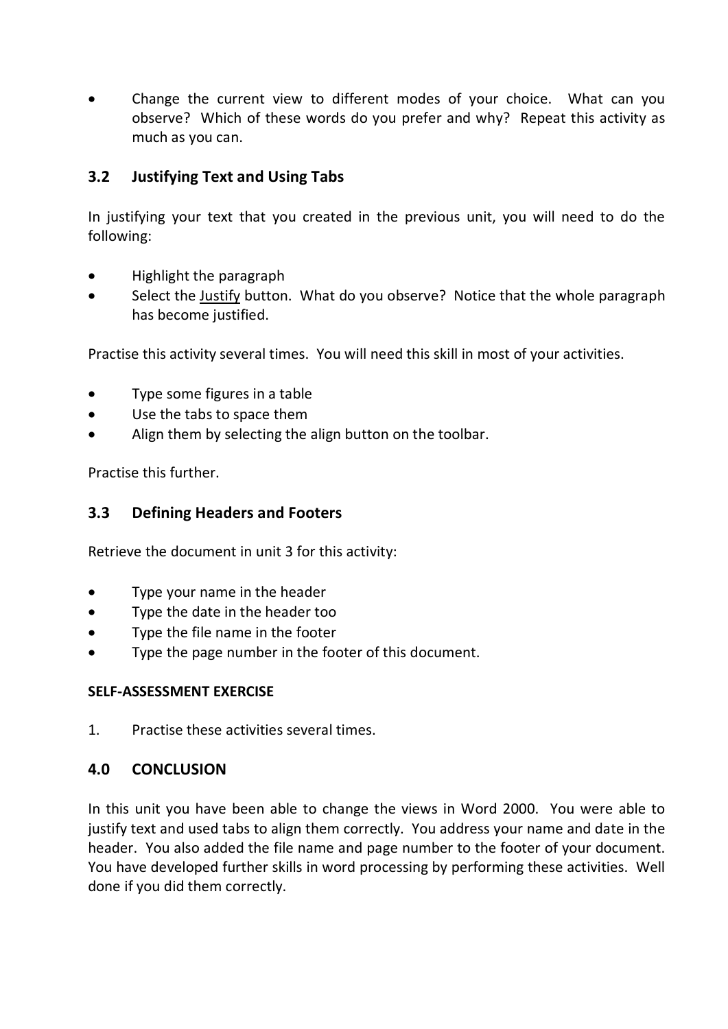- Change the current view to different modes of your choice. What can you observe? Which of these words do you prefer and why? Repeat this activity as much as you can.

## 3.2 Justifying Text and Using Tabs

In justifying your text that you created in the previous unit, you will need to do the following:

- Highlight the paragraph
- Select the <u>Justify</u> button. What do you observe? Notice that the whole paragraph has become justified.

Practise this activity several times. You will need this skill in most of your activities.

- Type some figures in a table
- Use the tabs to space them
- Align them by selecting the align button on the toolbar.

Practise this further.

## 3.3 Defining Headers and Footers

Retrieve the document in unit 3 for this activity:

- Type your name in the header
- Type the date in the header too
- Type the file name in the footer
- Type the page number in the footer of this document.

**SELF-ASSESSMENT EXERCISE**

1. Practise these activities several times.

## 4.0 CONCLUSION

In this unit you have been able to change the views in Word 2000. You were able to justify text and used tabs to align them correctly. You address your name and date in the header. You also added the file name and page number to the footer of your document. You have developed further skills in word processing by performing these activities. Well done if you did them correctly.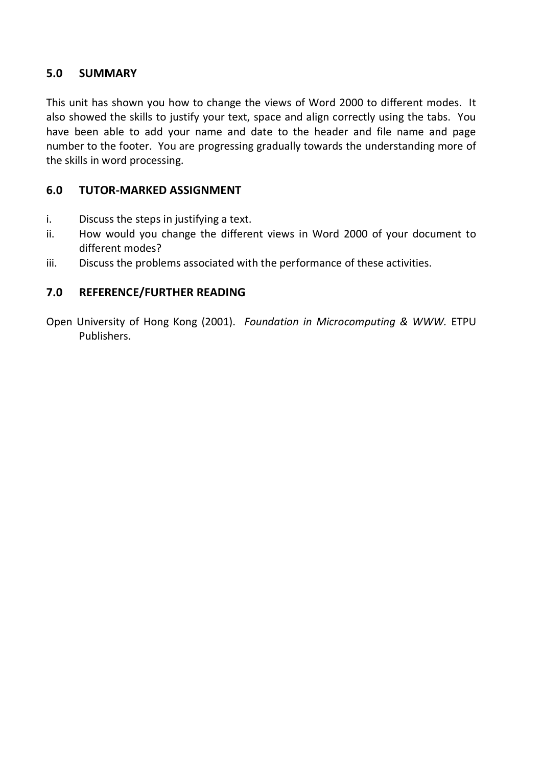## 5.0 SUMMARY

This unit has shown you how to change the views of Word 2000 to different modes. It also showed the skills to justify your text, space and align correctly using the tabs. You have been able to add your name and date to the header and file name and page number to the footer. You are progressing gradually towards the understanding more of the skills in word processing.

## 6.0 TUTOR-MARKED ASSIGNMENT

i. Discuss the steps in justifying a text.
ii. How would you change the different views in Word 2000 of your document to different modes?
iii. Discuss the problems associated with the performance of these activities.

## 7.0 REFERENCE/FURTHER READING

Open University of Hong Kong (2001). *Foundation in Microcomputing & WWW.* ETPU Publishers.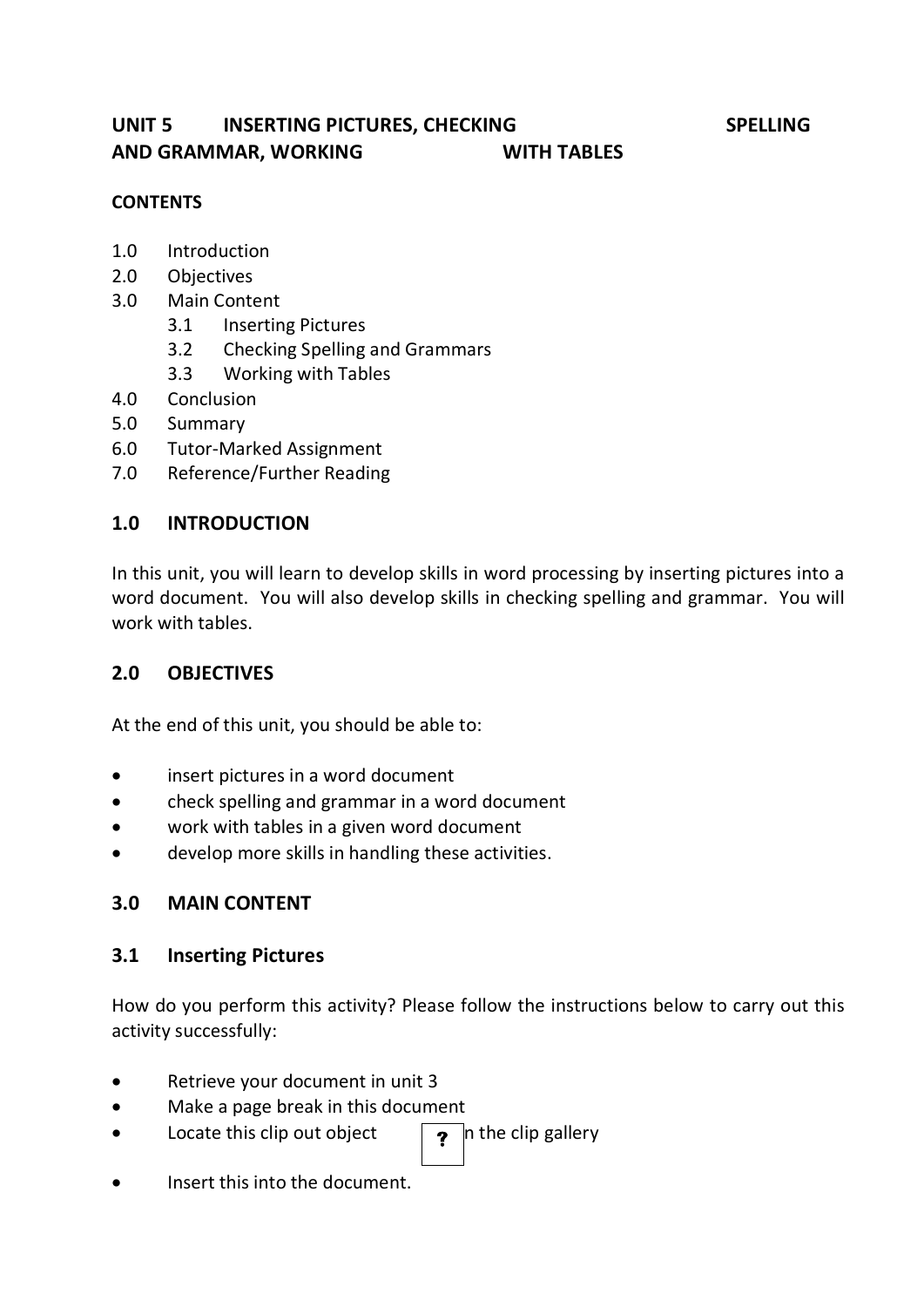# UNIT 5 INSERTING PICTURES, CHECKING SPELLING AND GRAMMAR, WORKING WITH TABLES

**CONTENTS**

1.0 Introduction
2.0 Objectives
3.0 Main Content
   3.1 Inserting Pictures
   3.2 Checking Spelling and Grammars
   3.3 Working with Tables
4.0 Conclusion
5.0 Summary
6.0 Tutor-Marked Assignment
7.0 Reference/Further Reading

## 1.0 INTRODUCTION

In this unit, you will learn to develop skills in word processing by inserting pictures into a word document. You will also develop skills in checking spelling and grammar. You will work with tables.

## 2.0 OBJECTIVES

At the end of this unit, you should be able to:

- insert pictures in a word document
- check spelling and grammar in a word document
- work with tables in a given word document
- develop more skills in handling these activities.

## 3.0 MAIN CONTENT

### 3.1 Inserting Pictures

How do you perform this activity? Please follow the instructions below to carry out this activity successfully:

- Retrieve your document in unit 3
- Make a page break in this document
- Locate this clip out object ? in the clip gallery
- Insert this into the document.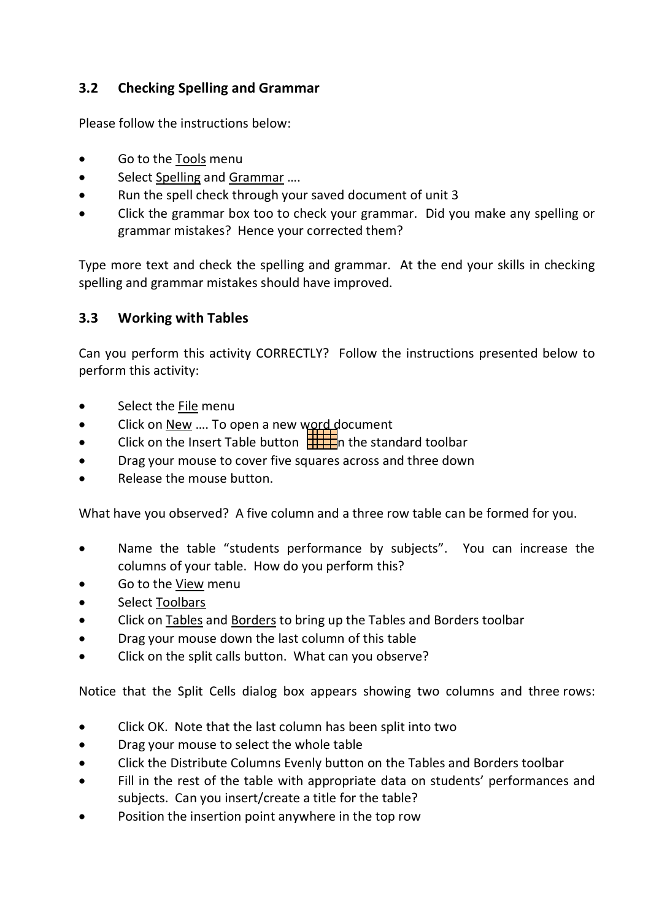## 3.2 Checking Spelling and Grammar

Please follow the instructions below:

- Go to the Tools menu
- Select Spelling and Grammar ….
- Run the spell check through your saved document of unit 3
- Click the grammar box too to check your grammar. Did you make any spelling or grammar mistakes? Hence your corrected them?

Type more text and check the spelling and grammar. At the end your skills in checking spelling and grammar mistakes should have improved.

## 3.3 Working with Tables

Can you perform this activity CORRECTLY? Follow the instructions presented below to perform this activity:

- Select the File menu
- Click on New …. To open a new word document
- Click on the Insert Table button on the standard toolbar
- Drag your mouse to cover five squares across and three down
- Release the mouse button.

What have you observed? A five column and a three row table can be formed for you.

- Name the table "students performance by subjects". You can increase the columns of your table. How do you perform this?
- Go to the View menu
- Select Toolbars
- Click on Tables and Borders to bring up the Tables and Borders toolbar
- Drag your mouse down the last column of this table
- Click on the split calls button. What can you observe?

Notice that the Split Cells dialog box appears showing two columns and three rows:

- Click OK. Note that the last column has been split into two
- Drag your mouse to select the whole table
- Click the Distribute Columns Evenly button on the Tables and Borders toolbar
- Fill in the rest of the table with appropriate data on students' performances and subjects. Can you insert/create a title for the table?
- Position the insertion point anywhere in the top row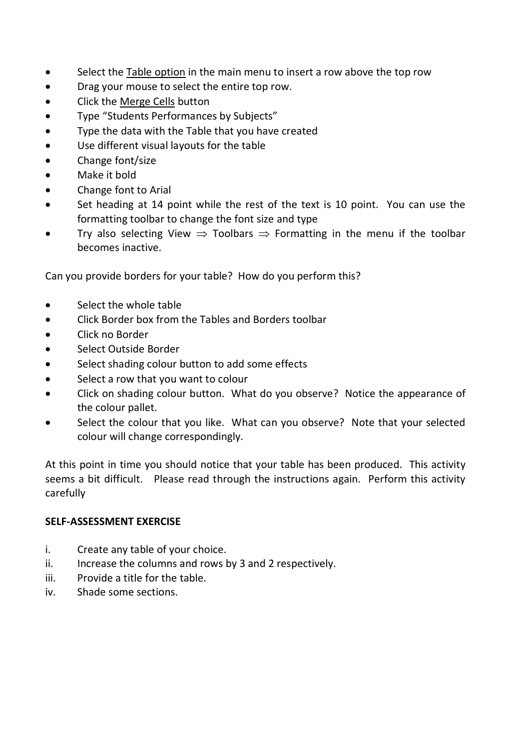- Select the <u>Table option</u> in the main menu to insert a row above the top row
- Drag your mouse to select the entire top row.
- Click the <u>Merge Cells</u> button
- Type “Students Performances by Subjects”
- Type the data with the Table that you have created
- Use different visual layouts for the table
- Change font/size
- Make it bold
- Change font to Arial
- Set heading at 14 point while the rest of the text is 10 point. You can use the formatting toolbar to change the font size and type
- Try also selecting View ⇒ Toolbars ⇒ Formatting in the menu if the toolbar becomes inactive.

Can you provide borders for your table? How do you perform this?

- Select the whole table
- Click Border box from the Tables and Borders toolbar
- Click no Border
- Select Outside Border
- Select shading colour button to add some effects
- Select a row that you want to colour
- Click on shading colour button. What do you observe? Notice the appearance of the colour pallet.
- Select the colour that you like. What can you observe? Note that your selected colour will change correspondingly.

At this point in time you should notice that your table has been produced. This activity seems a bit difficult. Please read through the instructions again. Perform this activity carefully

**SELF-ASSESSMENT EXERCISE**

i. Create any table of your choice.
ii. Increase the columns and rows by 3 and 2 respectively.
iii. Provide a title for the table.
iv. Shade some sections.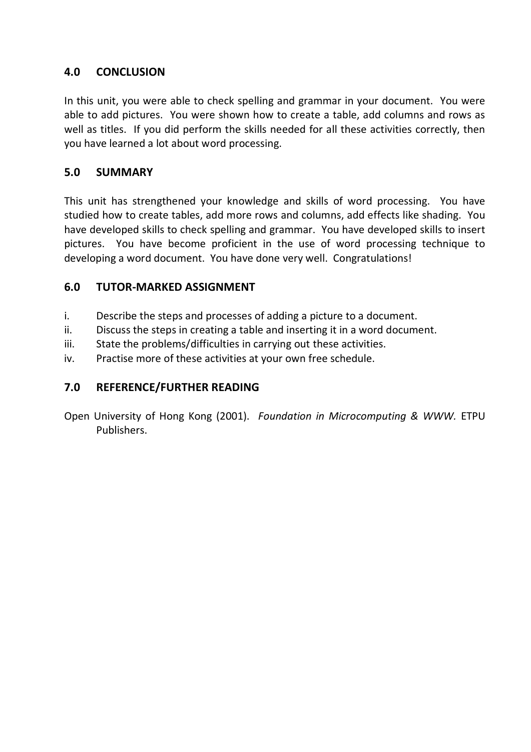## 4.0 CONCLUSION

In this unit, you were able to check spelling and grammar in your document. You were able to add pictures. You were shown how to create a table, add columns and rows as well as titles. If you did perform the skills needed for all these activities correctly, then you have learned a lot about word processing.

## 5.0 SUMMARY

This unit has strengthened your knowledge and skills of word processing. You have studied how to create tables, add more rows and columns, add effects like shading. You have developed skills to check spelling and grammar. You have developed skills to insert pictures. You have become proficient in the use of word processing technique to developing a word document. You have done very well. Congratulations!

## 6.0 TUTOR-MARKED ASSIGNMENT

i. Describe the steps and processes of adding a picture to a document.
ii. Discuss the steps in creating a table and inserting it in a word document.
iii. State the problems/difficulties in carrying out these activities.
iv. Practise more of these activities at your own free schedule.

## 7.0 REFERENCE/FURTHER READING

Open University of Hong Kong (2001). *Foundation in Microcomputing & WWW.* ETPU Publishers.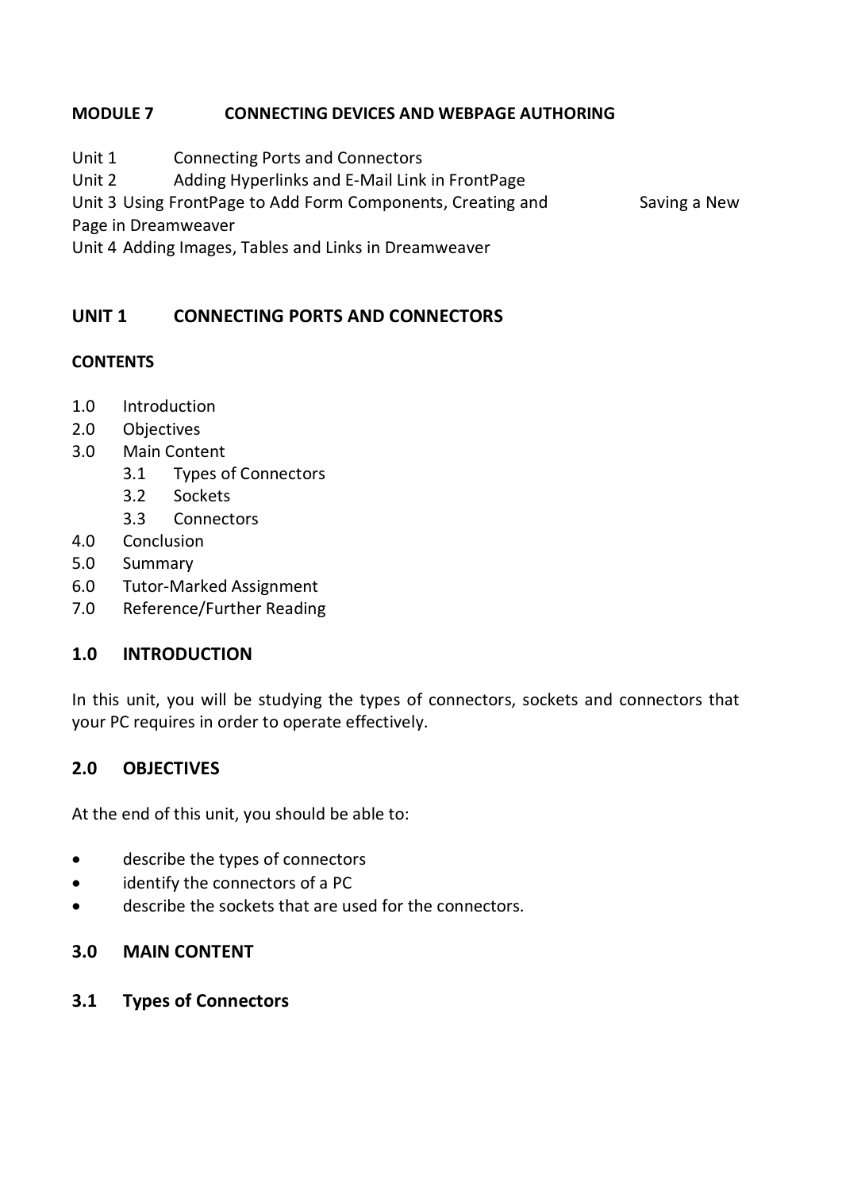## MODULE 7 CONNECTING DEVICES AND WEBPAGE AUTHORING

Unit 1 Connecting Ports and Connectors
Unit 2 Adding Hyperlinks and E-Mail Link in FrontPage
Unit 3 Using FrontPage to Add Form Components, Creating and Saving a New Page in Dreamweaver
Unit 4 Adding Images, Tables and Links in Dreamweaver

## UNIT 1 CONNECTING PORTS AND CONNECTORS

**CONTENTS**

1.0 Introduction
2.0 Objectives
3.0 Main Content
 3.1 Types of Connectors
 3.2 Sockets
 3.3 Connectors
4.0 Conclusion
5.0 Summary
6.0 Tutor-Marked Assignment
7.0 Reference/Further Reading

### 1.0 INTRODUCTION

In this unit, you will be studying the types of connectors, sockets and connectors that your PC requires in order to operate effectively.

### 2.0 OBJECTIVES

At the end of this unit, you should be able to:

- describe the types of connectors
- identify the connectors of a PC
- describe the sockets that are used for the connectors.

### 3.0 MAIN CONTENT

### 3.1 Types of Connectors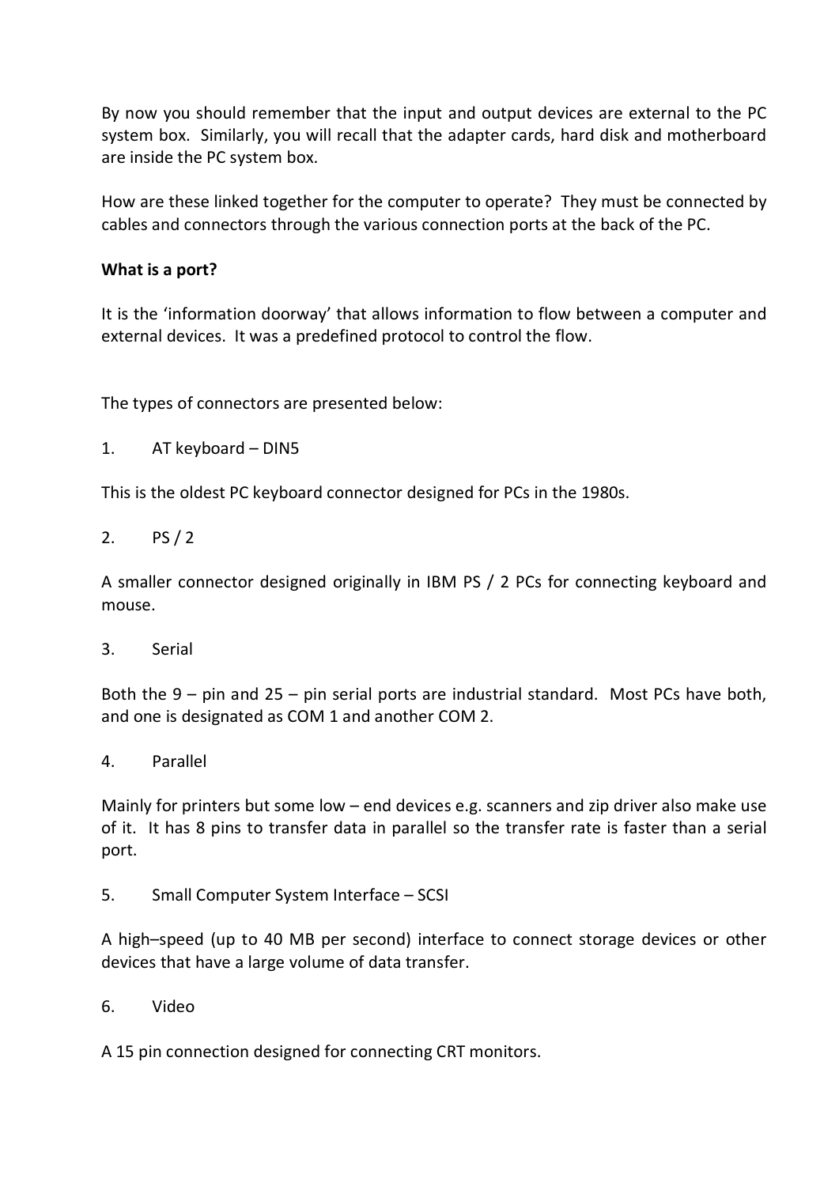By now you should remember that the input and output devices are external to the PC system box. Similarly, you will recall that the adapter cards, hard disk and motherboard are inside the PC system box.

How are these linked together for the computer to operate? They must be connected by cables and connectors through the various connection ports at the back of the PC.

**What is a port?**

It is the 'information doorway' that allows information to flow between a computer and external devices. It was a predefined protocol to control the flow.

The types of connectors are presented below:

1. AT keyboard – DIN5

This is the oldest PC keyboard connector designed for PCs in the 1980s.

2. PS / 2

A smaller connector designed originally in IBM PS / 2 PCs for connecting keyboard and mouse.

3. Serial

Both the 9 – pin and 25 – pin serial ports are industrial standard. Most PCs have both, and one is designated as COM 1 and another COM 2.

4. Parallel

Mainly for printers but some low – end devices e.g. scanners and zip driver also make use of it. It has 8 pins to transfer data in parallel so the transfer rate is faster than a serial port.

5. Small Computer System Interface – SCSI

A high–speed (up to 40 MB per second) interface to connect storage devices or other devices that have a large volume of data transfer.

6. Video

A 15 pin connection designed for connecting CRT monitors.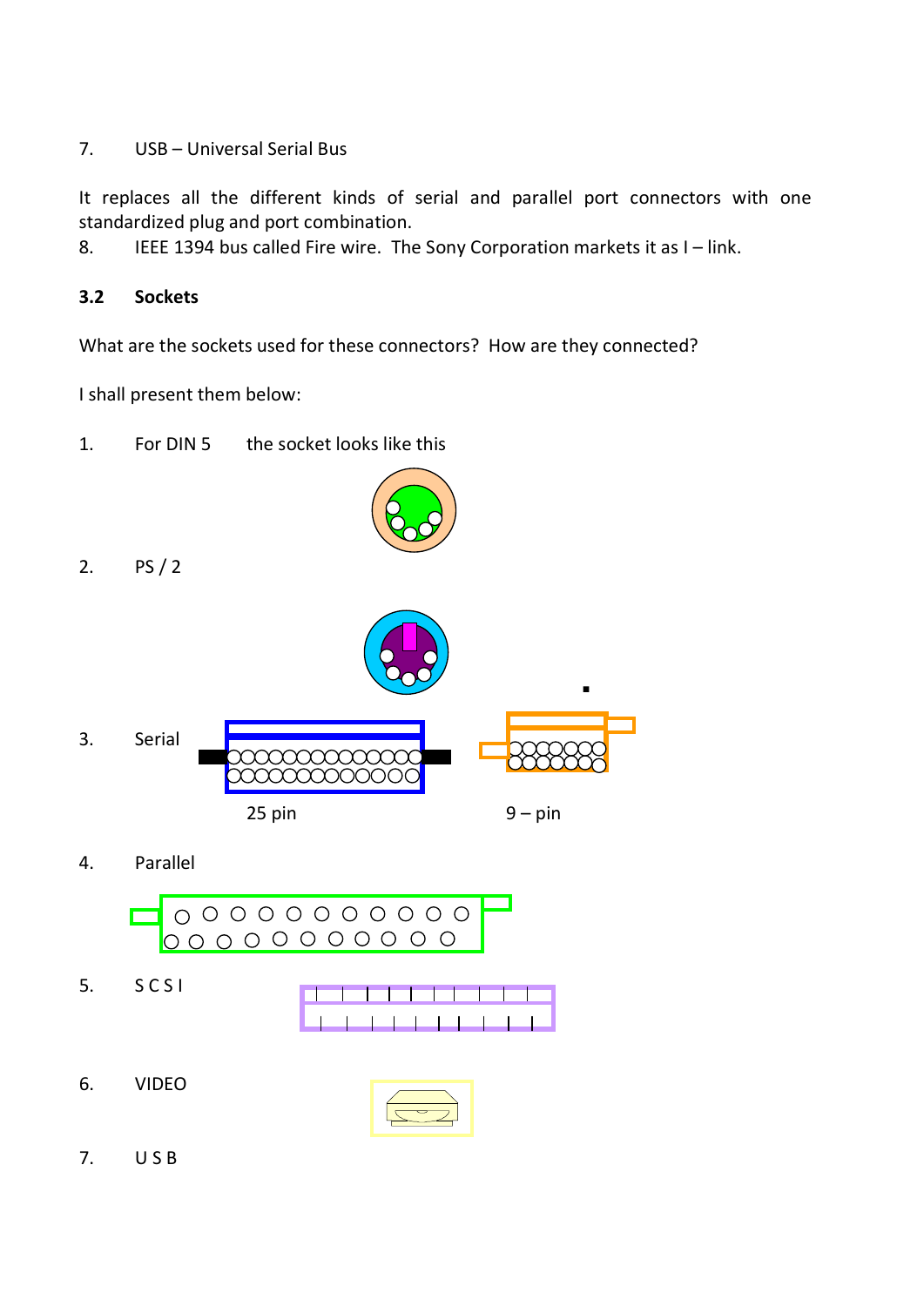7. USB – Universal Serial Bus

It replaces all the different kinds of serial and parallel port connectors with one standardized plug and port combination.

8. IEEE 1394 bus called Fire wire. The Sony Corporation markets it as I – link.

### 3.2 Sockets

What are the sockets used for these connectors? How are they connected?

I shall present them below:

1. For DIN 5 the socket looks like this

2. PS / 2

3. Serial

25 pin 9 – pin

4. Parallel

5. S C S I

6. VIDEO

7. U S B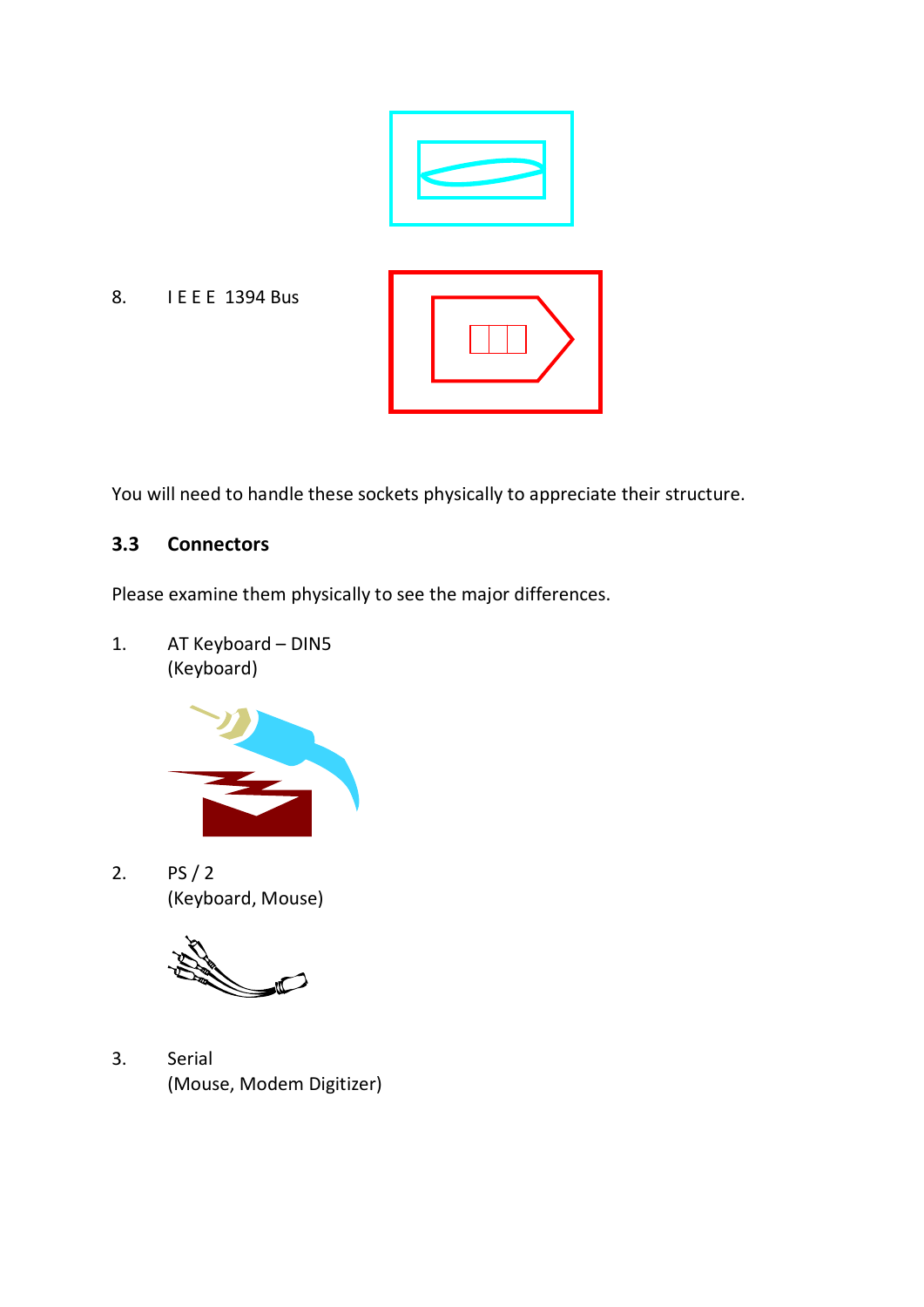8. I E E E 1394 Bus

You will need to handle these sockets physically to appreciate their structure.

### 3.3 Connectors

Please examine them physically to see the major differences.

1. AT Keyboard – DIN5
   (Keyboard)

2. PS / 2
   (Keyboard, Mouse)

3. Serial
   (Mouse, Modem Digitizer)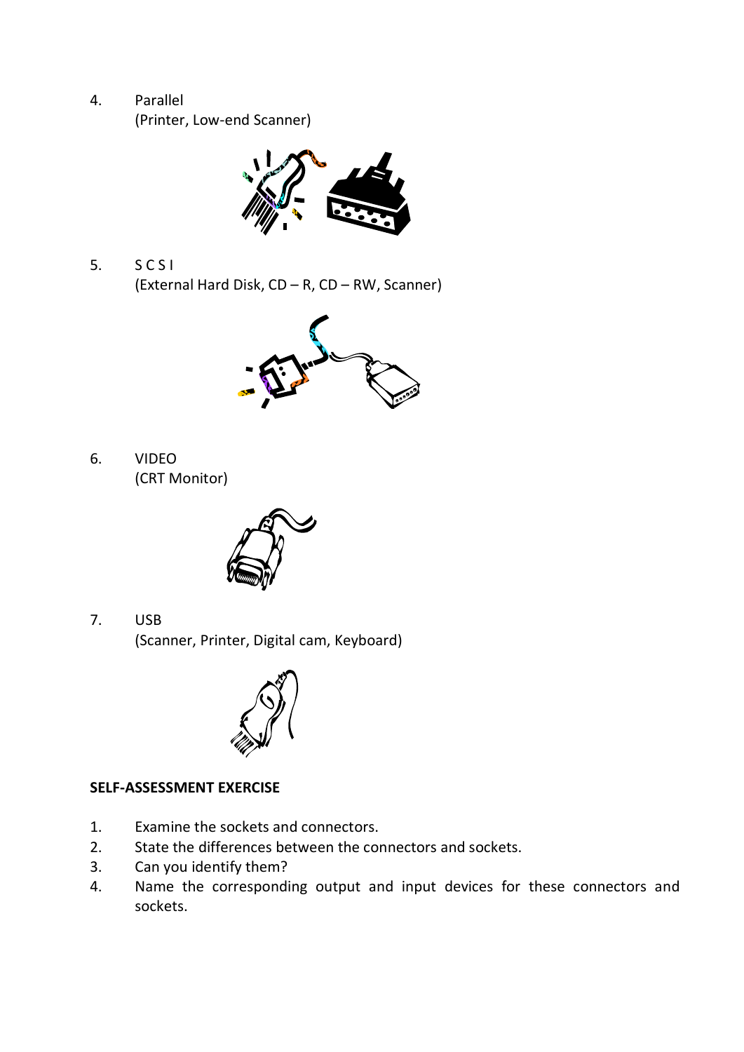4. Parallel
   (Printer, Low-end Scanner)

5. S C S I
   (External Hard Disk, CD – R, CD – RW, Scanner)

6. VIDEO
   (CRT Monitor)

7. USB
   (Scanner, Printer, Digital cam, Keyboard)

**SELF-ASSESSMENT EXERCISE**

1. Examine the sockets and connectors.
2. State the differences between the connectors and sockets.
3. Can you identify them?
4. Name the corresponding output and input devices for these connectors and sockets.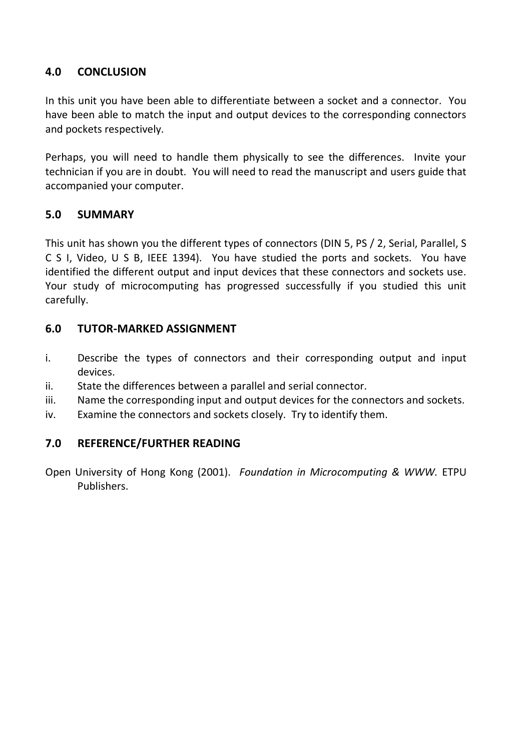## 4.0 CONCLUSION

In this unit you have been able to differentiate between a socket and a connector. You have been able to match the input and output devices to the corresponding connectors and pockets respectively.

Perhaps, you will need to handle them physically to see the differences. Invite your technician if you are in doubt. You will need to read the manuscript and users guide that accompanied your computer.

## 5.0 SUMMARY

This unit has shown you the different types of connectors (DIN 5, PS / 2, Serial, Parallel, S C S I, Video, U S B, IEEE 1394). You have studied the ports and sockets. You have identified the different output and input devices that these connectors and sockets use. Your study of microcomputing has progressed successfully if you studied this unit carefully.

## 6.0 TUTOR-MARKED ASSIGNMENT

i. Describe the types of connectors and their corresponding output and input devices.
ii. State the differences between a parallel and serial connector.
iii. Name the corresponding input and output devices for the connectors and sockets.
iv. Examine the connectors and sockets closely. Try to identify them.

## 7.0 REFERENCE/FURTHER READING

Open University of Hong Kong (2001). *Foundation in Microcomputing & WWW.* ETPU Publishers.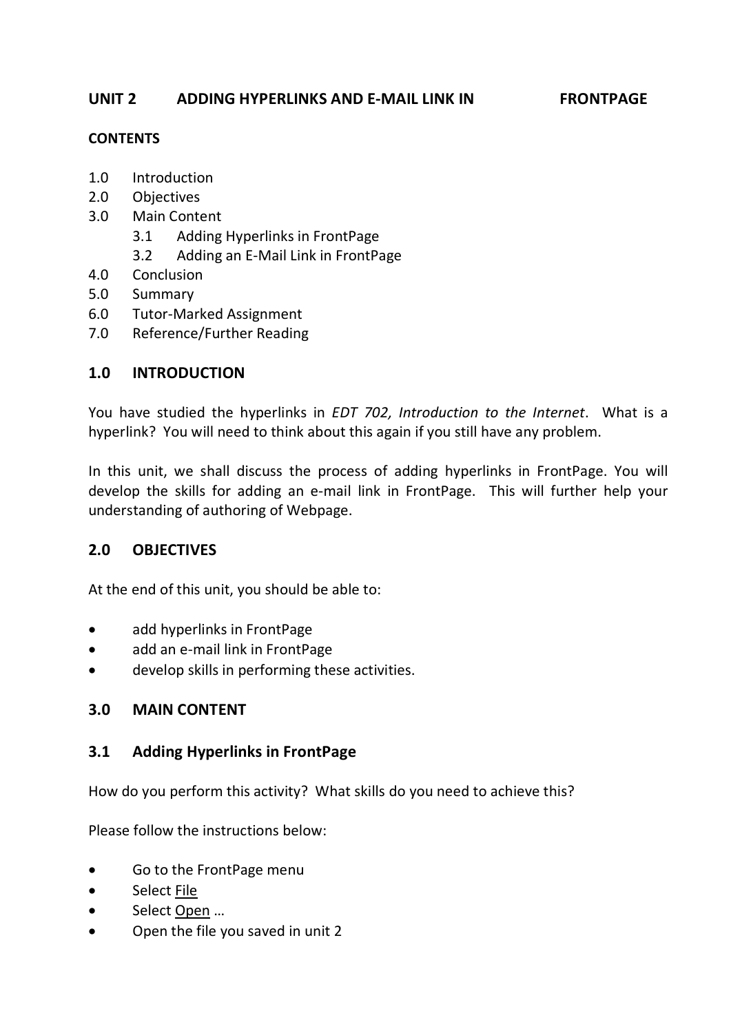## UNIT 2 ADDING HYPERLINKS AND E-MAIL LINK IN FRONTPAGE

**CONTENTS**

1.0 Introduction
2.0 Objectives
3.0 Main Content
  3.1 Adding Hyperlinks in FrontPage
  3.2 Adding an E-Mail Link in FrontPage
4.0 Conclusion
5.0 Summary
6.0 Tutor-Marked Assignment
7.0 Reference/Further Reading

### 1.0 INTRODUCTION

You have studied the hyperlinks in *EDT 702, Introduction to the Internet*. What is a hyperlink? You will need to think about this again if you still have any problem.

In this unit, we shall discuss the process of adding hyperlinks in FrontPage. You will develop the skills for adding an e-mail link in FrontPage. This will further help your understanding of authoring of Webpage.

### 2.0 OBJECTIVES

At the end of this unit, you should be able to:

- add hyperlinks in FrontPage
- add an e-mail link in FrontPage
- develop skills in performing these activities.

### 3.0 MAIN CONTENT

### 3.1 Adding Hyperlinks in FrontPage

How do you perform this activity? What skills do you need to achieve this?

Please follow the instructions below:

- Go to the FrontPage menu
- Select File
- Select Open …
- Open the file you saved in unit 2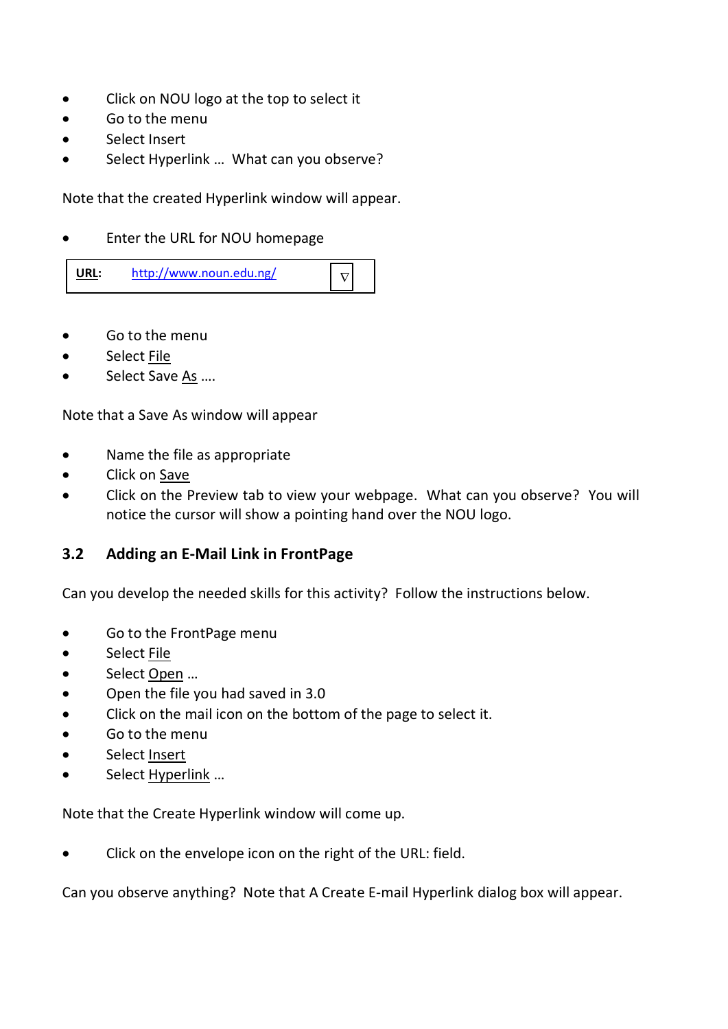- Click on NOU logo at the top to select it
- Go to the menu
- Select Insert
- Select Hyperlink … What can you observe?

Note that the created Hyperlink window will appear.

- Enter the URL for NOU homepage

| **URL:** | http://www.noun.edu.ng/ | ∇ |
|---|---|---|

- Go to the menu
- Select File
- Select Save As ….

Note that a Save As window will appear

- Name the file as appropriate
- Click on Save
- Click on the Preview tab to view your webpage. What can you observe? You will notice the cursor will show a pointing hand over the NOU logo.

## 3.2 Adding an E-Mail Link in FrontPage

Can you develop the needed skills for this activity? Follow the instructions below.

- Go to the FrontPage menu
- Select File
- Select Open …
- Open the file you had saved in 3.0
- Click on the mail icon on the bottom of the page to select it.
- Go to the menu
- Select Insert
- Select Hyperlink …

Note that the Create Hyperlink window will come up.

- Click on the envelope icon on the right of the URL: field.

Can you observe anything? Note that A Create E-mail Hyperlink dialog box will appear.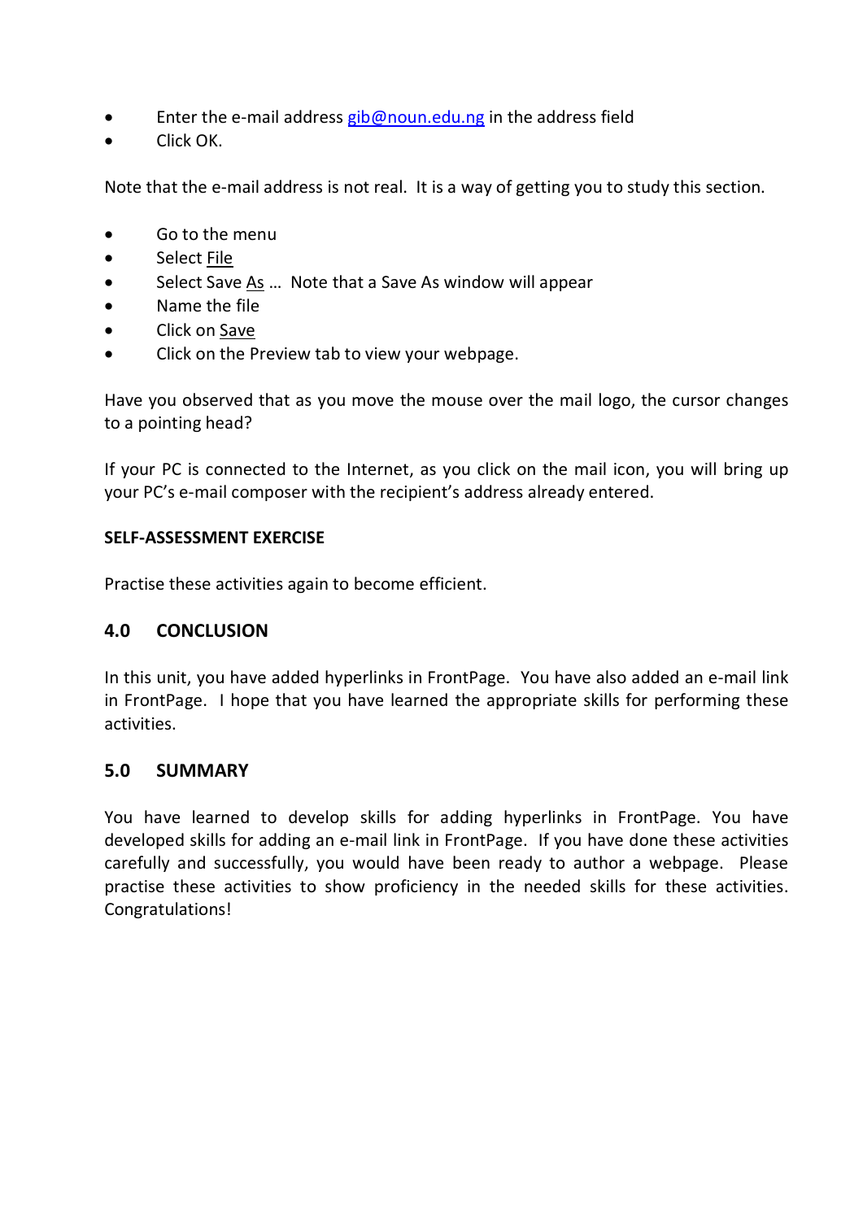- Enter the e-mail address gib@noun.edu.ng in the address field
- Click OK.

Note that the e-mail address is not real. It is a way of getting you to study this section.

- Go to the menu
- Select File
- Select Save As … Note that a Save As window will appear
- Name the file
- Click on Save
- Click on the Preview tab to view your webpage.

Have you observed that as you move the mouse over the mail logo, the cursor changes to a pointing head?

If your PC is connected to the Internet, as you click on the mail icon, you will bring up your PC's e-mail composer with the recipient's address already entered.

**SELF-ASSESSMENT EXERCISE**

Practise these activities again to become efficient.

## 4.0 CONCLUSION

In this unit, you have added hyperlinks in FrontPage. You have also added an e-mail link in FrontPage. I hope that you have learned the appropriate skills for performing these activities.

## 5.0 SUMMARY

You have learned to develop skills for adding hyperlinks in FrontPage. You have developed skills for adding an e-mail link in FrontPage. If you have done these activities carefully and successfully, you would have been ready to author a webpage. Please practise these activities to show proficiency in the needed skills for these activities. Congratulations!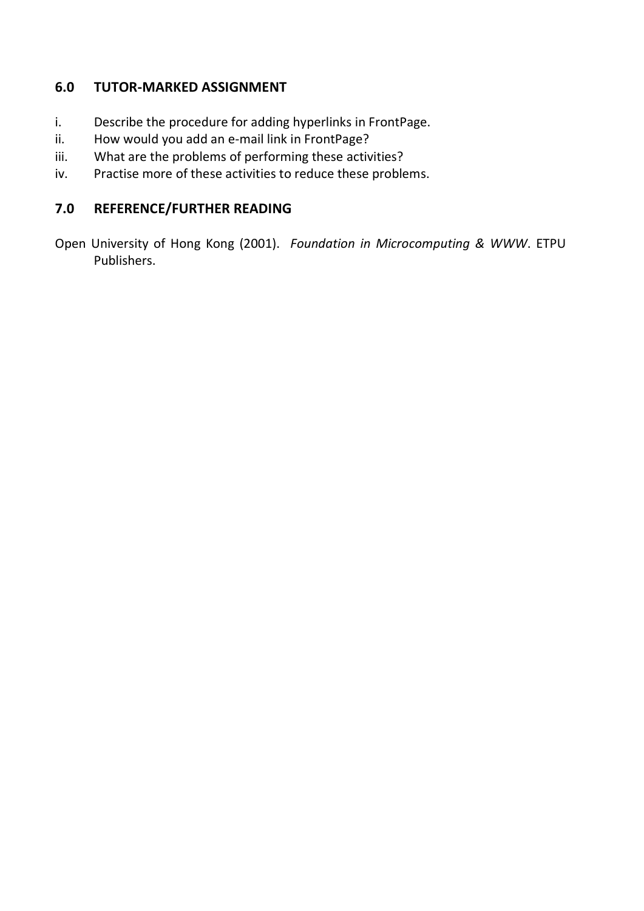## 6.0 TUTOR-MARKED ASSIGNMENT

i. Describe the procedure for adding hyperlinks in FrontPage.
ii. How would you add an e-mail link in FrontPage?
iii. What are the problems of performing these activities?
iv. Practise more of these activities to reduce these problems.

## 7.0 REFERENCE/FURTHER READING

Open University of Hong Kong (2001). *Foundation in Microcomputing & WWW*. ETPU Publishers.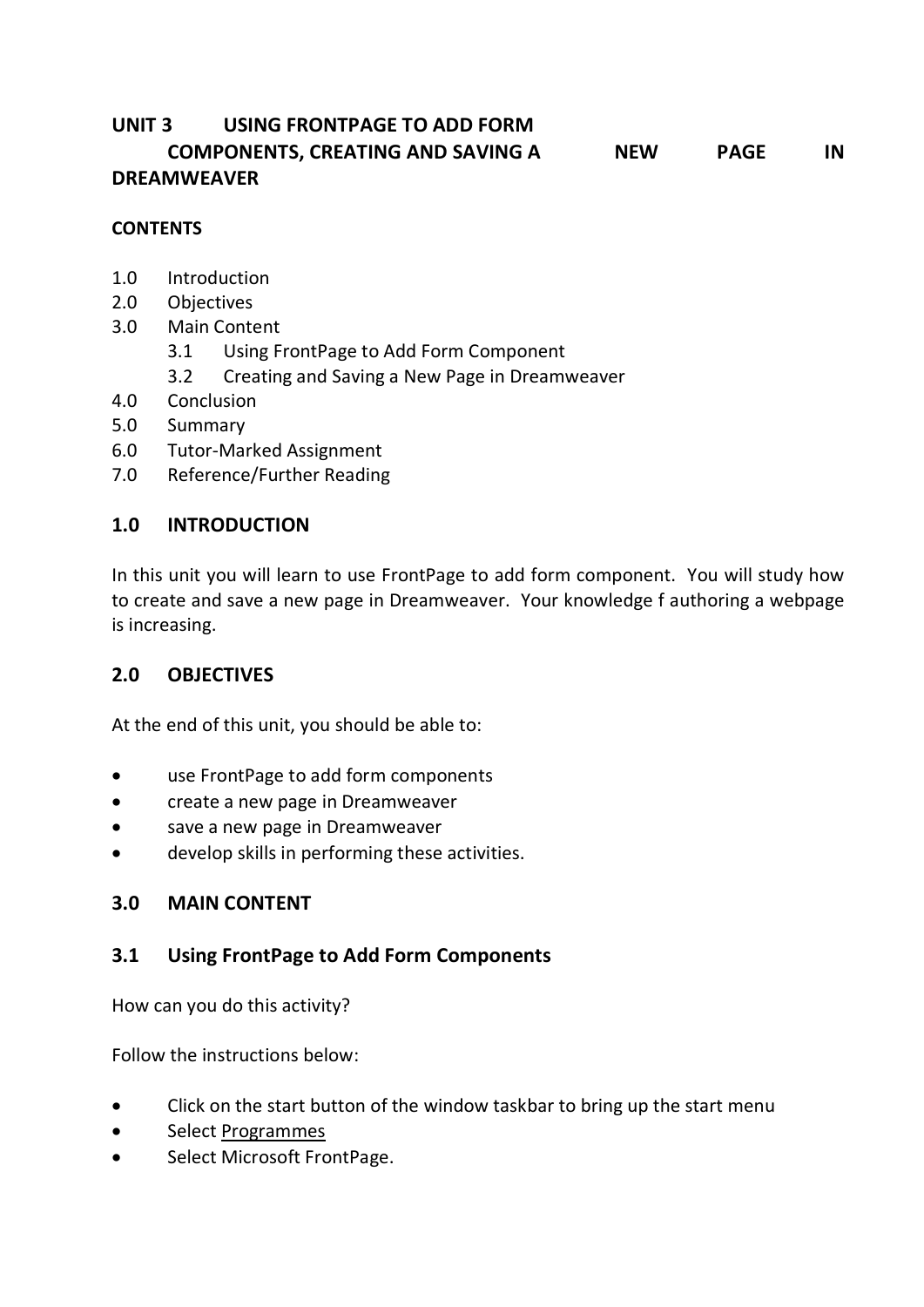# UNIT 3 USING FRONTPAGE TO ADD FORM COMPONENTS, CREATING AND SAVING A NEW PAGE IN DREAMWEAVER

**CONTENTS**

1.0 Introduction
2.0 Objectives
3.0 Main Content
  3.1 Using FrontPage to Add Form Component
  3.2 Creating and Saving a New Page in Dreamweaver
4.0 Conclusion
5.0 Summary
6.0 Tutor-Marked Assignment
7.0 Reference/Further Reading

## 1.0 INTRODUCTION

In this unit you will learn to use FrontPage to add form component. You will study how to create and save a new page in Dreamweaver. Your knowledge f authoring a webpage is increasing.

## 2.0 OBJECTIVES

At the end of this unit, you should be able to:

- use FrontPage to add form components
- create a new page in Dreamweaver
- save a new page in Dreamweaver
- develop skills in performing these activities.

## 3.0 MAIN CONTENT

### 3.1 Using FrontPage to Add Form Components

How can you do this activity?

Follow the instructions below:

- Click on the start button of the window taskbar to bring up the start menu
- Select Programmes
- Select Microsoft FrontPage.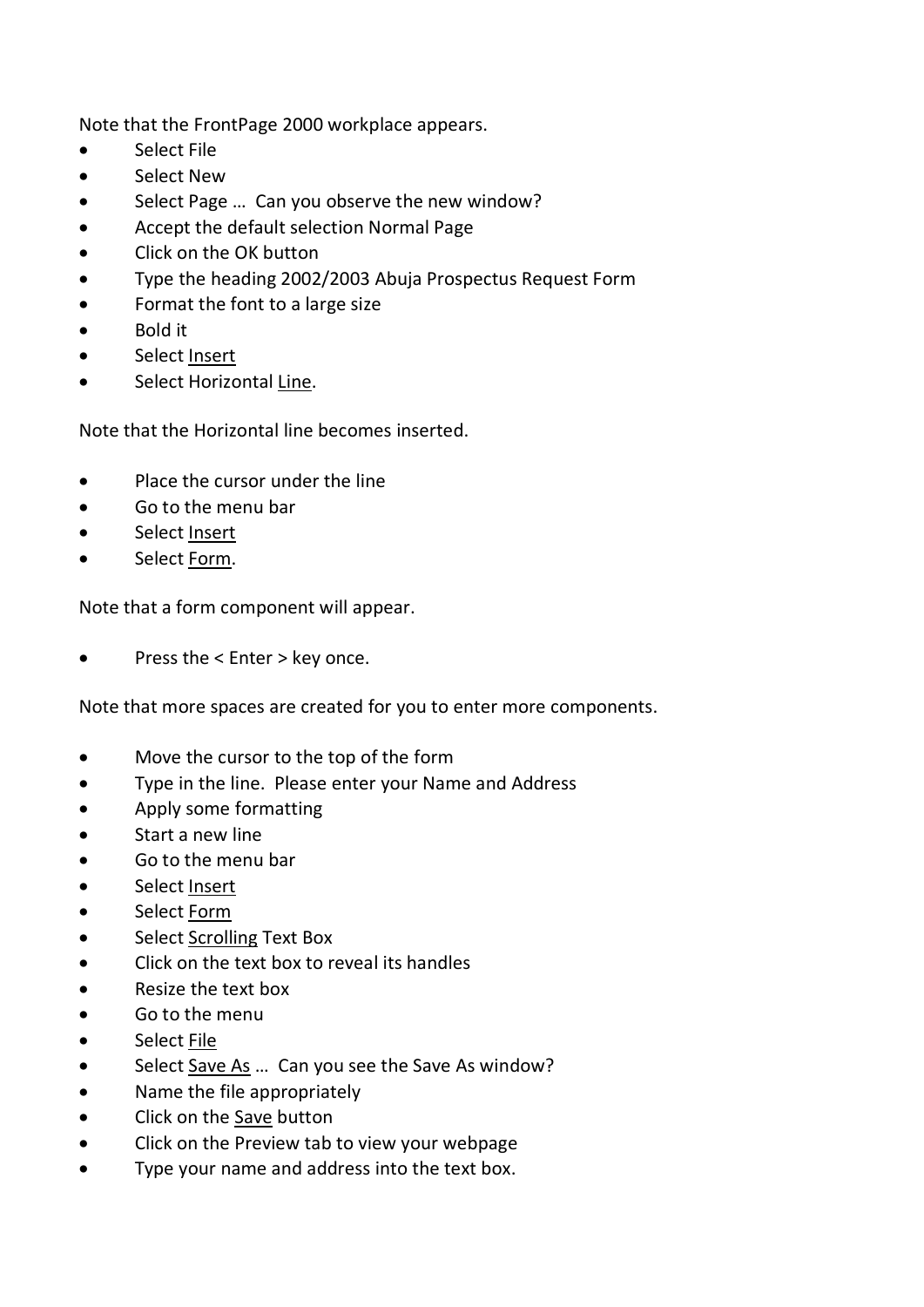Note that the FrontPage 2000 workplace appears.

- Select File
- Select New
- Select Page … Can you observe the new window?
- Accept the default selection Normal Page
- Click on the OK button
- Type the heading 2002/2003 Abuja Prospectus Request Form
- Format the font to a large size
- Bold it
- Select Insert
- Select Horizontal Line.

Note that the Horizontal line becomes inserted.

- Place the cursor under the line
- Go to the menu bar
- Select Insert
- Select Form.

Note that a form component will appear.

- Press the < Enter > key once.

Note that more spaces are created for you to enter more components.

- Move the cursor to the top of the form
- Type in the line. Please enter your Name and Address
- Apply some formatting
- Start a new line
- Go to the menu bar
- Select Insert
- Select Form
- Select Scrolling Text Box
- Click on the text box to reveal its handles
- Resize the text box
- Go to the menu
- Select File
- Select Save As … Can you see the Save As window?
- Name the file appropriately
- Click on the Save button
- Click on the Preview tab to view your webpage
- Type your name and address into the text box.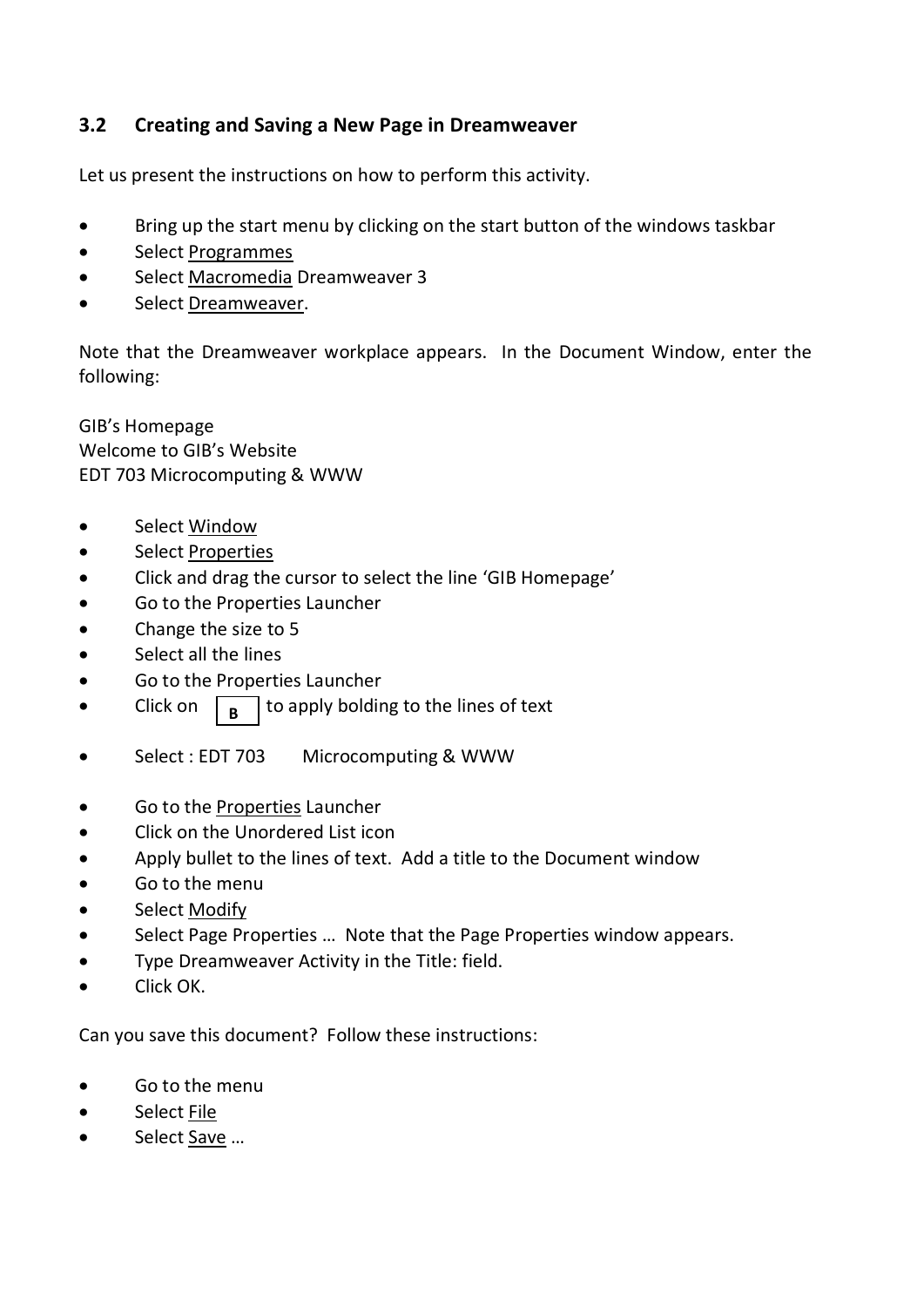## 3.2 Creating and Saving a New Page in Dreamweaver

Let us present the instructions on how to perform this activity.

- Bring up the start menu by clicking on the start button of the windows taskbar
- Select Programmes
- Select Macromedia Dreamweaver 3
- Select Dreamweaver.

Note that the Dreamweaver workplace appears. In the Document Window, enter the following:

GIB's Homepage
Welcome to GIB's Website
EDT 703 Microcomputing & WWW

- Select Window
- Select Properties
- Click and drag the cursor to select the line 'GIB Homepage'
- Go to the Properties Launcher
- Change the size to 5
- Select all the lines
- Go to the Properties Launcher
- Click on **B** to apply bolding to the lines of text
- Select : EDT 703 Microcomputing & WWW
- Go to the Properties Launcher
- Click on the Unordered List icon
- Apply bullet to the lines of text. Add a title to the Document window
- Go to the menu
- Select Modify
- Select Page Properties … Note that the Page Properties window appears.
- Type Dreamweaver Activity in the Title: field.
- Click OK.

Can you save this document? Follow these instructions:

- Go to the menu
- Select File
- Select Save …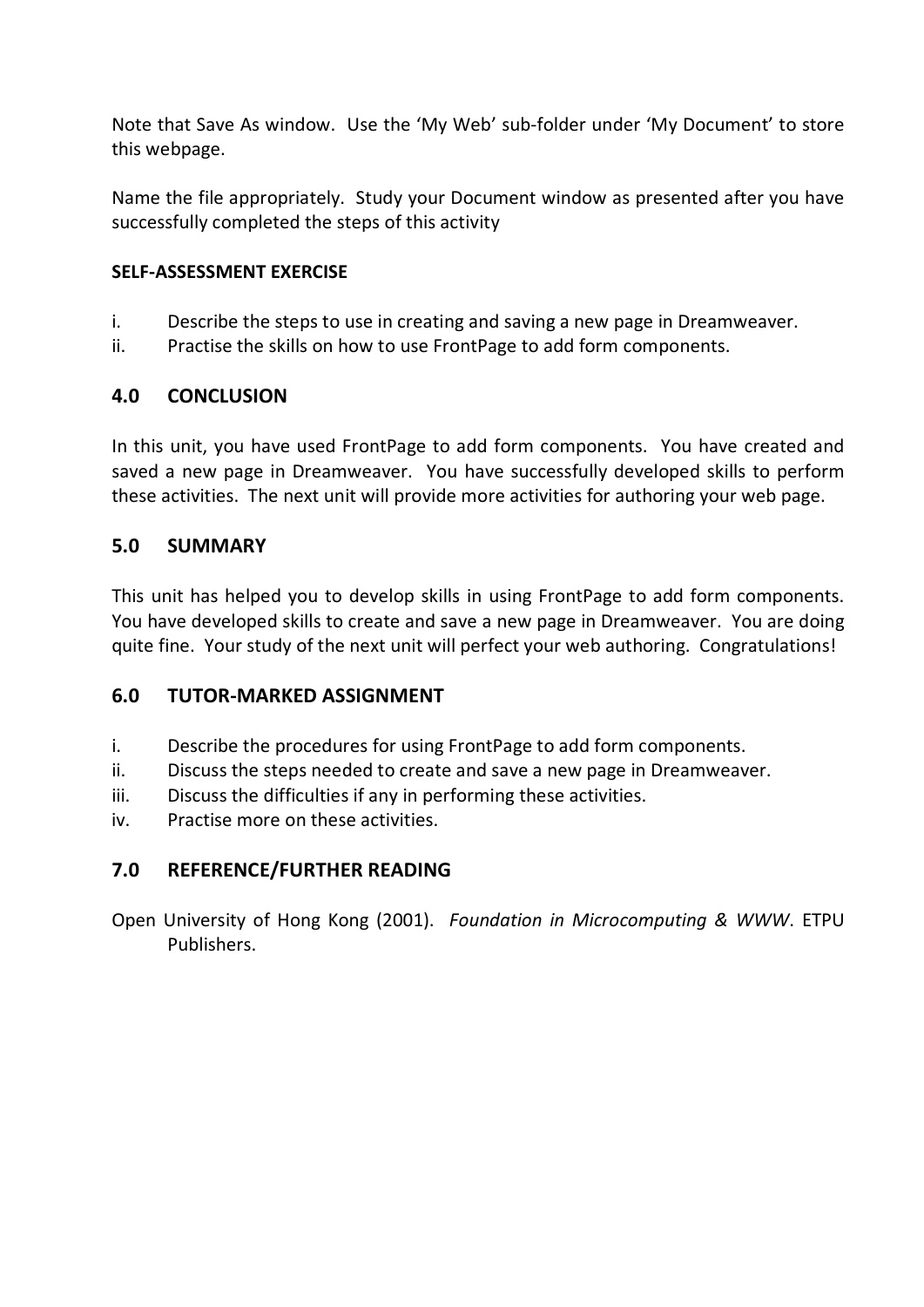Note that Save As window. Use the 'My Web' sub-folder under 'My Document' to store this webpage.

Name the file appropriately. Study your Document window as presented after you have successfully completed the steps of this activity

**SELF-ASSESSMENT EXERCISE**

i. Describe the steps to use in creating and saving a new page in Dreamweaver.
ii. Practise the skills on how to use FrontPage to add form components.

## 4.0 CONCLUSION

In this unit, you have used FrontPage to add form components. You have created and saved a new page in Dreamweaver. You have successfully developed skills to perform these activities. The next unit will provide more activities for authoring your web page.

## 5.0 SUMMARY

This unit has helped you to develop skills in using FrontPage to add form components. You have developed skills to create and save a new page in Dreamweaver. You are doing quite fine. Your study of the next unit will perfect your web authoring. Congratulations!

## 6.0 TUTOR-MARKED ASSIGNMENT

i. Describe the procedures for using FrontPage to add form components.
ii. Discuss the steps needed to create and save a new page in Dreamweaver.
iii. Discuss the difficulties if any in performing these activities.
iv. Practise more on these activities.

## 7.0 REFERENCE/FURTHER READING

Open University of Hong Kong (2001). *Foundation in Microcomputing & WWW*. ETPU Publishers.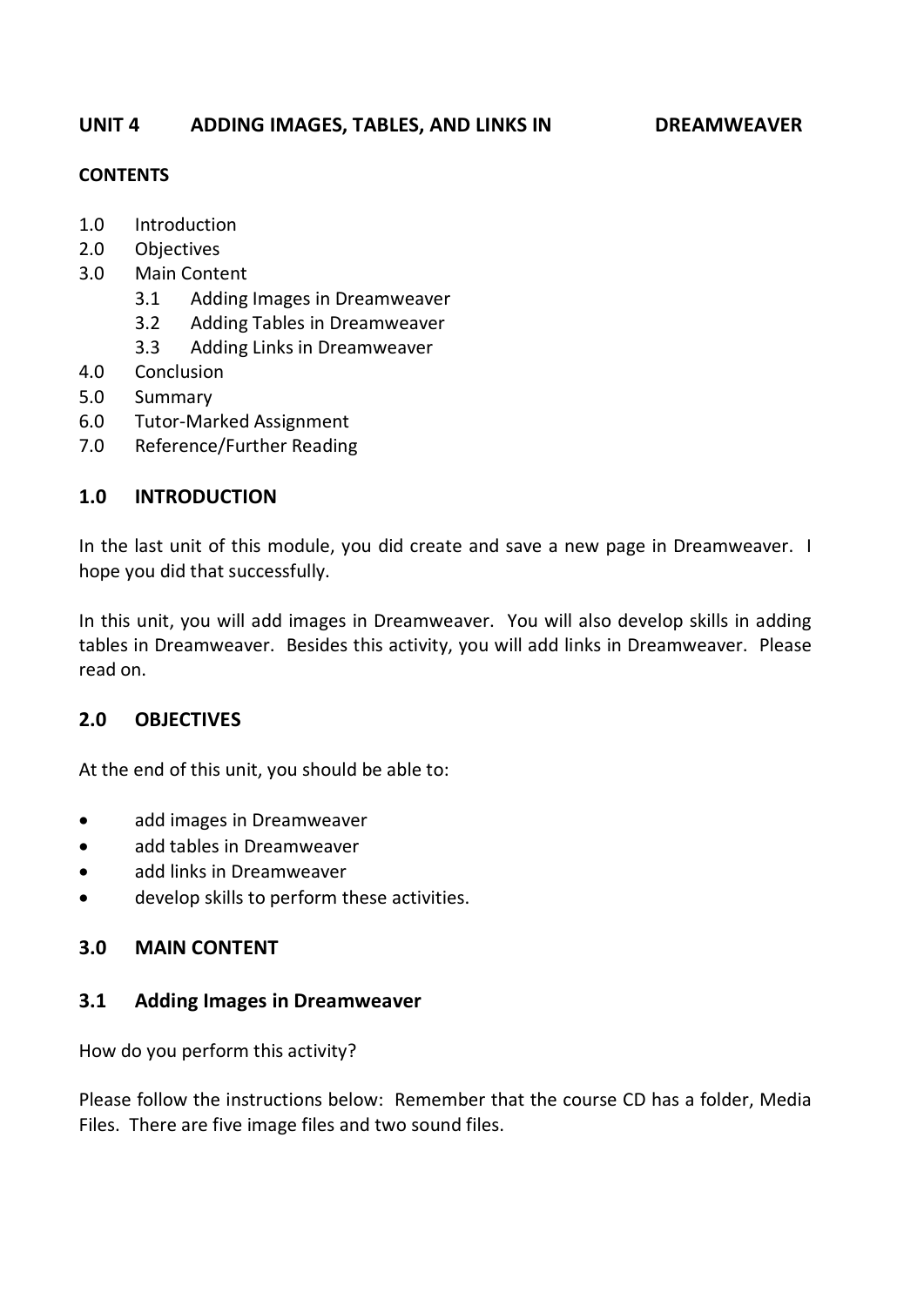# UNIT 4 ADDING IMAGES, TABLES, AND LINKS IN DREAMWEAVER

**CONTENTS**

1.0 Introduction
2.0 Objectives
3.0 Main Content
  3.1 Adding Images in Dreamweaver
  3.2 Adding Tables in Dreamweaver
  3.3 Adding Links in Dreamweaver
4.0 Conclusion
5.0 Summary
6.0 Tutor-Marked Assignment
7.0 Reference/Further Reading

## 1.0 INTRODUCTION

In the last unit of this module, you did create and save a new page in Dreamweaver. I hope you did that successfully.

In this unit, you will add images in Dreamweaver. You will also develop skills in adding tables in Dreamweaver. Besides this activity, you will add links in Dreamweaver. Please read on.

## 2.0 OBJECTIVES

At the end of this unit, you should be able to:

- add images in Dreamweaver
- add tables in Dreamweaver
- add links in Dreamweaver
- develop skills to perform these activities.

## 3.0 MAIN CONTENT

### 3.1 Adding Images in Dreamweaver

How do you perform this activity?

Please follow the instructions below: Remember that the course CD has a folder, Media Files. There are five image files and two sound files.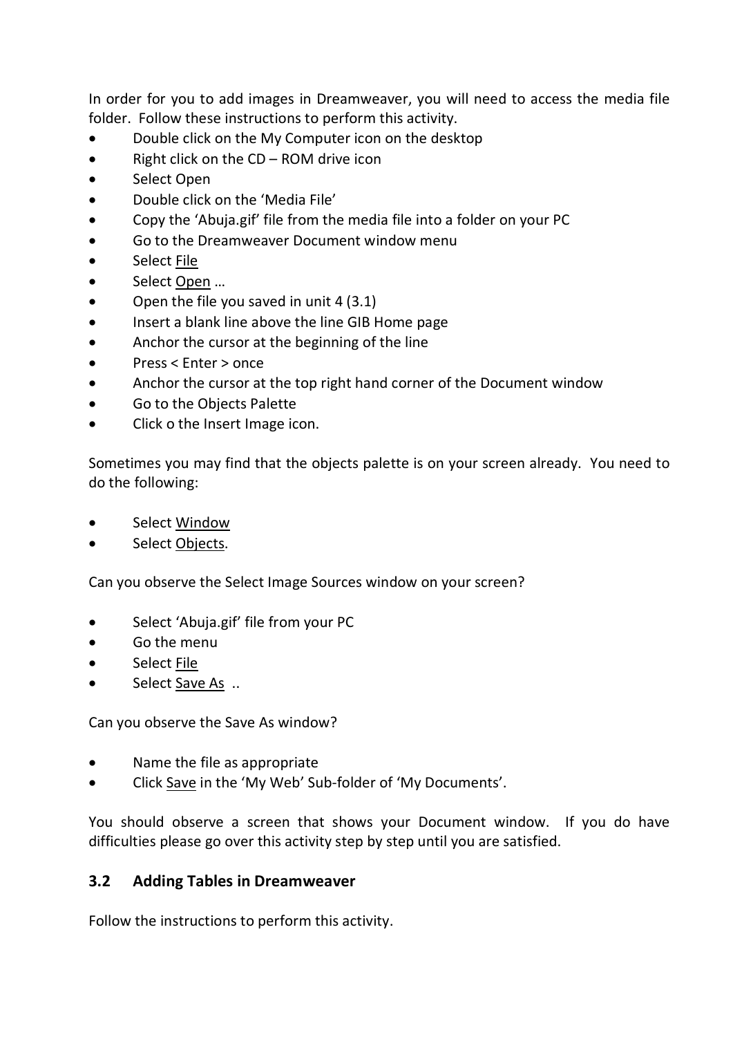In order for you to add images in Dreamweaver, you will need to access the media file folder. Follow these instructions to perform this activity.

- Double click on the My Computer icon on the desktop
- Right click on the CD – ROM drive icon
- Select Open
- Double click on the 'Media File'
- Copy the 'Abuja.gif' file from the media file into a folder on your PC
- Go to the Dreamweaver Document window menu
- Select File
- Select Open …
- Open the file you saved in unit 4 (3.1)
- Insert a blank line above the line GIB Home page
- Anchor the cursor at the beginning of the line
- Press < Enter > once
- Anchor the cursor at the top right hand corner of the Document window
- Go to the Objects Palette
- Click o the Insert Image icon.

Sometimes you may find that the objects palette is on your screen already. You need to do the following:

- Select Window
- Select Objects.

Can you observe the Select Image Sources window on your screen?

- Select 'Abuja.gif' file from your PC
- Go the menu
- Select File
- Select Save As ..

Can you observe the Save As window?

- Name the file as appropriate
- Click Save in the 'My Web' Sub-folder of 'My Documents'.

You should observe a screen that shows your Document window. If you do have difficulties please go over this activity step by step until you are satisfied.

## 3.2 Adding Tables in Dreamweaver

Follow the instructions to perform this activity.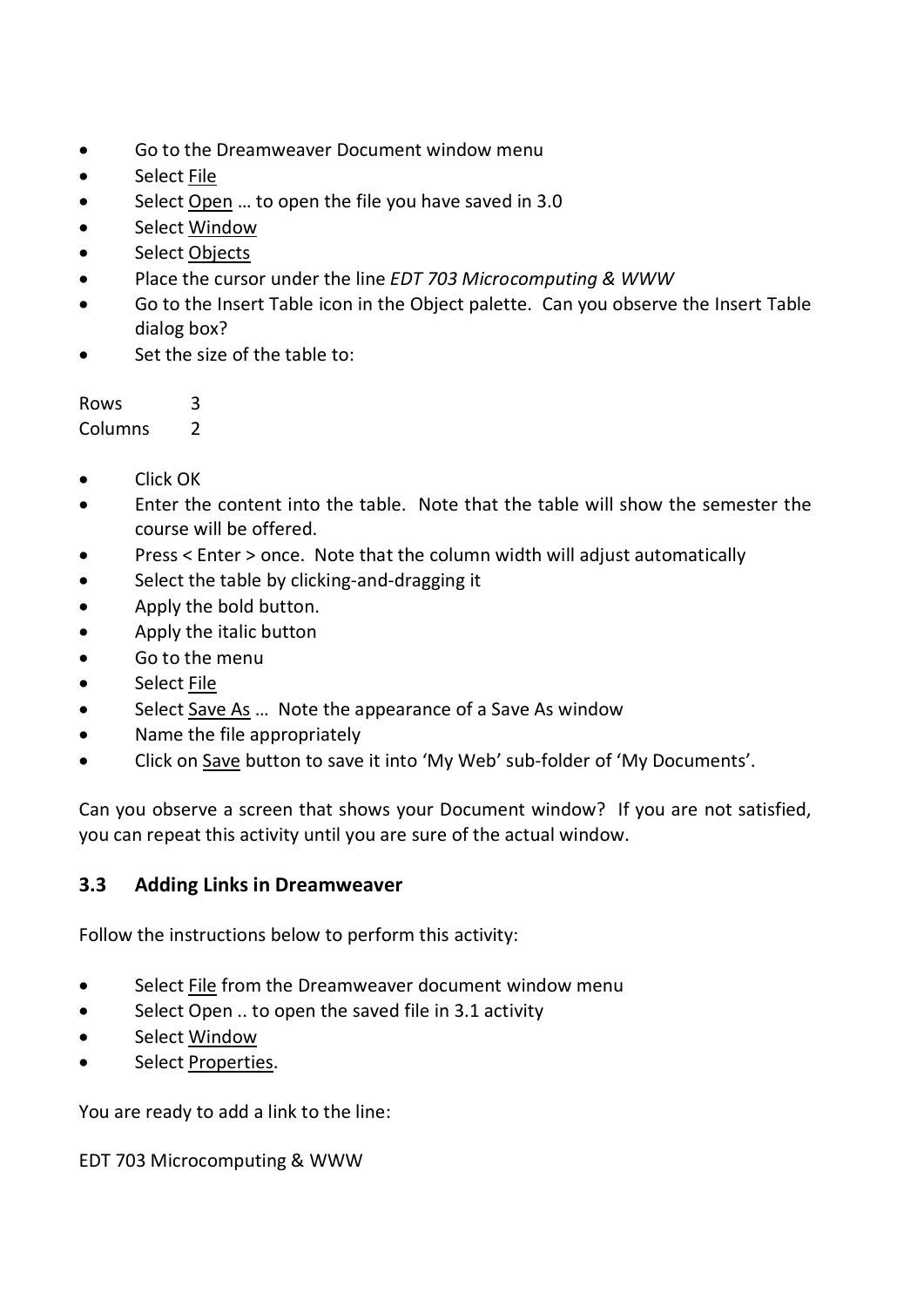- Go to the Dreamweaver Document window menu
- Select File
- Select Open … to open the file you have saved in 3.0
- Select Window
- Select Objects
- Place the cursor under the line *EDT 703 Microcomputing & WWW*
- Go to the Insert Table icon in the Object palette. Can you observe the Insert Table dialog box?
- Set the size of the table to:

Rows 3
Columns 2

- Click OK
- Enter the content into the table. Note that the table will show the semester the course will be offered.
- Press < Enter > once. Note that the column width will adjust automatically
- Select the table by clicking-and-dragging it
- Apply the bold button.
- Apply the italic button
- Go to the menu
- Select File
- Select Save As … Note the appearance of a Save As window
- Name the file appropriately
- Click on Save button to save it into 'My Web' sub-folder of 'My Documents'.

Can you observe a screen that shows your Document window? If you are not satisfied, you can repeat this activity until you are sure of the actual window.

### 3.3 Adding Links in Dreamweaver

Follow the instructions below to perform this activity:

- Select File from the Dreamweaver document window menu
- Select Open .. to open the saved file in 3.1 activity
- Select Window
- Select Properties.

You are ready to add a link to the line:

EDT 703 Microcomputing & WWW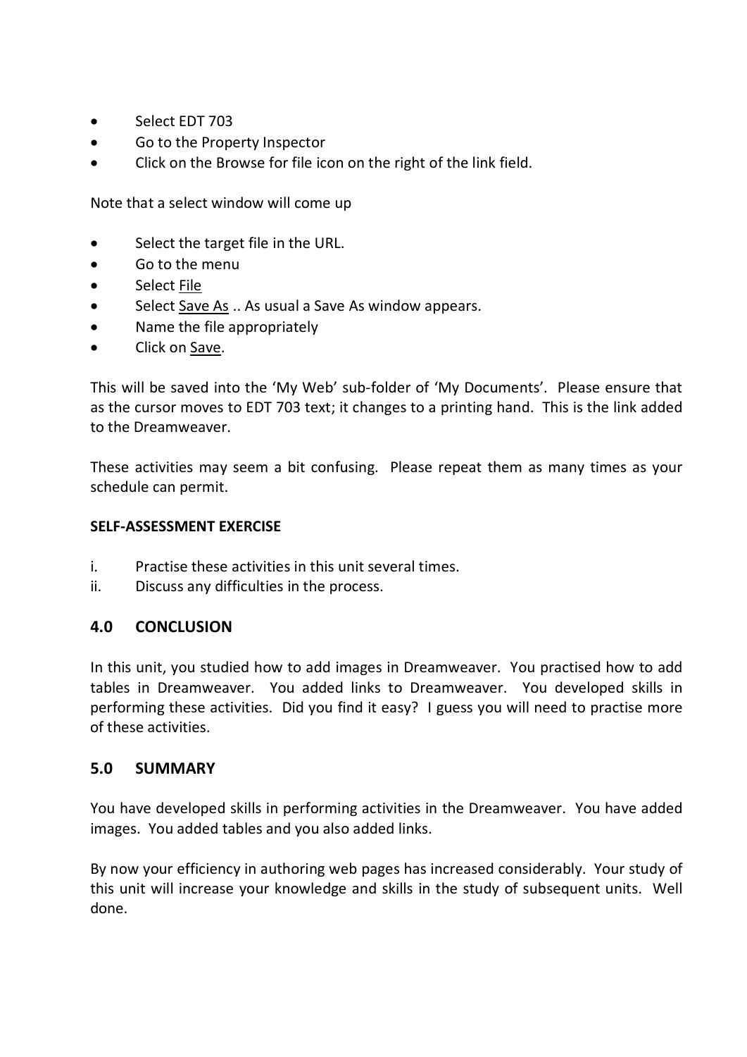- Select EDT 703
- Go to the Property Inspector
- Click on the Browse for file icon on the right of the link field.

Note that a select window will come up

- Select the target file in the URL.
- Go to the menu
- Select File
- Select Save As .. As usual a Save As window appears.
- Name the file appropriately
- Click on Save.

This will be saved into the 'My Web' sub-folder of 'My Documents'. Please ensure that as the cursor moves to EDT 703 text; it changes to a printing hand. This is the link added to the Dreamweaver.

These activities may seem a bit confusing. Please repeat them as many times as your schedule can permit.

**SELF-ASSESSMENT EXERCISE**

i. Practise these activities in this unit several times.
ii. Discuss any difficulties in the process.

## 4.0 CONCLUSION

In this unit, you studied how to add images in Dreamweaver. You practised how to add tables in Dreamweaver. You added links to Dreamweaver. You developed skills in performing these activities. Did you find it easy? I guess you will need to practise more of these activities.

## 5.0 SUMMARY

You have developed skills in performing activities in the Dreamweaver. You have added images. You added tables and you also added links.

By now your efficiency in authoring web pages has increased considerably. Your study of this unit will increase your knowledge and skills in the study of subsequent units. Well done.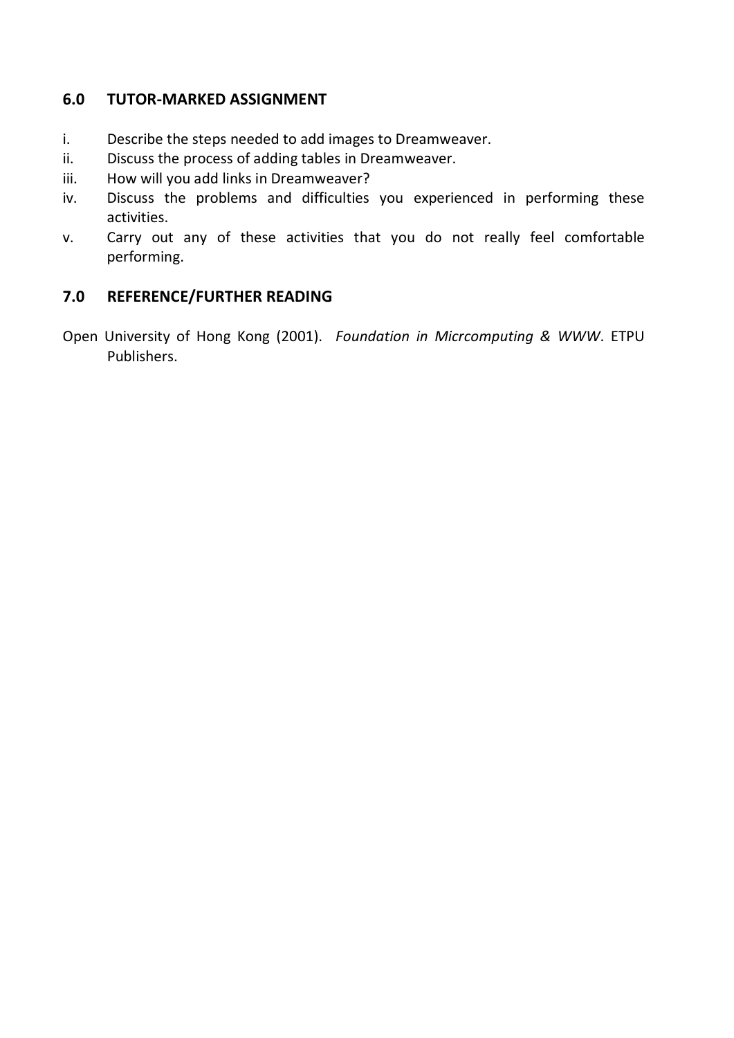## 6.0 TUTOR-MARKED ASSIGNMENT

i. Describe the steps needed to add images to Dreamweaver.

ii. Discuss the process of adding tables in Dreamweaver.

iii. How will you add links in Dreamweaver?

iv. Discuss the problems and difficulties you experienced in performing these activities.

v. Carry out any of these activities that you do not really feel comfortable performing.

## 7.0 REFERENCE/FURTHER READING

Open University of Hong Kong (2001). *Foundation in Micrcomputing & WWW*. ETPU Publishers.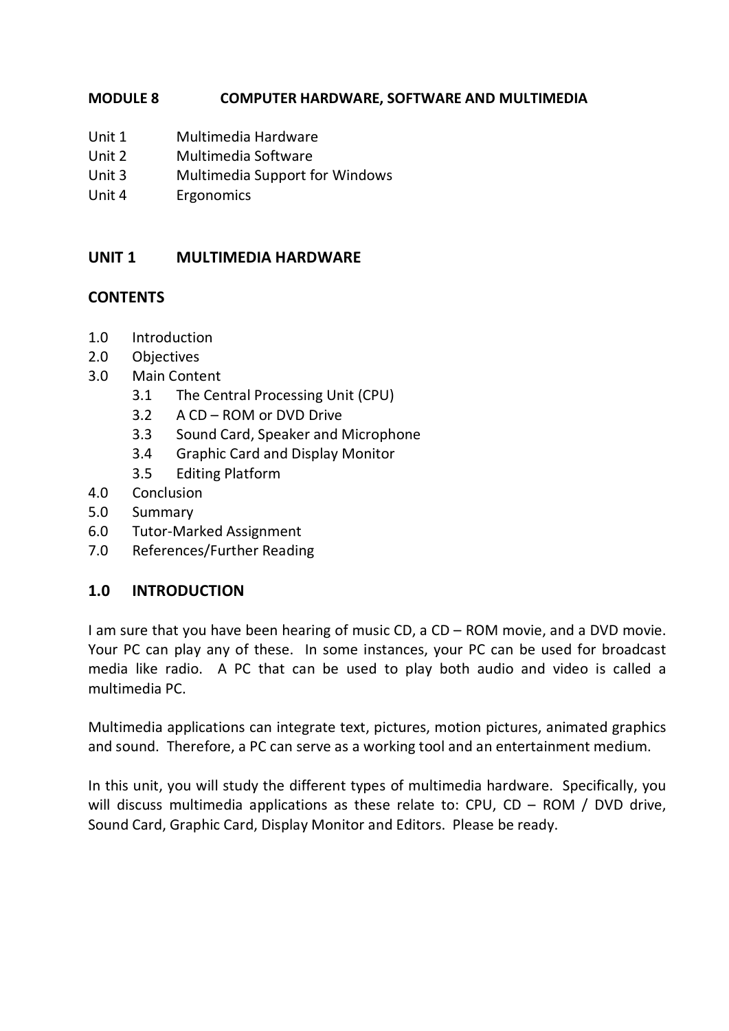## MODULE 8 COMPUTER HARDWARE, SOFTWARE AND MULTIMEDIA

Unit 1 Multimedia Hardware
Unit 2 Multimedia Software
Unit 3 Multimedia Support for Windows
Unit 4 Ergonomics

## UNIT 1 MULTIMEDIA HARDWARE

### CONTENTS

1.0 Introduction
2.0 Objectives
3.0 Main Content
  3.1 The Central Processing Unit (CPU)
  3.2 A CD – ROM or DVD Drive
  3.3 Sound Card, Speaker and Microphone
  3.4 Graphic Card and Display Monitor
  3.5 Editing Platform
4.0 Conclusion
5.0 Summary
6.0 Tutor-Marked Assignment
7.0 References/Further Reading

### 1.0 INTRODUCTION

I am sure that you have been hearing of music CD, a CD – ROM movie, and a DVD movie. Your PC can play any of these. In some instances, your PC can be used for broadcast media like radio. A PC that can be used to play both audio and video is called a multimedia PC.

Multimedia applications can integrate text, pictures, motion pictures, animated graphics and sound. Therefore, a PC can serve as a working tool and an entertainment medium.

In this unit, you will study the different types of multimedia hardware. Specifically, you will discuss multimedia applications as these relate to: CPU, CD – ROM / DVD drive, Sound Card, Graphic Card, Display Monitor and Editors. Please be ready.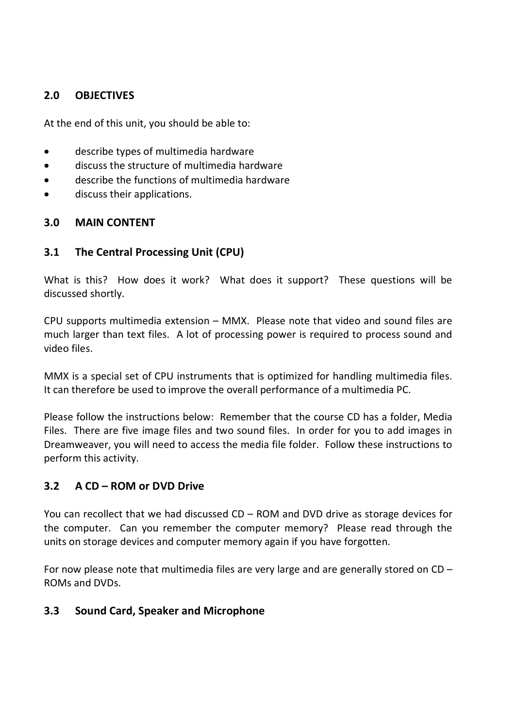## 2.0 OBJECTIVES

At the end of this unit, you should be able to:

- describe types of multimedia hardware
- discuss the structure of multimedia hardware
- describe the functions of multimedia hardware
- discuss their applications.

## 3.0 MAIN CONTENT

### 3.1 The Central Processing Unit (CPU)

What is this? How does it work? What does it support? These questions will be discussed shortly.

CPU supports multimedia extension – MMX. Please note that video and sound files are much larger than text files. A lot of processing power is required to process sound and video files.

MMX is a special set of CPU instruments that is optimized for handling multimedia files. It can therefore be used to improve the overall performance of a multimedia PC.

Please follow the instructions below: Remember that the course CD has a folder, Media Files. There are five image files and two sound files. In order for you to add images in Dreamweaver, you will need to access the media file folder. Follow these instructions to perform this activity.

### 3.2 A CD – ROM or DVD Drive

You can recollect that we had discussed CD – ROM and DVD drive as storage devices for the computer. Can you remember the computer memory? Please read through the units on storage devices and computer memory again if you have forgotten.

For now please note that multimedia files are very large and are generally stored on CD – ROMs and DVDs.

### 3.3 Sound Card, Speaker and Microphone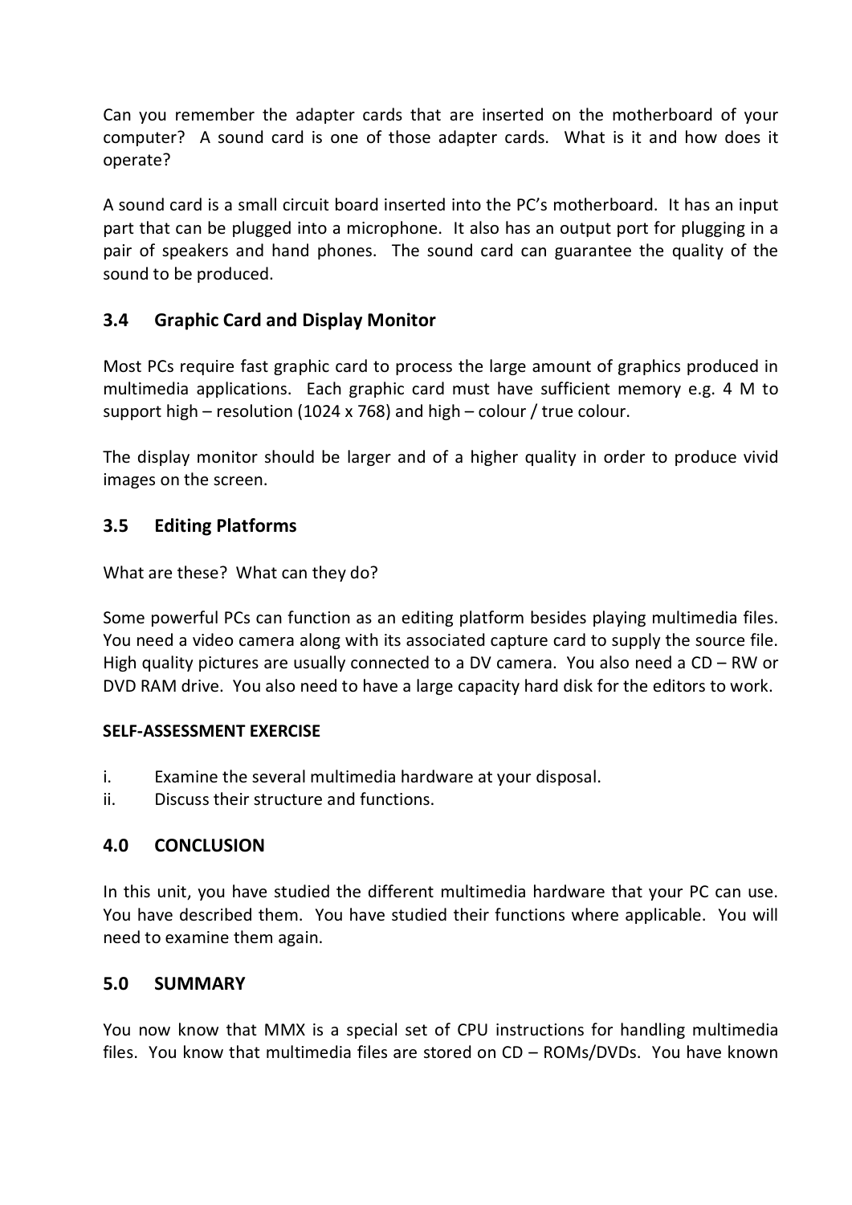Can you remember the adapter cards that are inserted on the motherboard of your computer? A sound card is one of those adapter cards. What is it and how does it operate?

A sound card is a small circuit board inserted into the PC's motherboard. It has an input part that can be plugged into a microphone. It also has an output port for plugging in a pair of speakers and hand phones. The sound card can guarantee the quality of the sound to be produced.

### 3.4 Graphic Card and Display Monitor

Most PCs require fast graphic card to process the large amount of graphics produced in multimedia applications. Each graphic card must have sufficient memory e.g. 4 M to support high – resolution (1024 x 768) and high – colour / true colour.

The display monitor should be larger and of a higher quality in order to produce vivid images on the screen.

### 3.5 Editing Platforms

What are these? What can they do?

Some powerful PCs can function as an editing platform besides playing multimedia files. You need a video camera along with its associated capture card to supply the source file. High quality pictures are usually connected to a DV camera. You also need a CD – RW or DVD RAM drive. You also need to have a large capacity hard disk for the editors to work.

**SELF-ASSESSMENT EXERCISE**

i. Examine the several multimedia hardware at your disposal.
ii. Discuss their structure and functions.

## 4.0 CONCLUSION

In this unit, you have studied the different multimedia hardware that your PC can use. You have described them. You have studied their functions where applicable. You will need to examine them again.

## 5.0 SUMMARY

You now know that MMX is a special set of CPU instructions for handling multimedia files. You know that multimedia files are stored on CD – ROMs/DVDs. You have known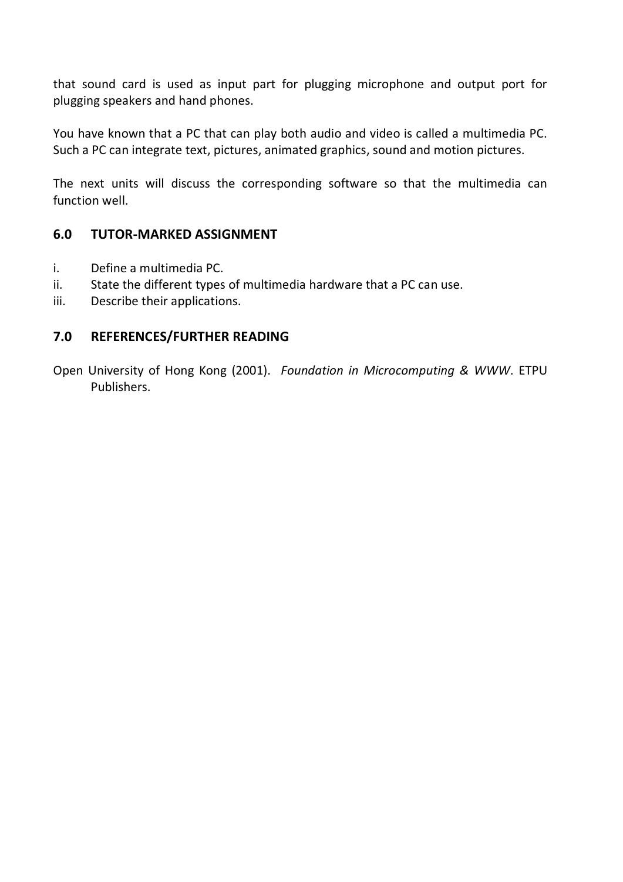that sound card is used as input part for plugging microphone and output port for plugging speakers and hand phones.

You have known that a PC that can play both audio and video is called a multimedia PC. Such a PC can integrate text, pictures, animated graphics, sound and motion pictures.

The next units will discuss the corresponding software so that the multimedia can function well.

## 6.0 TUTOR-MARKED ASSIGNMENT

i. Define a multimedia PC.
ii. State the different types of multimedia hardware that a PC can use.
iii. Describe their applications.

## 7.0 REFERENCES/FURTHER READING

Open University of Hong Kong (2001). *Foundation in Microcomputing & WWW*. ETPU Publishers.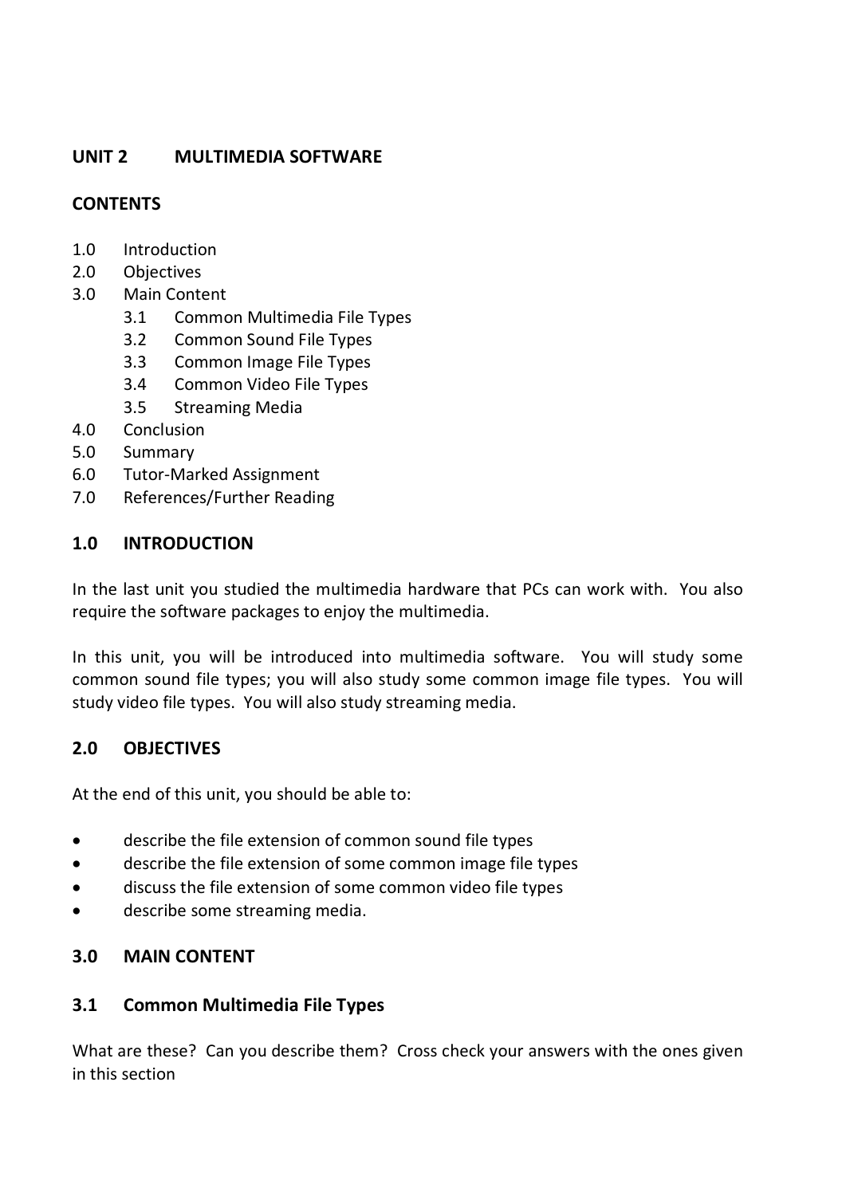## UNIT 2 MULTIMEDIA SOFTWARE

### CONTENTS

- 1.0 Introduction
- 2.0 Objectives
- 3.0 Main Content
    - 3.1 Common Multimedia File Types
    - 3.2 Common Sound File Types
    - 3.3 Common Image File Types
    - 3.4 Common Video File Types
    - 3.5 Streaming Media
- 4.0 Conclusion
- 5.0 Summary
- 6.0 Tutor-Marked Assignment
- 7.0 References/Further Reading

### 1.0 INTRODUCTION

In the last unit you studied the multimedia hardware that PCs can work with. You also require the software packages to enjoy the multimedia.

In this unit, you will be introduced into multimedia software. You will study some common sound file types; you will also study some common image file types. You will study video file types. You will also study streaming media.

### 2.0 OBJECTIVES

At the end of this unit, you should be able to:

- describe the file extension of common sound file types
- describe the file extension of some common image file types
- discuss the file extension of some common video file types
- describe some streaming media.

### 3.0 MAIN CONTENT

### 3.1 Common Multimedia File Types

What are these? Can you describe them? Cross check your answers with the ones given in this section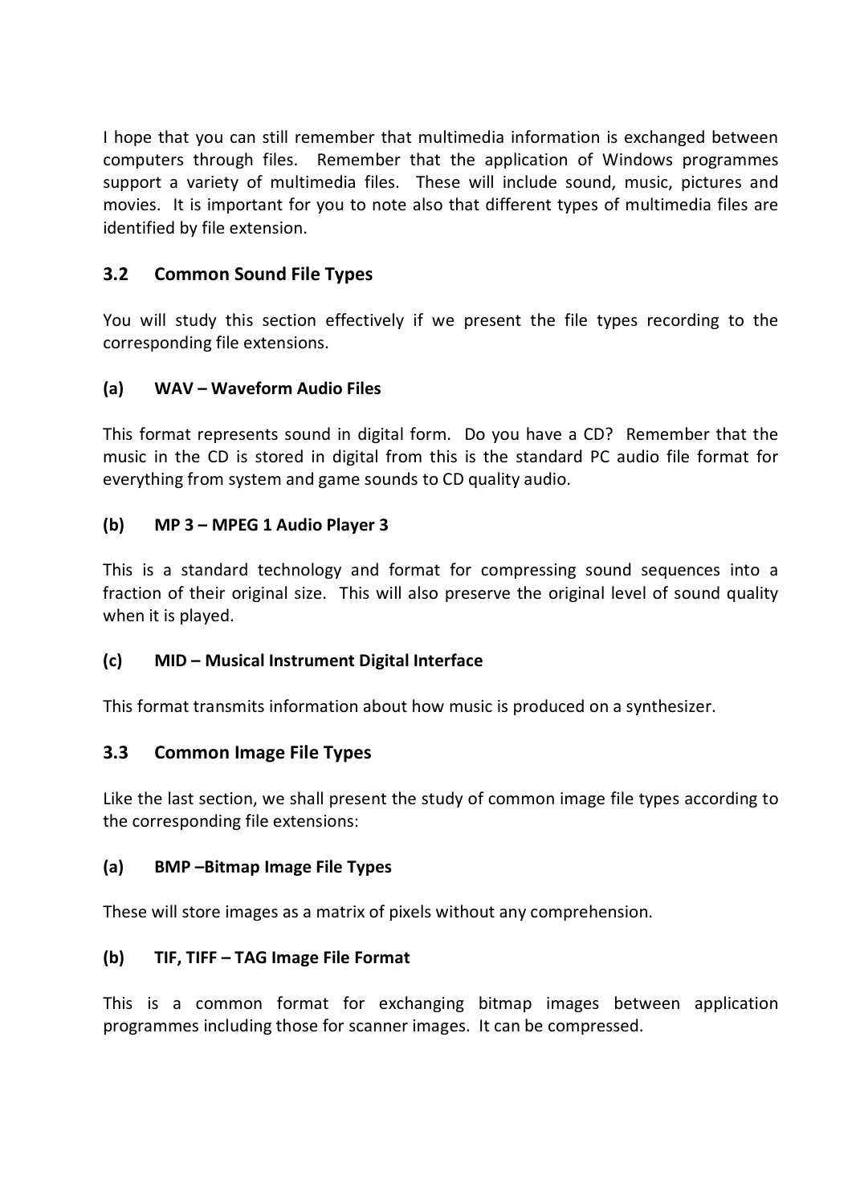I hope that you can still remember that multimedia information is exchanged between computers through files. Remember that the application of Windows programmes support a variety of multimedia files. These will include sound, music, pictures and movies. It is important for you to note also that different types of multimedia files are identified by file extension.

## 3.2 Common Sound File Types

You will study this section effectively if we present the file types recording to the corresponding file extensions.

### (a) WAV – Waveform Audio Files

This format represents sound in digital form. Do you have a CD? Remember that the music in the CD is stored in digital from this is the standard PC audio file format for everything from system and game sounds to CD quality audio.

### (b) MP 3 – MPEG 1 Audio Player 3

This is a standard technology and format for compressing sound sequences into a fraction of their original size. This will also preserve the original level of sound quality when it is played.

### (c) MID – Musical Instrument Digital Interface

This format transmits information about how music is produced on a synthesizer.

## 3.3 Common Image File Types

Like the last section, we shall present the study of common image file types according to the corresponding file extensions:

### (a) BMP –Bitmap Image File Types

These will store images as a matrix of pixels without any comprehension.

### (b) TIF, TIFF – TAG Image File Format

This is a common format for exchanging bitmap images between application programmes including those for scanner images. It can be compressed.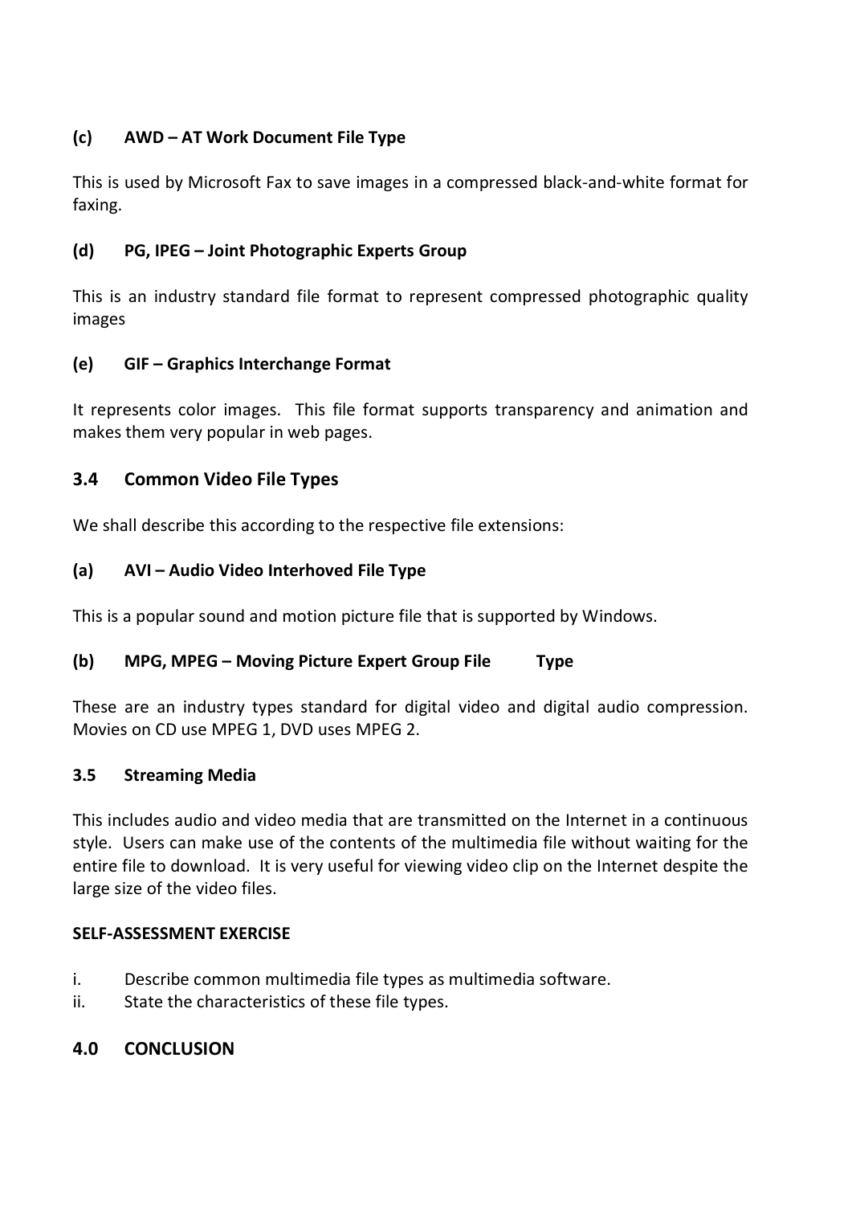**(c) AWD – AT Work Document File Type**

This is used by Microsoft Fax to save images in a compressed black-and-white format for faxing.

**(d) PG, IPEG – Joint Photographic Experts Group**

This is an industry standard file format to represent compressed photographic quality images

**(e) GIF – Graphics Interchange Format**

It represents color images. This file format supports transparency and animation and makes them very popular in web pages.

## 3.4 Common Video File Types

We shall describe this according to the respective file extensions:

**(a) AVI – Audio Video Interhoved File Type**

This is a popular sound and motion picture file that is supported by Windows.

**(b) MPG, MPEG – Moving Picture Expert Group File Type**

These are an industry types standard for digital video and digital audio compression. Movies on CD use MPEG 1, DVD uses MPEG 2.

### 3.5 Streaming Media

This includes audio and video media that are transmitted on the Internet in a continuous style. Users can make use of the contents of the multimedia file without waiting for the entire file to download. It is very useful for viewing video clip on the Internet despite the large size of the video files.

**SELF-ASSESSMENT EXERCISE**

i. Describe common multimedia file types as multimedia software.
ii. State the characteristics of these file types.

## 4.0 CONCLUSION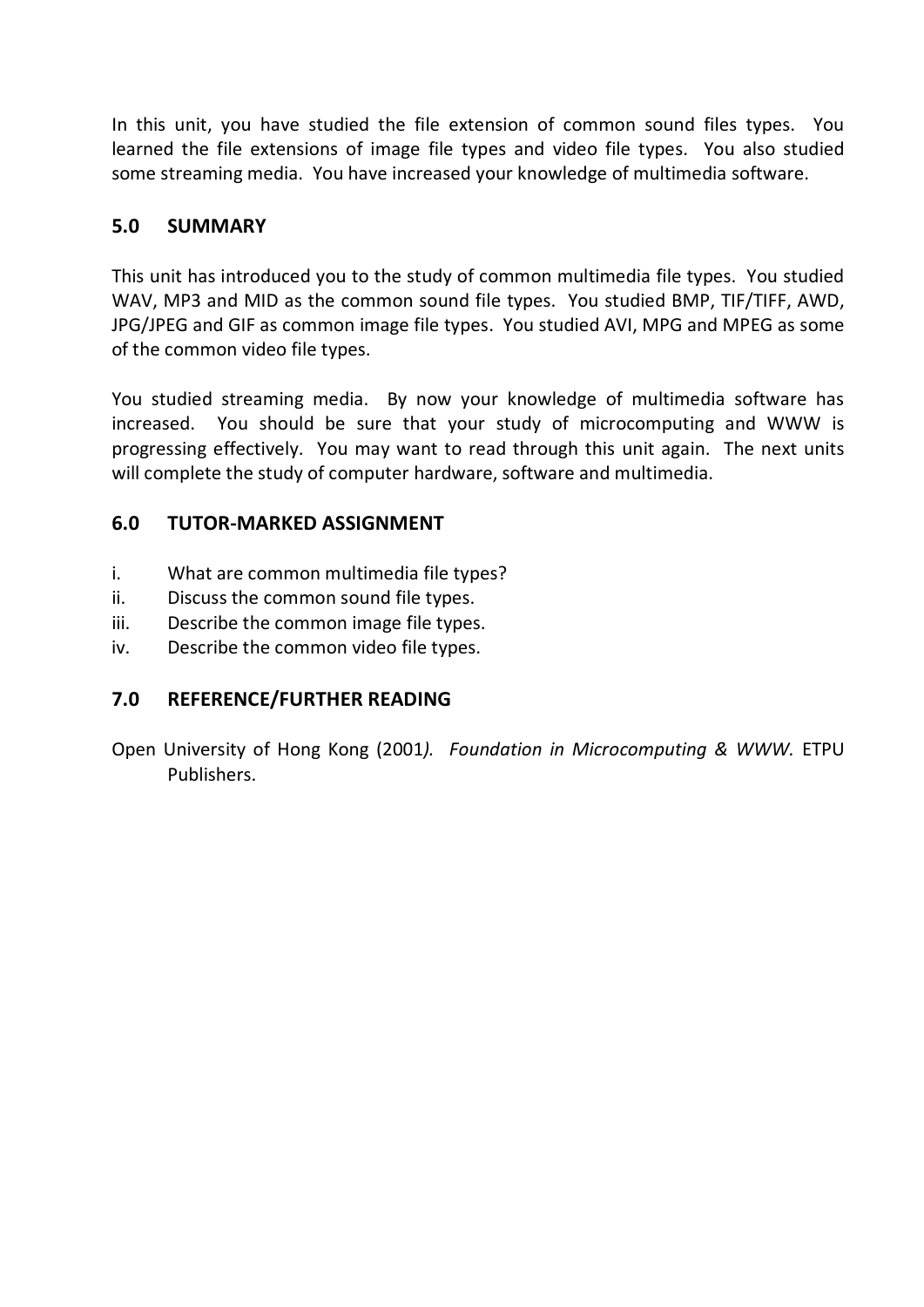In this unit, you have studied the file extension of common sound files types. You learned the file extensions of image file types and video file types. You also studied some streaming media. You have increased your knowledge of multimedia software.

## 5.0 SUMMARY

This unit has introduced you to the study of common multimedia file types. You studied WAV, MP3 and MID as the common sound file types. You studied BMP, TIF/TIFF, AWD, JPG/JPEG and GIF as common image file types. You studied AVI, MPG and MPEG as some of the common video file types.

You studied streaming media. By now your knowledge of multimedia software has increased. You should be sure that your study of microcomputing and WWW is progressing effectively. You may want to read through this unit again. The next units will complete the study of computer hardware, software and multimedia.

## 6.0 TUTOR-MARKED ASSIGNMENT

i. What are common multimedia file types?
ii. Discuss the common sound file types.
iii. Describe the common image file types.
iv. Describe the common video file types.

## 7.0 REFERENCE/FURTHER READING

Open University of Hong Kong (2001*). Foundation in Microcomputing & WWW.* ETPU Publishers.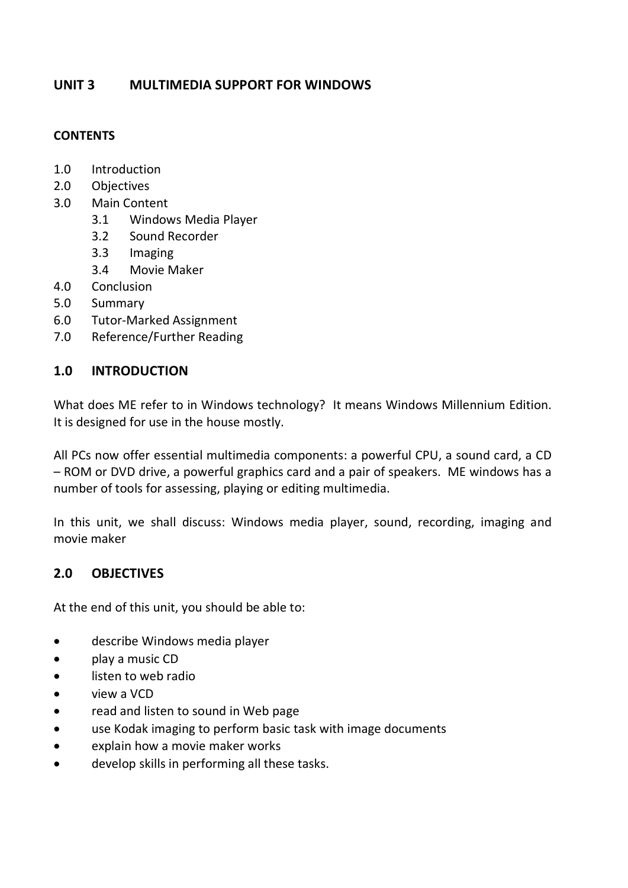## UNIT 3 MULTIMEDIA SUPPORT FOR WINDOWS

**CONTENTS**

1.0 Introduction
2.0 Objectives
3.0 Main Content
    3.1 Windows Media Player
    3.2 Sound Recorder
    3.3 Imaging
    3.4 Movie Maker
4.0 Conclusion
5.0 Summary
6.0 Tutor-Marked Assignment
7.0 Reference/Further Reading

### 1.0 INTRODUCTION

What does ME refer to in Windows technology? It means Windows Millennium Edition. It is designed for use in the house mostly.

All PCs now offer essential multimedia components: a powerful CPU, a sound card, a CD – ROM or DVD drive, a powerful graphics card and a pair of speakers. ME windows has a number of tools for assessing, playing or editing multimedia.

In this unit, we shall discuss: Windows media player, sound, recording, imaging and movie maker

### 2.0 OBJECTIVES

At the end of this unit, you should be able to:

- describe Windows media player
- play a music CD
- listen to web radio
- view a VCD
- read and listen to sound in Web page
- use Kodak imaging to perform basic task with image documents
- explain how a movie maker works
- develop skills in performing all these tasks.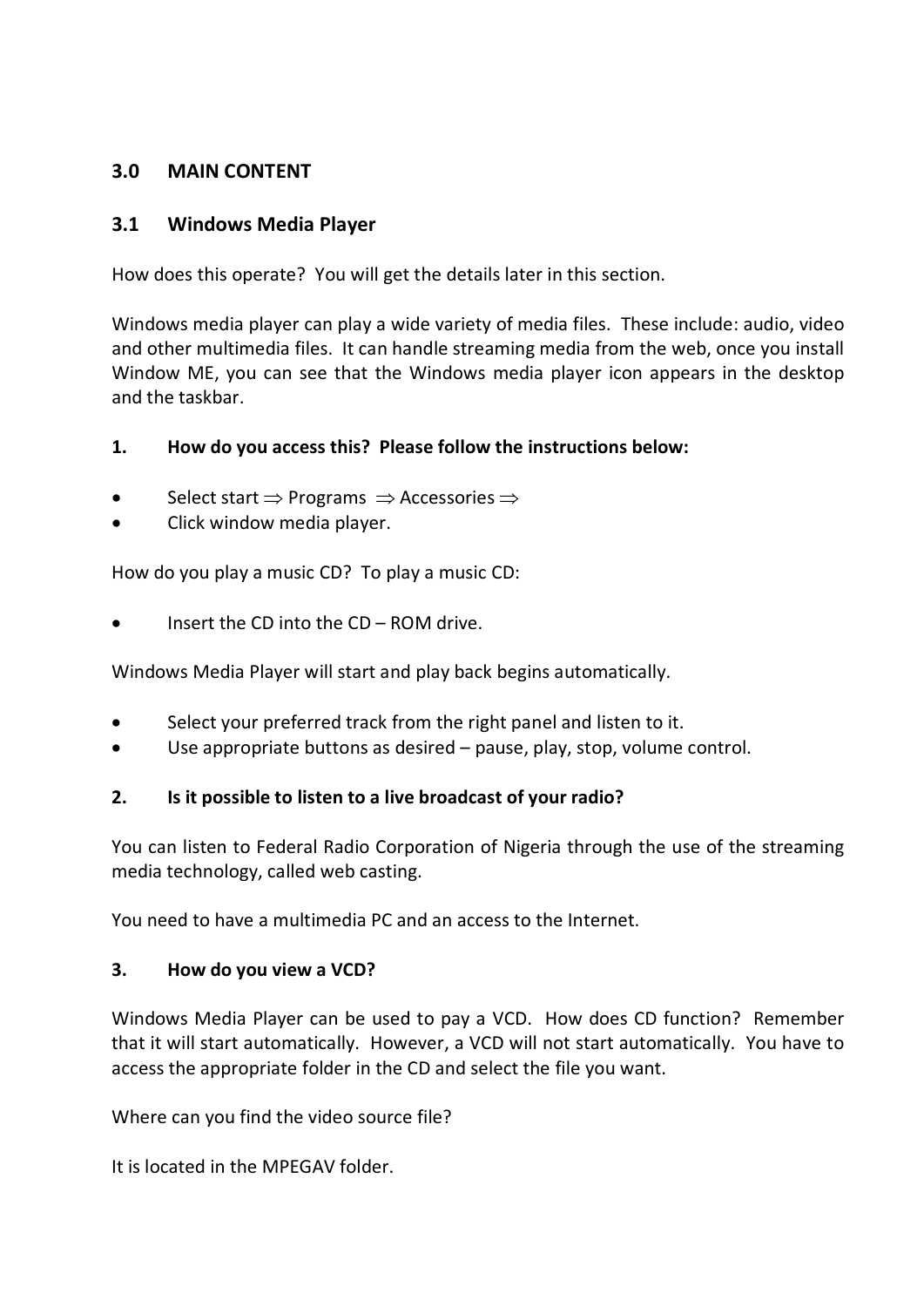## 3.0 MAIN CONTENT

### 3.1 Windows Media Player

How does this operate? You will get the details later in this section.

Windows media player can play a wide variety of media files. These include: audio, video and other multimedia files. It can handle streaming media from the web, once you install Window ME, you can see that the Windows media player icon appears in the desktop and the taskbar.

**1. How do you access this? Please follow the instructions below:**

- Select start ⇒ Programs ⇒ Accessories ⇒
- Click window media player.

How do you play a music CD? To play a music CD:

- Insert the CD into the CD – ROM drive.

Windows Media Player will start and play back begins automatically.

- Select your preferred track from the right panel and listen to it.
- Use appropriate buttons as desired – pause, play, stop, volume control.

**2. Is it possible to listen to a live broadcast of your radio?**

You can listen to Federal Radio Corporation of Nigeria through the use of the streaming media technology, called web casting.

You need to have a multimedia PC and an access to the Internet.

**3. How do you view a VCD?**

Windows Media Player can be used to pay a VCD. How does CD function? Remember that it will start automatically. However, a VCD will not start automatically. You have to access the appropriate folder in the CD and select the file you want.

Where can you find the video source file?

It is located in the MPEGAV folder.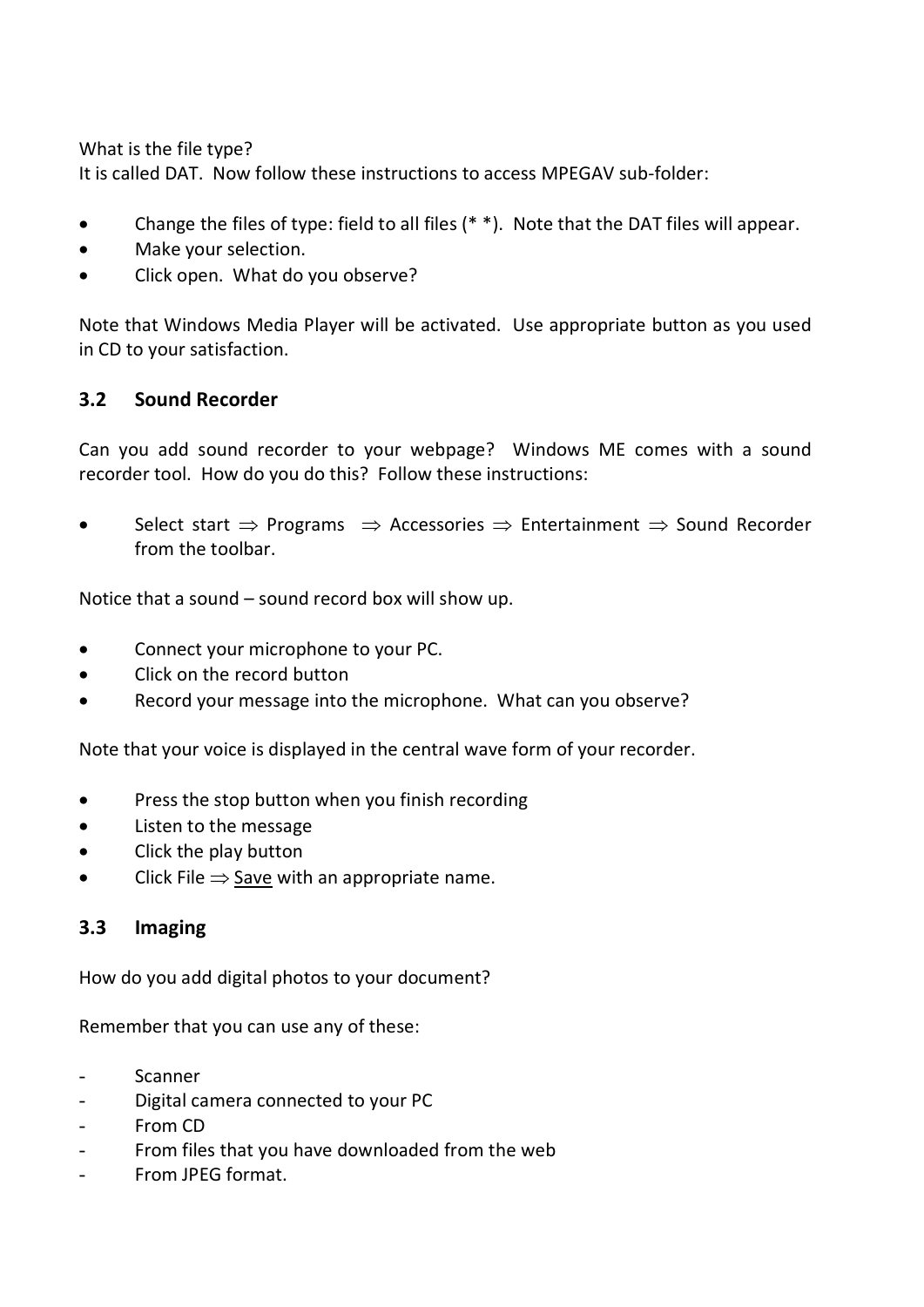What is the file type?
It is called DAT. Now follow these instructions to access MPEGAV sub-folder:

- Change the files of type: field to all files (* *). Note that the DAT files will appear.
- Make your selection.
- Click open. What do you observe?

Note that Windows Media Player will be activated. Use appropriate button as you used in CD to your satisfaction.

### 3.2 Sound Recorder

Can you add sound recorder to your webpage? Windows ME comes with a sound recorder tool. How do you do this? Follow these instructions:

- Select start ⇒ Programs ⇒ Accessories ⇒ Entertainment ⇒ Sound Recorder from the toolbar.

Notice that a sound – sound record box will show up.

- Connect your microphone to your PC.
- Click on the record button
- Record your message into the microphone. What can you observe?

Note that your voice is displayed in the central wave form of your recorder.

- Press the stop button when you finish recording
- Listen to the message
- Click the play button
- Click File ⇒ Save with an appropriate name.

### 3.3 Imaging

How do you add digital photos to your document?

Remember that you can use any of these:

- Scanner
- Digital camera connected to your PC
- From CD
- From files that you have downloaded from the web
- From JPEG format.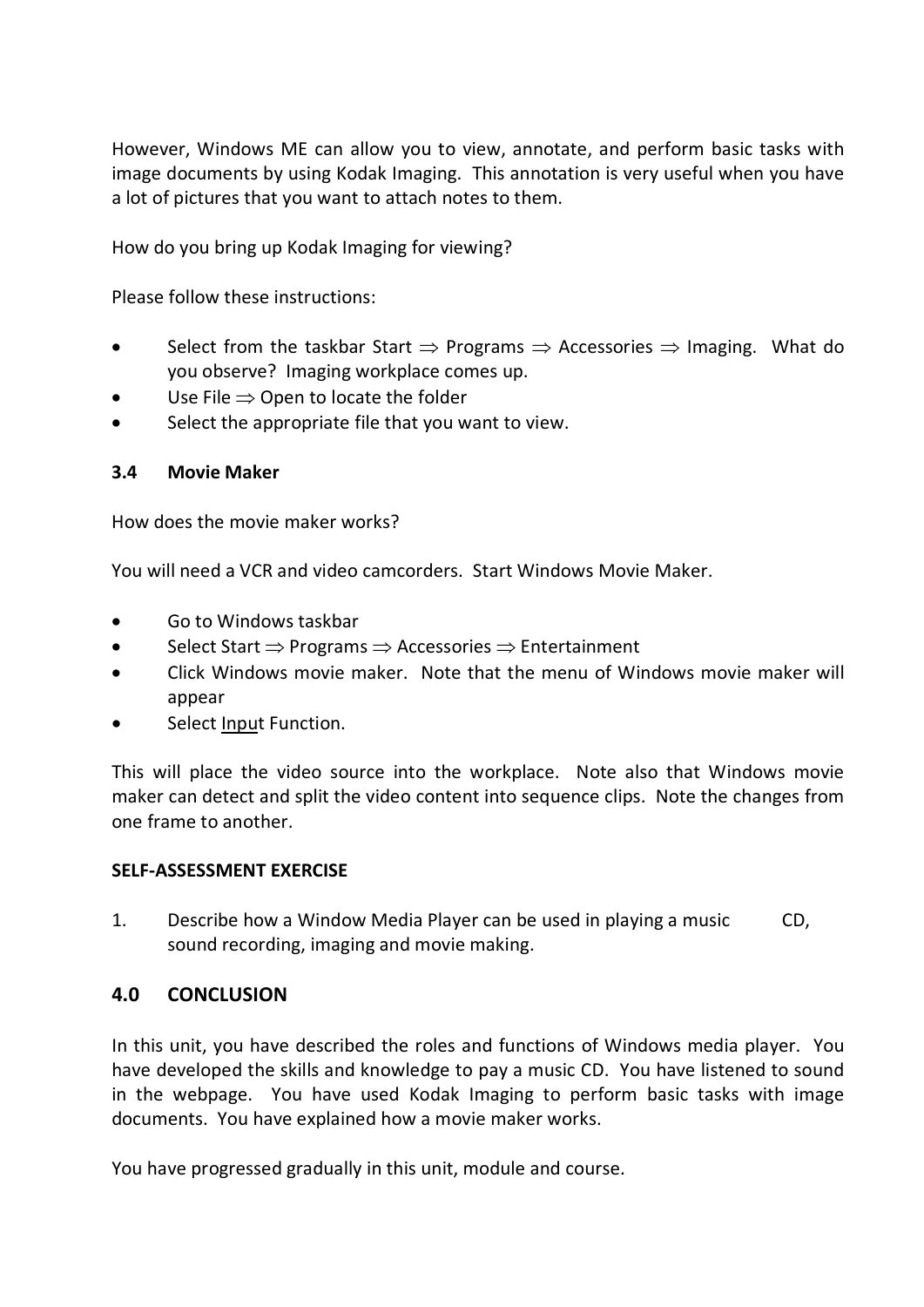However, Windows ME can allow you to view, annotate, and perform basic tasks with image documents by using Kodak Imaging. This annotation is very useful when you have a lot of pictures that you want to attach notes to them.

How do you bring up Kodak Imaging for viewing?

Please follow these instructions:

- Select from the taskbar Start ⇒ Programs ⇒ Accessories ⇒ Imaging. What do you observe? Imaging workplace comes up.
- Use File ⇒ Open to locate the folder
- Select the appropriate file that you want to view.

### 3.4 Movie Maker

How does the movie maker works?

You will need a VCR and video camcorders. Start Windows Movie Maker.

- Go to Windows taskbar
- Select Start ⇒ Programs ⇒ Accessories ⇒ Entertainment
- Click Windows movie maker. Note that the menu of Windows movie maker will appear
- Select Input Function.

This will place the video source into the workplace. Note also that Windows movie maker can detect and split the video content into sequence clips. Note the changes from one frame to another.

**SELF-ASSESSMENT EXERCISE**

1. Describe how a Window Media Player can be used in playing a music CD, sound recording, imaging and movie making.

## 4.0 CONCLUSION

In this unit, you have described the roles and functions of Windows media player. You have developed the skills and knowledge to pay a music CD. You have listened to sound in the webpage. You have used Kodak Imaging to perform basic tasks with image documents. You have explained how a movie maker works.

You have progressed gradually in this unit, module and course.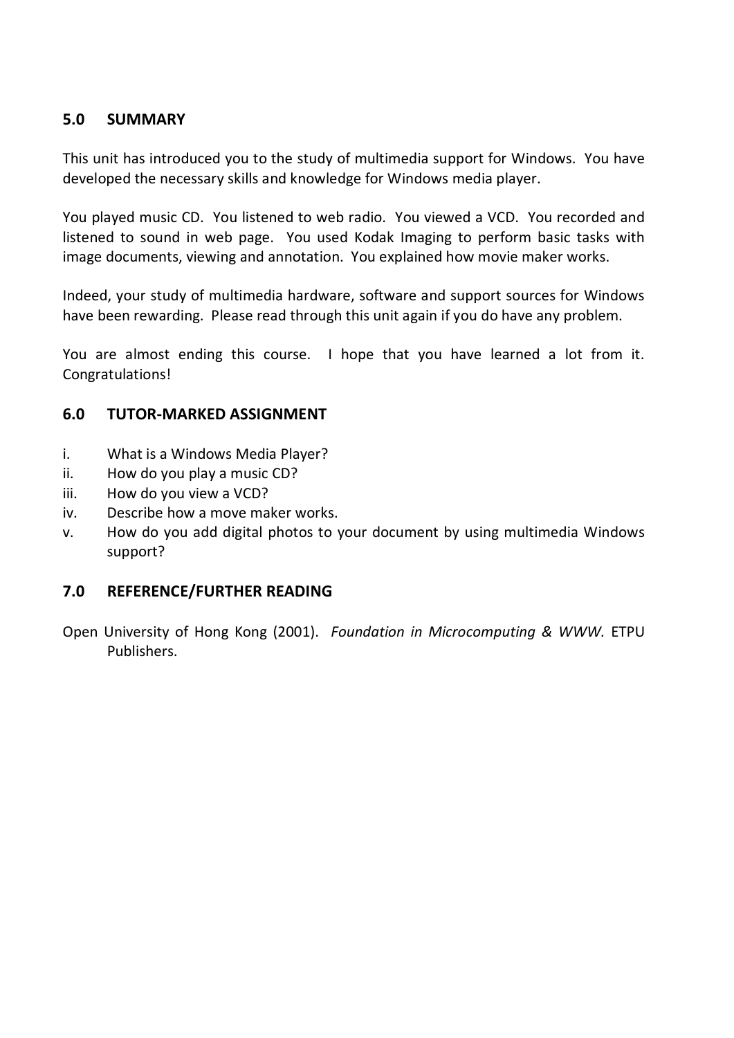## 5.0 SUMMARY

This unit has introduced you to the study of multimedia support for Windows. You have developed the necessary skills and knowledge for Windows media player.

You played music CD. You listened to web radio. You viewed a VCD. You recorded and listened to sound in web page. You used Kodak Imaging to perform basic tasks with image documents, viewing and annotation. You explained how movie maker works.

Indeed, your study of multimedia hardware, software and support sources for Windows have been rewarding. Please read through this unit again if you do have any problem.

You are almost ending this course. I hope that you have learned a lot from it. Congratulations!

## 6.0 TUTOR-MARKED ASSIGNMENT

i. What is a Windows Media Player?
ii. How do you play a music CD?
iii. How do you view a VCD?
iv. Describe how a move maker works.
v. How do you add digital photos to your document by using multimedia Windows support?

## 7.0 REFERENCE/FURTHER READING

Open University of Hong Kong (2001). *Foundation in Microcomputing & WWW.* ETPU Publishers.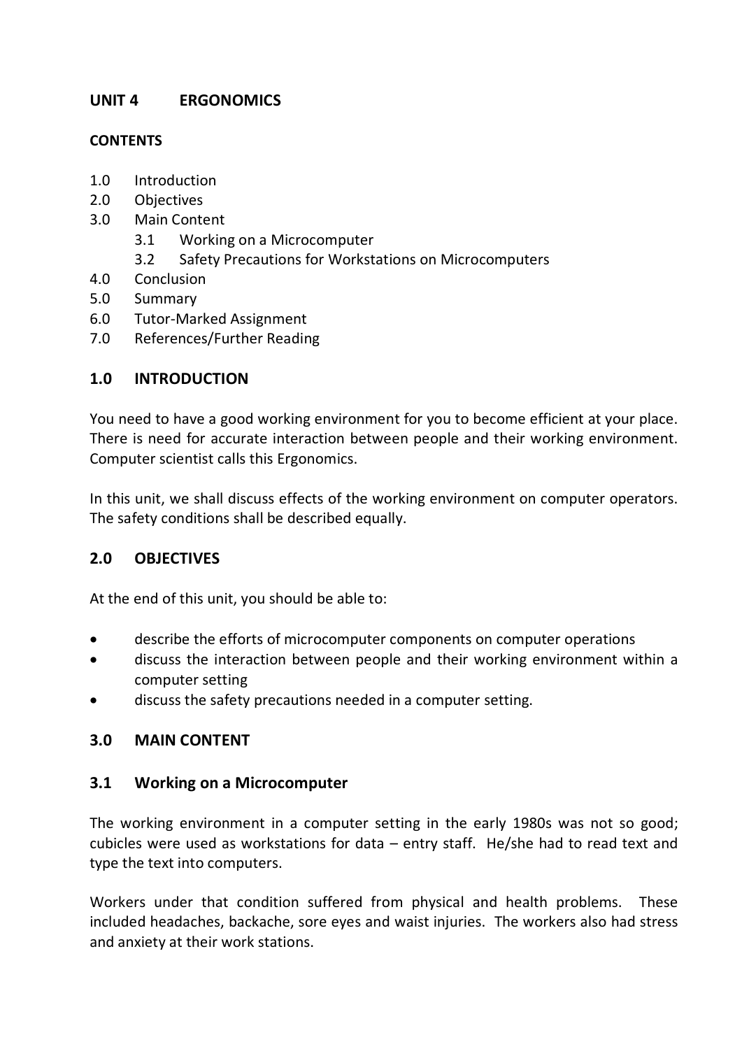## UNIT 4 ERGONOMICS

**CONTENTS**

1.0 Introduction
2.0 Objectives
3.0 Main Content
  3.1 Working on a Microcomputer
  3.2 Safety Precautions for Workstations on Microcomputers
4.0 Conclusion
5.0 Summary
6.0 Tutor-Marked Assignment
7.0 References/Further Reading

### 1.0 INTRODUCTION

You need to have a good working environment for you to become efficient at your place. There is need for accurate interaction between people and their working environment. Computer scientist calls this Ergonomics.

In this unit, we shall discuss effects of the working environment on computer operators. The safety conditions shall be described equally.

### 2.0 OBJECTIVES

At the end of this unit, you should be able to:

- describe the efforts of microcomputer components on computer operations
- discuss the interaction between people and their working environment within a computer setting
- discuss the safety precautions needed in a computer setting.

### 3.0 MAIN CONTENT

### 3.1 Working on a Microcomputer

The working environment in a computer setting in the early 1980s was not so good; cubicles were used as workstations for data – entry staff. He/she had to read text and type the text into computers.

Workers under that condition suffered from physical and health problems. These included headaches, backache, sore eyes and waist injuries. The workers also had stress and anxiety at their work stations.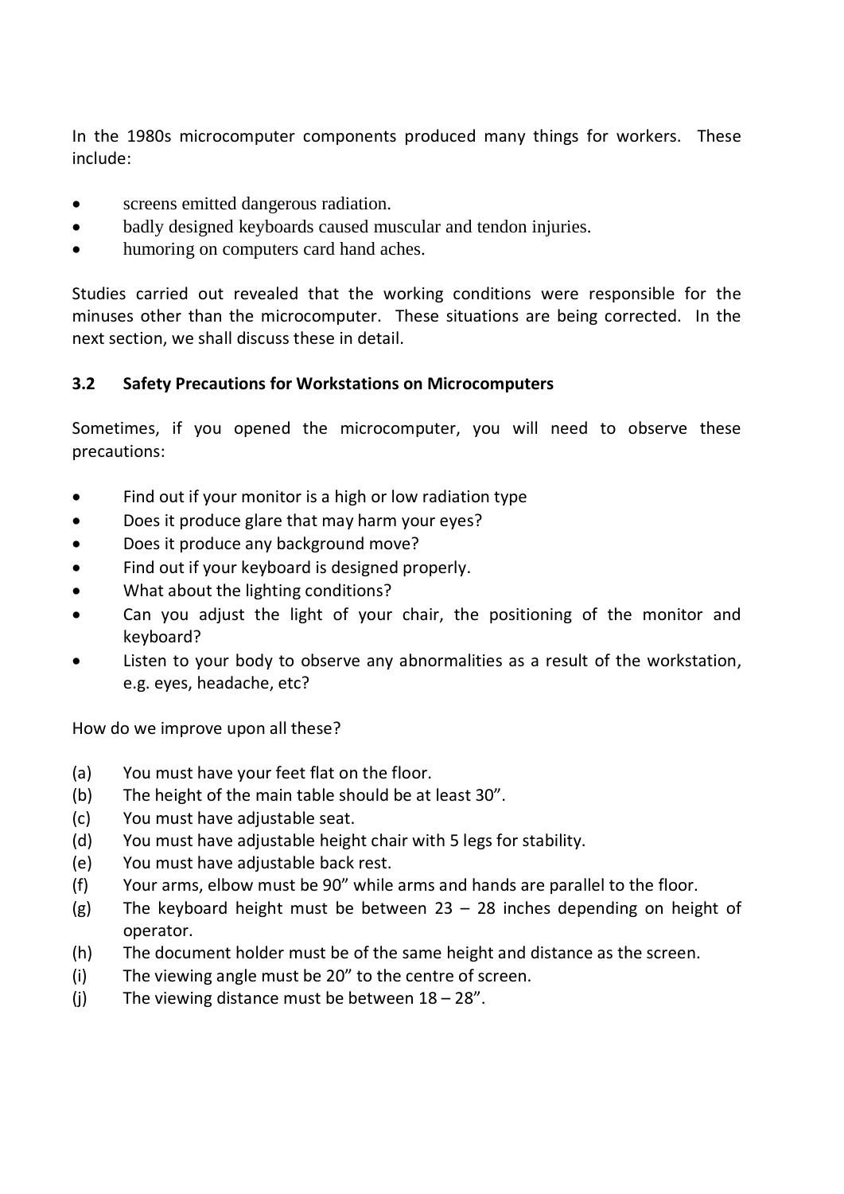In the 1980s microcomputer components produced many things for workers. These include:

- screens emitted dangerous radiation.
- badly designed keyboards caused muscular and tendon injuries.
- humoring on computers card hand aches.

Studies carried out revealed that the working conditions were responsible for the minuses other than the microcomputer. These situations are being corrected. In the next section, we shall discuss these in detail.

### 3.2 Safety Precautions for Workstations on Microcomputers

Sometimes, if you opened the microcomputer, you will need to observe these precautions:

- Find out if your monitor is a high or low radiation type
- Does it produce glare that may harm your eyes?
- Does it produce any background move?
- Find out if your keyboard is designed properly.
- What about the lighting conditions?
- Can you adjust the light of your chair, the positioning of the monitor and keyboard?
- Listen to your body to observe any abnormalities as a result of the workstation, e.g. eyes, headache, etc?

How do we improve upon all these?

(a) You must have your feet flat on the floor.
(b) The height of the main table should be at least 30”.
(c) You must have adjustable seat.
(d) You must have adjustable height chair with 5 legs for stability.
(e) You must have adjustable back rest.
(f) Your arms, elbow must be 90” while arms and hands are parallel to the floor.
(g) The keyboard height must be between 23 – 28 inches depending on height of operator.
(h) The document holder must be of the same height and distance as the screen.
(i) The viewing angle must be 20” to the centre of screen.
(j) The viewing distance must be between 18 – 28”.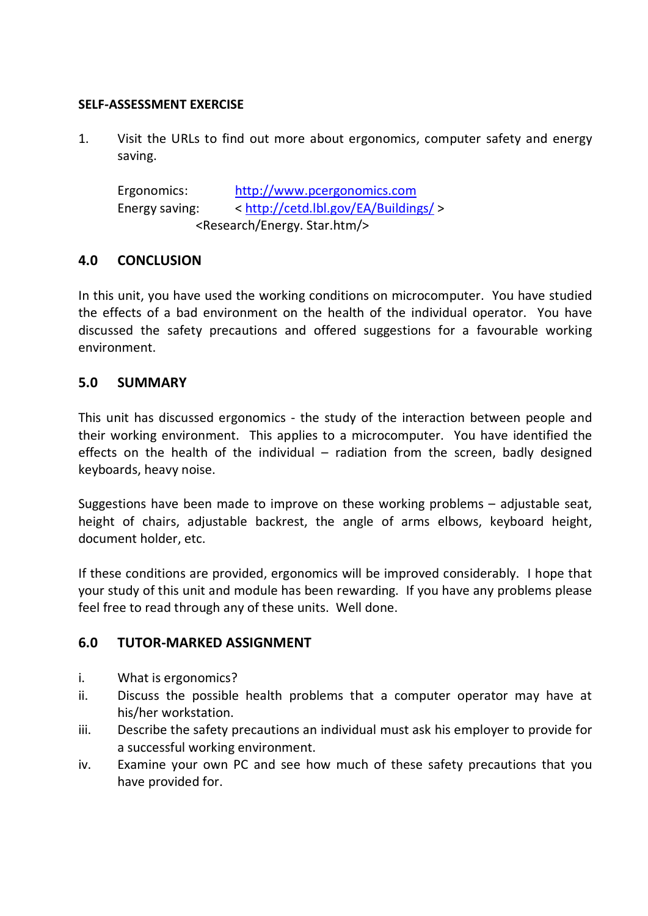**SELF-ASSESSMENT EXERCISE**

1. Visit the URLs to find out more about ergonomics, computer safety and energy saving.

   Ergonomics: http://www.pcergonomics.com
   Energy saving: < http://cetd.lbl.gov/EA/Buildings/ >
   <Research/Energy. Star.htm/>

## 4.0 CONCLUSION

In this unit, you have used the working conditions on microcomputer. You have studied the effects of a bad environment on the health of the individual operator. You have discussed the safety precautions and offered suggestions for a favourable working environment.

## 5.0 SUMMARY

This unit has discussed ergonomics - the study of the interaction between people and their working environment. This applies to a microcomputer. You have identified the effects on the health of the individual – radiation from the screen, badly designed keyboards, heavy noise.

Suggestions have been made to improve on these working problems – adjustable seat, height of chairs, adjustable backrest, the angle of arms elbows, keyboard height, document holder, etc.

If these conditions are provided, ergonomics will be improved considerably. I hope that your study of this unit and module has been rewarding. If you have any problems please feel free to read through any of these units. Well done.

## 6.0 TUTOR-MARKED ASSIGNMENT

i. What is ergonomics?
ii. Discuss the possible health problems that a computer operator may have at his/her workstation.
iii. Describe the safety precautions an individual must ask his employer to provide for a successful working environment.
iv. Examine your own PC and see how much of these safety precautions that you have provided for.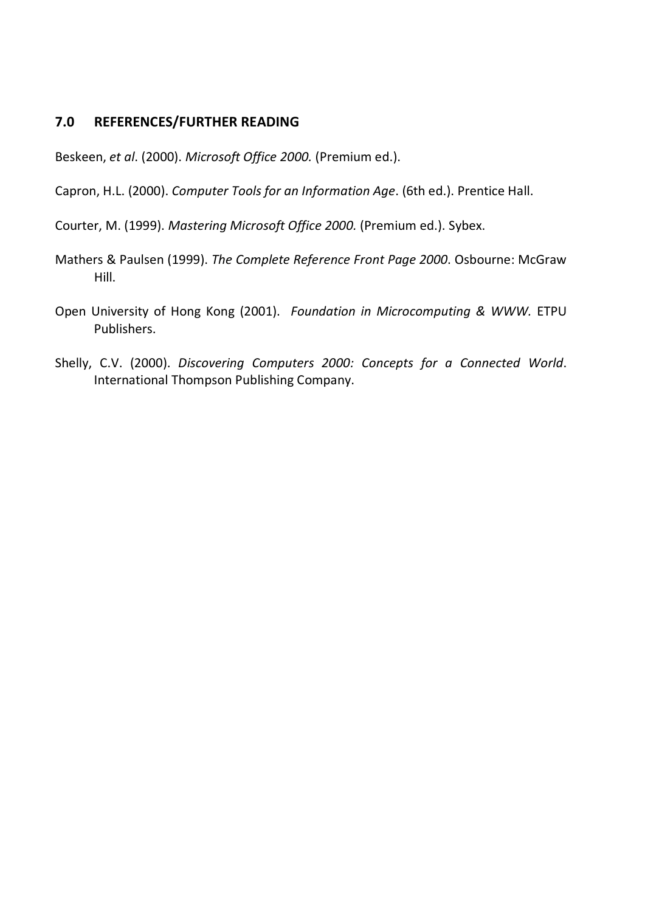## 7.0 REFERENCES/FURTHER READING

Beskeen, *et al*. (2000). *Microsoft Office 2000.* (Premium ed.).

Capron, H.L. (2000). *Computer Tools for an Information Age*. (6th ed.). Prentice Hall.

Courter, M. (1999). *Mastering Microsoft Office 2000.* (Premium ed.). Sybex.

Mathers & Paulsen (1999). *The Complete Reference Front Page 2000*. Osbourne: McGraw Hill.

Open University of Hong Kong (2001). *Foundation in Microcomputing & WWW.* ETPU Publishers.

Shelly, C.V. (2000). *Discovering Computers 2000: Concepts for a Connected World*. International Thompson Publishing Company.